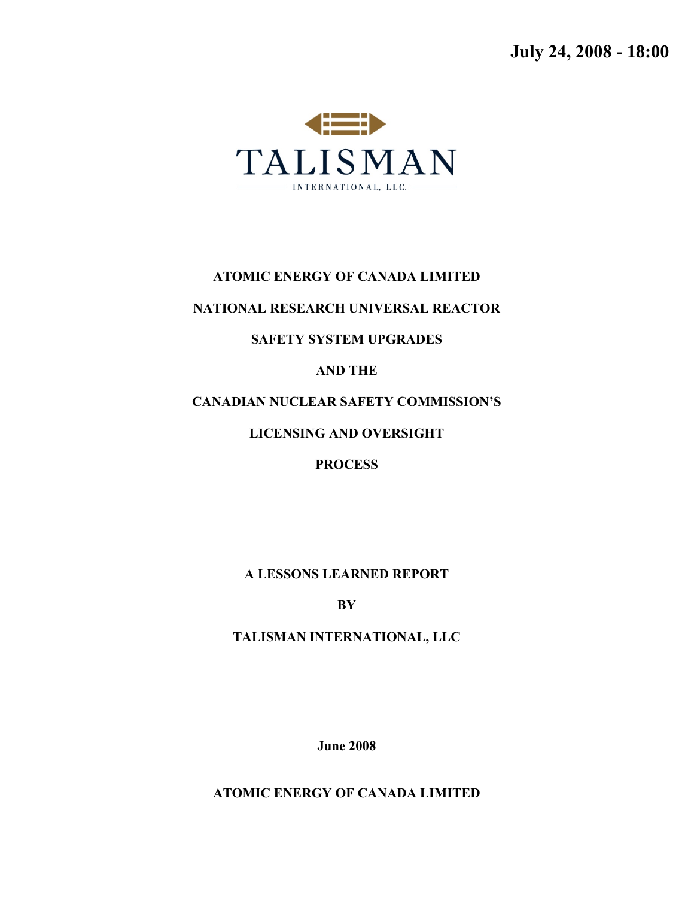**July 24, 2008 - 18:00**

TALISMAN

INTERNATIONAL, LLC.

# ATOMIC ENERGY OF CANADA LIMITED

# NATIONAL RESEARCH UNIVERSAL REACTOR

# SAFETY SYSTEM UPGRADES

# AND THE

# CANADIAN NUCLEAR SAFETY COMMISSION'S

# LICENSING AND OVERSIGHT

# PROCESS

**A LESSONS LEARNED REPORT**

**BY**

**TALISMAN INTERNATIONAL, LLC**

**June 2008**

**ATOMIC ENERGY OF CANADA LIMITED**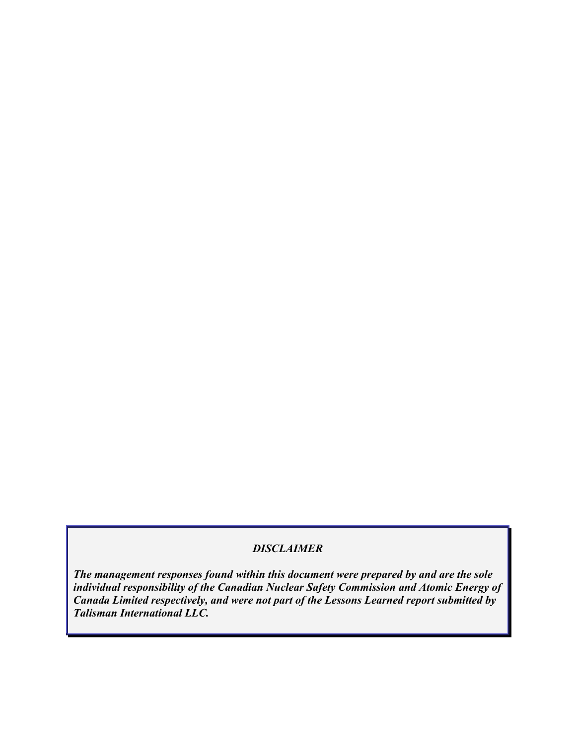***DISCLAIMER***

***The management responses found within this document were prepared by and are the sole individual responsibility of the Canadian Nuclear Safety Commission and Atomic Energy of Canada Limited respectively, and were not part of the Lessons Learned report submitted by Talisman International LLC.***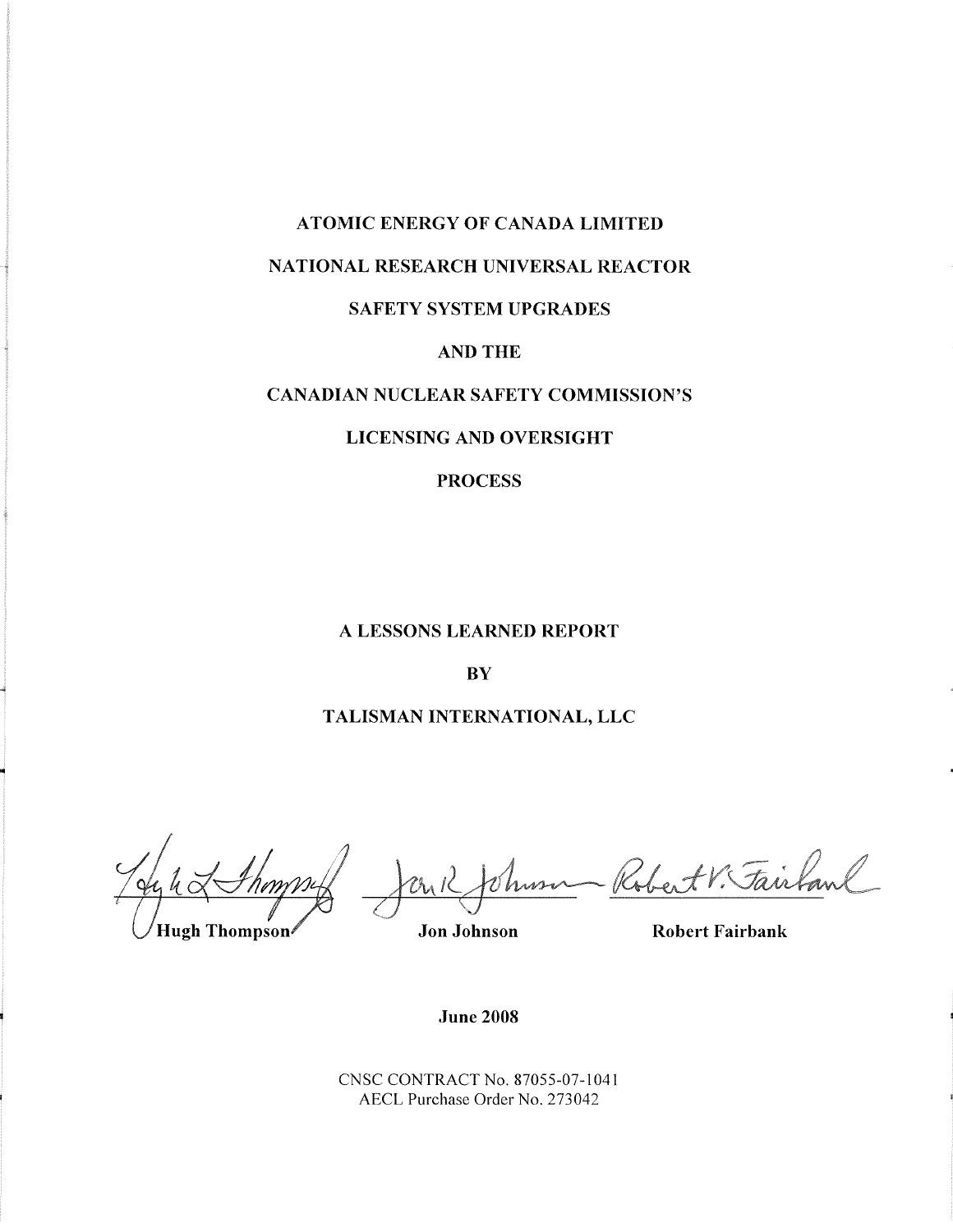# ATOMIC ENERGY OF CANADA LIMITED

# NATIONAL RESEARCH UNIVERSAL REACTOR

# SAFETY SYSTEM UPGRADES

# AND THE

# CANADIAN NUCLEAR SAFETY COMMISSION'S

# LICENSING AND OVERSIGHT

# PROCESS

**A LESSONS LEARNED REPORT**

**BY**

**TALISMAN INTERNATIONAL, LLC**

| **Hugh Thompson** | **Jon Johnson** | **Robert Fairbank** |
|---|---|---|

**June 2008**

CNSC CONTRACT No. 87055-07-1041
AECL Purchase Order No. 273042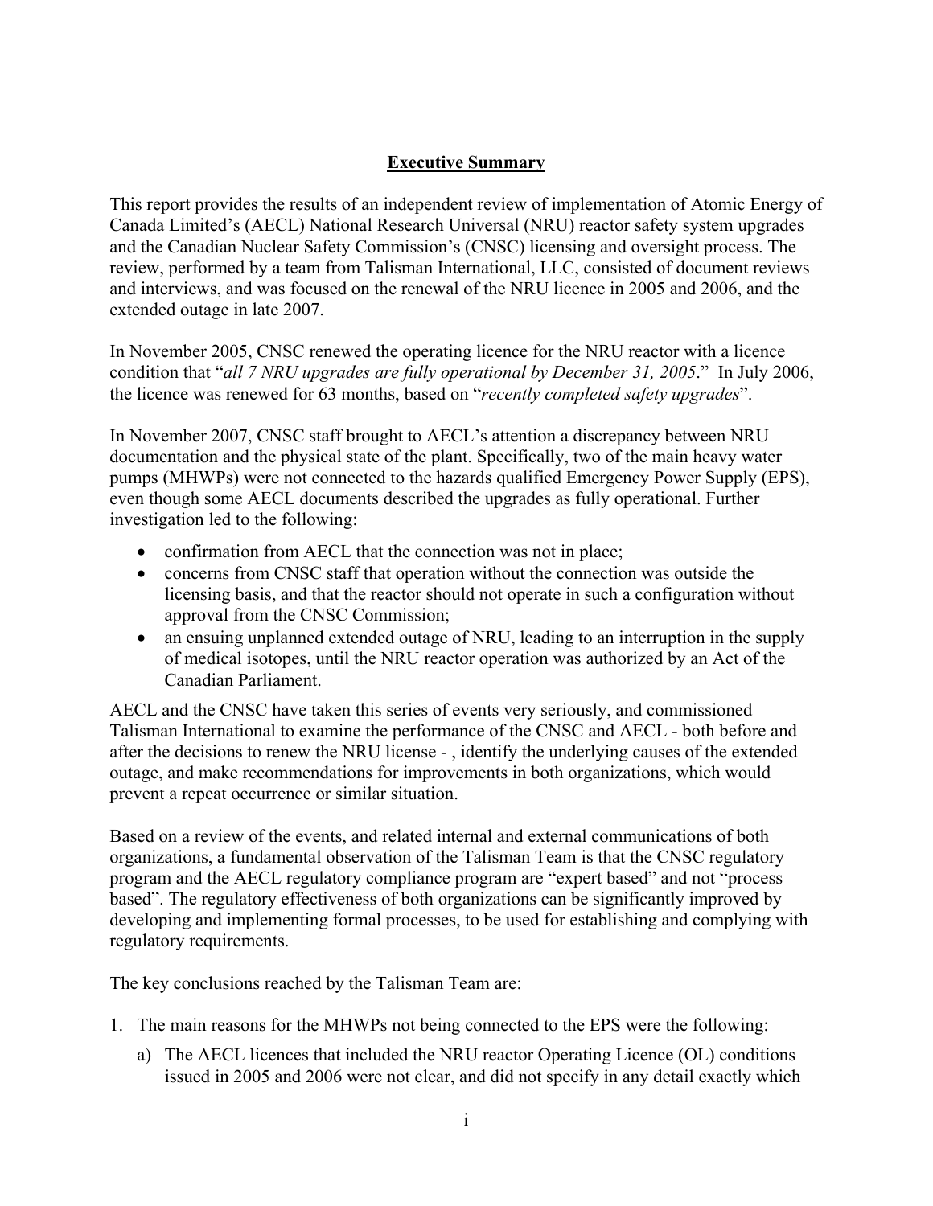## Executive Summary

This report provides the results of an independent review of implementation of Atomic Energy of Canada Limited's (AECL) National Research Universal (NRU) reactor safety system upgrades and the Canadian Nuclear Safety Commission's (CNSC) licensing and oversight process. The review, performed by a team from Talisman International, LLC, consisted of document reviews and interviews, and was focused on the renewal of the NRU licence in 2005 and 2006, and the extended outage in late 2007.

In November 2005, CNSC renewed the operating licence for the NRU reactor with a licence condition that "*all 7 NRU upgrades are fully operational by December 31, 2005*." In July 2006, the licence was renewed for 63 months, based on "*recently completed safety upgrades*".

In November 2007, CNSC staff brought to AECL's attention a discrepancy between NRU documentation and the physical state of the plant. Specifically, two of the main heavy water pumps (MHWPs) were not connected to the hazards qualified Emergency Power Supply (EPS), even though some AECL documents described the upgrades as fully operational. Further investigation led to the following:

- confirmation from AECL that the connection was not in place;
- concerns from CNSC staff that operation without the connection was outside the licensing basis, and that the reactor should not operate in such a configuration without approval from the CNSC Commission;
- an ensuing unplanned extended outage of NRU, leading to an interruption in the supply of medical isotopes, until the NRU reactor operation was authorized by an Act of the Canadian Parliament.

AECL and the CNSC have taken this series of events very seriously, and commissioned Talisman International to examine the performance of the CNSC and AECL - both before and after the decisions to renew the NRU license - , identify the underlying causes of the extended outage, and make recommendations for improvements in both organizations, which would prevent a repeat occurrence or similar situation.

Based on a review of the events, and related internal and external communications of both organizations, a fundamental observation of the Talisman Team is that the CNSC regulatory program and the AECL regulatory compliance program are "expert based" and not "process based". The regulatory effectiveness of both organizations can be significantly improved by developing and implementing formal processes, to be used for establishing and complying with regulatory requirements.

The key conclusions reached by the Talisman Team are:

1. The main reasons for the MHWPs not being connected to the EPS were the following:
   a) The AECL licences that included the NRU reactor Operating Licence (OL) conditions issued in 2005 and 2006 were not clear, and did not specify in any detail exactly which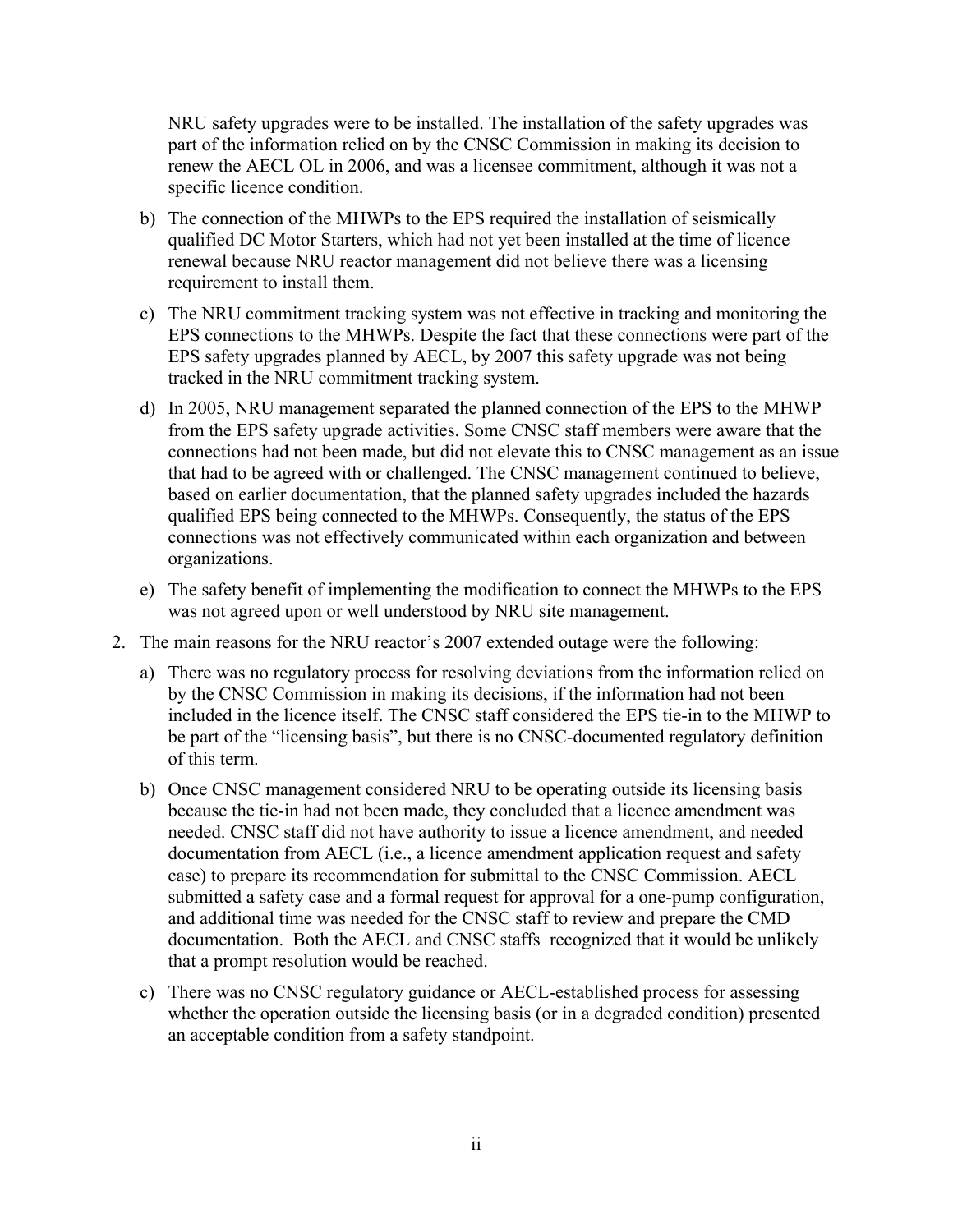NRU safety upgrades were to be installed. The installation of the safety upgrades was part of the information relied on by the CNSC Commission in making its decision to renew the AECL OL in 2006, and was a licensee commitment, although it was not a specific licence condition.

b) The connection of the MHWPs to the EPS required the installation of seismically qualified DC Motor Starters, which had not yet been installed at the time of licence renewal because NRU reactor management did not believe there was a licensing requirement to install them.

c) The NRU commitment tracking system was not effective in tracking and monitoring the EPS connections to the MHWPs. Despite the fact that these connections were part of the EPS safety upgrades planned by AECL, by 2007 this safety upgrade was not being tracked in the NRU commitment tracking system.

d) In 2005, NRU management separated the planned connection of the EPS to the MHWP from the EPS safety upgrade activities. Some CNSC staff members were aware that the connections had not been made, but did not elevate this to CNSC management as an issue that had to be agreed with or challenged. The CNSC management continued to believe, based on earlier documentation, that the planned safety upgrades included the hazards qualified EPS being connected to the MHWPs. Consequently, the status of the EPS connections was not effectively communicated within each organization and between organizations.

e) The safety benefit of implementing the modification to connect the MHWPs to the EPS was not agreed upon or well understood by NRU site management.

2. The main reasons for the NRU reactor's 2007 extended outage were the following:

   a) There was no regulatory process for resolving deviations from the information relied on by the CNSC Commission in making its decisions, if the information had not been included in the licence itself. The CNSC staff considered the EPS tie-in to the MHWP to be part of the "licensing basis", but there is no CNSC-documented regulatory definition of this term.

   b) Once CNSC management considered NRU to be operating outside its licensing basis because the tie-in had not been made, they concluded that a licence amendment was needed. CNSC staff did not have authority to issue a licence amendment, and needed documentation from AECL (i.e., a licence amendment application request and safety case) to prepare its recommendation for submittal to the CNSC Commission. AECL submitted a safety case and a formal request for approval for a one-pump configuration, and additional time was needed for the CNSC staff to review and prepare the CMD documentation. Both the AECL and CNSC staffs recognized that it would be unlikely that a prompt resolution would be reached.

   c) There was no CNSC regulatory guidance or AECL-established process for assessing whether the operation outside the licensing basis (or in a degraded condition) presented an acceptable condition from a safety standpoint.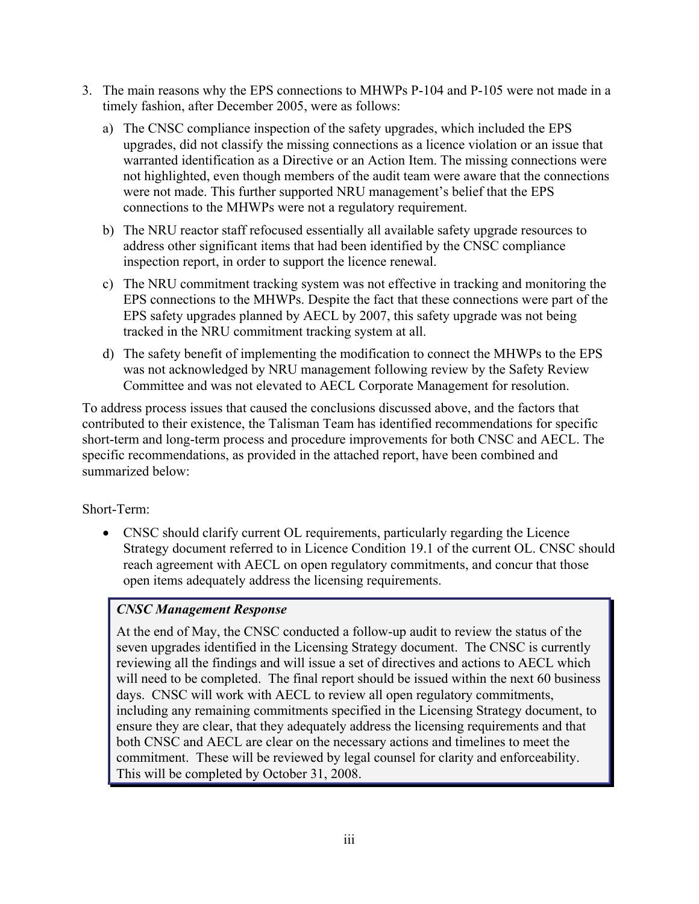3. The main reasons why the EPS connections to MHWPs P-104 and P-105 were not made in a timely fashion, after December 2005, were as follows:

   a) The CNSC compliance inspection of the safety upgrades, which included the EPS upgrades, did not classify the missing connections as a licence violation or an issue that warranted identification as a Directive or an Action Item. The missing connections were not highlighted, even though members of the audit team were aware that the connections were not made. This further supported NRU management's belief that the EPS connections to the MHWPs were not a regulatory requirement.

   b) The NRU reactor staff refocused essentially all available safety upgrade resources to address other significant items that had been identified by the CNSC compliance inspection report, in order to support the licence renewal.

   c) The NRU commitment tracking system was not effective in tracking and monitoring the EPS connections to the MHWPs. Despite the fact that these connections were part of the EPS safety upgrades planned by AECL by 2007, this safety upgrade was not being tracked in the NRU commitment tracking system at all.

   d) The safety benefit of implementing the modification to connect the MHWPs to the EPS was not acknowledged by NRU management following review by the Safety Review Committee and was not elevated to AECL Corporate Management for resolution.

To address process issues that caused the conclusions discussed above, and the factors that contributed to their existence, the Talisman Team has identified recommendations for specific short-term and long-term process and procedure improvements for both CNSC and AECL. The specific recommendations, as provided in the attached report, have been combined and summarized below:

Short-Term:

- CNSC should clarify current OL requirements, particularly regarding the Licence Strategy document referred to in Licence Condition 19.1 of the current OL. CNSC should reach agreement with AECL on open regulatory commitments, and concur that those open items adequately address the licensing requirements.

> ***CNSC Management Response***
>
> At the end of May, the CNSC conducted a follow-up audit to review the status of the seven upgrades identified in the Licensing Strategy document. The CNSC is currently reviewing all the findings and will issue a set of directives and actions to AECL which will need to be completed. The final report should be issued within the next 60 business days. CNSC will work with AECL to review all open regulatory commitments, including any remaining commitments specified in the Licensing Strategy document, to ensure they are clear, that they adequately address the licensing requirements and that both CNSC and AECL are clear on the necessary actions and timelines to meet the commitment. These will be reviewed by legal counsel for clarity and enforceability. This will be completed by October 31, 2008.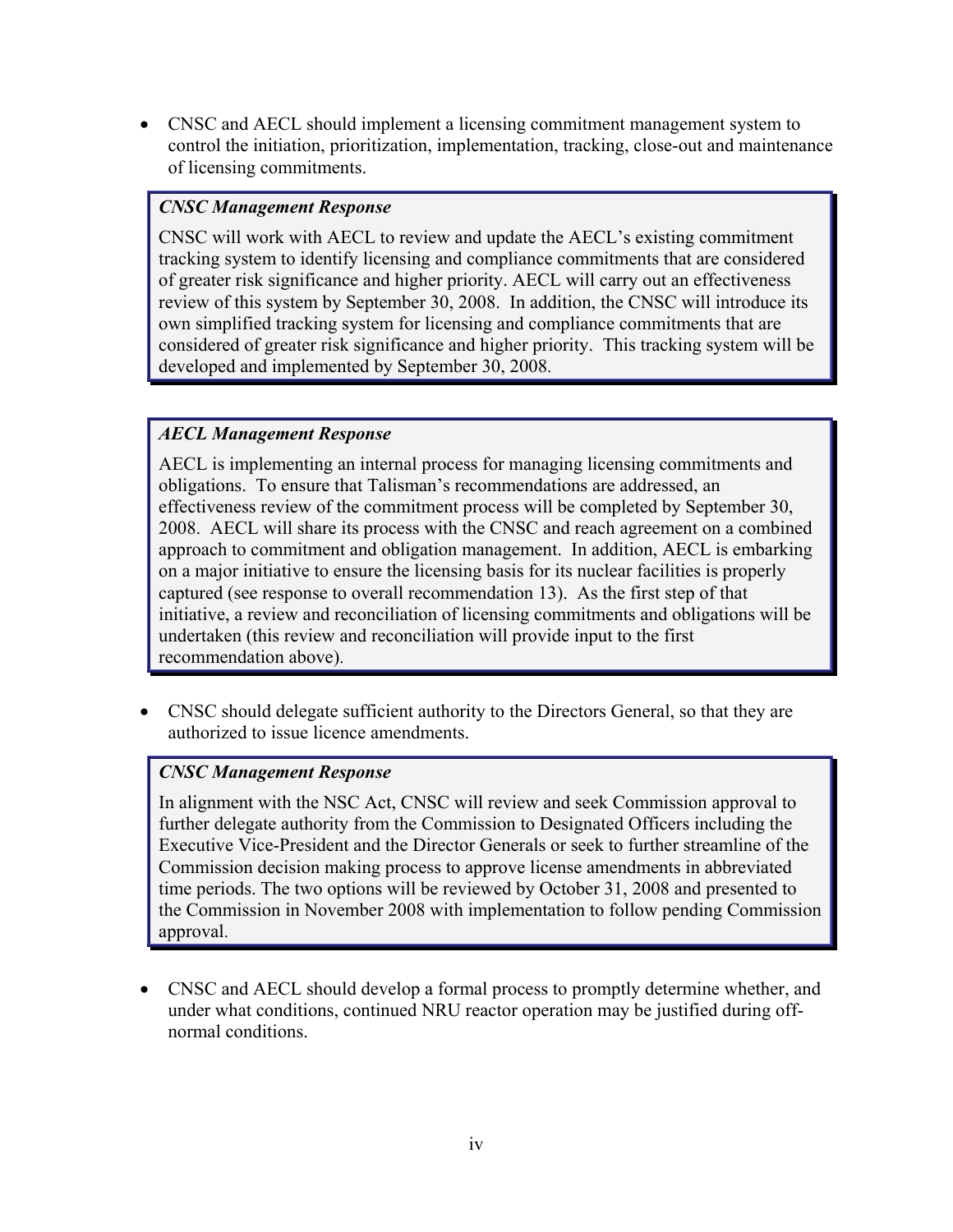- CNSC and AECL should implement a licensing commitment management system to control the initiation, prioritization, implementation, tracking, close-out and maintenance of licensing commitments.

> ***CNSC Management Response***
>
> CNSC will work with AECL to review and update the AECL's existing commitment tracking system to identify licensing and compliance commitments that are considered of greater risk significance and higher priority. AECL will carry out an effectiveness review of this system by September 30, 2008. In addition, the CNSC will introduce its own simplified tracking system for licensing and compliance commitments that are considered of greater risk significance and higher priority. This tracking system will be developed and implemented by September 30, 2008.

> ***AECL Management Response***
>
> AECL is implementing an internal process for managing licensing commitments and obligations. To ensure that Talisman's recommendations are addressed, an effectiveness review of the commitment process will be completed by September 30, 2008. AECL will share its process with the CNSC and reach agreement on a combined approach to commitment and obligation management. In addition, AECL is embarking on a major initiative to ensure the licensing basis for its nuclear facilities is properly captured (see response to overall recommendation 13). As the first step of that initiative, a review and reconciliation of licensing commitments and obligations will be undertaken (this review and reconciliation will provide input to the first recommendation above).

- CNSC should delegate sufficient authority to the Directors General, so that they are authorized to issue licence amendments.

> ***CNSC Management Response***
>
> In alignment with the NSC Act, CNSC will review and seek Commission approval to further delegate authority from the Commission to Designated Officers including the Executive Vice-President and the Director Generals or seek to further streamline of the Commission decision making process to approve license amendments in abbreviated time periods. The two options will be reviewed by October 31, 2008 and presented to the Commission in November 2008 with implementation to follow pending Commission approval.

- CNSC and AECL should develop a formal process to promptly determine whether, and under what conditions, continued NRU reactor operation may be justified during off-normal conditions.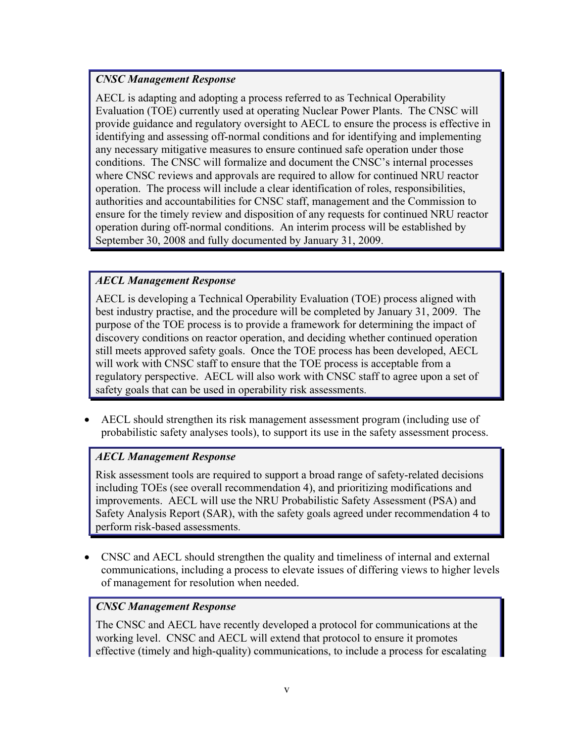***CNSC Management Response***

AECL is adapting and adopting a process referred to as Technical Operability Evaluation (TOE) currently used at operating Nuclear Power Plants. The CNSC will provide guidance and regulatory oversight to AECL to ensure the process is effective in identifying and assessing off-normal conditions and for identifying and implementing any necessary mitigative measures to ensure continued safe operation under those conditions. The CNSC will formalize and document the CNSC's internal processes where CNSC reviews and approvals are required to allow for continued NRU reactor operation. The process will include a clear identification of roles, responsibilities, authorities and accountabilities for CNSC staff, management and the Commission to ensure for the timely review and disposition of any requests for continued NRU reactor operation during off-normal conditions. An interim process will be established by September 30, 2008 and fully documented by January 31, 2009.

***AECL Management Response***

AECL is developing a Technical Operability Evaluation (TOE) process aligned with best industry practise, and the procedure will be completed by January 31, 2009. The purpose of the TOE process is to provide a framework for determining the impact of discovery conditions on reactor operation, and deciding whether continued operation still meets approved safety goals. Once the TOE process has been developed, AECL will work with CNSC staff to ensure that the TOE process is acceptable from a regulatory perspective. AECL will also work with CNSC staff to agree upon a set of safety goals that can be used in operability risk assessments.

- AECL should strengthen its risk management assessment program (including use of probabilistic safety analyses tools), to support its use in the safety assessment process.

***AECL Management Response***

Risk assessment tools are required to support a broad range of safety-related decisions including TOEs (see overall recommendation 4), and prioritizing modifications and improvements. AECL will use the NRU Probabilistic Safety Assessment (PSA) and Safety Analysis Report (SAR), with the safety goals agreed under recommendation 4 to perform risk-based assessments.

- CNSC and AECL should strengthen the quality and timeliness of internal and external communications, including a process to elevate issues of differing views to higher levels of management for resolution when needed.

***CNSC Management Response***

The CNSC and AECL have recently developed a protocol for communications at the working level. CNSC and AECL will extend that protocol to ensure it promotes effective (timely and high-quality) communications, to include a process for escalating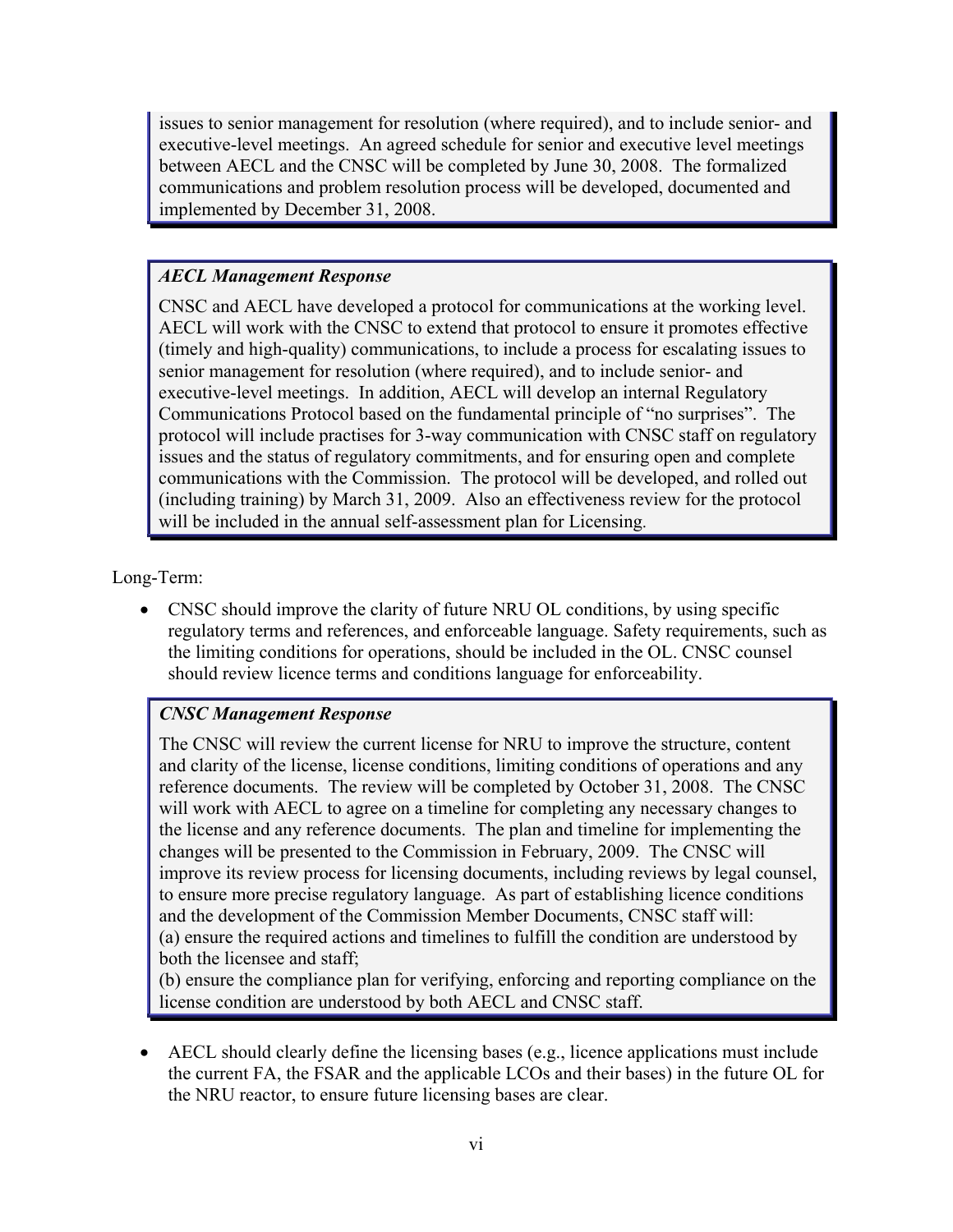issues to senior management for resolution (where required), and to include senior- and executive-level meetings. An agreed schedule for senior and executive level meetings between AECL and the CNSC will be completed by June 30, 2008. The formalized communications and problem resolution process will be developed, documented and implemented by December 31, 2008.

> ***AECL Management Response***
>
> CNSC and AECL have developed a protocol for communications at the working level. AECL will work with the CNSC to extend that protocol to ensure it promotes effective (timely and high-quality) communications, to include a process for escalating issues to senior management for resolution (where required), and to include senior- and executive-level meetings. In addition, AECL will develop an internal Regulatory Communications Protocol based on the fundamental principle of "no surprises". The protocol will include practises for 3-way communication with CNSC staff on regulatory issues and the status of regulatory commitments, and for ensuring open and complete communications with the Commission. The protocol will be developed, and rolled out (including training) by March 31, 2009. Also an effectiveness review for the protocol will be included in the annual self-assessment plan for Licensing.

Long-Term:

- CNSC should improve the clarity of future NRU OL conditions, by using specific regulatory terms and references, and enforceable language. Safety requirements, such as the limiting conditions for operations, should be included in the OL. CNSC counsel should review licence terms and conditions language for enforceability.

> ***CNSC Management Response***
>
> The CNSC will review the current license for NRU to improve the structure, content and clarity of the license, license conditions, limiting conditions of operations and any reference documents. The review will be completed by October 31, 2008. The CNSC will work with AECL to agree on a timeline for completing any necessary changes to the license and any reference documents. The plan and timeline for implementing the changes will be presented to the Commission in February, 2009. The CNSC will improve its review process for licensing documents, including reviews by legal counsel, to ensure more precise regulatory language. As part of establishing licence conditions and the development of the Commission Member Documents, CNSC staff will:
> (a) ensure the required actions and timelines to fulfill the condition are understood by both the licensee and staff;
> (b) ensure the compliance plan for verifying, enforcing and reporting compliance on the license condition are understood by both AECL and CNSC staff.

- AECL should clearly define the licensing bases (e.g., licence applications must include the current FA, the FSAR and the applicable LCOs and their bases) in the future OL for the NRU reactor, to ensure future licensing bases are clear.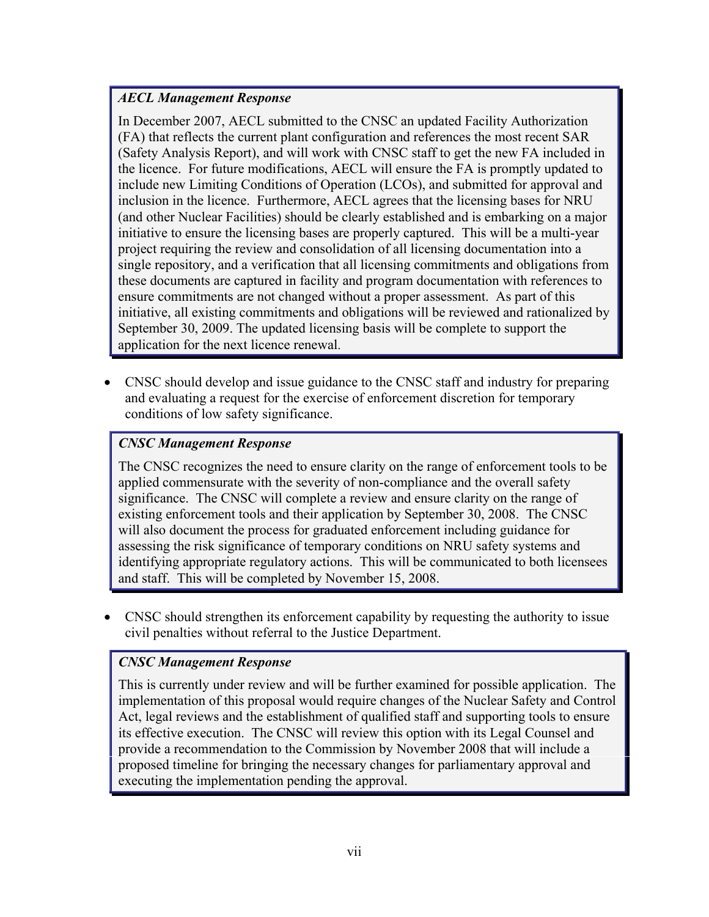***AECL Management Response***

In December 2007, AECL submitted to the CNSC an updated Facility Authorization (FA) that reflects the current plant configuration and references the most recent SAR (Safety Analysis Report), and will work with CNSC staff to get the new FA included in the licence. For future modifications, AECL will ensure the FA is promptly updated to include new Limiting Conditions of Operation (LCOs), and submitted for approval and inclusion in the licence. Furthermore, AECL agrees that the licensing bases for NRU (and other Nuclear Facilities) should be clearly established and is embarking on a major initiative to ensure the licensing bases are properly captured. This will be a multi-year project requiring the review and consolidation of all licensing documentation into a single repository, and a verification that all licensing commitments and obligations from these documents are captured in facility and program documentation with references to ensure commitments are not changed without a proper assessment. As part of this initiative, all existing commitments and obligations will be reviewed and rationalized by September 30, 2009. The updated licensing basis will be complete to support the application for the next licence renewal.

- CNSC should develop and issue guidance to the CNSC staff and industry for preparing and evaluating a request for the exercise of enforcement discretion for temporary conditions of low safety significance.

***CNSC Management Response***

The CNSC recognizes the need to ensure clarity on the range of enforcement tools to be applied commensurate with the severity of non-compliance and the overall safety significance. The CNSC will complete a review and ensure clarity on the range of existing enforcement tools and their application by September 30, 2008. The CNSC will also document the process for graduated enforcement including guidance for assessing the risk significance of temporary conditions on NRU safety systems and identifying appropriate regulatory actions. This will be communicated to both licensees and staff. This will be completed by November 15, 2008.

- CNSC should strengthen its enforcement capability by requesting the authority to issue civil penalties without referral to the Justice Department.

***CNSC Management Response***

This is currently under review and will be further examined for possible application. The implementation of this proposal would require changes of the Nuclear Safety and Control Act, legal reviews and the establishment of qualified staff and supporting tools to ensure its effective execution. The CNSC will review this option with its Legal Counsel and provide a recommendation to the Commission by November 2008 that will include a proposed timeline for bringing the necessary changes for parliamentary approval and executing the implementation pending the approval.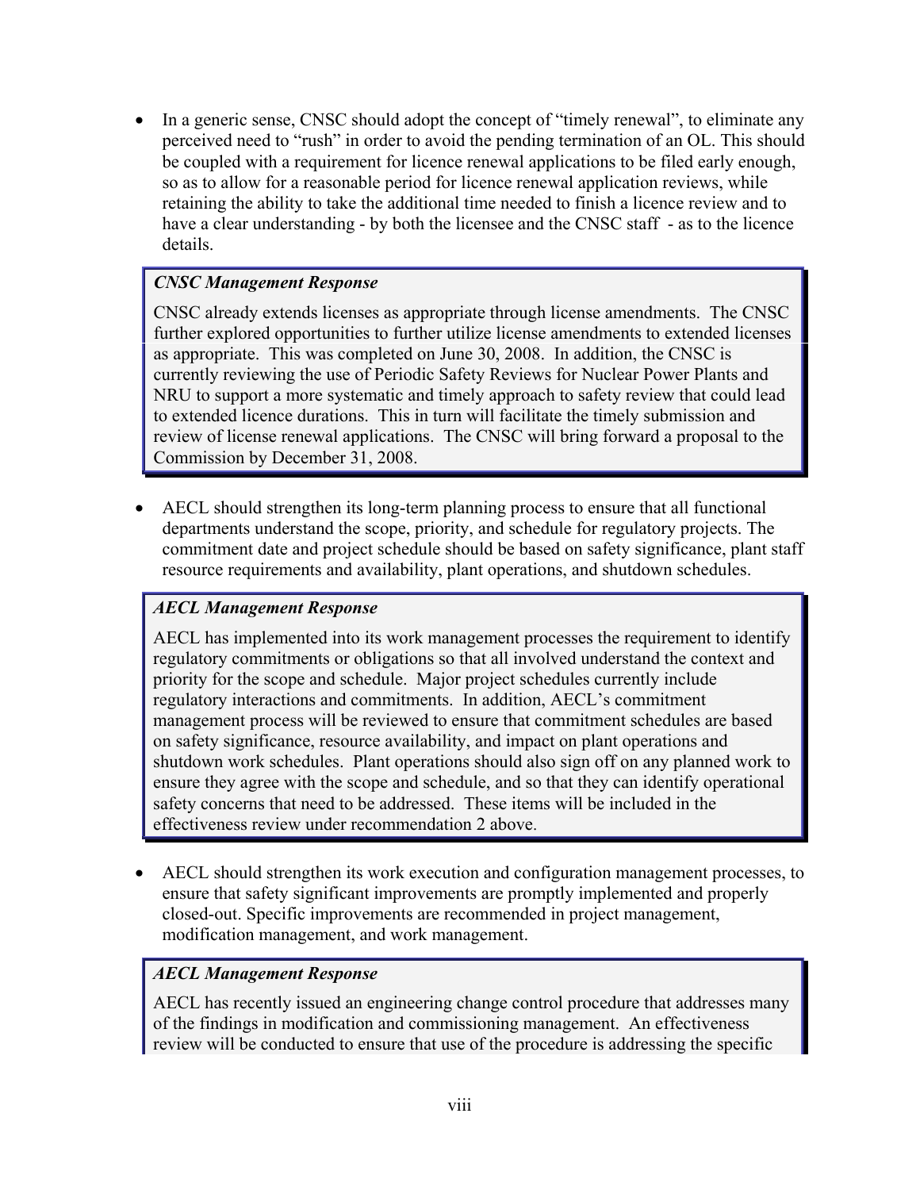- In a generic sense, CNSC should adopt the concept of "timely renewal", to eliminate any perceived need to "rush" in order to avoid the pending termination of an OL. This should be coupled with a requirement for licence renewal applications to be filed early enough, so as to allow for a reasonable period for licence renewal application reviews, while retaining the ability to take the additional time needed to finish a licence review and to have a clear understanding - by both the licensee and the CNSC staff - as to the licence details.

> ***CNSC Management Response***
>
> CNSC already extends licenses as appropriate through license amendments. The CNSC further explored opportunities to further utilize license amendments to extended licenses as appropriate. This was completed on June 30, 2008. In addition, the CNSC is currently reviewing the use of Periodic Safety Reviews for Nuclear Power Plants and NRU to support a more systematic and timely approach to safety review that could lead to extended licence durations. This in turn will facilitate the timely submission and review of license renewal applications. The CNSC will bring forward a proposal to the Commission by December 31, 2008.

- AECL should strengthen its long-term planning process to ensure that all functional departments understand the scope, priority, and schedule for regulatory projects. The commitment date and project schedule should be based on safety significance, plant staff resource requirements and availability, plant operations, and shutdown schedules.

> ***AECL Management Response***
>
> AECL has implemented into its work management processes the requirement to identify regulatory commitments or obligations so that all involved understand the context and priority for the scope and schedule. Major project schedules currently include regulatory interactions and commitments. In addition, AECL's commitment management process will be reviewed to ensure that commitment schedules are based on safety significance, resource availability, and impact on plant operations and shutdown work schedules. Plant operations should also sign off on any planned work to ensure they agree with the scope and schedule, and so that they can identify operational safety concerns that need to be addressed. These items will be included in the effectiveness review under recommendation 2 above.

- AECL should strengthen its work execution and configuration management processes, to ensure that safety significant improvements are promptly implemented and properly closed-out. Specific improvements are recommended in project management, modification management, and work management.

> ***AECL Management Response***
>
> AECL has recently issued an engineering change control procedure that addresses many of the findings in modification and commissioning management. An effectiveness review will be conducted to ensure that use of the procedure is addressing the specific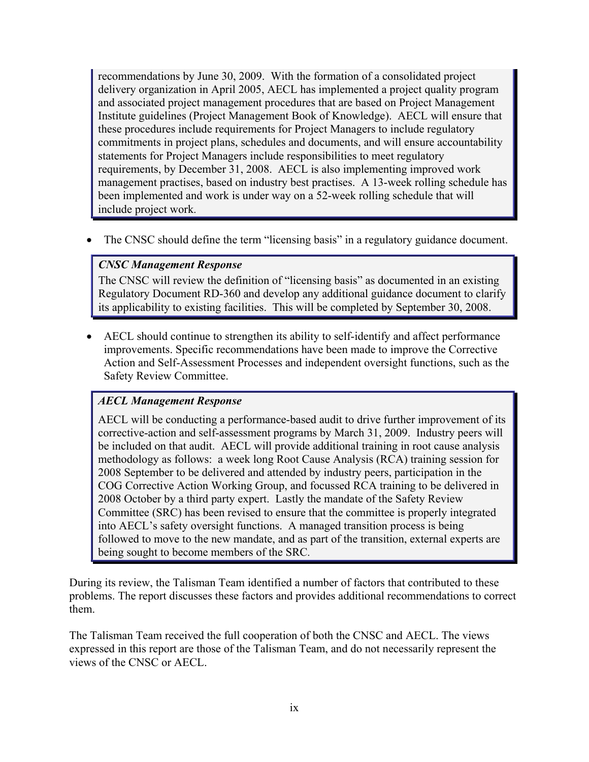recommendations by June 30, 2009. With the formation of a consolidated project delivery organization in April 2005, AECL has implemented a project quality program and associated project management procedures that are based on Project Management Institute guidelines (Project Management Book of Knowledge). AECL will ensure that these procedures include requirements for Project Managers to include regulatory commitments in project plans, schedules and documents, and will ensure accountability statements for Project Managers include responsibilities to meet regulatory requirements, by December 31, 2008. AECL is also implementing improved work management practises, based on industry best practises. A 13-week rolling schedule has been implemented and work is under way on a 52-week rolling schedule that will include project work.

- The CNSC should define the term "licensing basis" in a regulatory guidance document.

> ***CNSC Management Response***
>
> The CNSC will review the definition of "licensing basis" as documented in an existing Regulatory Document RD-360 and develop any additional guidance document to clarify its applicability to existing facilities. This will be completed by September 30, 2008.

- AECL should continue to strengthen its ability to self-identify and affect performance improvements. Specific recommendations have been made to improve the Corrective Action and Self-Assessment Processes and independent oversight functions, such as the Safety Review Committee.

> ***AECL Management Response***
>
> AECL will be conducting a performance-based audit to drive further improvement of its corrective-action and self-assessment programs by March 31, 2009. Industry peers will be included on that audit. AECL will provide additional training in root cause analysis methodology as follows: a week long Root Cause Analysis (RCA) training session for 2008 September to be delivered and attended by industry peers, participation in the COG Corrective Action Working Group, and focussed RCA training to be delivered in 2008 October by a third party expert. Lastly the mandate of the Safety Review Committee (SRC) has been revised to ensure that the committee is properly integrated into AECL's safety oversight functions. A managed transition process is being followed to move to the new mandate, and as part of the transition, external experts are being sought to become members of the SRC.

During its review, the Talisman Team identified a number of factors that contributed to these problems. The report discusses these factors and provides additional recommendations to correct them.

The Talisman Team received the full cooperation of both the CNSC and AECL. The views expressed in this report are those of the Talisman Team, and do not necessarily represent the views of the CNSC or AECL.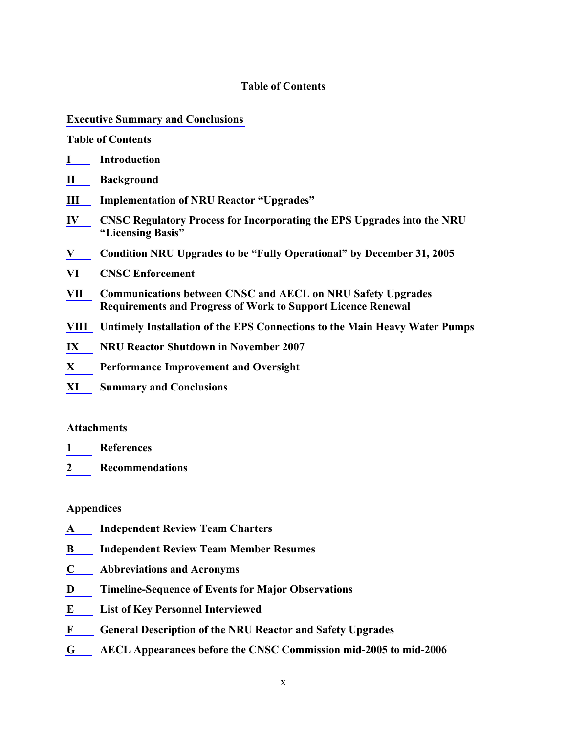## Table of Contents

**Executive Summary and Conclusions**

**Table of Contents**

**I** **Introduction**

**II** **Background**

**III** **Implementation of NRU Reactor "Upgrades"**

**IV** **CNSC Regulatory Process for Incorporating the EPS Upgrades into the NRU "Licensing Basis"**

**V** **Condition NRU Upgrades to be "Fully Operational" by December 31, 2005**

**VI** **CNSC Enforcement**

**VII** **Communications between CNSC and AECL on NRU Safety Upgrades Requirements and Progress of Work to Support Licence Renewal**

**VIII** **Untimely Installation of the EPS Connections to the Main Heavy Water Pumps**

**IX** **NRU Reactor Shutdown in November 2007**

**X** **Performance Improvement and Oversight**

**XI** **Summary and Conclusions**

**Attachments**

**1** **References**

**2** **Recommendations**

**Appendices**

**A** **Independent Review Team Charters**

**B** **Independent Review Team Member Resumes**

**C** **Abbreviations and Acronyms**

**D** **Timeline-Sequence of Events for Major Observations**

**E** **List of Key Personnel Interviewed**

**F** **General Description of the NRU Reactor and Safety Upgrades**

**G** **AECL Appearances before the CNSC Commission mid-2005 to mid-2006**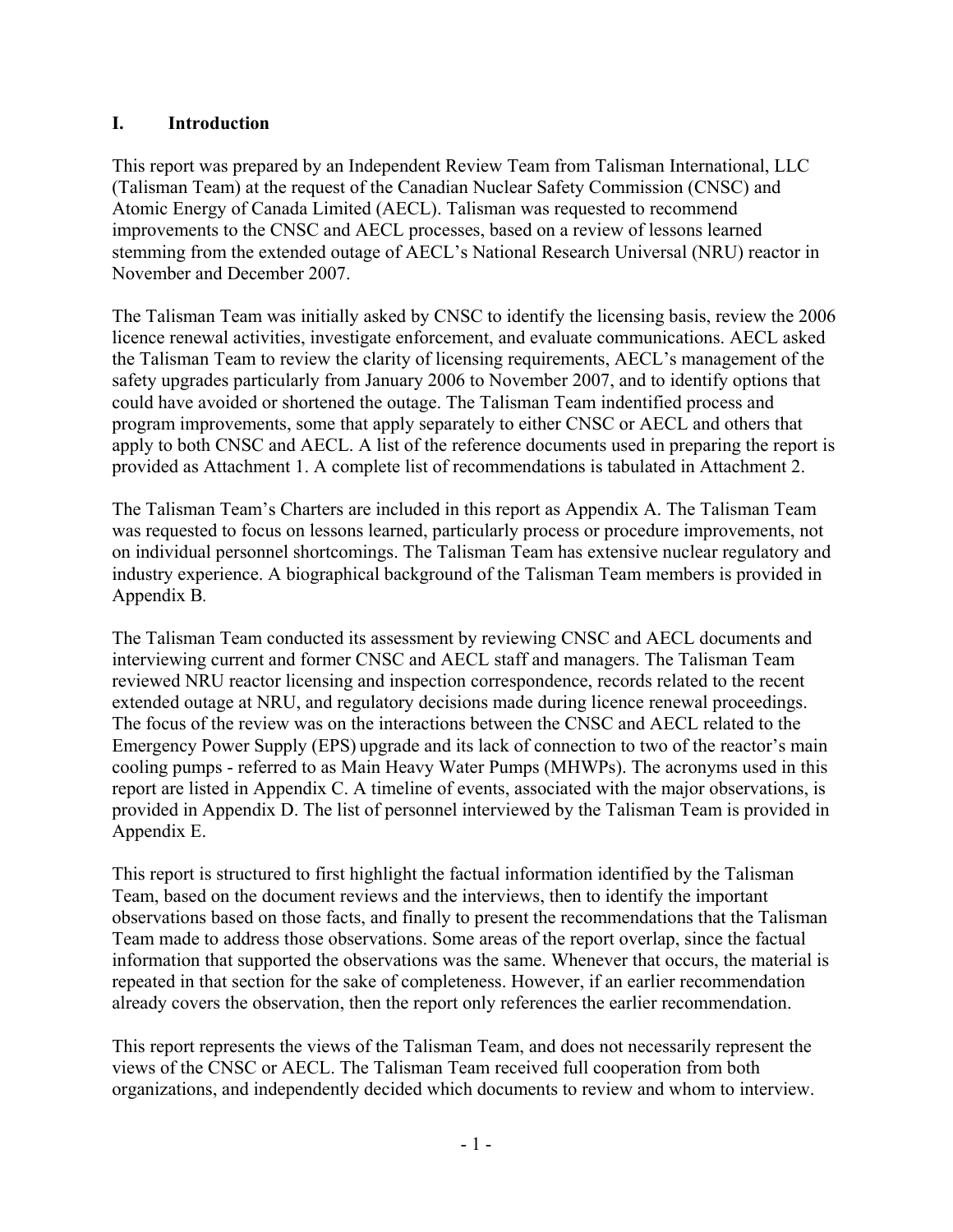## I. Introduction

This report was prepared by an Independent Review Team from Talisman International, LLC (Talisman Team) at the request of the Canadian Nuclear Safety Commission (CNSC) and Atomic Energy of Canada Limited (AECL). Talisman was requested to recommend improvements to the CNSC and AECL processes, based on a review of lessons learned stemming from the extended outage of AECL's National Research Universal (NRU) reactor in November and December 2007.

The Talisman Team was initially asked by CNSC to identify the licensing basis, review the 2006 licence renewal activities, investigate enforcement, and evaluate communications. AECL asked the Talisman Team to review the clarity of licensing requirements, AECL's management of the safety upgrades particularly from January 2006 to November 2007, and to identify options that could have avoided or shortened the outage. The Talisman Team indentified process and program improvements, some that apply separately to either CNSC or AECL and others that apply to both CNSC and AECL. A list of the reference documents used in preparing the report is provided as Attachment 1. A complete list of recommendations is tabulated in Attachment 2.

The Talisman Team's Charters are included in this report as Appendix A. The Talisman Team was requested to focus on lessons learned, particularly process or procedure improvements, not on individual personnel shortcomings. The Talisman Team has extensive nuclear regulatory and industry experience. A biographical background of the Talisman Team members is provided in Appendix B.

The Talisman Team conducted its assessment by reviewing CNSC and AECL documents and interviewing current and former CNSC and AECL staff and managers. The Talisman Team reviewed NRU reactor licensing and inspection correspondence, records related to the recent extended outage at NRU, and regulatory decisions made during licence renewal proceedings. The focus of the review was on the interactions between the CNSC and AECL related to the Emergency Power Supply (EPS) upgrade and its lack of connection to two of the reactor's main cooling pumps - referred to as Main Heavy Water Pumps (MHWPs). The acronyms used in this report are listed in Appendix C. A timeline of events, associated with the major observations, is provided in Appendix D. The list of personnel interviewed by the Talisman Team is provided in Appendix E.

This report is structured to first highlight the factual information identified by the Talisman Team, based on the document reviews and the interviews, then to identify the important observations based on those facts, and finally to present the recommendations that the Talisman Team made to address those observations. Some areas of the report overlap, since the factual information that supported the observations was the same. Whenever that occurs, the material is repeated in that section for the sake of completeness. However, if an earlier recommendation already covers the observation, then the report only references the earlier recommendation.

This report represents the views of the Talisman Team, and does not necessarily represent the views of the CNSC or AECL. The Talisman Team received full cooperation from both organizations, and independently decided which documents to review and whom to interview.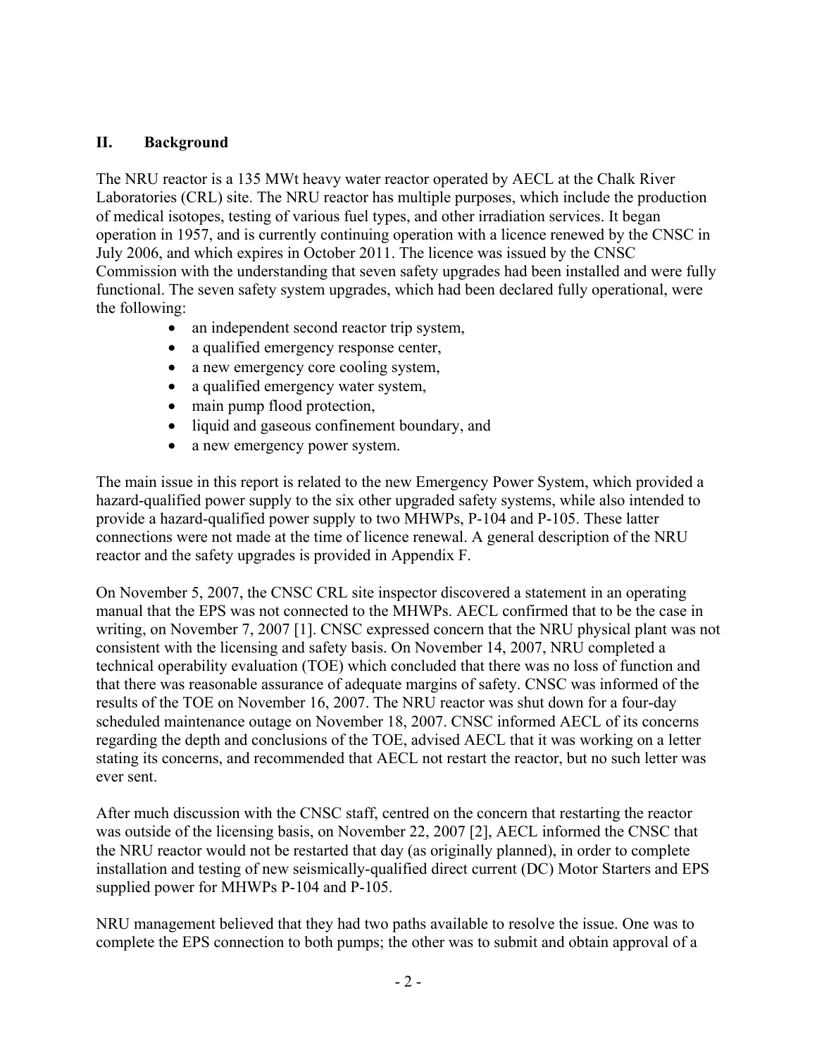## II. Background

The NRU reactor is a 135 MWt heavy water reactor operated by AECL at the Chalk River Laboratories (CRL) site. The NRU reactor has multiple purposes, which include the production of medical isotopes, testing of various fuel types, and other irradiation services. It began operation in 1957, and is currently continuing operation with a licence renewed by the CNSC in July 2006, and which expires in October 2011. The licence was issued by the CNSC Commission with the understanding that seven safety upgrades had been installed and were fully functional. The seven safety system upgrades, which had been declared fully operational, were the following:

- an independent second reactor trip system,
- a qualified emergency response center,
- a new emergency core cooling system,
- a qualified emergency water system,
- main pump flood protection,
- liquid and gaseous confinement boundary, and
- a new emergency power system.

The main issue in this report is related to the new Emergency Power System, which provided a hazard-qualified power supply to the six other upgraded safety systems, while also intended to provide a hazard-qualified power supply to two MHWPs, P-104 and P-105. These latter connections were not made at the time of licence renewal. A general description of the NRU reactor and the safety upgrades is provided in Appendix F.

On November 5, 2007, the CNSC CRL site inspector discovered a statement in an operating manual that the EPS was not connected to the MHWPs. AECL confirmed that to be the case in writing, on November 7, 2007 [1]. CNSC expressed concern that the NRU physical plant was not consistent with the licensing and safety basis. On November 14, 2007, NRU completed a technical operability evaluation (TOE) which concluded that there was no loss of function and that there was reasonable assurance of adequate margins of safety. CNSC was informed of the results of the TOE on November 16, 2007. The NRU reactor was shut down for a four-day scheduled maintenance outage on November 18, 2007. CNSC informed AECL of its concerns regarding the depth and conclusions of the TOE, advised AECL that it was working on a letter stating its concerns, and recommended that AECL not restart the reactor, but no such letter was ever sent.

After much discussion with the CNSC staff, centred on the concern that restarting the reactor was outside of the licensing basis, on November 22, 2007 [2], AECL informed the CNSC that the NRU reactor would not be restarted that day (as originally planned), in order to complete installation and testing of new seismically-qualified direct current (DC) Motor Starters and EPS supplied power for MHWPs P-104 and P-105.

NRU management believed that they had two paths available to resolve the issue. One was to complete the EPS connection to both pumps; the other was to submit and obtain approval of a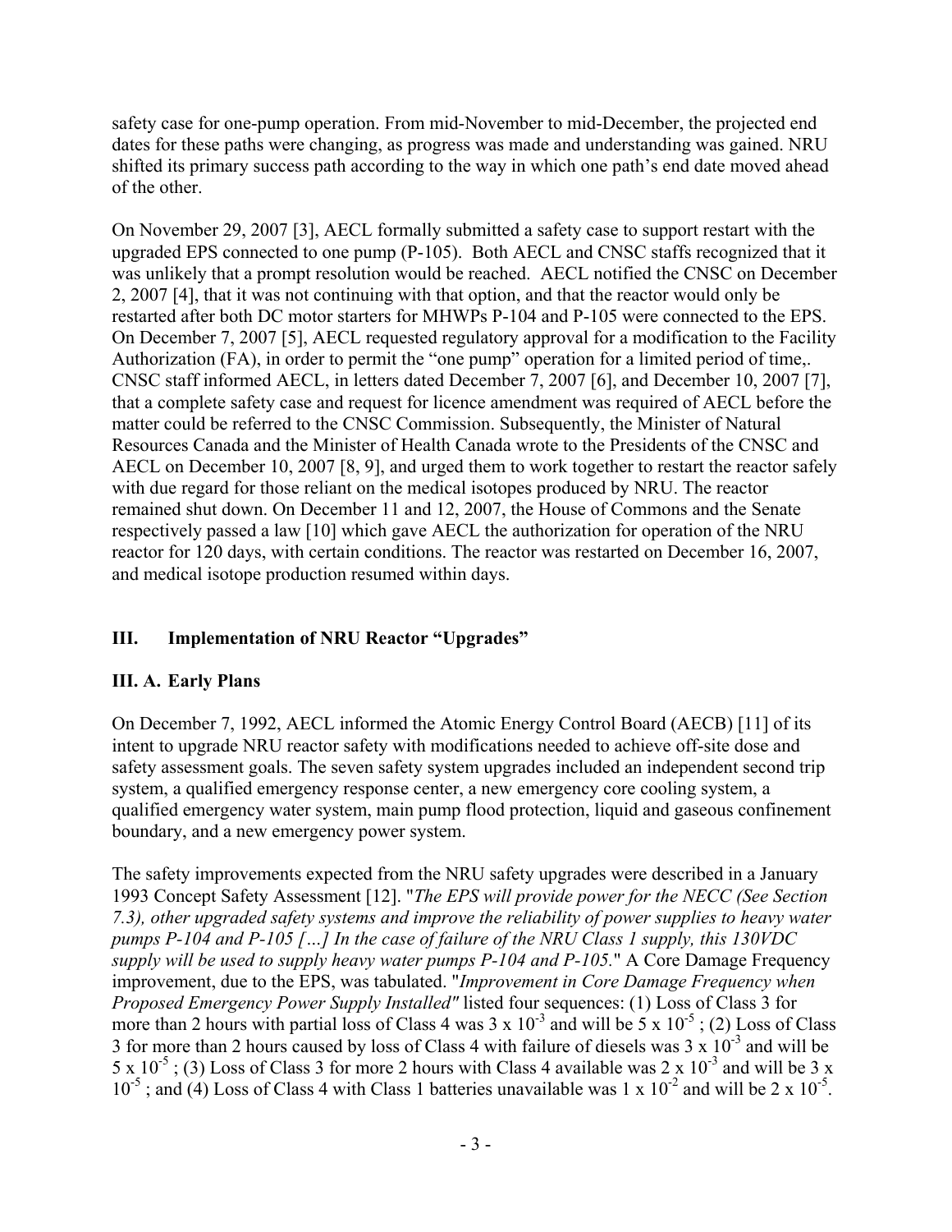safety case for one-pump operation. From mid-November to mid-December, the projected end dates for these paths were changing, as progress was made and understanding was gained. NRU shifted its primary success path according to the way in which one path's end date moved ahead of the other.

On November 29, 2007 [3], AECL formally submitted a safety case to support restart with the upgraded EPS connected to one pump (P-105). Both AECL and CNSC staffs recognized that it was unlikely that a prompt resolution would be reached. AECL notified the CNSC on December 2, 2007 [4], that it was not continuing with that option, and that the reactor would only be restarted after both DC motor starters for MHWPs P-104 and P-105 were connected to the EPS. On December 7, 2007 [5], AECL requested regulatory approval for a modification to the Facility Authorization (FA), in order to permit the "one pump" operation for a limited period of time,. CNSC staff informed AECL, in letters dated December 7, 2007 [6], and December 10, 2007 [7], that a complete safety case and request for licence amendment was required of AECL before the matter could be referred to the CNSC Commission. Subsequently, the Minister of Natural Resources Canada and the Minister of Health Canada wrote to the Presidents of the CNSC and AECL on December 10, 2007 [8, 9], and urged them to work together to restart the reactor safely with due regard for those reliant on the medical isotopes produced by NRU. The reactor remained shut down. On December 11 and 12, 2007, the House of Commons and the Senate respectively passed a law [10] which gave AECL the authorization for operation of the NRU reactor for 120 days, with certain conditions. The reactor was restarted on December 16, 2007, and medical isotope production resumed within days.

## III. Implementation of NRU Reactor "Upgrades"

### III. A. Early Plans

On December 7, 1992, AECL informed the Atomic Energy Control Board (AECB) [11] of its intent to upgrade NRU reactor safety with modifications needed to achieve off-site dose and safety assessment goals. The seven safety system upgrades included an independent second trip system, a qualified emergency response center, a new emergency core cooling system, a qualified emergency water system, main pump flood protection, liquid and gaseous confinement boundary, and a new emergency power system.

The safety improvements expected from the NRU safety upgrades were described in a January 1993 Concept Safety Assessment [12]. "*The EPS will provide power for the NECC (See Section 7.3), other upgraded safety systems and improve the reliability of power supplies to heavy water pumps P-104 and P-105 […] In the case of failure of the NRU Class 1 supply, this 130VDC supply will be used to supply heavy water pumps P-104 and P-105.*" A Core Damage Frequency improvement, due to the EPS, was tabulated. "*Improvement in Core Damage Frequency when Proposed Emergency Power Supply Installed"* listed four sequences: (1) Loss of Class 3 for more than 2 hours with partial loss of Class 4 was $3 \times 10^{-3}$ and will be $5 \times 10^{-5}$ ; (2) Loss of Class 3 for more than 2 hours caused by loss of Class 4 with failure of diesels was $3 \times 10^{-3}$ and will be $5 \times 10^{-5}$ ; (3) Loss of Class 3 for more 2 hours with Class 4 available was $2 \times 10^{-3}$ and will be $3 \times 10^{-5}$ ; and (4) Loss of Class 4 with Class 1 batteries unavailable was $1 \times 10^{-2}$ and will be $2 \times 10^{-5}$.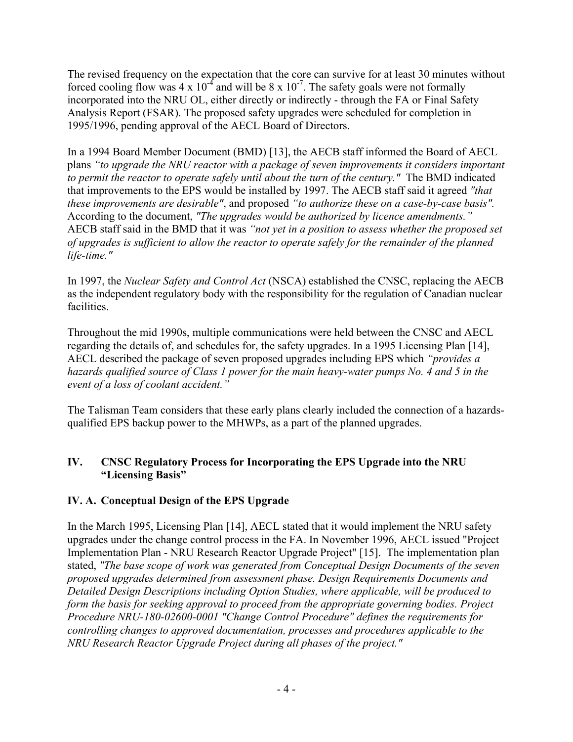The revised frequency on the expectation that the core can survive for at least 30 minutes without forced cooling flow was $4 \times 10^{-4}$ and will be $8 \times 10^{-7}$. The safety goals were not formally incorporated into the NRU OL, either directly or indirectly - through the FA or Final Safety Analysis Report (FSAR). The proposed safety upgrades were scheduled for completion in 1995/1996, pending approval of the AECL Board of Directors.

In a 1994 Board Member Document (BMD) [13], the AECB staff informed the Board of AECL plans *"to upgrade the NRU reactor with a package of seven improvements it considers important to permit the reactor to operate safely until about the turn of the century."* The BMD indicated that improvements to the EPS would be installed by 1997. The AECB staff said it agreed *"that these improvements are desirable"*, and proposed *"to authorize these on a case-by-case basis".* According to the document, *"The upgrades would be authorized by licence amendments."* AECB staff said in the BMD that it was *"not yet in a position to assess whether the proposed set of upgrades is sufficient to allow the reactor to operate safely for the remainder of the planned life-time."*

In 1997, the *Nuclear Safety and Control Act* (NSCA) established the CNSC, replacing the AECB as the independent regulatory body with the responsibility for the regulation of Canadian nuclear facilities.

Throughout the mid 1990s, multiple communications were held between the CNSC and AECL regarding the details of, and schedules for, the safety upgrades. In a 1995 Licensing Plan [14], AECL described the package of seven proposed upgrades including EPS which *"provides a hazards qualified source of Class 1 power for the main heavy-water pumps No. 4 and 5 in the event of a loss of coolant accident."*

The Talisman Team considers that these early plans clearly included the connection of a hazards-qualified EPS backup power to the MHWPs, as a part of the planned upgrades.

## IV. CNSC Regulatory Process for Incorporating the EPS Upgrade into the NRU "Licensing Basis"

### IV. A. Conceptual Design of the EPS Upgrade

In the March 1995, Licensing Plan [14], AECL stated that it would implement the NRU safety upgrades under the change control process in the FA. In November 1996, AECL issued "Project Implementation Plan - NRU Research Reactor Upgrade Project" [15]. The implementation plan stated, *"The base scope of work was generated from Conceptual Design Documents of the seven proposed upgrades determined from assessment phase. Design Requirements Documents and Detailed Design Descriptions including Option Studies, where applicable, will be produced to form the basis for seeking approval to proceed from the appropriate governing bodies. Project Procedure NRU-180-02600-0001 "Change Control Procedure" defines the requirements for controlling changes to approved documentation, processes and procedures applicable to the NRU Research Reactor Upgrade Project during all phases of the project."*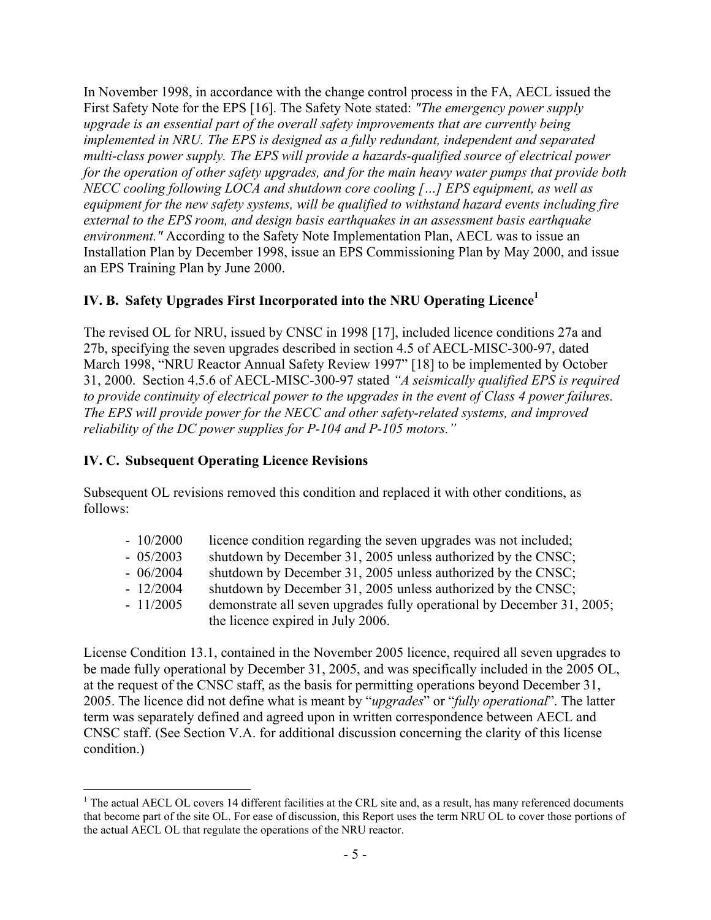In November 1998, in accordance with the change control process in the FA, AECL issued the First Safety Note for the EPS [16]. The Safety Note stated: *"The emergency power supply upgrade is an essential part of the overall safety improvements that are currently being implemented in NRU. The EPS is designed as a fully redundant, independent and separated multi-class power supply. The EPS will provide a hazards-qualified source of electrical power for the operation of other safety upgrades, and for the main heavy water pumps that provide both NECC cooling following LOCA and shutdown core cooling […] EPS equipment, as well as equipment for the new safety systems, will be qualified to withstand hazard events including fire external to the EPS room, and design basis earthquakes in an assessment basis earthquake environment."* According to the Safety Note Implementation Plan, AECL was to issue an Installation Plan by December 1998, issue an EPS Commissioning Plan by May 2000, and issue an EPS Training Plan by June 2000.

## IV. B. Safety Upgrades First Incorporated into the NRU Operating Licence[1]

The revised OL for NRU, issued by CNSC in 1998 [17], included licence conditions 27a and 27b, specifying the seven upgrades described in section 4.5 of AECL-MISC-300-97, dated March 1998, "NRU Reactor Annual Safety Review 1997" [18] to be implemented by October 31, 2000. Section 4.5.6 of AECL-MISC-300-97 stated *"A seismically qualified EPS is required to provide continuity of electrical power to the upgrades in the event of Class 4 power failures. The EPS will provide power for the NECC and other safety-related systems, and improved reliability of the DC power supplies for P-104 and P-105 motors."*

## IV. C. Subsequent Operating Licence Revisions

Subsequent OL revisions removed this condition and replaced it with other conditions, as follows:

- 10/2000 licence condition regarding the seven upgrades was not included;
- 05/2003 shutdown by December 31, 2005 unless authorized by the CNSC;
- 06/2004 shutdown by December 31, 2005 unless authorized by the CNSC;
- 12/2004 shutdown by December 31, 2005 unless authorized by the CNSC;
- 11/2005 demonstrate all seven upgrades fully operational by December 31, 2005; the licence expired in July 2006.

License Condition 13.1, contained in the November 2005 licence, required all seven upgrades to be made fully operational by December 31, 2005, and was specifically included in the 2005 OL, at the request of the CNSC staff, as the basis for permitting operations beyond December 31, 2005. The licence did not define what is meant by "*upgrades*" or "*fully operational*". The latter term was separately defined and agreed upon in written correspondence between AECL and CNSC staff. (See Section V.A. for additional discussion concerning the clarity of this license condition.)

[1] The actual AECL OL covers 14 different facilities at the CRL site and, as a result, has many referenced documents that become part of the site OL. For ease of discussion, this Report uses the term NRU OL to cover those portions of the actual AECL OL that regulate the operations of the NRU reactor.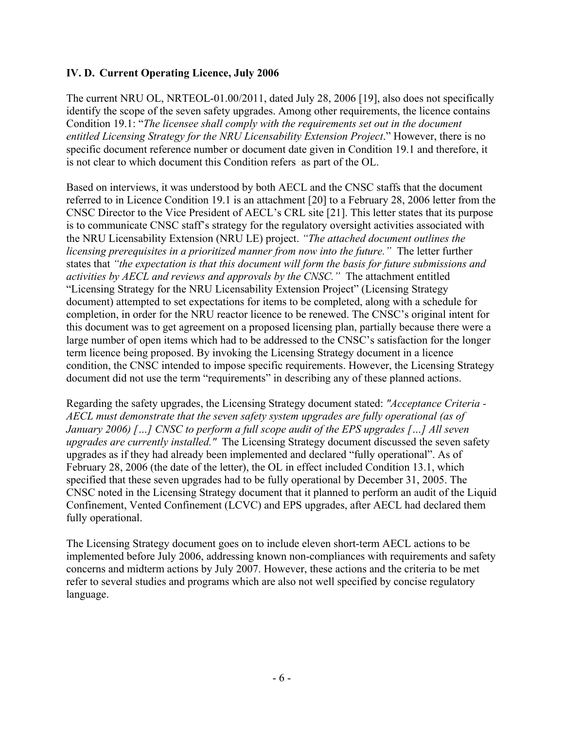### IV. D. Current Operating Licence, July 2006

The current NRU OL, NRTEOL-01.00/2011, dated July 28, 2006 [19], also does not specifically identify the scope of the seven safety upgrades. Among other requirements, the licence contains Condition 19.1: "*The licensee shall comply with the requirements set out in the document entitled Licensing Strategy for the NRU Licensability Extension Project*." However, there is no specific document reference number or document date given in Condition 19.1 and therefore, it is not clear to which document this Condition refers as part of the OL.

Based on interviews, it was understood by both AECL and the CNSC staffs that the document referred to in Licence Condition 19.1 is an attachment [20] to a February 28, 2006 letter from the CNSC Director to the Vice President of AECL's CRL site [21]. This letter states that its purpose is to communicate CNSC staff's strategy for the regulatory oversight activities associated with the NRU Licensability Extension (NRU LE) project. *"The attached document outlines the licensing prerequisites in a prioritized manner from now into the future."* The letter further states that *"the expectation is that this document will form the basis for future submissions and activities by AECL and reviews and approvals by the CNSC."* The attachment entitled "Licensing Strategy for the NRU Licensability Extension Project" (Licensing Strategy document) attempted to set expectations for items to be completed, along with a schedule for completion, in order for the NRU reactor licence to be renewed. The CNSC's original intent for this document was to get agreement on a proposed licensing plan, partially because there were a large number of open items which had to be addressed to the CNSC's satisfaction for the longer term licence being proposed. By invoking the Licensing Strategy document in a licence condition, the CNSC intended to impose specific requirements. However, the Licensing Strategy document did not use the term "requirements" in describing any of these planned actions.

Regarding the safety upgrades, the Licensing Strategy document stated: *"Acceptance Criteria - AECL must demonstrate that the seven safety system upgrades are fully operational (as of January 2006) […] CNSC to perform a full scope audit of the EPS upgrades […] All seven upgrades are currently installed."* The Licensing Strategy document discussed the seven safety upgrades as if they had already been implemented and declared "fully operational". As of February 28, 2006 (the date of the letter), the OL in effect included Condition 13.1, which specified that these seven upgrades had to be fully operational by December 31, 2005. The CNSC noted in the Licensing Strategy document that it planned to perform an audit of the Liquid Confinement, Vented Confinement (LCVC) and EPS upgrades, after AECL had declared them fully operational.

The Licensing Strategy document goes on to include eleven short-term AECL actions to be implemented before July 2006, addressing known non-compliances with requirements and safety concerns and midterm actions by July 2007. However, these actions and the criteria to be met refer to several studies and programs which are also not well specified by concise regulatory language.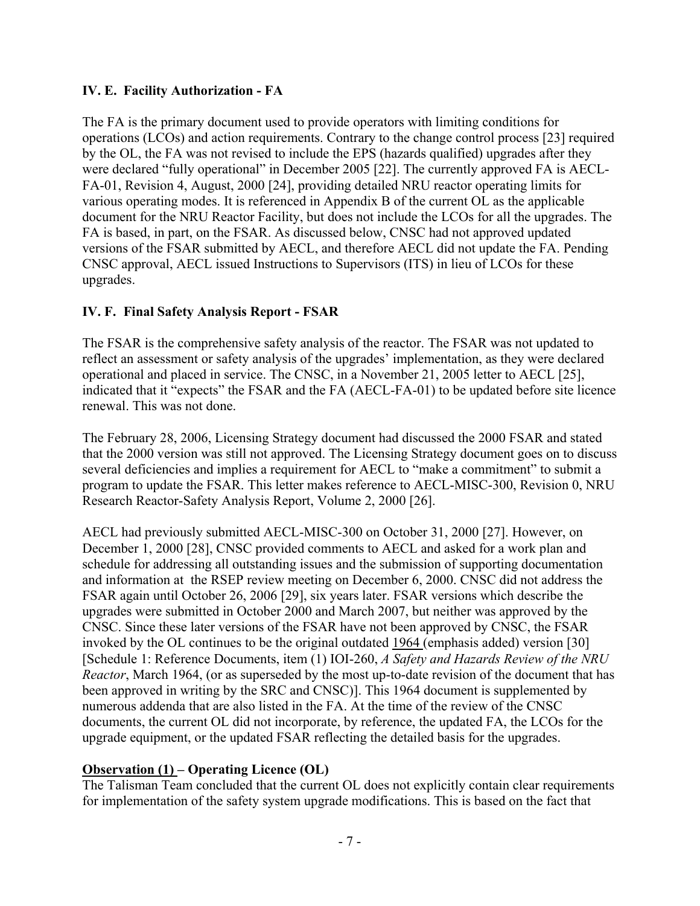### IV. E. Facility Authorization - FA

The FA is the primary document used to provide operators with limiting conditions for operations (LCOs) and action requirements. Contrary to the change control process [23] required by the OL, the FA was not revised to include the EPS (hazards qualified) upgrades after they were declared "fully operational" in December 2005 [22]. The currently approved FA is AECL-FA-01, Revision 4, August, 2000 [24], providing detailed NRU reactor operating limits for various operating modes. It is referenced in Appendix B of the current OL as the applicable document for the NRU Reactor Facility, but does not include the LCOs for all the upgrades. The FA is based, in part, on the FSAR. As discussed below, CNSC had not approved updated versions of the FSAR submitted by AECL, and therefore AECL did not update the FA. Pending CNSC approval, AECL issued Instructions to Supervisors (ITS) in lieu of LCOs for these upgrades.

### IV. F. Final Safety Analysis Report - FSAR

The FSAR is the comprehensive safety analysis of the reactor. The FSAR was not updated to reflect an assessment or safety analysis of the upgrades' implementation, as they were declared operational and placed in service. The CNSC, in a November 21, 2005 letter to AECL [25], indicated that it "expects" the FSAR and the FA (AECL-FA-01) to be updated before site licence renewal. This was not done.

The February 28, 2006, Licensing Strategy document had discussed the 2000 FSAR and stated that the 2000 version was still not approved. The Licensing Strategy document goes on to discuss several deficiencies and implies a requirement for AECL to "make a commitment" to submit a program to update the FSAR. This letter makes reference to AECL-MISC-300, Revision 0, NRU Research Reactor-Safety Analysis Report, Volume 2, 2000 [26].

AECL had previously submitted AECL-MISC-300 on October 31, 2000 [27]. However, on December 1, 2000 [28], CNSC provided comments to AECL and asked for a work plan and schedule for addressing all outstanding issues and the submission of supporting documentation and information at the RSEP review meeting on December 6, 2000. CNSC did not address the FSAR again until October 26, 2006 [29], six years later. FSAR versions which describe the upgrades were submitted in October 2000 and March 2007, but neither was approved by the CNSC. Since these later versions of the FSAR have not been approved by CNSC, the FSAR invoked by the OL continues to be the original outdated <u>1964</u> (emphasis added) version [30] [Schedule 1: Reference Documents, item (1) IOI-260, *A Safety and Hazards Review of the NRU Reactor*, March 1964, (or as superseded by the most up-to-date revision of the document that has been approved in writing by the SRC and CNSC)]. This 1964 document is supplemented by numerous addenda that are also listed in the FA. At the time of the review of the CNSC documents, the current OL did not incorporate, by reference, the updated FA, the LCOs for the upgrade equipment, or the updated FSAR reflecting the detailed basis for the upgrades.

**<u>Observation (1)</u> – Operating Licence (OL)**
The Talisman Team concluded that the current OL does not explicitly contain clear requirements for implementation of the safety system upgrade modifications. This is based on the fact that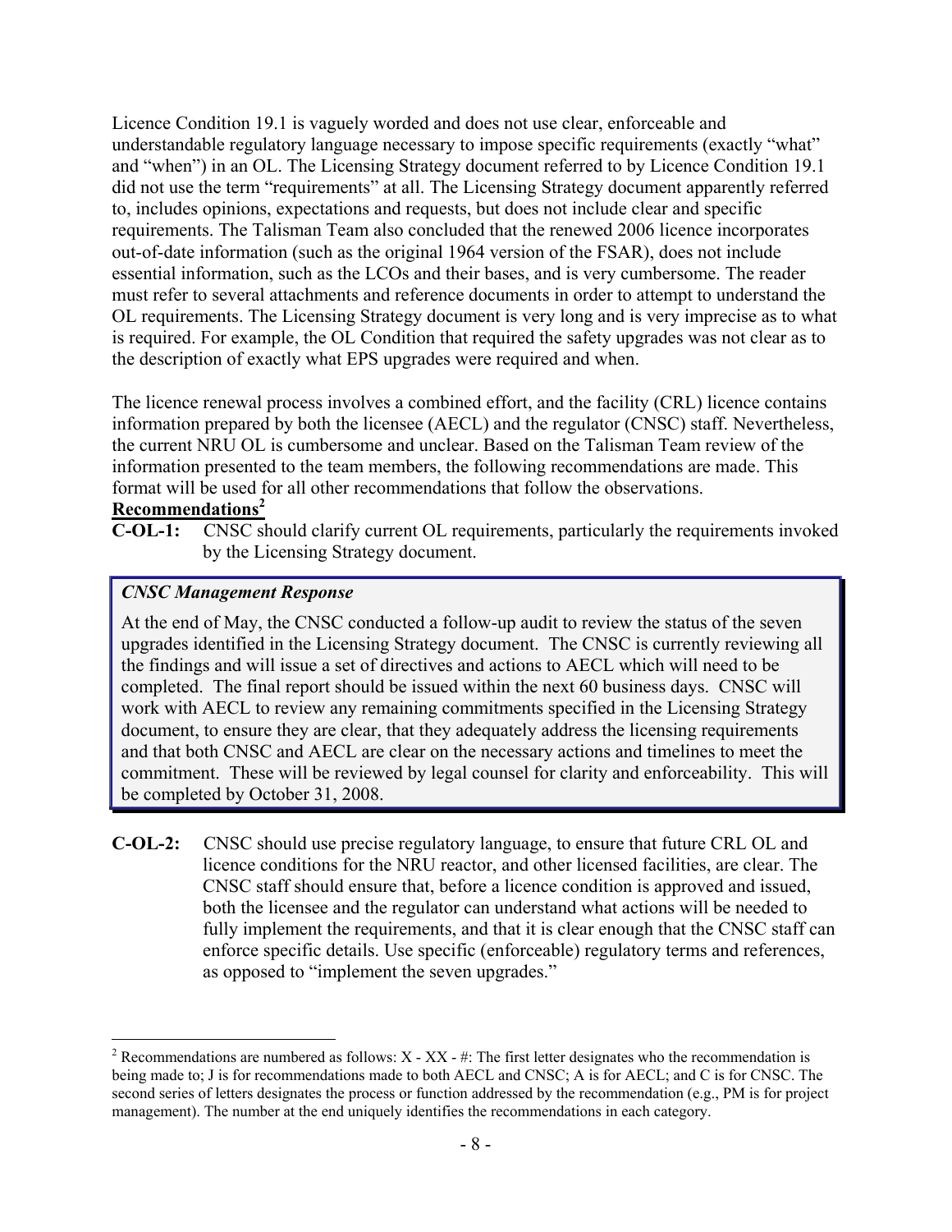Licence Condition 19.1 is vaguely worded and does not use clear, enforceable and understandable regulatory language necessary to impose specific requirements (exactly "what" and "when") in an OL. The Licensing Strategy document referred to by Licence Condition 19.1 did not use the term "requirements" at all. The Licensing Strategy document apparently referred to, includes opinions, expectations and requests, but does not include clear and specific requirements. The Talisman Team also concluded that the renewed 2006 licence incorporates out-of-date information (such as the original 1964 version of the FSAR), does not include essential information, such as the LCOs and their bases, and is very cumbersome. The reader must refer to several attachments and reference documents in order to attempt to understand the OL requirements. The Licensing Strategy document is very long and is very imprecise as to what is required. For example, the OL Condition that required the safety upgrades was not clear as to the description of exactly what EPS upgrades were required and when.

The licence renewal process involves a combined effort, and the facility (CRL) licence contains information prepared by both the licensee (AECL) and the regulator (CNSC) staff. Nevertheless, the current NRU OL is cumbersome and unclear. Based on the Talisman Team review of the information presented to the team members, the following recommendations are made. This format will be used for all other recommendations that follow the observations.

**Recommendations**[2]

**C-OL-1:** CNSC should clarify current OL requirements, particularly the requirements invoked by the Licensing Strategy document.

> ***CNSC Management Response***
>
> At the end of May, the CNSC conducted a follow-up audit to review the status of the seven upgrades identified in the Licensing Strategy document. The CNSC is currently reviewing all the findings and will issue a set of directives and actions to AECL which will need to be completed. The final report should be issued within the next 60 business days. CNSC will work with AECL to review any remaining commitments specified in the Licensing Strategy document, to ensure they are clear, that they adequately address the licensing requirements and that both CNSC and AECL are clear on the necessary actions and timelines to meet the commitment. These will be reviewed by legal counsel for clarity and enforceability. This will be completed by October 31, 2008.

**C-OL-2:** CNSC should use precise regulatory language, to ensure that future CRL OL and licence conditions for the NRU reactor, and other licensed facilities, are clear. The CNSC staff should ensure that, before a licence condition is approved and issued, both the licensee and the regulator can understand what actions will be needed to fully implement the requirements, and that it is clear enough that the CNSC staff can enforce specific details. Use specific (enforceable) regulatory terms and references, as opposed to "implement the seven upgrades."

---

[2] Recommendations are numbered as follows: X - XX - #: The first letter designates who the recommendation is being made to; J is for recommendations made to both AECL and CNSC; A is for AECL; and C is for CNSC. The second series of letters designates the process or function addressed by the recommendation (e.g., PM is for project management). The number at the end uniquely identifies the recommendations in each category.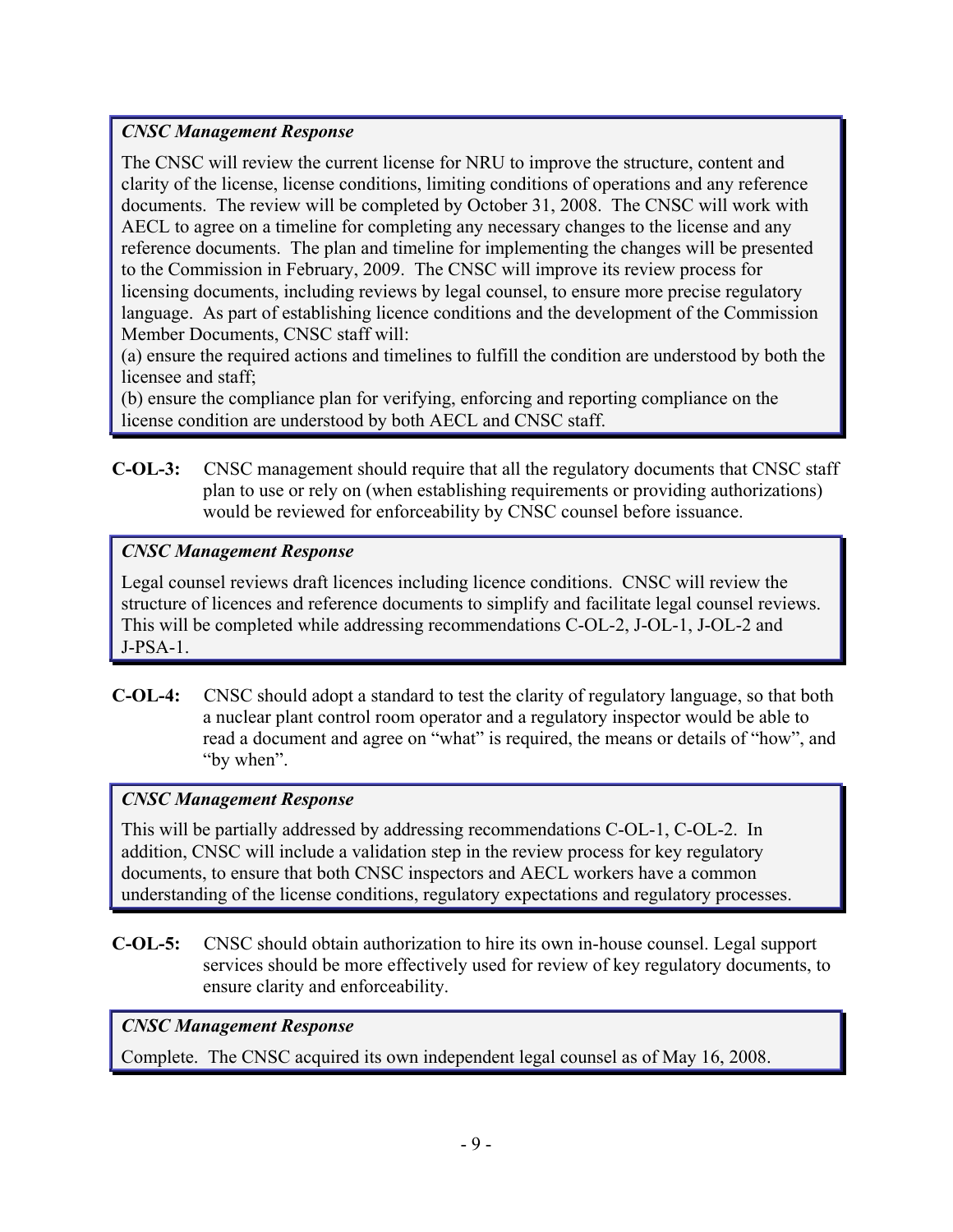***CNSC Management Response***

The CNSC will review the current license for NRU to improve the structure, content and clarity of the license, license conditions, limiting conditions of operations and any reference documents. The review will be completed by October 31, 2008. The CNSC will work with AECL to agree on a timeline for completing any necessary changes to the license and any reference documents. The plan and timeline for implementing the changes will be presented to the Commission in February, 2009. The CNSC will improve its review process for licensing documents, including reviews by legal counsel, to ensure more precise regulatory language. As part of establishing licence conditions and the development of the Commission Member Documents, CNSC staff will:

(a) ensure the required actions and timelines to fulfill the condition are understood by both the licensee and staff;

(b) ensure the compliance plan for verifying, enforcing and reporting compliance on the license condition are understood by both AECL and CNSC staff.

**C-OL-3:** CNSC management should require that all the regulatory documents that CNSC staff plan to use or rely on (when establishing requirements or providing authorizations) would be reviewed for enforceability by CNSC counsel before issuance.

***CNSC Management Response***

Legal counsel reviews draft licences including licence conditions. CNSC will review the structure of licences and reference documents to simplify and facilitate legal counsel reviews. This will be completed while addressing recommendations C-OL-2, J-OL-1, J-OL-2 and J-PSA-1.

**C-OL-4:** CNSC should adopt a standard to test the clarity of regulatory language, so that both a nuclear plant control room operator and a regulatory inspector would be able to read a document and agree on "what" is required, the means or details of "how", and "by when".

***CNSC Management Response***

This will be partially addressed by addressing recommendations C-OL-1, C-OL-2. In addition, CNSC will include a validation step in the review process for key regulatory documents, to ensure that both CNSC inspectors and AECL workers have a common understanding of the license conditions, regulatory expectations and regulatory processes.

**C-OL-5:** CNSC should obtain authorization to hire its own in-house counsel. Legal support services should be more effectively used for review of key regulatory documents, to ensure clarity and enforceability.

***CNSC Management Response***

Complete. The CNSC acquired its own independent legal counsel as of May 16, 2008.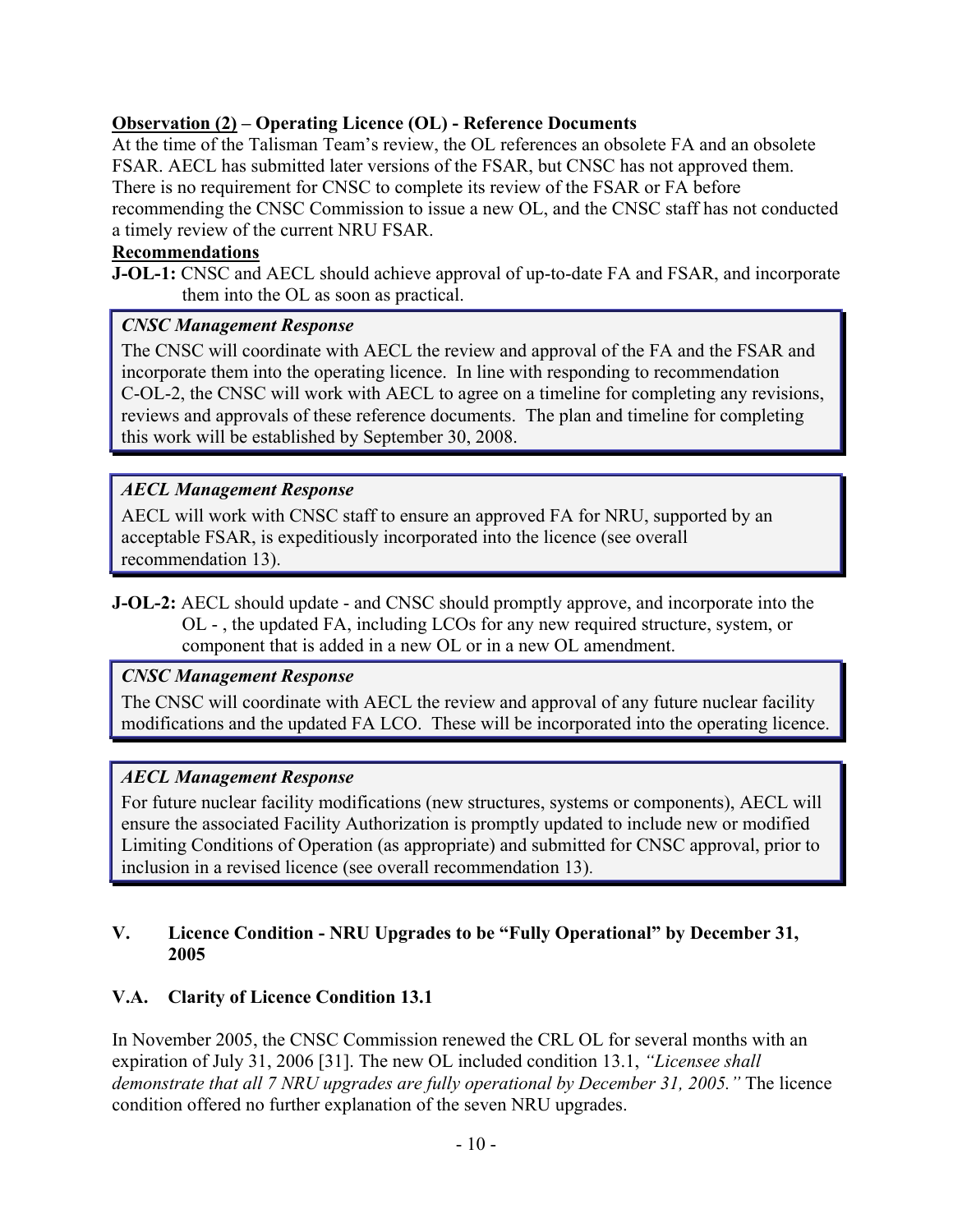**Observation (2) – Operating Licence (OL) - Reference Documents**

At the time of the Talisman Team's review, the OL references an obsolete FA and an obsolete FSAR. AECL has submitted later versions of the FSAR, but CNSC has not approved them. There is no requirement for CNSC to complete its review of the FSAR or FA before recommending the CNSC Commission to issue a new OL, and the CNSC staff has not conducted a timely review of the current NRU FSAR.

**Recommendations**

**J-OL-1:** CNSC and AECL should achieve approval of up-to-date FA and FSAR, and incorporate them into the OL as soon as practical.

> ***CNSC Management Response***
>
> The CNSC will coordinate with AECL the review and approval of the FA and the FSAR and incorporate them into the operating licence. In line with responding to recommendation C-OL-2, the CNSC will work with AECL to agree on a timeline for completing any revisions, reviews and approvals of these reference documents. The plan and timeline for completing this work will be established by September 30, 2008.

> ***AECL Management Response***
>
> AECL will work with CNSC staff to ensure an approved FA for NRU, supported by an acceptable FSAR, is expeditiously incorporated into the licence (see overall recommendation 13).

**J-OL-2:** AECL should update - and CNSC should promptly approve, and incorporate into the OL - , the updated FA, including LCOs for any new required structure, system, or component that is added in a new OL or in a new OL amendment.

> ***CNSC Management Response***
>
> The CNSC will coordinate with AECL the review and approval of any future nuclear facility modifications and the updated FA LCO. These will be incorporated into the operating licence.

> ***AECL Management Response***
>
> For future nuclear facility modifications (new structures, systems or components), AECL will ensure the associated Facility Authorization is promptly updated to include new or modified Limiting Conditions of Operation (as appropriate) and submitted for CNSC approval, prior to inclusion in a revised licence (see overall recommendation 13).

## V. Licence Condition - NRU Upgrades to be "Fully Operational" by December 31, 2005

### V.A. Clarity of Licence Condition 13.1

In November 2005, the CNSC Commission renewed the CRL OL for several months with an expiration of July 31, 2006 [31]. The new OL included condition 13.1, *"Licensee shall demonstrate that all 7 NRU upgrades are fully operational by December 31, 2005."* The licence condition offered no further explanation of the seven NRU upgrades.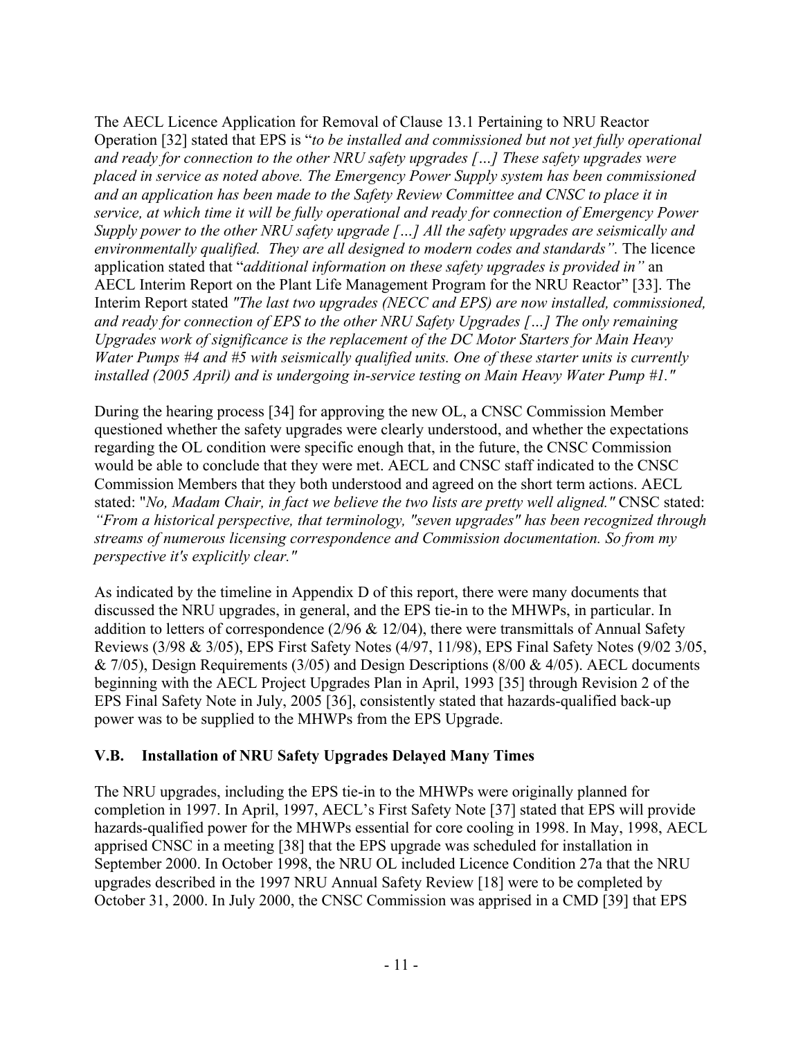The AECL Licence Application for Removal of Clause 13.1 Pertaining to NRU Reactor Operation [32] stated that EPS is "*to be installed and commissioned but not yet fully operational and ready for connection to the other NRU safety upgrades […] These safety upgrades were placed in service as noted above. The Emergency Power Supply system has been commissioned and an application has been made to the Safety Review Committee and CNSC to place it in service, at which time it will be fully operational and ready for connection of Emergency Power Supply power to the other NRU safety upgrade […] All the safety upgrades are seismically and environmentally qualified. They are all designed to modern codes and standards".* The licence application stated that "*additional information on these safety upgrades is provided in"* an AECL Interim Report on the Plant Life Management Program for the NRU Reactor" [33]. The Interim Report stated *"The last two upgrades (NECC and EPS) are now installed, commissioned, and ready for connection of EPS to the other NRU Safety Upgrades […] The only remaining Upgrades work of significance is the replacement of the DC Motor Starters for Main Heavy Water Pumps #4 and #5 with seismically qualified units. One of these starter units is currently installed (2005 April) and is undergoing in-service testing on Main Heavy Water Pump #1."*

During the hearing process [34] for approving the new OL, a CNSC Commission Member questioned whether the safety upgrades were clearly understood, and whether the expectations regarding the OL condition were specific enough that, in the future, the CNSC Commission would be able to conclude that they were met. AECL and CNSC staff indicated to the CNSC Commission Members that they both understood and agreed on the short term actions. AECL stated: "*No, Madam Chair, in fact we believe the two lists are pretty well aligned."* CNSC stated: *"From a historical perspective, that terminology, "seven upgrades" has been recognized through streams of numerous licensing correspondence and Commission documentation. So from my perspective it's explicitly clear."*

As indicated by the timeline in Appendix D of this report, there were many documents that discussed the NRU upgrades, in general, and the EPS tie-in to the MHWPs, in particular. In addition to letters of correspondence (2/96 & 12/04), there were transmittals of Annual Safety Reviews (3/98 & 3/05), EPS First Safety Notes (4/97, 11/98), EPS Final Safety Notes (9/02 3/05, & 7/05), Design Requirements (3/05) and Design Descriptions (8/00 & 4/05). AECL documents beginning with the AECL Project Upgrades Plan in April, 1993 [35] through Revision 2 of the EPS Final Safety Note in July, 2005 [36], consistently stated that hazards-qualified back-up power was to be supplied to the MHWPs from the EPS Upgrade.

### V.B. Installation of NRU Safety Upgrades Delayed Many Times

The NRU upgrades, including the EPS tie-in to the MHWPs were originally planned for completion in 1997. In April, 1997, AECL's First Safety Note [37] stated that EPS will provide hazards-qualified power for the MHWPs essential for core cooling in 1998. In May, 1998, AECL apprised CNSC in a meeting [38] that the EPS upgrade was scheduled for installation in September 2000. In October 1998, the NRU OL included Licence Condition 27a that the NRU upgrades described in the 1997 NRU Annual Safety Review [18] were to be completed by October 31, 2000. In July 2000, the CNSC Commission was apprised in a CMD [39] that EPS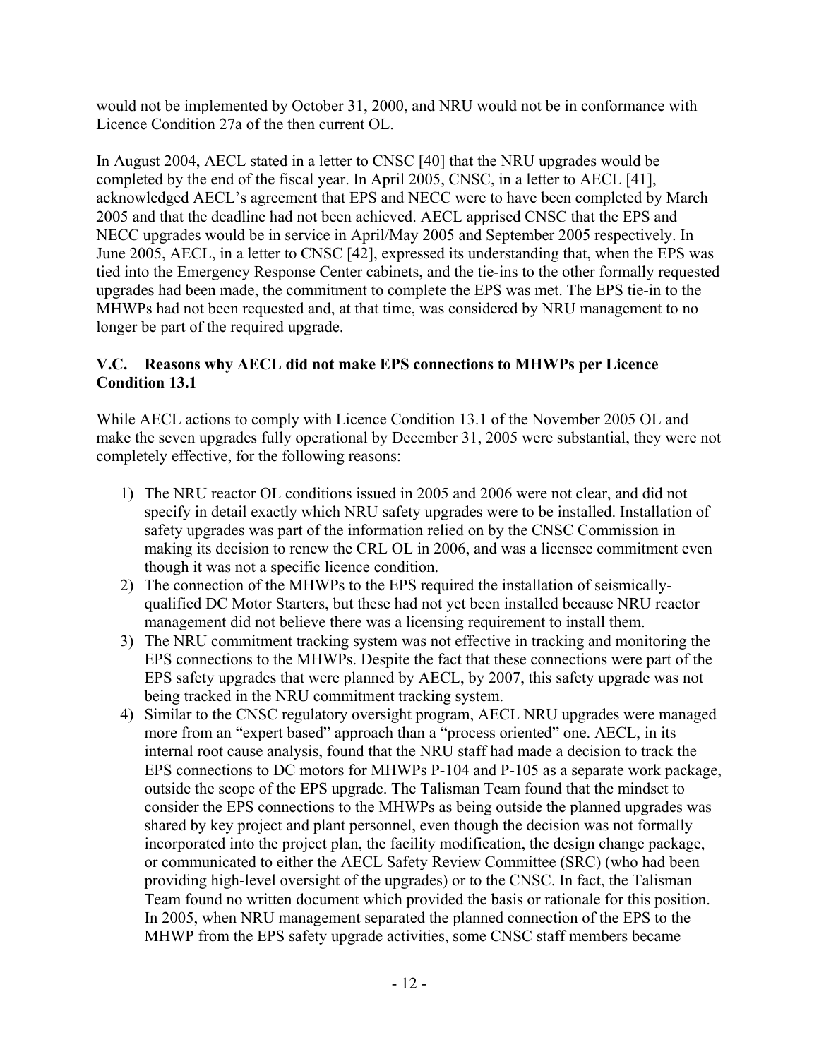would not be implemented by October 31, 2000, and NRU would not be in conformance with Licence Condition 27a of the then current OL.

In August 2004, AECL stated in a letter to CNSC [40] that the NRU upgrades would be completed by the end of the fiscal year. In April 2005, CNSC, in a letter to AECL [41], acknowledged AECL's agreement that EPS and NECC were to have been completed by March 2005 and that the deadline had not been achieved. AECL apprised CNSC that the EPS and NECC upgrades would be in service in April/May 2005 and September 2005 respectively. In June 2005, AECL, in a letter to CNSC [42], expressed its understanding that, when the EPS was tied into the Emergency Response Center cabinets, and the tie-ins to the other formally requested upgrades had been made, the commitment to complete the EPS was met. The EPS tie-in to the MHWPs had not been requested and, at that time, was considered by NRU management to no longer be part of the required upgrade.

### V.C. Reasons why AECL did not make EPS connections to MHWPs per Licence Condition 13.1

While AECL actions to comply with Licence Condition 13.1 of the November 2005 OL and make the seven upgrades fully operational by December 31, 2005 were substantial, they were not completely effective, for the following reasons:

1) The NRU reactor OL conditions issued in 2005 and 2006 were not clear, and did not specify in detail exactly which NRU safety upgrades were to be installed. Installation of safety upgrades was part of the information relied on by the CNSC Commission in making its decision to renew the CRL OL in 2006, and was a licensee commitment even though it was not a specific licence condition.
2) The connection of the MHWPs to the EPS required the installation of seismically-qualified DC Motor Starters, but these had not yet been installed because NRU reactor management did not believe there was a licensing requirement to install them.
3) The NRU commitment tracking system was not effective in tracking and monitoring the EPS connections to the MHWPs. Despite the fact that these connections were part of the EPS safety upgrades that were planned by AECL, by 2007, this safety upgrade was not being tracked in the NRU commitment tracking system.
4) Similar to the CNSC regulatory oversight program, AECL NRU upgrades were managed more from an "expert based" approach than a "process oriented" one. AECL, in its internal root cause analysis, found that the NRU staff had made a decision to track the EPS connections to DC motors for MHWPs P-104 and P-105 as a separate work package, outside the scope of the EPS upgrade. The Talisman Team found that the mindset to consider the EPS connections to the MHWPs as being outside the planned upgrades was shared by key project and plant personnel, even though the decision was not formally incorporated into the project plan, the facility modification, the design change package, or communicated to either the AECL Safety Review Committee (SRC) (who had been providing high-level oversight of the upgrades) or to the CNSC. In fact, the Talisman Team found no written document which provided the basis or rationale for this position. In 2005, when NRU management separated the planned connection of the EPS to the MHWP from the EPS safety upgrade activities, some CNSC staff members became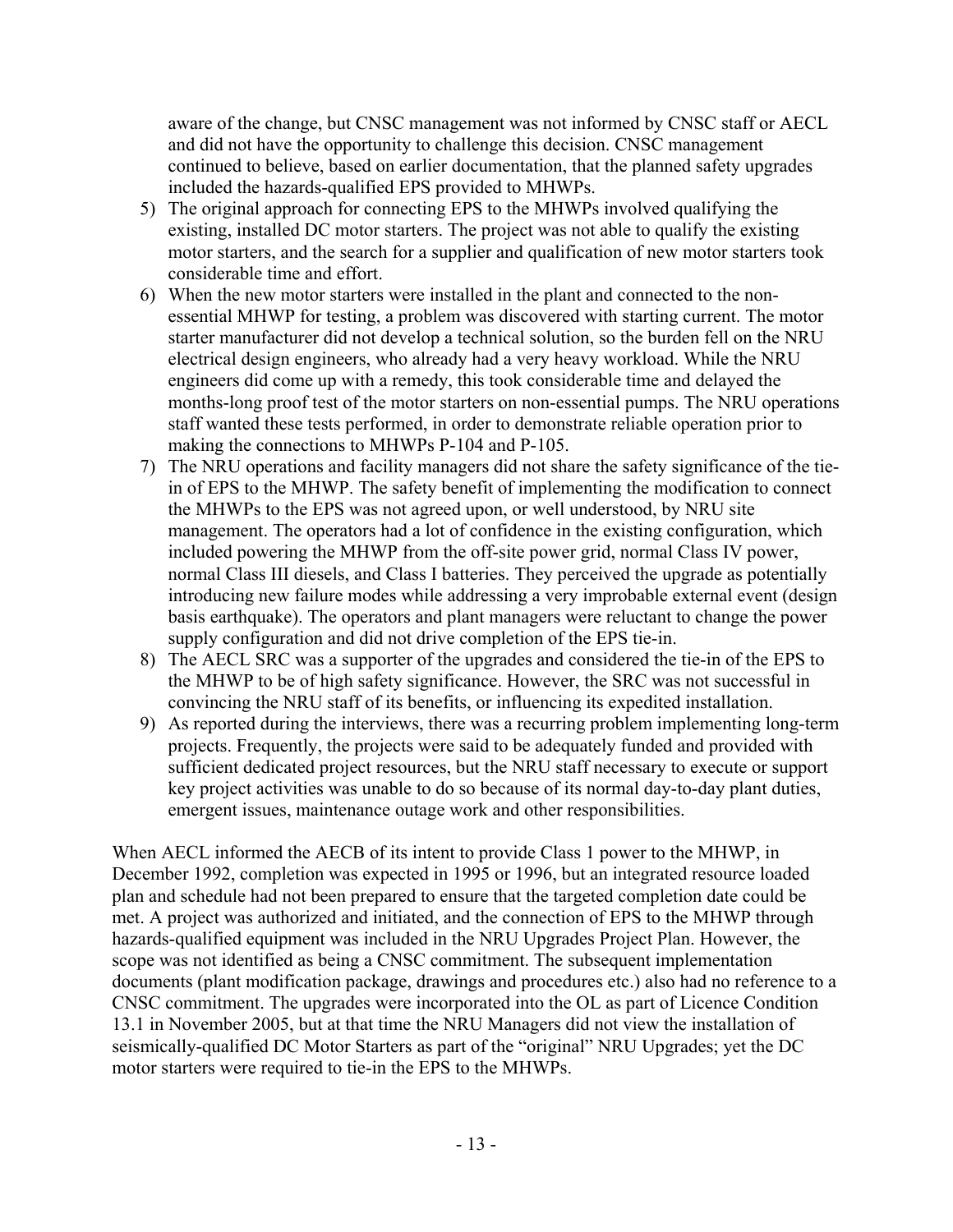aware of the change, but CNSC management was not informed by CNSC staff or AECL and did not have the opportunity to challenge this decision. CNSC management continued to believe, based on earlier documentation, that the planned safety upgrades included the hazards-qualified EPS provided to MHWPs.

5) The original approach for connecting EPS to the MHWPs involved qualifying the existing, installed DC motor starters. The project was not able to qualify the existing motor starters, and the search for a supplier and qualification of new motor starters took considerable time and effort.
6) When the new motor starters were installed in the plant and connected to the non-essential MHWP for testing, a problem was discovered with starting current. The motor starter manufacturer did not develop a technical solution, so the burden fell on the NRU electrical design engineers, who already had a very heavy workload. While the NRU engineers did come up with a remedy, this took considerable time and delayed the months-long proof test of the motor starters on non-essential pumps. The NRU operations staff wanted these tests performed, in order to demonstrate reliable operation prior to making the connections to MHWPs P-104 and P-105.
7) The NRU operations and facility managers did not share the safety significance of the tie-in of EPS to the MHWP. The safety benefit of implementing the modification to connect the MHWPs to the EPS was not agreed upon, or well understood, by NRU site management. The operators had a lot of confidence in the existing configuration, which included powering the MHWP from the off-site power grid, normal Class IV power, normal Class III diesels, and Class I batteries. They perceived the upgrade as potentially introducing new failure modes while addressing a very improbable external event (design basis earthquake). The operators and plant managers were reluctant to change the power supply configuration and did not drive completion of the EPS tie-in.
8) The AECL SRC was a supporter of the upgrades and considered the tie-in of the EPS to the MHWP to be of high safety significance. However, the SRC was not successful in convincing the NRU staff of its benefits, or influencing its expedited installation.
9) As reported during the interviews, there was a recurring problem implementing long-term projects. Frequently, the projects were said to be adequately funded and provided with sufficient dedicated project resources, but the NRU staff necessary to execute or support key project activities was unable to do so because of its normal day-to-day plant duties, emergent issues, maintenance outage work and other responsibilities.

When AECL informed the AECB of its intent to provide Class 1 power to the MHWP, in December 1992, completion was expected in 1995 or 1996, but an integrated resource loaded plan and schedule had not been prepared to ensure that the targeted completion date could be met. A project was authorized and initiated, and the connection of EPS to the MHWP through hazards-qualified equipment was included in the NRU Upgrades Project Plan. However, the scope was not identified as being a CNSC commitment. The subsequent implementation documents (plant modification package, drawings and procedures etc.) also had no reference to a CNSC commitment. The upgrades were incorporated into the OL as part of Licence Condition 13.1 in November 2005, but at that time the NRU Managers did not view the installation of seismically-qualified DC Motor Starters as part of the "original" NRU Upgrades; yet the DC motor starters were required to tie-in the EPS to the MHWPs.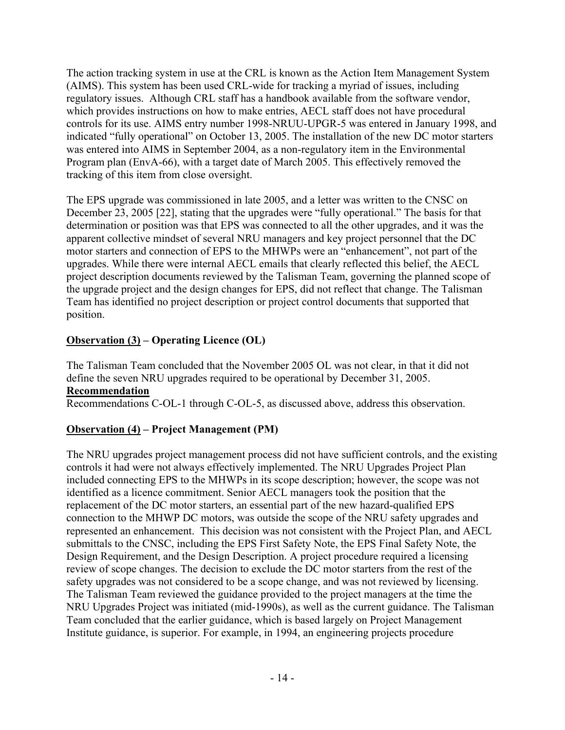The action tracking system in use at the CRL is known as the Action Item Management System (AIMS). This system has been used CRL-wide for tracking a myriad of issues, including regulatory issues. Although CRL staff has a handbook available from the software vendor, which provides instructions on how to make entries, AECL staff does not have procedural controls for its use. AIMS entry number 1998-NRUU-UPGR-5 was entered in January 1998, and indicated "fully operational" on October 13, 2005. The installation of the new DC motor starters was entered into AIMS in September 2004, as a non-regulatory item in the Environmental Program plan (EnvA-66), with a target date of March 2005. This effectively removed the tracking of this item from close oversight.

The EPS upgrade was commissioned in late 2005, and a letter was written to the CNSC on December 23, 2005 [22], stating that the upgrades were "fully operational." The basis for that determination or position was that EPS was connected to all the other upgrades, and it was the apparent collective mindset of several NRU managers and key project personnel that the DC motor starters and connection of EPS to the MHWPs were an "enhancement", not part of the upgrades. While there were internal AECL emails that clearly reflected this belief, the AECL project description documents reviewed by the Talisman Team, governing the planned scope of the upgrade project and the design changes for EPS, did not reflect that change. The Talisman Team has identified no project description or project control documents that supported that position.

**Observation (3) – Operating Licence (OL)**

The Talisman Team concluded that the November 2005 OL was not clear, in that it did not define the seven NRU upgrades required to be operational by December 31, 2005.

**Recommendation**

Recommendations C-OL-1 through C-OL-5, as discussed above, address this observation.

**Observation (4) – Project Management (PM)**

The NRU upgrades project management process did not have sufficient controls, and the existing controls it had were not always effectively implemented. The NRU Upgrades Project Plan included connecting EPS to the MHWPs in its scope description; however, the scope was not identified as a licence commitment. Senior AECL managers took the position that the replacement of the DC motor starters, an essential part of the new hazard-qualified EPS connection to the MHWP DC motors, was outside the scope of the NRU safety upgrades and represented an enhancement. This decision was not consistent with the Project Plan, and AECL submittals to the CNSC, including the EPS First Safety Note, the EPS Final Safety Note, the Design Requirement, and the Design Description. A project procedure required a licensing review of scope changes. The decision to exclude the DC motor starters from the rest of the safety upgrades was not considered to be a scope change, and was not reviewed by licensing. The Talisman Team reviewed the guidance provided to the project managers at the time the NRU Upgrades Project was initiated (mid-1990s), as well as the current guidance. The Talisman Team concluded that the earlier guidance, which is based largely on Project Management Institute guidance, is superior. For example, in 1994, an engineering projects procedure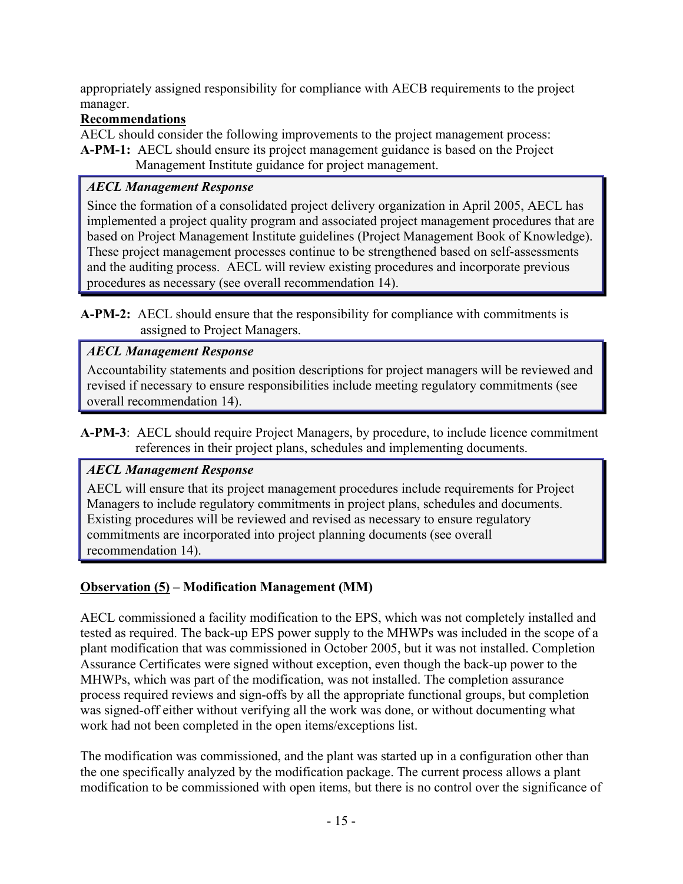appropriately assigned responsibility for compliance with AECB requirements to the project manager.

**Recommendations**

AECL should consider the following improvements to the project management process:

**A-PM-1:** AECL should ensure its project management guidance is based on the Project Management Institute guidance for project management.

> ***AECL Management Response***
>
> Since the formation of a consolidated project delivery organization in April 2005, AECL has implemented a project quality program and associated project management procedures that are based on Project Management Institute guidelines (Project Management Book of Knowledge). These project management processes continue to be strengthened based on self-assessments and the auditing process. AECL will review existing procedures and incorporate previous procedures as necessary (see overall recommendation 14).

**A-PM-2:** AECL should ensure that the responsibility for compliance with commitments is assigned to Project Managers.

> ***AECL Management Response***
>
> Accountability statements and position descriptions for project managers will be reviewed and revised if necessary to ensure responsibilities include meeting regulatory commitments (see overall recommendation 14).

**A-PM-3**: AECL should require Project Managers, by procedure, to include licence commitment references in their project plans, schedules and implementing documents.

> ***AECL Management Response***
>
> AECL will ensure that its project management procedures include requirements for Project Managers to include regulatory commitments in project plans, schedules and documents. Existing procedures will be reviewed and revised as necessary to ensure regulatory commitments are incorporated into project planning documents (see overall recommendation 14).

### **Observation (5) – Modification Management (MM)**

AECL commissioned a facility modification to the EPS, which was not completely installed and tested as required. The back-up EPS power supply to the MHWPs was included in the scope of a plant modification that was commissioned in October 2005, but it was not installed. Completion Assurance Certificates were signed without exception, even though the back-up power to the MHWPs, which was part of the modification, was not installed. The completion assurance process required reviews and sign-offs by all the appropriate functional groups, but completion was signed-off either without verifying all the work was done, or without documenting what work had not been completed in the open items/exceptions list.

The modification was commissioned, and the plant was started up in a configuration other than the one specifically analyzed by the modification package. The current process allows a plant modification to be commissioned with open items, but there is no control over the significance of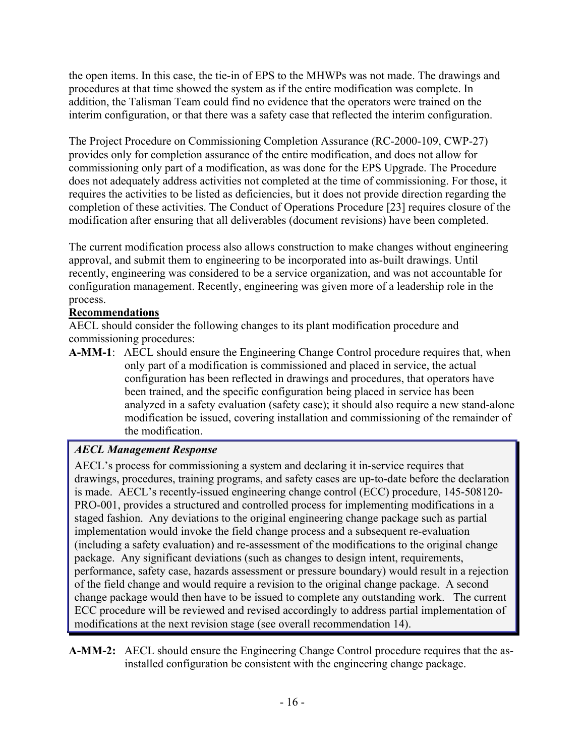the open items. In this case, the tie-in of EPS to the MHWPs was not made. The drawings and procedures at that time showed the system as if the entire modification was complete. In addition, the Talisman Team could find no evidence that the operators were trained on the interim configuration, or that there was a safety case that reflected the interim configuration.

The Project Procedure on Commissioning Completion Assurance (RC-2000-109, CWP-27) provides only for completion assurance of the entire modification, and does not allow for commissioning only part of a modification, as was done for the EPS Upgrade. The Procedure does not adequately address activities not completed at the time of commissioning. For those, it requires the activities to be listed as deficiencies, but it does not provide direction regarding the completion of these activities. The Conduct of Operations Procedure [23] requires closure of the modification after ensuring that all deliverables (document revisions) have been completed.

The current modification process also allows construction to make changes without engineering approval, and submit them to engineering to be incorporated into as-built drawings. Until recently, engineering was considered to be a service organization, and was not accountable for configuration management. Recently, engineering was given more of a leadership role in the process.

**Recommendations**

AECL should consider the following changes to its plant modification procedure and commissioning procedures:

**A-MM-1**: AECL should ensure the Engineering Change Control procedure requires that, when only part of a modification is commissioned and placed in service, the actual configuration has been reflected in drawings and procedures, that operators have been trained, and the specific configuration being placed in service has been analyzed in a safety evaluation (safety case); it should also require a new stand-alone modification be issued, covering installation and commissioning of the remainder of the modification.

> ***AECL Management Response***
>
> AECL's process for commissioning a system and declaring it in-service requires that drawings, procedures, training programs, and safety cases are up-to-date before the declaration is made. AECL's recently-issued engineering change control (ECC) procedure, 145-508120-PRO-001, provides a structured and controlled process for implementing modifications in a staged fashion. Any deviations to the original engineering change package such as partial implementation would invoke the field change process and a subsequent re-evaluation (including a safety evaluation) and re-assessment of the modifications to the original change package. Any significant deviations (such as changes to design intent, requirements, performance, safety case, hazards assessment or pressure boundary) would result in a rejection of the field change and would require a revision to the original change package. A second change package would then have to be issued to complete any outstanding work. The current ECC procedure will be reviewed and revised accordingly to address partial implementation of modifications at the next revision stage (see overall recommendation 14).

**A-MM-2:** AECL should ensure the Engineering Change Control procedure requires that the as-installed configuration be consistent with the engineering change package.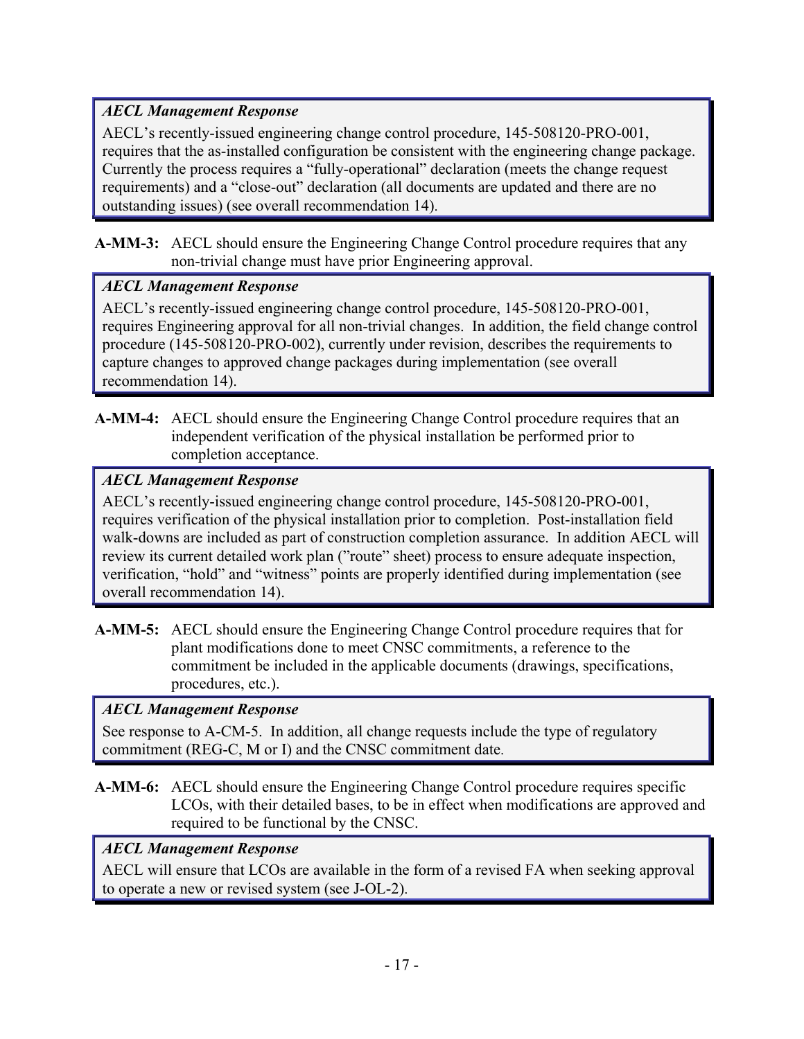*AECL Management Response*

AECL's recently-issued engineering change control procedure, 145-508120-PRO-001, requires that the as-installed configuration be consistent with the engineering change package. Currently the process requires a "fully-operational" declaration (meets the change request requirements) and a "close-out" declaration (all documents are updated and there are no outstanding issues) (see overall recommendation 14).

**A-MM-3:** AECL should ensure the Engineering Change Control procedure requires that any non-trivial change must have prior Engineering approval.

*AECL Management Response*

AECL's recently-issued engineering change control procedure, 145-508120-PRO-001, requires Engineering approval for all non-trivial changes. In addition, the field change control procedure (145-508120-PRO-002), currently under revision, describes the requirements to capture changes to approved change packages during implementation (see overall recommendation 14).

**A-MM-4:** AECL should ensure the Engineering Change Control procedure requires that an independent verification of the physical installation be performed prior to completion acceptance.

*AECL Management Response*

AECL's recently-issued engineering change control procedure, 145-508120-PRO-001, requires verification of the physical installation prior to completion. Post-installation field walk-downs are included as part of construction completion assurance. In addition AECL will review its current detailed work plan ("route" sheet) process to ensure adequate inspection, verification, "hold" and "witness" points are properly identified during implementation (see overall recommendation 14).

**A-MM-5:** AECL should ensure the Engineering Change Control procedure requires that for plant modifications done to meet CNSC commitments, a reference to the commitment be included in the applicable documents (drawings, specifications, procedures, etc.).

*AECL Management Response*

See response to A-CM-5. In addition, all change requests include the type of regulatory commitment (REG-C, M or I) and the CNSC commitment date.

**A-MM-6:** AECL should ensure the Engineering Change Control procedure requires specific LCOs, with their detailed bases, to be in effect when modifications are approved and required to be functional by the CNSC.

*AECL Management Response*

AECL will ensure that LCOs are available in the form of a revised FA when seeking approval to operate a new or revised system (see J-OL-2).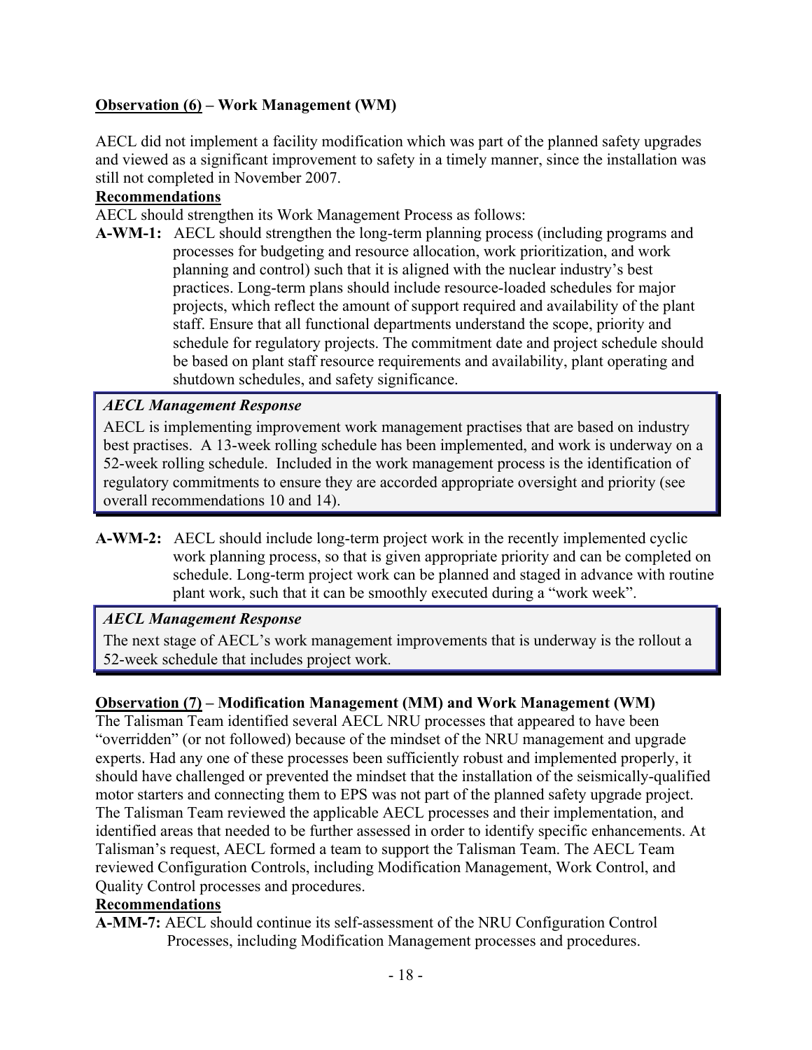**<u>Observation (6)</u> – Work Management (WM)**

AECL did not implement a facility modification which was part of the planned safety upgrades and viewed as a significant improvement to safety in a timely manner, since the installation was still not completed in November 2007.

**<u>Recommendations</u>**

AECL should strengthen its Work Management Process as follows:

**A-WM-1:** AECL should strengthen the long-term planning process (including programs and processes for budgeting and resource allocation, work prioritization, and work planning and control) such that it is aligned with the nuclear industry's best practices. Long-term plans should include resource-loaded schedules for major projects, which reflect the amount of support required and availability of the plant staff. Ensure that all functional departments understand the scope, priority and schedule for regulatory projects. The commitment date and project schedule should be based on plant staff resource requirements and availability, plant operating and shutdown schedules, and safety significance.

> ***AECL Management Response***
>
> AECL is implementing improvement work management practises that are based on industry best practises. A 13-week rolling schedule has been implemented, and work is underway on a 52-week rolling schedule. Included in the work management process is the identification of regulatory commitments to ensure they are accorded appropriate oversight and priority (see overall recommendations 10 and 14).

**A-WM-2:** AECL should include long-term project work in the recently implemented cyclic work planning process, so that is given appropriate priority and can be completed on schedule. Long-term project work can be planned and staged in advance with routine plant work, such that it can be smoothly executed during a "work week".

> ***AECL Management Response***
>
> The next stage of AECL's work management improvements that is underway is the rollout a 52-week schedule that includes project work.

**<u>Observation (7)</u> – Modification Management (MM) and Work Management (WM)**

The Talisman Team identified several AECL NRU processes that appeared to have been "overridden" (or not followed) because of the mindset of the NRU management and upgrade experts. Had any one of these processes been sufficiently robust and implemented properly, it should have challenged or prevented the mindset that the installation of the seismically-qualified motor starters and connecting them to EPS was not part of the planned safety upgrade project. The Talisman Team reviewed the applicable AECL processes and their implementation, and identified areas that needed to be further assessed in order to identify specific enhancements. At Talisman's request, AECL formed a team to support the Talisman Team. The AECL Team reviewed Configuration Controls, including Modification Management, Work Control, and Quality Control processes and procedures.

**<u>Recommendations</u>**

**A-MM-7:** AECL should continue its self-assessment of the NRU Configuration Control Processes, including Modification Management processes and procedures.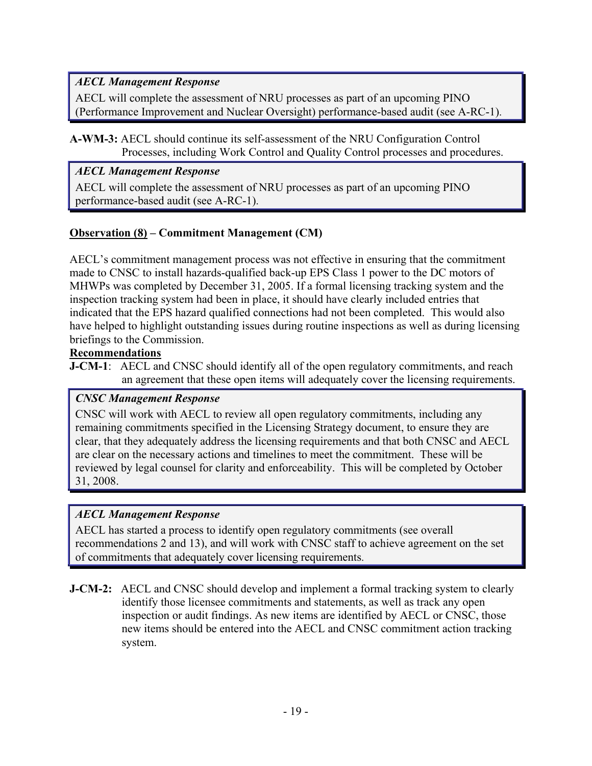*AECL Management Response*

AECL will complete the assessment of NRU processes as part of an upcoming PINO (Performance Improvement and Nuclear Oversight) performance-based audit (see A-RC-1).

**A-WM-3:** AECL should continue its self-assessment of the NRU Configuration Control Processes, including Work Control and Quality Control processes and procedures.

*AECL Management Response*

AECL will complete the assessment of NRU processes as part of an upcoming PINO performance-based audit (see A-RC-1).

**Observation (8) – Commitment Management (CM)**

AECL's commitment management process was not effective in ensuring that the commitment made to CNSC to install hazards-qualified back-up EPS Class 1 power to the DC motors of MHWPs was completed by December 31, 2005. If a formal licensing tracking system and the inspection tracking system had been in place, it should have clearly included entries that indicated that the EPS hazard qualified connections had not been completed. This would also have helped to highlight outstanding issues during routine inspections as well as during licensing briefings to the Commission.

**Recommendations**

**J-CM-1**: AECL and CNSC should identify all of the open regulatory commitments, and reach an agreement that these open items will adequately cover the licensing requirements.

*CNSC Management Response*

CNSC will work with AECL to review all open regulatory commitments, including any remaining commitments specified in the Licensing Strategy document, to ensure they are clear, that they adequately address the licensing requirements and that both CNSC and AECL are clear on the necessary actions and timelines to meet the commitment. These will be reviewed by legal counsel for clarity and enforceability. This will be completed by October 31, 2008.

*AECL Management Response*

AECL has started a process to identify open regulatory commitments (see overall recommendations 2 and 13), and will work with CNSC staff to achieve agreement on the set of commitments that adequately cover licensing requirements.

**J-CM-2:** AECL and CNSC should develop and implement a formal tracking system to clearly identify those licensee commitments and statements, as well as track any open inspection or audit findings. As new items are identified by AECL or CNSC, those new items should be entered into the AECL and CNSC commitment action tracking system.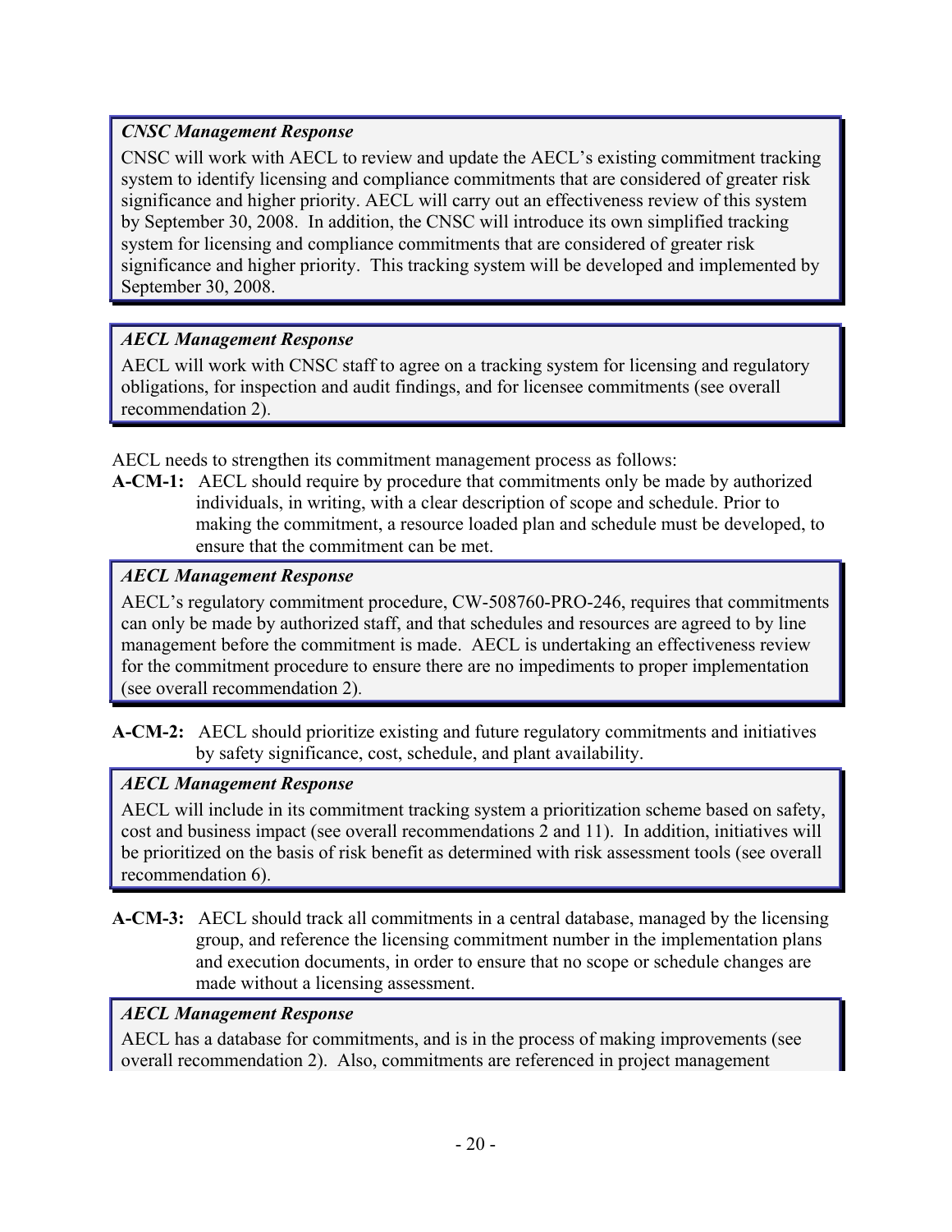*CNSC Management Response*

CNSC will work with AECL to review and update the AECL's existing commitment tracking system to identify licensing and compliance commitments that are considered of greater risk significance and higher priority. AECL will carry out an effectiveness review of this system by September 30, 2008. In addition, the CNSC will introduce its own simplified tracking system for licensing and compliance commitments that are considered of greater risk significance and higher priority. This tracking system will be developed and implemented by September 30, 2008.

*AECL Management Response*

AECL will work with CNSC staff to agree on a tracking system for licensing and regulatory obligations, for inspection and audit findings, and for licensee commitments (see overall recommendation 2).

AECL needs to strengthen its commitment management process as follows:

**A-CM-1:** AECL should require by procedure that commitments only be made by authorized individuals, in writing, with a clear description of scope and schedule. Prior to making the commitment, a resource loaded plan and schedule must be developed, to ensure that the commitment can be met.

*AECL Management Response*

AECL's regulatory commitment procedure, CW-508760-PRO-246, requires that commitments can only be made by authorized staff, and that schedules and resources are agreed to by line management before the commitment is made. AECL is undertaking an effectiveness review for the commitment procedure to ensure there are no impediments to proper implementation (see overall recommendation 2).

**A-CM-2:** AECL should prioritize existing and future regulatory commitments and initiatives by safety significance, cost, schedule, and plant availability.

*AECL Management Response*

AECL will include in its commitment tracking system a prioritization scheme based on safety, cost and business impact (see overall recommendations 2 and 11). In addition, initiatives will be prioritized on the basis of risk benefit as determined with risk assessment tools (see overall recommendation 6).

**A-CM-3:** AECL should track all commitments in a central database, managed by the licensing group, and reference the licensing commitment number in the implementation plans and execution documents, in order to ensure that no scope or schedule changes are made without a licensing assessment.

*AECL Management Response*

AECL has a database for commitments, and is in the process of making improvements (see overall recommendation 2). Also, commitments are referenced in project management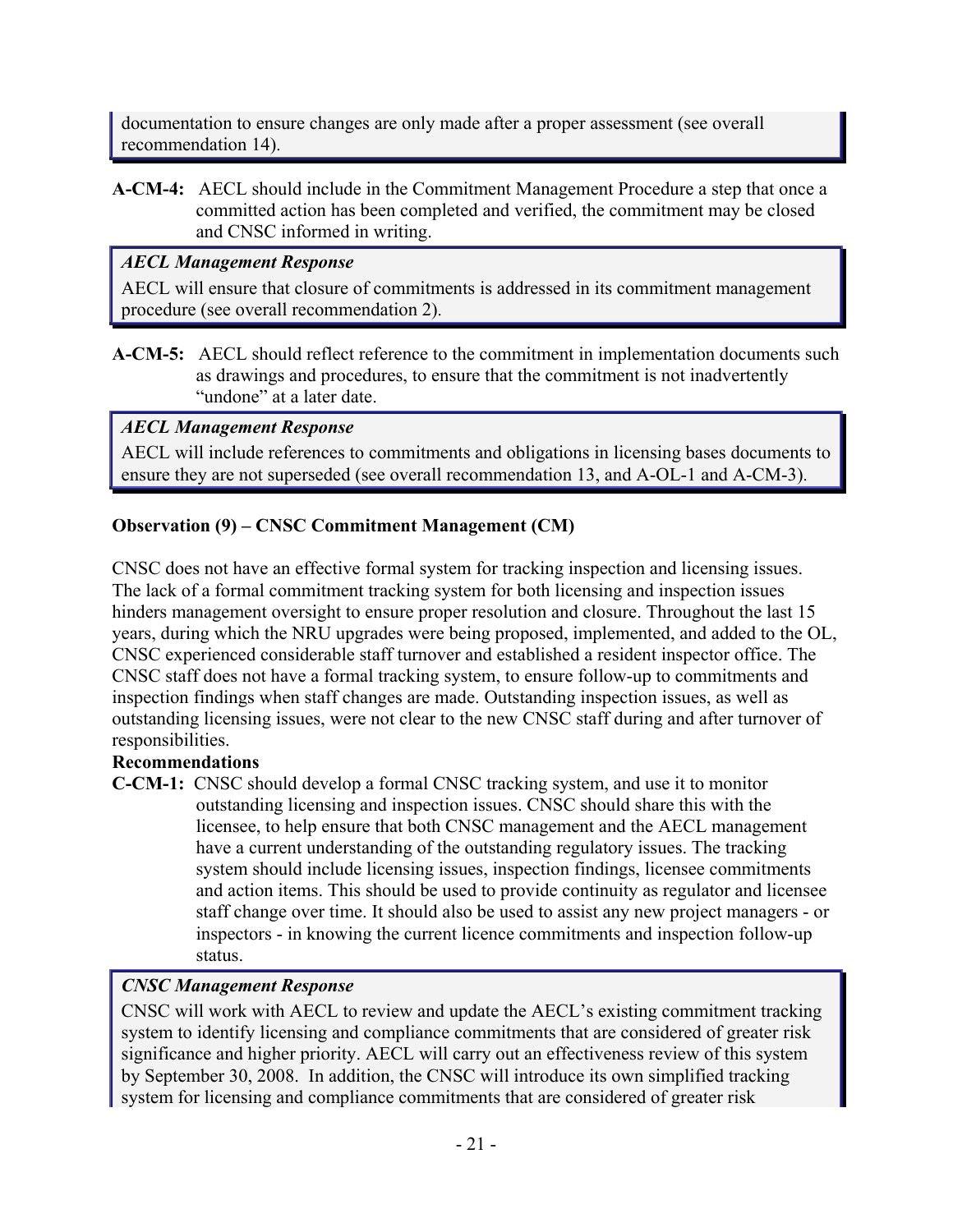documentation to ensure changes are only made after a proper assessment (see overall recommendation 14).

**A-CM-4:** AECL should include in the Commitment Management Procedure a step that once a committed action has been completed and verified, the commitment may be closed and CNSC informed in writing.

> ***AECL Management Response***
>
> AECL will ensure that closure of commitments is addressed in its commitment management procedure (see overall recommendation 2).

**A-CM-5:** AECL should reflect reference to the commitment in implementation documents such as drawings and procedures, to ensure that the commitment is not inadvertently "undone" at a later date.

> ***AECL Management Response***
>
> AECL will include references to commitments and obligations in licensing bases documents to ensure they are not superseded (see overall recommendation 13, and A-OL-1 and A-CM-3).

**Observation (9) – CNSC Commitment Management (CM)**

CNSC does not have an effective formal system for tracking inspection and licensing issues. The lack of a formal commitment tracking system for both licensing and inspection issues hinders management oversight to ensure proper resolution and closure. Throughout the last 15 years, during which the NRU upgrades were being proposed, implemented, and added to the OL, CNSC experienced considerable staff turnover and established a resident inspector office. The CNSC staff does not have a formal tracking system, to ensure follow-up to commitments and inspection findings when staff changes are made. Outstanding inspection issues, as well as outstanding licensing issues, were not clear to the new CNSC staff during and after turnover of responsibilities.

**Recommendations**

**C-CM-1:** CNSC should develop a formal CNSC tracking system, and use it to monitor outstanding licensing and inspection issues. CNSC should share this with the licensee, to help ensure that both CNSC management and the AECL management have a current understanding of the outstanding regulatory issues. The tracking system should include licensing issues, inspection findings, licensee commitments and action items. This should be used to provide continuity as regulator and licensee staff change over time. It should also be used to assist any new project managers - or inspectors - in knowing the current licence commitments and inspection follow-up status.

> ***CNSC Management Response***
>
> CNSC will work with AECL to review and update the AECL's existing commitment tracking system to identify licensing and compliance commitments that are considered of greater risk significance and higher priority. AECL will carry out an effectiveness review of this system by September 30, 2008. In addition, the CNSC will introduce its own simplified tracking system for licensing and compliance commitments that are considered of greater risk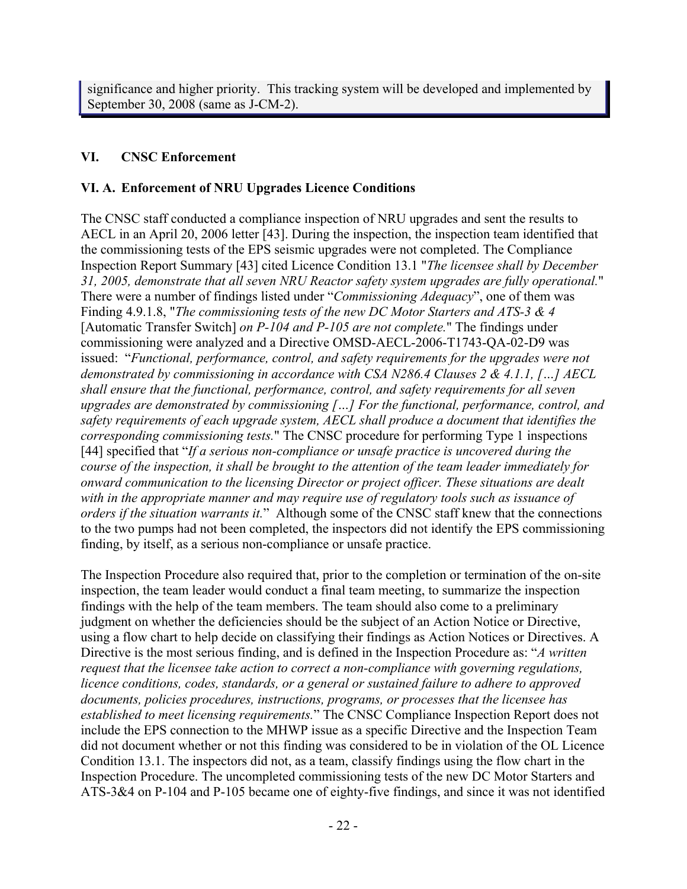significance and higher priority. This tracking system will be developed and implemented by September 30, 2008 (same as J-CM-2).

## VI. CNSC Enforcement

### VI. A. Enforcement of NRU Upgrades Licence Conditions

The CNSC staff conducted a compliance inspection of NRU upgrades and sent the results to AECL in an April 20, 2006 letter [43]. During the inspection, the inspection team identified that the commissioning tests of the EPS seismic upgrades were not completed. The Compliance Inspection Report Summary [43] cited Licence Condition 13.1 "*The licensee shall by December 31, 2005, demonstrate that all seven NRU Reactor safety system upgrades are fully operational.*" There were a number of findings listed under "*Commissioning Adequacy*", one of them was Finding 4.9.1.8, "*The commissioning tests of the new DC Motor Starters and ATS-3 & 4* [Automatic Transfer Switch] *on P-104 and P-105 are not complete.*" The findings under commissioning were analyzed and a Directive OMSD-AECL-2006-T1743-QA-02-D9 was issued: "*Functional, performance, control, and safety requirements for the upgrades were not demonstrated by commissioning in accordance with CSA N286.4 Clauses 2 & 4.1.1, […] AECL shall ensure that the functional, performance, control, and safety requirements for all seven upgrades are demonstrated by commissioning […] For the functional, performance, control, and safety requirements of each upgrade system, AECL shall produce a document that identifies the corresponding commissioning tests.*" The CNSC procedure for performing Type 1 inspections [44] specified that "*If a serious non-compliance or unsafe practice is uncovered during the course of the inspection, it shall be brought to the attention of the team leader immediately for onward communication to the licensing Director or project officer. These situations are dealt with in the appropriate manner and may require use of regulatory tools such as issuance of orders if the situation warrants it.*" Although some of the CNSC staff knew that the connections to the two pumps had not been completed, the inspectors did not identify the EPS commissioning finding, by itself, as a serious non-compliance or unsafe practice.

The Inspection Procedure also required that, prior to the completion or termination of the on-site inspection, the team leader would conduct a final team meeting, to summarize the inspection findings with the help of the team members. The team should also come to a preliminary judgment on whether the deficiencies should be the subject of an Action Notice or Directive, using a flow chart to help decide on classifying their findings as Action Notices or Directives. A Directive is the most serious finding, and is defined in the Inspection Procedure as: "*A written request that the licensee take action to correct a non-compliance with governing regulations, licence conditions, codes, standards, or a general or sustained failure to adhere to approved documents, policies procedures, instructions, programs, or processes that the licensee has established to meet licensing requirements.*" The CNSC Compliance Inspection Report does not include the EPS connection to the MHWP issue as a specific Directive and the Inspection Team did not document whether or not this finding was considered to be in violation of the OL Licence Condition 13.1. The inspectors did not, as a team, classify findings using the flow chart in the Inspection Procedure. The uncompleted commissioning tests of the new DC Motor Starters and ATS-3&4 on P-104 and P-105 became one of eighty-five findings, and since it was not identified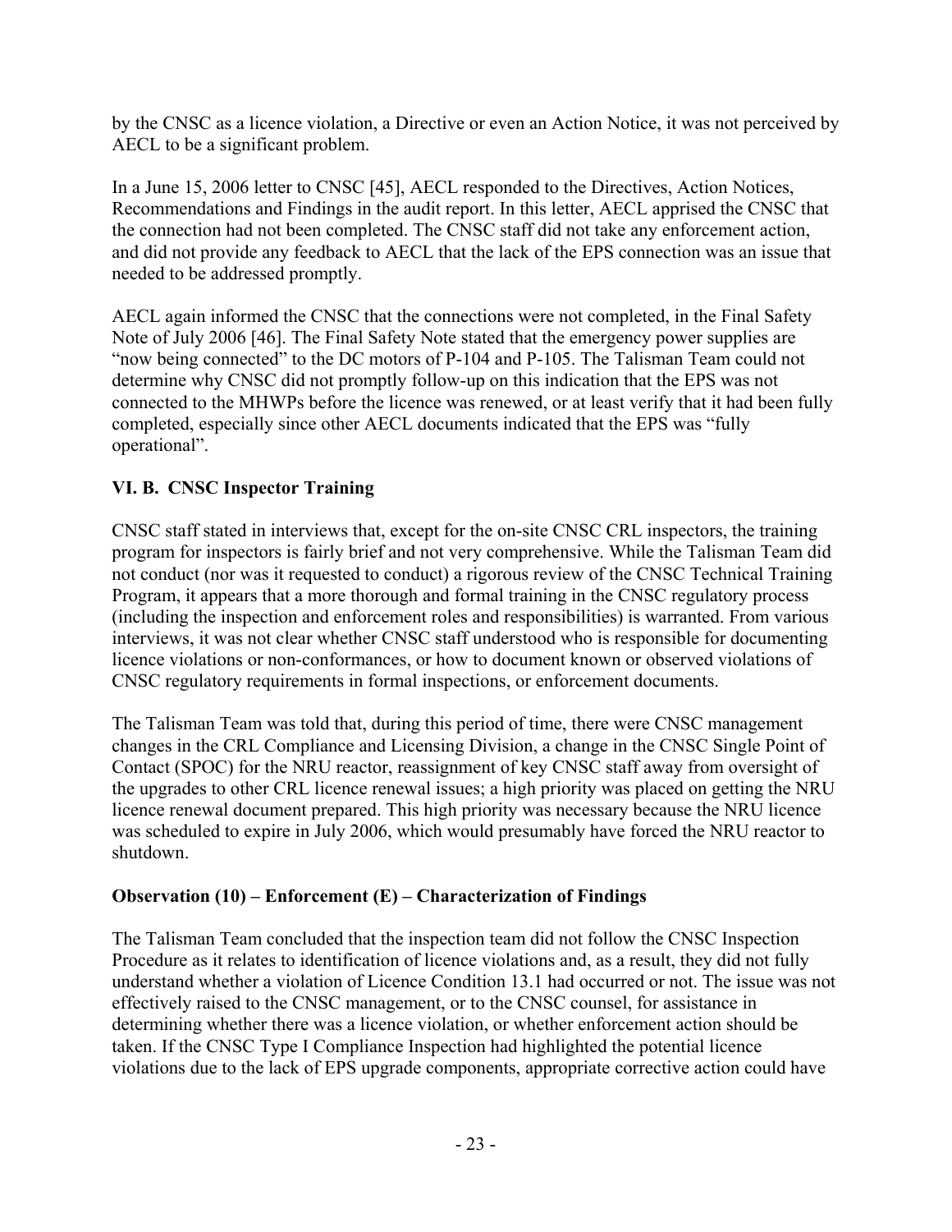by the CNSC as a licence violation, a Directive or even an Action Notice, it was not perceived by AECL to be a significant problem.

In a June 15, 2006 letter to CNSC [45], AECL responded to the Directives, Action Notices, Recommendations and Findings in the audit report. In this letter, AECL apprised the CNSC that the connection had not been completed. The CNSC staff did not take any enforcement action, and did not provide any feedback to AECL that the lack of the EPS connection was an issue that needed to be addressed promptly.

AECL again informed the CNSC that the connections were not completed, in the Final Safety Note of July 2006 [46]. The Final Safety Note stated that the emergency power supplies are "now being connected" to the DC motors of P-104 and P-105. The Talisman Team could not determine why CNSC did not promptly follow-up on this indication that the EPS was not connected to the MHWPs before the licence was renewed, or at least verify that it had been fully completed, especially since other AECL documents indicated that the EPS was "fully operational".

## VI. B. CNSC Inspector Training

CNSC staff stated in interviews that, except for the on-site CNSC CRL inspectors, the training program for inspectors is fairly brief and not very comprehensive. While the Talisman Team did not conduct (nor was it requested to conduct) a rigorous review of the CNSC Technical Training Program, it appears that a more thorough and formal training in the CNSC regulatory process (including the inspection and enforcement roles and responsibilities) is warranted. From various interviews, it was not clear whether CNSC staff understood who is responsible for documenting licence violations or non-conformances, or how to document known or observed violations of CNSC regulatory requirements in formal inspections, or enforcement documents.

The Talisman Team was told that, during this period of time, there were CNSC management changes in the CRL Compliance and Licensing Division, a change in the CNSC Single Point of Contact (SPOC) for the NRU reactor, reassignment of key CNSC staff away from oversight of the upgrades to other CRL licence renewal issues; a high priority was placed on getting the NRU licence renewal document prepared. This high priority was necessary because the NRU licence was scheduled to expire in July 2006, which would presumably have forced the NRU reactor to shutdown.

### Observation (10) – Enforcement (E) – Characterization of Findings

The Talisman Team concluded that the inspection team did not follow the CNSC Inspection Procedure as it relates to identification of licence violations and, as a result, they did not fully understand whether a violation of Licence Condition 13.1 had occurred or not. The issue was not effectively raised to the CNSC management, or to the CNSC counsel, for assistance in determining whether there was a licence violation, or whether enforcement action should be taken. If the CNSC Type I Compliance Inspection had highlighted the potential licence violations due to the lack of EPS upgrade components, appropriate corrective action could have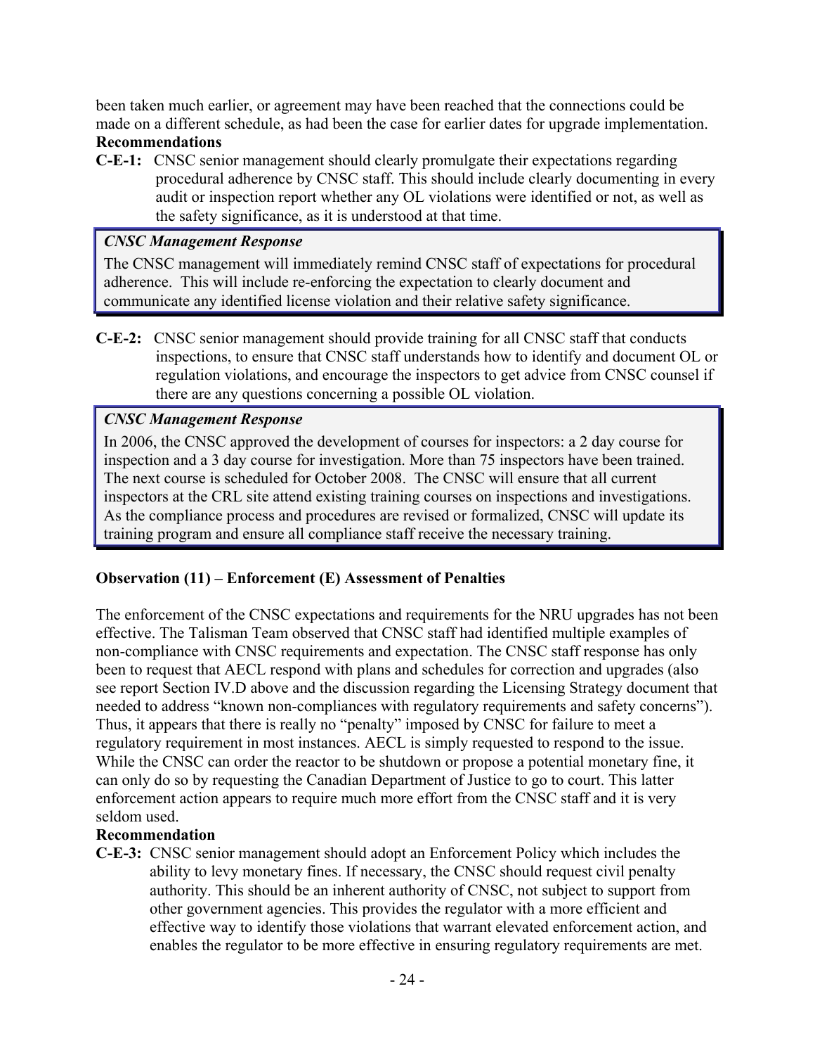been taken much earlier, or agreement may have been reached that the connections could be made on a different schedule, as had been the case for earlier dates for upgrade implementation.

**Recommendations**

**C-E-1:** CNSC senior management should clearly promulgate their expectations regarding procedural adherence by CNSC staff. This should include clearly documenting in every audit or inspection report whether any OL violations were identified or not, as well as the safety significance, as it is understood at that time.

> ***CNSC Management Response***
>
> The CNSC management will immediately remind CNSC staff of expectations for procedural adherence. This will include re-enforcing the expectation to clearly document and communicate any identified license violation and their relative safety significance.

**C-E-2:** CNSC senior management should provide training for all CNSC staff that conducts inspections, to ensure that CNSC staff understands how to identify and document OL or regulation violations, and encourage the inspectors to get advice from CNSC counsel if there are any questions concerning a possible OL violation.

> ***CNSC Management Response***
>
> In 2006, the CNSC approved the development of courses for inspectors: a 2 day course for inspection and a 3 day course for investigation. More than 75 inspectors have been trained. The next course is scheduled for October 2008. The CNSC will ensure that all current inspectors at the CRL site attend existing training courses on inspections and investigations. As the compliance process and procedures are revised or formalized, CNSC will update its training program and ensure all compliance staff receive the necessary training.

### Observation (11) – Enforcement (E) Assessment of Penalties

The enforcement of the CNSC expectations and requirements for the NRU upgrades has not been effective. The Talisman Team observed that CNSC staff had identified multiple examples of non-compliance with CNSC requirements and expectation. The CNSC staff response has only been to request that AECL respond with plans and schedules for correction and upgrades (also see report Section IV.D above and the discussion regarding the Licensing Strategy document that needed to address "known non-compliances with regulatory requirements and safety concerns"). Thus, it appears that there is really no "penalty" imposed by CNSC for failure to meet a regulatory requirement in most instances. AECL is simply requested to respond to the issue. While the CNSC can order the reactor to be shutdown or propose a potential monetary fine, it can only do so by requesting the Canadian Department of Justice to go to court. This latter enforcement action appears to require much more effort from the CNSC staff and it is very seldom used.

**Recommendation**

**C-E-3:** CNSC senior management should adopt an Enforcement Policy which includes the ability to levy monetary fines. If necessary, the CNSC should request civil penalty authority. This should be an inherent authority of CNSC, not subject to support from other government agencies. This provides the regulator with a more efficient and effective way to identify those violations that warrant elevated enforcement action, and enables the regulator to be more effective in ensuring regulatory requirements are met.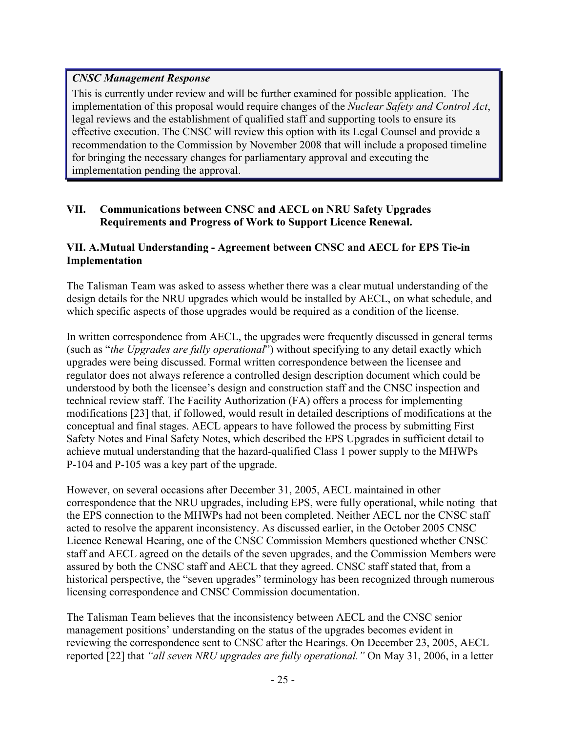*CNSC Management Response*

This is currently under review and will be further examined for possible application. The implementation of this proposal would require changes of the *Nuclear Safety and Control Act*, legal reviews and the establishment of qualified staff and supporting tools to ensure its effective execution. The CNSC will review this option with its Legal Counsel and provide a recommendation to the Commission by November 2008 that will include a proposed timeline for bringing the necessary changes for parliamentary approval and executing the implementation pending the approval.

## VII. Communications between CNSC and AECL on NRU Safety Upgrades Requirements and Progress of Work to Support Licence Renewal.

### VII. A. Mutual Understanding - Agreement between CNSC and AECL for EPS Tie-in Implementation

The Talisman Team was asked to assess whether there was a clear mutual understanding of the design details for the NRU upgrades which would be installed by AECL, on what schedule, and which specific aspects of those upgrades would be required as a condition of the license.

In written correspondence from AECL, the upgrades were frequently discussed in general terms (such as "*the Upgrades are fully operational*") without specifying to any detail exactly which upgrades were being discussed. Formal written correspondence between the licensee and regulator does not always reference a controlled design description document which could be understood by both the licensee's design and construction staff and the CNSC inspection and technical review staff. The Facility Authorization (FA) offers a process for implementing modifications [23] that, if followed, would result in detailed descriptions of modifications at the conceptual and final stages. AECL appears to have followed the process by submitting First Safety Notes and Final Safety Notes, which described the EPS Upgrades in sufficient detail to achieve mutual understanding that the hazard-qualified Class 1 power supply to the MHWPs P-104 and P-105 was a key part of the upgrade.

However, on several occasions after December 31, 2005, AECL maintained in other correspondence that the NRU upgrades, including EPS, were fully operational, while noting that the EPS connection to the MHWPs had not been completed. Neither AECL nor the CNSC staff acted to resolve the apparent inconsistency. As discussed earlier, in the October 2005 CNSC Licence Renewal Hearing, one of the CNSC Commission Members questioned whether CNSC staff and AECL agreed on the details of the seven upgrades, and the Commission Members were assured by both the CNSC staff and AECL that they agreed. CNSC staff stated that, from a historical perspective, the "seven upgrades" terminology has been recognized through numerous licensing correspondence and CNSC Commission documentation.

The Talisman Team believes that the inconsistency between AECL and the CNSC senior management positions' understanding on the status of the upgrades becomes evident in reviewing the correspondence sent to CNSC after the Hearings. On December 23, 2005, AECL reported [22] that *"all seven NRU upgrades are fully operational."* On May 31, 2006, in a letter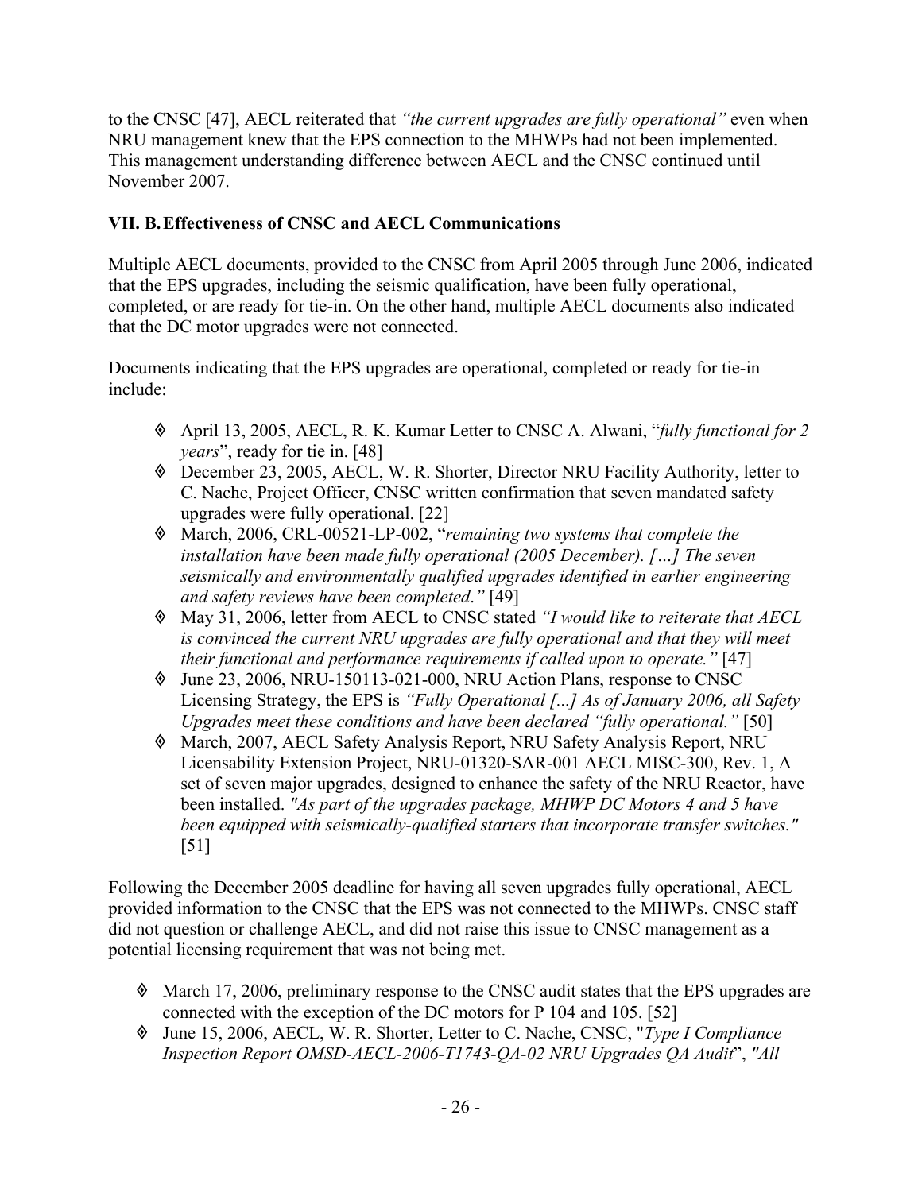to the CNSC [47], AECL reiterated that *"the current upgrades are fully operational"* even when NRU management knew that the EPS connection to the MHWPs had not been implemented. This management understanding difference between AECL and the CNSC continued until November 2007.

### VII. B. Effectiveness of CNSC and AECL Communications

Multiple AECL documents, provided to the CNSC from April 2005 through June 2006, indicated that the EPS upgrades, including the seismic qualification, have been fully operational, completed, or are ready for tie-in. On the other hand, multiple AECL documents also indicated that the DC motor upgrades were not connected.

Documents indicating that the EPS upgrades are operational, completed or ready for tie-in include:

- April 13, 2005, AECL, R. K. Kumar Letter to CNSC A. Alwani, "*fully functional for 2 years*", ready for tie in. [48]
- December 23, 2005, AECL, W. R. Shorter, Director NRU Facility Authority, letter to C. Nache, Project Officer, CNSC written confirmation that seven mandated safety upgrades were fully operational. [22]
- March, 2006, CRL-00521-LP-002, "*remaining two systems that complete the installation have been made fully operational (2005 December). […] The seven seismically and environmentally qualified upgrades identified in earlier engineering and safety reviews have been completed."* [49]
- May 31, 2006, letter from AECL to CNSC stated *"I would like to reiterate that AECL is convinced the current NRU upgrades are fully operational and that they will meet their functional and performance requirements if called upon to operate."* [47]
- June 23, 2006, NRU-150113-021-000, NRU Action Plans, response to CNSC Licensing Strategy, the EPS is *"Fully Operational [...] As of January 2006, all Safety Upgrades meet these conditions and have been declared "fully operational."* [50]
- March, 2007, AECL Safety Analysis Report, NRU Safety Analysis Report, NRU Licensability Extension Project, NRU-01320-SAR-001 AECL MISC-300, Rev. 1, A set of seven major upgrades, designed to enhance the safety of the NRU Reactor, have been installed. *"As part of the upgrades package, MHWP DC Motors 4 and 5 have been equipped with seismically-qualified starters that incorporate transfer switches."* [51]

Following the December 2005 deadline for having all seven upgrades fully operational, AECL provided information to the CNSC that the EPS was not connected to the MHWPs. CNSC staff did not question or challenge AECL, and did not raise this issue to CNSC management as a potential licensing requirement that was not being met.

- March 17, 2006, preliminary response to the CNSC audit states that the EPS upgrades are connected with the exception of the DC motors for P 104 and 105. [52]
- June 15, 2006, AECL, W. R. Shorter, Letter to C. Nache, CNSC, "*Type I Compliance Inspection Report OMSD-AECL-2006-T1743-QA-02 NRU Upgrades QA Audit*", *"All*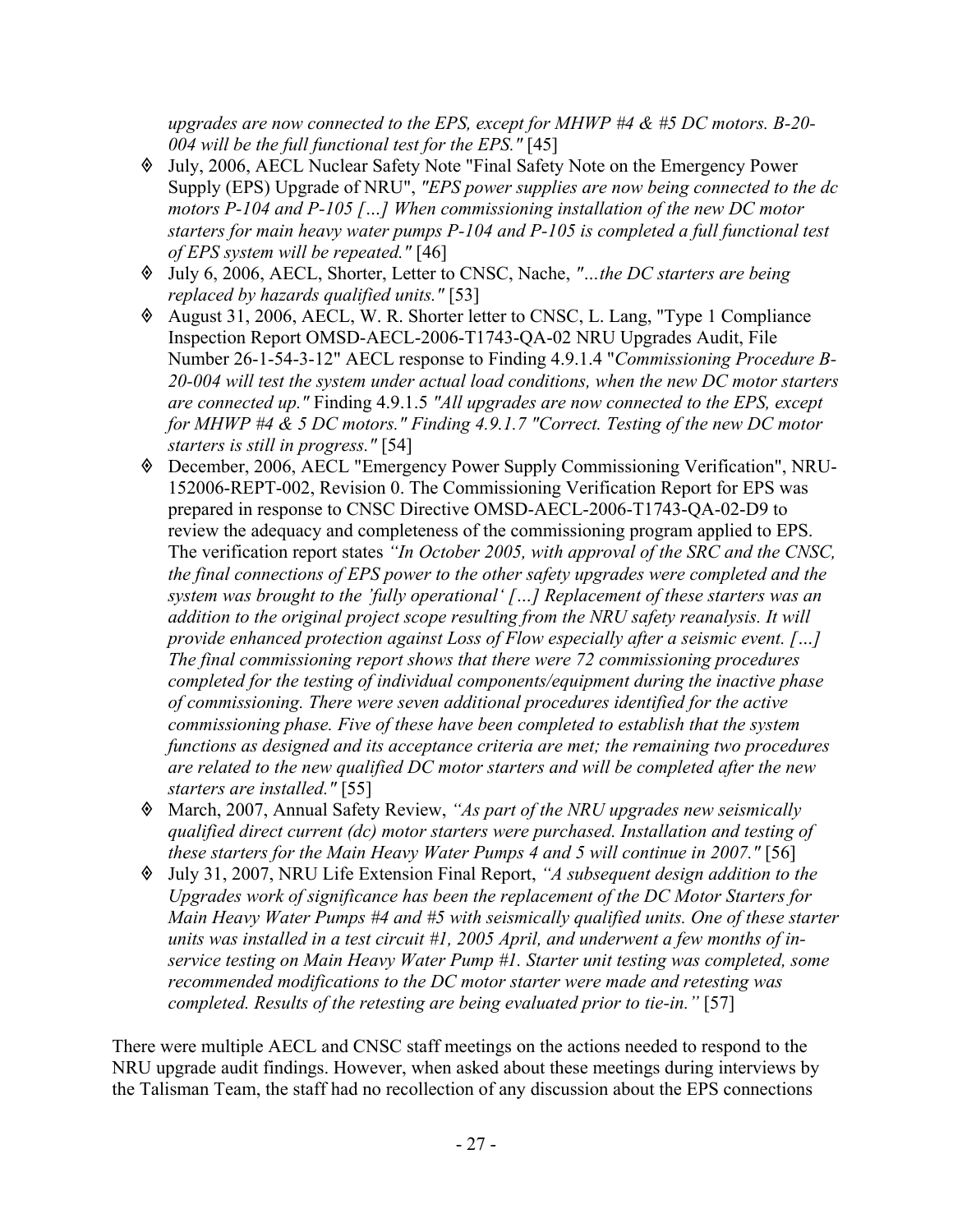*upgrades are now connected to the EPS, except for MHWP #4 & #5 DC motors. B-20-004 will be the full functional test for the EPS."* [45]

- July, 2006, AECL Nuclear Safety Note "Final Safety Note on the Emergency Power Supply (EPS) Upgrade of NRU", *"EPS power supplies are now being connected to the dc motors P-104 and P-105 […] When commissioning installation of the new DC motor starters for main heavy water pumps P-104 and P-105 is completed a full functional test of EPS system will be repeated."* [46]
- July 6, 2006, AECL, Shorter, Letter to CNSC, Nache, *"…the DC starters are being replaced by hazards qualified units."* [53]
- August 31, 2006, AECL, W. R. Shorter letter to CNSC, L. Lang, "Type 1 Compliance Inspection Report OMSD-AECL-2006-T1743-QA-02 NRU Upgrades Audit, File Number 26-1-54-3-12" AECL response to Finding 4.9.1.4 "*Commissioning Procedure B-20-004 will test the system under actual load conditions, when the new DC motor starters are connected up."* Finding 4.9.1.5 *"All upgrades are now connected to the EPS, except for MHWP #4 & 5 DC motors." Finding 4.9.1.7 "Correct. Testing of the new DC motor starters is still in progress."* [54]
- December, 2006, AECL "Emergency Power Supply Commissioning Verification", NRU-152006-REPT-002, Revision 0. The Commissioning Verification Report for EPS was prepared in response to CNSC Directive OMSD-AECL-2006-T1743-QA-02-D9 to review the adequacy and completeness of the commissioning program applied to EPS. The verification report states *"In October 2005, with approval of the SRC and the CNSC, the final connections of EPS power to the other safety upgrades were completed and the system was brought to the 'fully operational' […] Replacement of these starters was an addition to the original project scope resulting from the NRU safety reanalysis. It will provide enhanced protection against Loss of Flow especially after a seismic event. […] The final commissioning report shows that there were 72 commissioning procedures completed for the testing of individual components/equipment during the inactive phase of commissioning. There were seven additional procedures identified for the active commissioning phase. Five of these have been completed to establish that the system functions as designed and its acceptance criteria are met; the remaining two procedures are related to the new qualified DC motor starters and will be completed after the new starters are installed."* [55]
- March, 2007, Annual Safety Review, *"As part of the NRU upgrades new seismically qualified direct current (dc) motor starters were purchased. Installation and testing of these starters for the Main Heavy Water Pumps 4 and 5 will continue in 2007."* [56]
- July 31, 2007, NRU Life Extension Final Report, *"A subsequent design addition to the Upgrades work of significance has been the replacement of the DC Motor Starters for Main Heavy Water Pumps #4 and #5 with seismically qualified units. One of these starter units was installed in a test circuit #1, 2005 April, and underwent a few months of in-service testing on Main Heavy Water Pump #1. Starter unit testing was completed, some recommended modifications to the DC motor starter were made and retesting was completed. Results of the retesting are being evaluated prior to tie-in."* [57]

There were multiple AECL and CNSC staff meetings on the actions needed to respond to the NRU upgrade audit findings. However, when asked about these meetings during interviews by the Talisman Team, the staff had no recollection of any discussion about the EPS connections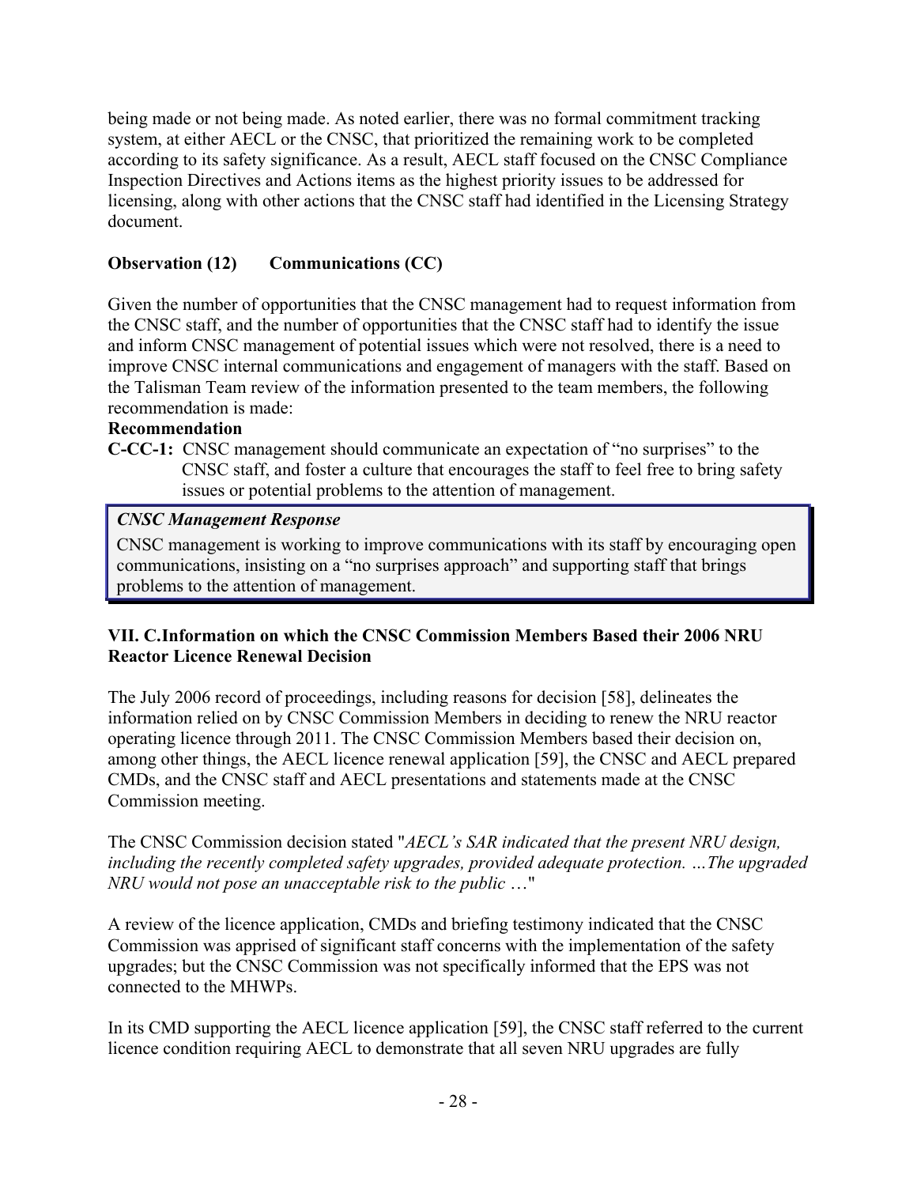being made or not being made. As noted earlier, there was no formal commitment tracking system, at either AECL or the CNSC, that prioritized the remaining work to be completed according to its safety significance. As a result, AECL staff focused on the CNSC Compliance Inspection Directives and Actions items as the highest priority issues to be addressed for licensing, along with other actions that the CNSC staff had identified in the Licensing Strategy document.

**Observation (12) Communications (CC)**

Given the number of opportunities that the CNSC management had to request information from the CNSC staff, and the number of opportunities that the CNSC staff had to identify the issue and inform CNSC management of potential issues which were not resolved, there is a need to improve CNSC internal communications and engagement of managers with the staff. Based on the Talisman Team review of the information presented to the team members, the following recommendation is made:

**Recommendation**

**C-CC-1:** CNSC management should communicate an expectation of "no surprises" to the CNSC staff, and foster a culture that encourages the staff to feel free to bring safety issues or potential problems to the attention of management.

> ***CNSC Management Response***
>
> CNSC management is working to improve communications with its staff by encouraging open communications, insisting on a "no surprises approach" and supporting staff that brings problems to the attention of management.

**VII. C.Information on which the CNSC Commission Members Based their 2006 NRU Reactor Licence Renewal Decision**

The July 2006 record of proceedings, including reasons for decision [58], delineates the information relied on by CNSC Commission Members in deciding to renew the NRU reactor operating licence through 2011. The CNSC Commission Members based their decision on, among other things, the AECL licence renewal application [59], the CNSC and AECL prepared CMDs, and the CNSC staff and AECL presentations and statements made at the CNSC Commission meeting.

The CNSC Commission decision stated "*AECL's SAR indicated that the present NRU design, including the recently completed safety upgrades, provided adequate protection. …The upgraded NRU would not pose an unacceptable risk to the public* …"

A review of the licence application, CMDs and briefing testimony indicated that the CNSC Commission was apprised of significant staff concerns with the implementation of the safety upgrades; but the CNSC Commission was not specifically informed that the EPS was not connected to the MHWPs.

In its CMD supporting the AECL licence application [59], the CNSC staff referred to the current licence condition requiring AECL to demonstrate that all seven NRU upgrades are fully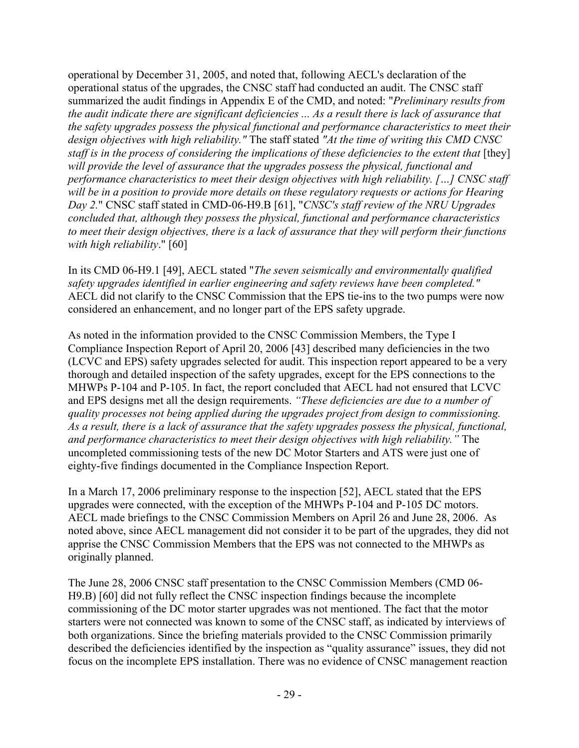operational by December 31, 2005, and noted that, following AECL's declaration of the operational status of the upgrades, the CNSC staff had conducted an audit. The CNSC staff summarized the audit findings in Appendix E of the CMD, and noted: "*Preliminary results from the audit indicate there are significant deficiencies ... As a result there is lack of assurance that the safety upgrades possess the physical functional and performance characteristics to meet their design objectives with high reliability."* The staff stated *"At the time of writing this CMD CNSC staff is in the process of considering the implications of these deficiencies to the extent that* [they] *will provide the level of assurance that the upgrades possess the physical, functional and performance characteristics to meet their design objectives with high reliability. […] CNSC staff will be in a position to provide more details on these regulatory requests or actions for Hearing Day 2*." CNSC staff stated in CMD-06-H9.B [61], "*CNSC's staff review of the NRU Upgrades concluded that, although they possess the physical, functional and performance characteristics to meet their design objectives, there is a lack of assurance that they will perform their functions with high reliability*." [60]

In its CMD 06-H9.1 [49], AECL stated "*The seven seismically and environmentally qualified safety upgrades identified in earlier engineering and safety reviews have been completed."* AECL did not clarify to the CNSC Commission that the EPS tie-ins to the two pumps were now considered an enhancement, and no longer part of the EPS safety upgrade.

As noted in the information provided to the CNSC Commission Members, the Type I Compliance Inspection Report of April 20, 2006 [43] described many deficiencies in the two (LCVC and EPS) safety upgrades selected for audit. This inspection report appeared to be a very thorough and detailed inspection of the safety upgrades, except for the EPS connections to the MHWPs P-104 and P-105. In fact, the report concluded that AECL had not ensured that LCVC and EPS designs met all the design requirements. *"These deficiencies are due to a number of quality processes not being applied during the upgrades project from design to commissioning. As a result, there is a lack of assurance that the safety upgrades possess the physical, functional, and performance characteristics to meet their design objectives with high reliability."* The uncompleted commissioning tests of the new DC Motor Starters and ATS were just one of eighty-five findings documented in the Compliance Inspection Report.

In a March 17, 2006 preliminary response to the inspection [52], AECL stated that the EPS upgrades were connected, with the exception of the MHWPs P-104 and P-105 DC motors. AECL made briefings to the CNSC Commission Members on April 26 and June 28, 2006. As noted above, since AECL management did not consider it to be part of the upgrades, they did not apprise the CNSC Commission Members that the EPS was not connected to the MHWPs as originally planned.

The June 28, 2006 CNSC staff presentation to the CNSC Commission Members (CMD 06-H9.B) [60] did not fully reflect the CNSC inspection findings because the incomplete commissioning of the DC motor starter upgrades was not mentioned. The fact that the motor starters were not connected was known to some of the CNSC staff, as indicated by interviews of both organizations. Since the briefing materials provided to the CNSC Commission primarily described the deficiencies identified by the inspection as "quality assurance" issues, they did not focus on the incomplete EPS installation. There was no evidence of CNSC management reaction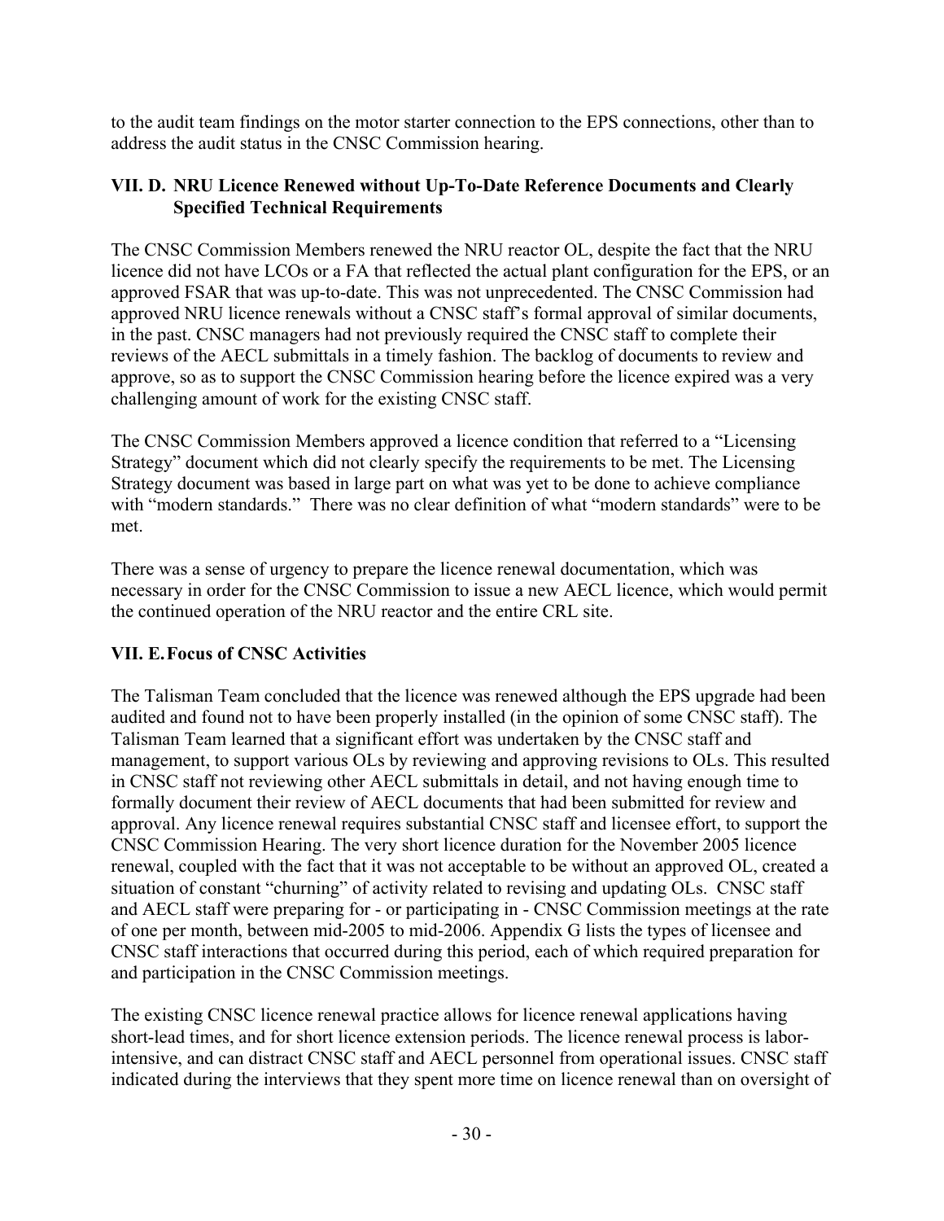to the audit team findings on the motor starter connection to the EPS connections, other than to address the audit status in the CNSC Commission hearing.

### VII. D. NRU Licence Renewed without Up-To-Date Reference Documents and Clearly Specified Technical Requirements

The CNSC Commission Members renewed the NRU reactor OL, despite the fact that the NRU licence did not have LCOs or a FA that reflected the actual plant configuration for the EPS, or an approved FSAR that was up-to-date. This was not unprecedented. The CNSC Commission had approved NRU licence renewals without a CNSC staff's formal approval of similar documents, in the past. CNSC managers had not previously required the CNSC staff to complete their reviews of the AECL submittals in a timely fashion. The backlog of documents to review and approve, so as to support the CNSC Commission hearing before the licence expired was a very challenging amount of work for the existing CNSC staff.

The CNSC Commission Members approved a licence condition that referred to a "Licensing Strategy" document which did not clearly specify the requirements to be met. The Licensing Strategy document was based in large part on what was yet to be done to achieve compliance with "modern standards." There was no clear definition of what "modern standards" were to be met.

There was a sense of urgency to prepare the licence renewal documentation, which was necessary in order for the CNSC Commission to issue a new AECL licence, which would permit the continued operation of the NRU reactor and the entire CRL site.

### VII. E. Focus of CNSC Activities

The Talisman Team concluded that the licence was renewed although the EPS upgrade had been audited and found not to have been properly installed (in the opinion of some CNSC staff). The Talisman Team learned that a significant effort was undertaken by the CNSC staff and management, to support various OLs by reviewing and approving revisions to OLs. This resulted in CNSC staff not reviewing other AECL submittals in detail, and not having enough time to formally document their review of AECL documents that had been submitted for review and approval. Any licence renewal requires substantial CNSC staff and licensee effort, to support the CNSC Commission Hearing. The very short licence duration for the November 2005 licence renewal, coupled with the fact that it was not acceptable to be without an approved OL, created a situation of constant "churning" of activity related to revising and updating OLs. CNSC staff and AECL staff were preparing for - or participating in - CNSC Commission meetings at the rate of one per month, between mid-2005 to mid-2006. Appendix G lists the types of licensee and CNSC staff interactions that occurred during this period, each of which required preparation for and participation in the CNSC Commission meetings.

The existing CNSC licence renewal practice allows for licence renewal applications having short-lead times, and for short licence extension periods. The licence renewal process is labor-intensive, and can distract CNSC staff and AECL personnel from operational issues. CNSC staff indicated during the interviews that they spent more time on licence renewal than on oversight of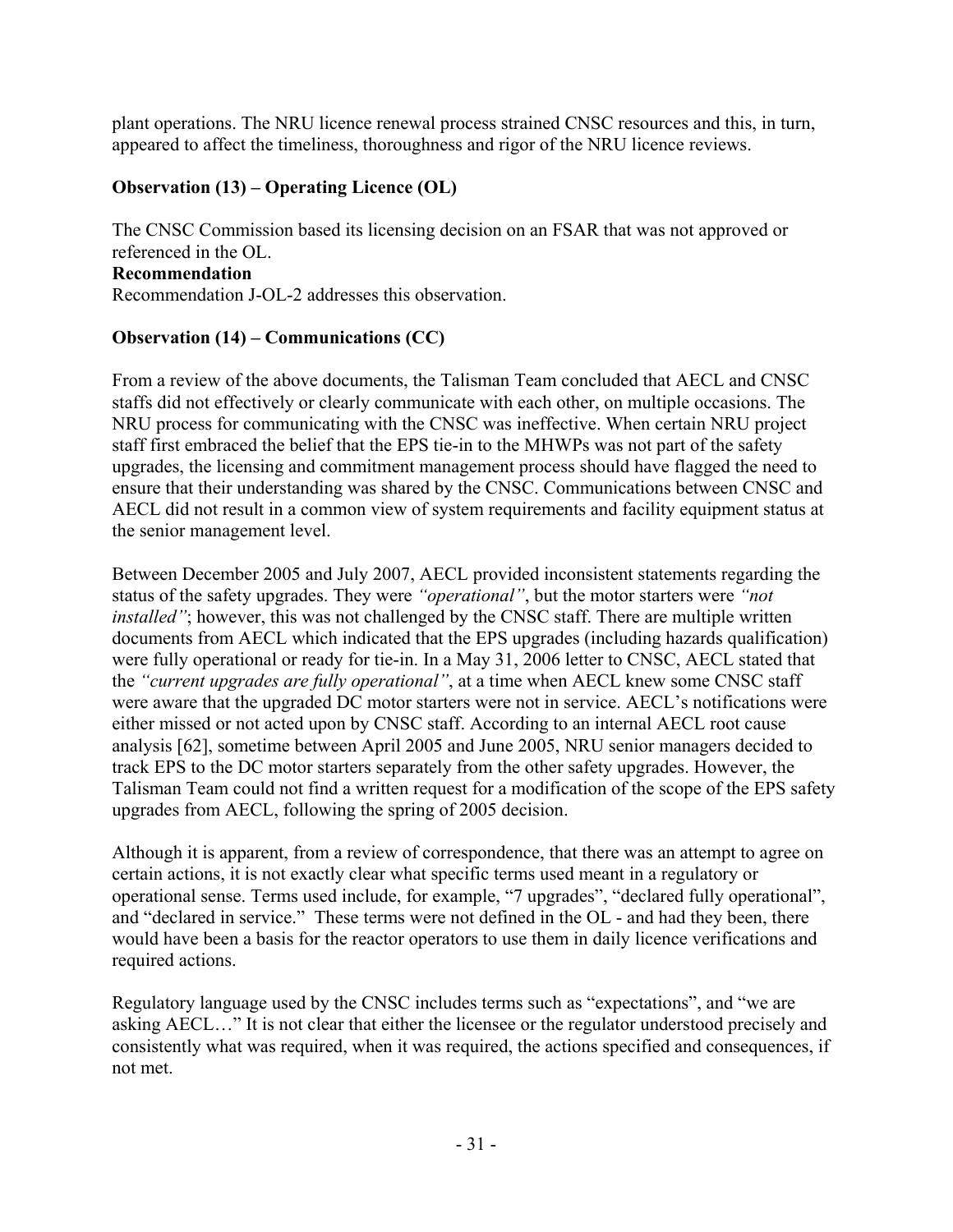plant operations. The NRU licence renewal process strained CNSC resources and this, in turn, appeared to affect the timeliness, thoroughness and rigor of the NRU licence reviews.

**Observation (13) – Operating Licence (OL)**

The CNSC Commission based its licensing decision on an FSAR that was not approved or referenced in the OL.

**Recommendation**

Recommendation J-OL-2 addresses this observation.

**Observation (14) – Communications (CC)**

From a review of the above documents, the Talisman Team concluded that AECL and CNSC staffs did not effectively or clearly communicate with each other, on multiple occasions. The NRU process for communicating with the CNSC was ineffective. When certain NRU project staff first embraced the belief that the EPS tie-in to the MHWPs was not part of the safety upgrades, the licensing and commitment management process should have flagged the need to ensure that their understanding was shared by the CNSC. Communications between CNSC and AECL did not result in a common view of system requirements and facility equipment status at the senior management level.

Between December 2005 and July 2007, AECL provided inconsistent statements regarding the status of the safety upgrades. They were *"operational"*, but the motor starters were *"not installed"*; however, this was not challenged by the CNSC staff. There are multiple written documents from AECL which indicated that the EPS upgrades (including hazards qualification) were fully operational or ready for tie-in. In a May 31, 2006 letter to CNSC, AECL stated that the *"current upgrades are fully operational"*, at a time when AECL knew some CNSC staff were aware that the upgraded DC motor starters were not in service. AECL's notifications were either missed or not acted upon by CNSC staff. According to an internal AECL root cause analysis [62], sometime between April 2005 and June 2005, NRU senior managers decided to track EPS to the DC motor starters separately from the other safety upgrades. However, the Talisman Team could not find a written request for a modification of the scope of the EPS safety upgrades from AECL, following the spring of 2005 decision.

Although it is apparent, from a review of correspondence, that there was an attempt to agree on certain actions, it is not exactly clear what specific terms used meant in a regulatory or operational sense. Terms used include, for example, "7 upgrades", "declared fully operational", and "declared in service." These terms were not defined in the OL - and had they been, there would have been a basis for the reactor operators to use them in daily licence verifications and required actions.

Regulatory language used by the CNSC includes terms such as "expectations", and "we are asking AECL…" It is not clear that either the licensee or the regulator understood precisely and consistently what was required, when it was required, the actions specified and consequences, if not met.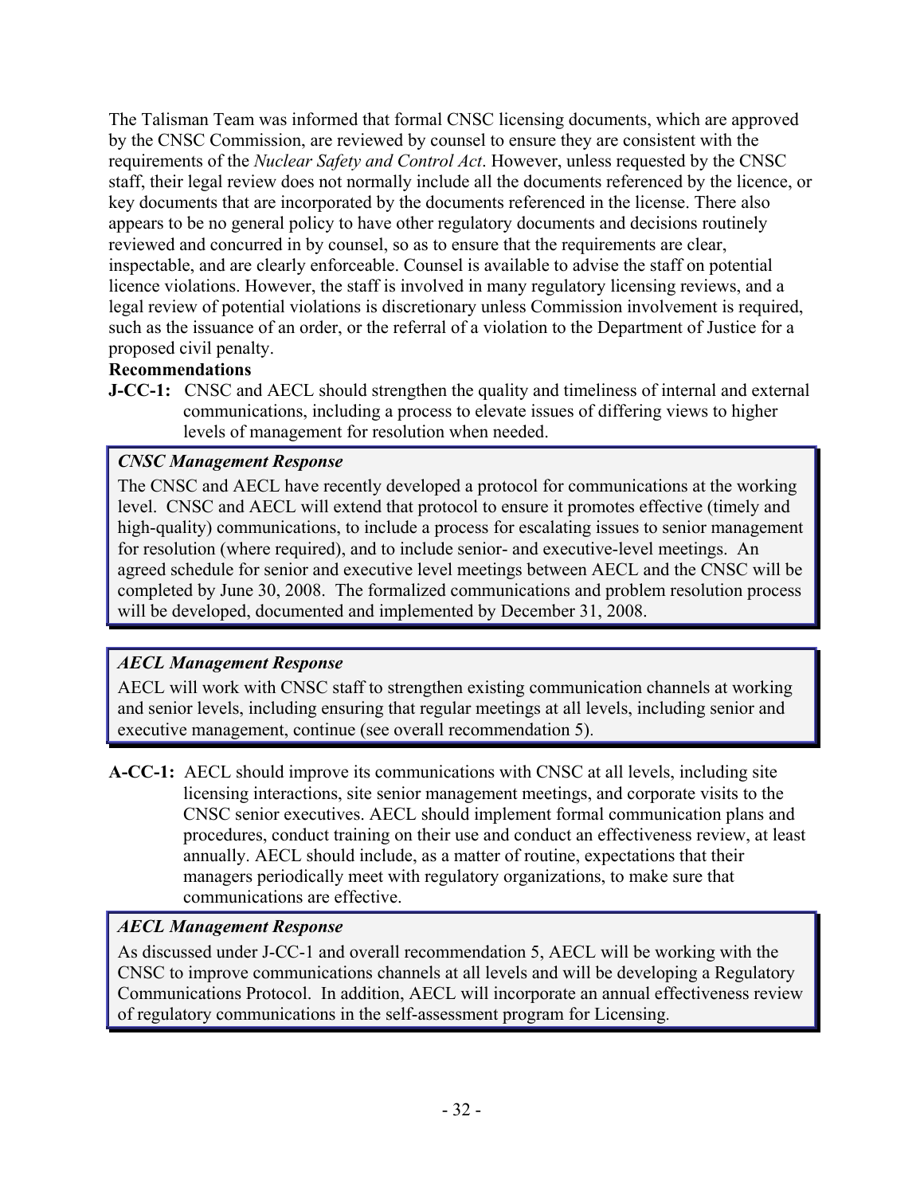The Talisman Team was informed that formal CNSC licensing documents, which are approved by the CNSC Commission, are reviewed by counsel to ensure they are consistent with the requirements of the *Nuclear Safety and Control Act*. However, unless requested by the CNSC staff, their legal review does not normally include all the documents referenced by the licence, or key documents that are incorporated by the documents referenced in the license. There also appears to be no general policy to have other regulatory documents and decisions routinely reviewed and concurred in by counsel, so as to ensure that the requirements are clear, inspectable, and are clearly enforceable. Counsel is available to advise the staff on potential licence violations. However, the staff is involved in many regulatory licensing reviews, and a legal review of potential violations is discretionary unless Commission involvement is required, such as the issuance of an order, or the referral of a violation to the Department of Justice for a proposed civil penalty.

**Recommendations**

**J-CC-1:** CNSC and AECL should strengthen the quality and timeliness of internal and external communications, including a process to elevate issues of differing views to higher levels of management for resolution when needed.

> ***CNSC Management Response***
>
> The CNSC and AECL have recently developed a protocol for communications at the working level. CNSC and AECL will extend that protocol to ensure it promotes effective (timely and high-quality) communications, to include a process for escalating issues to senior management for resolution (where required), and to include senior- and executive-level meetings. An agreed schedule for senior and executive level meetings between AECL and the CNSC will be completed by June 30, 2008. The formalized communications and problem resolution process will be developed, documented and implemented by December 31, 2008.

> ***AECL Management Response***
>
> AECL will work with CNSC staff to strengthen existing communication channels at working and senior levels, including ensuring that regular meetings at all levels, including senior and executive management, continue (see overall recommendation 5).

**A-CC-1:** AECL should improve its communications with CNSC at all levels, including site licensing interactions, site senior management meetings, and corporate visits to the CNSC senior executives. AECL should implement formal communication plans and procedures, conduct training on their use and conduct an effectiveness review, at least annually. AECL should include, as a matter of routine, expectations that their managers periodically meet with regulatory organizations, to make sure that communications are effective.

> ***AECL Management Response***
>
> As discussed under J-CC-1 and overall recommendation 5, AECL will be working with the CNSC to improve communications channels at all levels and will be developing a Regulatory Communications Protocol. In addition, AECL will incorporate an annual effectiveness review of regulatory communications in the self-assessment program for Licensing.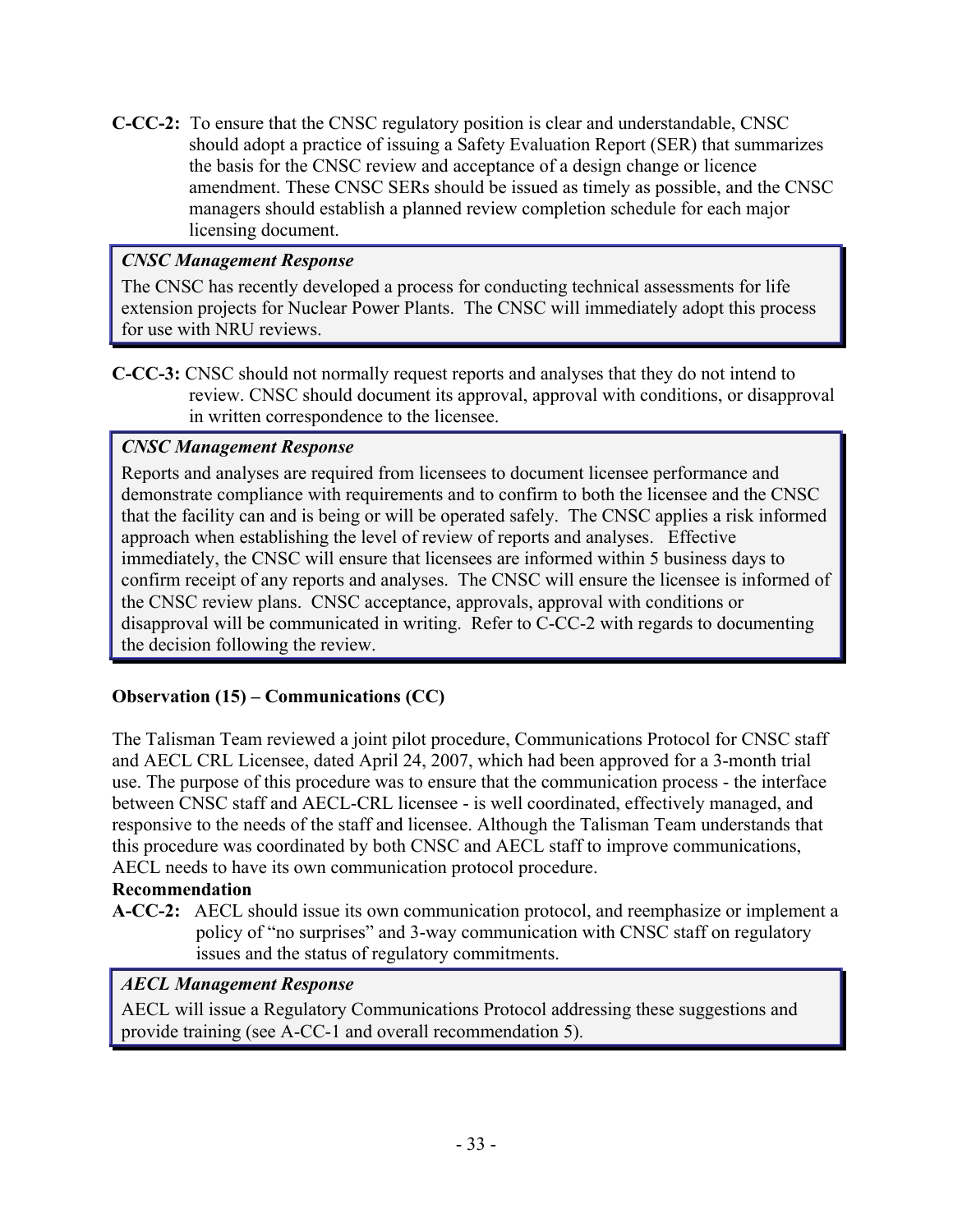**C-CC-2:** To ensure that the CNSC regulatory position is clear and understandable, CNSC should adopt a practice of issuing a Safety Evaluation Report (SER) that summarizes the basis for the CNSC review and acceptance of a design change or licence amendment. These CNSC SERs should be issued as timely as possible, and the CNSC managers should establish a planned review completion schedule for each major licensing document.

> ***CNSC Management Response***
>
> The CNSC has recently developed a process for conducting technical assessments for life extension projects for Nuclear Power Plants. The CNSC will immediately adopt this process for use with NRU reviews.

**C-CC-3:** CNSC should not normally request reports and analyses that they do not intend to review. CNSC should document its approval, approval with conditions, or disapproval in written correspondence to the licensee.

> ***CNSC Management Response***
>
> Reports and analyses are required from licensees to document licensee performance and demonstrate compliance with requirements and to confirm to both the licensee and the CNSC that the facility can and is being or will be operated safely. The CNSC applies a risk informed approach when establishing the level of review of reports and analyses. Effective immediately, the CNSC will ensure that licensees are informed within 5 business days to confirm receipt of any reports and analyses. The CNSC will ensure the licensee is informed of the CNSC review plans. CNSC acceptance, approvals, approval with conditions or disapproval will be communicated in writing. Refer to C-CC-2 with regards to documenting the decision following the review.

**Observation (15) – Communications (CC)**

The Talisman Team reviewed a joint pilot procedure, Communications Protocol for CNSC staff and AECL CRL Licensee, dated April 24, 2007, which had been approved for a 3-month trial use. The purpose of this procedure was to ensure that the communication process - the interface between CNSC staff and AECL-CRL licensee - is well coordinated, effectively managed, and responsive to the needs of the staff and licensee. Although the Talisman Team understands that this procedure was coordinated by both CNSC and AECL staff to improve communications, AECL needs to have its own communication protocol procedure.

**Recommendation**

**A-CC-2:** AECL should issue its own communication protocol, and reemphasize or implement a policy of "no surprises" and 3-way communication with CNSC staff on regulatory issues and the status of regulatory commitments.

> ***AECL Management Response***
>
> AECL will issue a Regulatory Communications Protocol addressing these suggestions and provide training (see A-CC-1 and overall recommendation 5).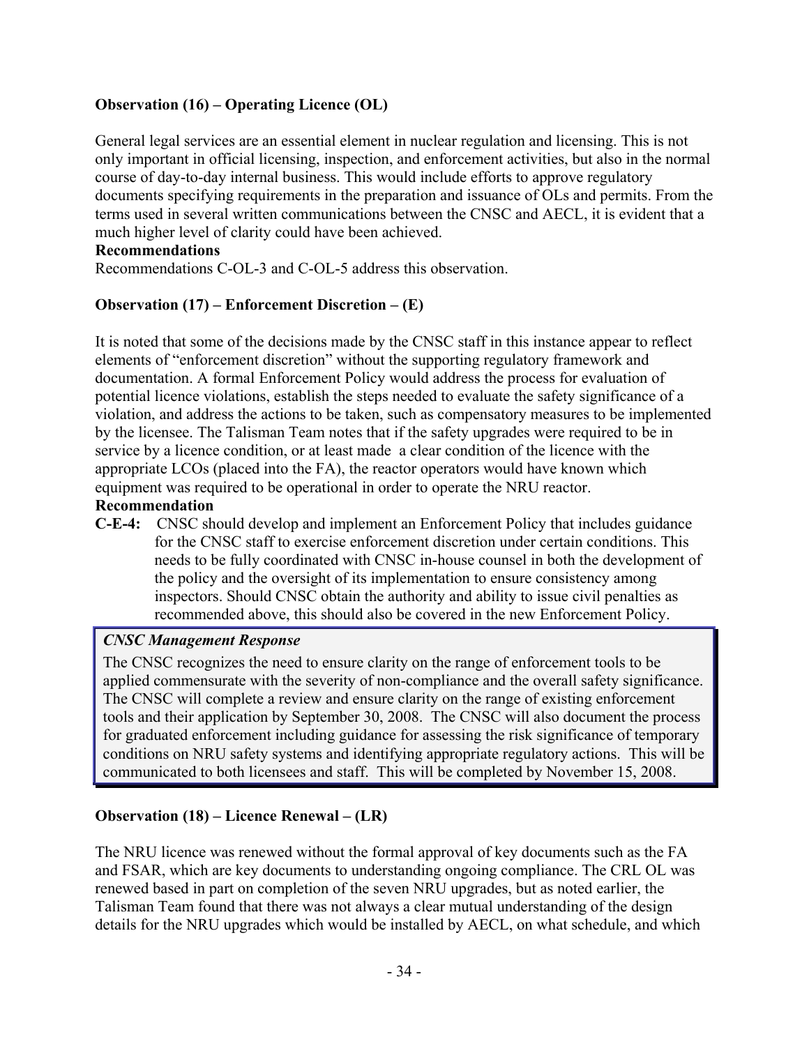**Observation (16) – Operating Licence (OL)**

General legal services are an essential element in nuclear regulation and licensing. This is not only important in official licensing, inspection, and enforcement activities, but also in the normal course of day-to-day internal business. This would include efforts to approve regulatory documents specifying requirements in the preparation and issuance of OLs and permits. From the terms used in several written communications between the CNSC and AECL, it is evident that a much higher level of clarity could have been achieved.

**Recommendations**

Recommendations C-OL-3 and C-OL-5 address this observation.

**Observation (17) – Enforcement Discretion – (E)**

It is noted that some of the decisions made by the CNSC staff in this instance appear to reflect elements of "enforcement discretion" without the supporting regulatory framework and documentation. A formal Enforcement Policy would address the process for evaluation of potential licence violations, establish the steps needed to evaluate the safety significance of a violation, and address the actions to be taken, such as compensatory measures to be implemented by the licensee. The Talisman Team notes that if the safety upgrades were required to be in service by a licence condition, or at least made a clear condition of the licence with the appropriate LCOs (placed into the FA), the reactor operators would have known which equipment was required to be operational in order to operate the NRU reactor.

**Recommendation**

**C-E-4:** CNSC should develop and implement an Enforcement Policy that includes guidance for the CNSC staff to exercise enforcement discretion under certain conditions. This needs to be fully coordinated with CNSC in-house counsel in both the development of the policy and the oversight of its implementation to ensure consistency among inspectors. Should CNSC obtain the authority and ability to issue civil penalties as recommended above, this should also be covered in the new Enforcement Policy.

> ***CNSC Management Response***
>
> The CNSC recognizes the need to ensure clarity on the range of enforcement tools to be applied commensurate with the severity of non-compliance and the overall safety significance. The CNSC will complete a review and ensure clarity on the range of existing enforcement tools and their application by September 30, 2008. The CNSC will also document the process for graduated enforcement including guidance for assessing the risk significance of temporary conditions on NRU safety systems and identifying appropriate regulatory actions. This will be communicated to both licensees and staff. This will be completed by November 15, 2008.

**Observation (18) – Licence Renewal – (LR)**

The NRU licence was renewed without the formal approval of key documents such as the FA and FSAR, which are key documents to understanding ongoing compliance. The CRL OL was renewed based in part on completion of the seven NRU upgrades, but as noted earlier, the Talisman Team found that there was not always a clear mutual understanding of the design details for the NRU upgrades which would be installed by AECL, on what schedule, and which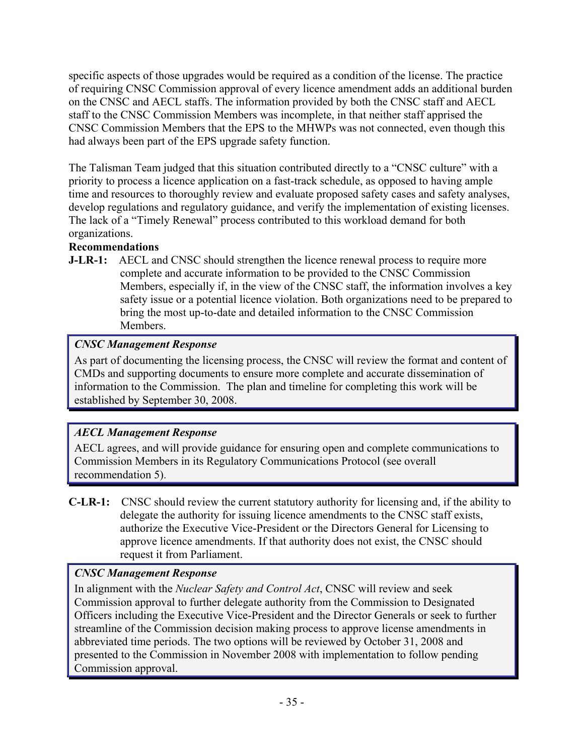specific aspects of those upgrades would be required as a condition of the license. The practice of requiring CNSC Commission approval of every licence amendment adds an additional burden on the CNSC and AECL staffs. The information provided by both the CNSC staff and AECL staff to the CNSC Commission Members was incomplete, in that neither staff apprised the CNSC Commission Members that the EPS to the MHWPs was not connected, even though this had always been part of the EPS upgrade safety function.

The Talisman Team judged that this situation contributed directly to a "CNSC culture" with a priority to process a licence application on a fast-track schedule, as opposed to having ample time and resources to thoroughly review and evaluate proposed safety cases and safety analyses, develop regulations and regulatory guidance, and verify the implementation of existing licenses. The lack of a "Timely Renewal" process contributed to this workload demand for both organizations.

**Recommendations**

**J-LR-1:** AECL and CNSC should strengthen the licence renewal process to require more complete and accurate information to be provided to the CNSC Commission Members, especially if, in the view of the CNSC staff, the information involves a key safety issue or a potential licence violation. Both organizations need to be prepared to bring the most up-to-date and detailed information to the CNSC Commission Members.

> ***CNSC Management Response***
>
> As part of documenting the licensing process, the CNSC will review the format and content of CMDs and supporting documents to ensure more complete and accurate dissemination of information to the Commission. The plan and timeline for completing this work will be established by September 30, 2008.

> ***AECL Management Response***
>
> AECL agrees, and will provide guidance for ensuring open and complete communications to Commission Members in its Regulatory Communications Protocol (see overall recommendation 5).

**C-LR-1:** CNSC should review the current statutory authority for licensing and, if the ability to delegate the authority for issuing licence amendments to the CNSC staff exists, authorize the Executive Vice-President or the Directors General for Licensing to approve licence amendments. If that authority does not exist, the CNSC should request it from Parliament.

> ***CNSC Management Response***
>
> In alignment with the *Nuclear Safety and Control Act*, CNSC will review and seek Commission approval to further delegate authority from the Commission to Designated Officers including the Executive Vice-President and the Director Generals or seek to further streamline of the Commission decision making process to approve license amendments in abbreviated time periods. The two options will be reviewed by October 31, 2008 and presented to the Commission in November 2008 with implementation to follow pending Commission approval.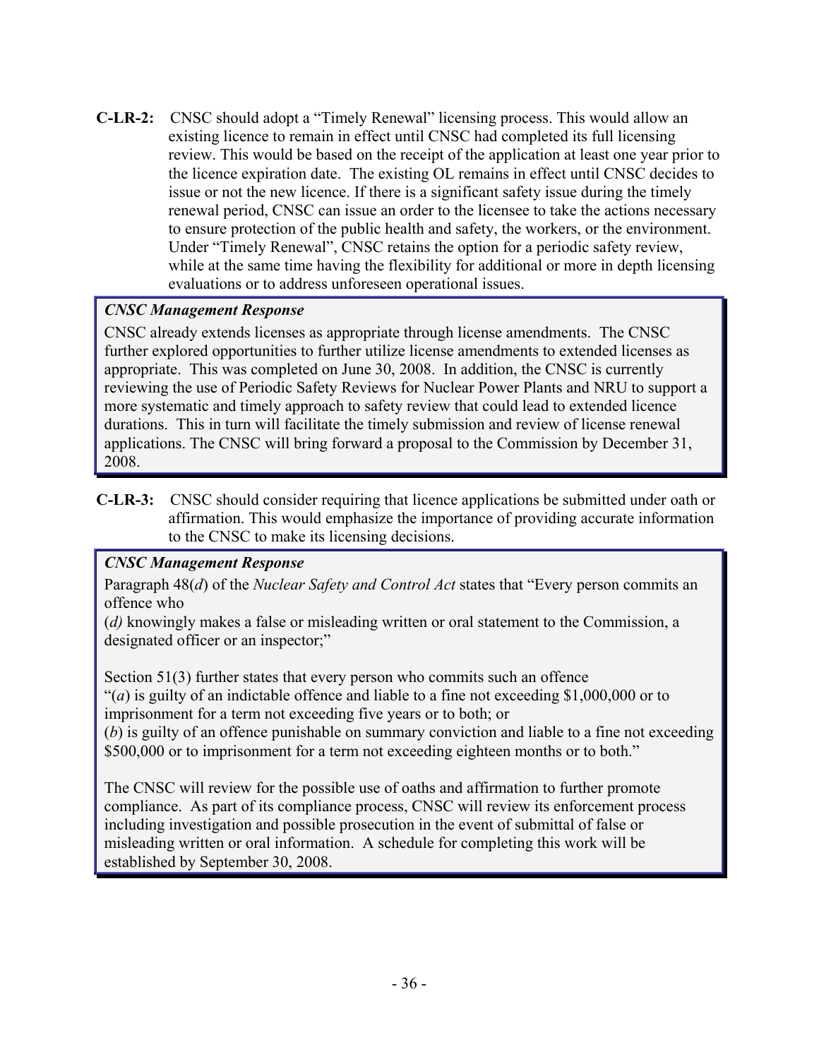**C-LR-2:** CNSC should adopt a "Timely Renewal" licensing process. This would allow an existing licence to remain in effect until CNSC had completed its full licensing review. This would be based on the receipt of the application at least one year prior to the licence expiration date. The existing OL remains in effect until CNSC decides to issue or not the new licence. If there is a significant safety issue during the timely renewal period, CNSC can issue an order to the licensee to take the actions necessary to ensure protection of the public health and safety, the workers, or the environment. Under "Timely Renewal", CNSC retains the option for a periodic safety review, while at the same time having the flexibility for additional or more in depth licensing evaluations or to address unforeseen operational issues.

> ***CNSC Management Response***
>
> CNSC already extends licenses as appropriate through license amendments. The CNSC further explored opportunities to further utilize license amendments to extended licenses as appropriate. This was completed on June 30, 2008. In addition, the CNSC is currently reviewing the use of Periodic Safety Reviews for Nuclear Power Plants and NRU to support a more systematic and timely approach to safety review that could lead to extended licence durations. This in turn will facilitate the timely submission and review of license renewal applications. The CNSC will bring forward a proposal to the Commission by December 31, 2008.

**C-LR-3:** CNSC should consider requiring that licence applications be submitted under oath or affirmation. This would emphasize the importance of providing accurate information to the CNSC to make its licensing decisions.

> ***CNSC Management Response***
>
> Paragraph 48(*d*) of the *Nuclear Safety and Control Act* states that "Every person commits an offence who
>
> (*d)* knowingly makes a false or misleading written or oral statement to the Commission, a designated officer or an inspector;"
>
> Section 51(3) further states that every person who commits such an offence
> "(*a*) is guilty of an indictable offence and liable to a fine not exceeding $1,000,000 or to imprisonment for a term not exceeding five years or to both; or
> (*b*) is guilty of an offence punishable on summary conviction and liable to a fine not exceeding $500,000 or to imprisonment for a term not exceeding eighteen months or to both."
>
> The CNSC will review for the possible use of oaths and affirmation to further promote compliance. As part of its compliance process, CNSC will review its enforcement process including investigation and possible prosecution in the event of submittal of false or misleading written or oral information. A schedule for completing this work will be established by September 30, 2008.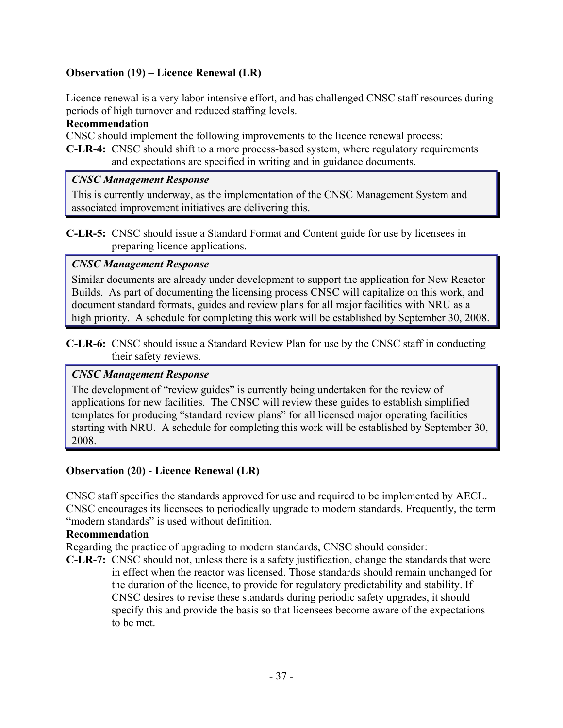**Observation (19) – Licence Renewal (LR)**

Licence renewal is a very labor intensive effort, and has challenged CNSC staff resources during periods of high turnover and reduced staffing levels.

**Recommendation**

CNSC should implement the following improvements to the licence renewal process:

**C-LR-4:** CNSC should shift to a more process-based system, where regulatory requirements and expectations are specified in writing and in guidance documents.

> ***CNSC Management Response***
>
> This is currently underway, as the implementation of the CNSC Management System and associated improvement initiatives are delivering this.

**C-LR-5:** CNSC should issue a Standard Format and Content guide for use by licensees in preparing licence applications.

> ***CNSC Management Response***
>
> Similar documents are already under development to support the application for New Reactor Builds. As part of documenting the licensing process CNSC will capitalize on this work, and document standard formats, guides and review plans for all major facilities with NRU as a high priority. A schedule for completing this work will be established by September 30, 2008.

**C-LR-6:** CNSC should issue a Standard Review Plan for use by the CNSC staff in conducting their safety reviews.

> ***CNSC Management Response***
>
> The development of "review guides" is currently being undertaken for the review of applications for new facilities. The CNSC will review these guides to establish simplified templates for producing "standard review plans" for all licensed major operating facilities starting with NRU. A schedule for completing this work will be established by September 30, 2008.

**Observation (20) - Licence Renewal (LR)**

CNSC staff specifies the standards approved for use and required to be implemented by AECL. CNSC encourages its licensees to periodically upgrade to modern standards. Frequently, the term "modern standards" is used without definition.

**Recommendation**

Regarding the practice of upgrading to modern standards, CNSC should consider:

**C-LR-7:** CNSC should not, unless there is a safety justification, change the standards that were in effect when the reactor was licensed. Those standards should remain unchanged for the duration of the licence, to provide for regulatory predictability and stability. If CNSC desires to revise these standards during periodic safety upgrades, it should specify this and provide the basis so that licensees become aware of the expectations to be met.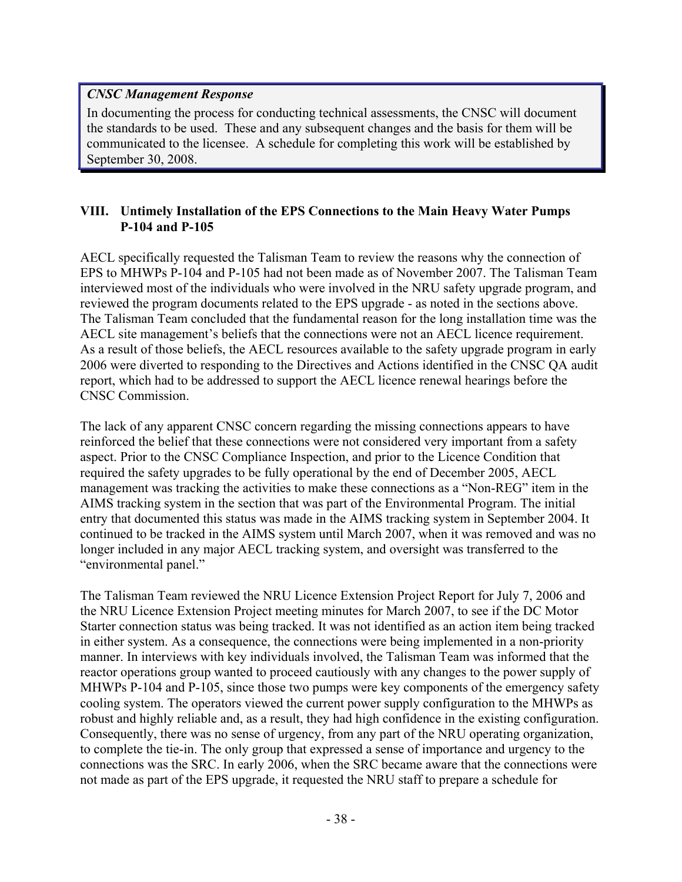*CNSC Management Response*

In documenting the process for conducting technical assessments, the CNSC will document the standards to be used. These and any subsequent changes and the basis for them will be communicated to the licensee. A schedule for completing this work will be established by September 30, 2008.

## VIII. Untimely Installation of the EPS Connections to the Main Heavy Water Pumps P-104 and P-105

AECL specifically requested the Talisman Team to review the reasons why the connection of EPS to MHWPs P-104 and P-105 had not been made as of November 2007. The Talisman Team interviewed most of the individuals who were involved in the NRU safety upgrade program, and reviewed the program documents related to the EPS upgrade - as noted in the sections above. The Talisman Team concluded that the fundamental reason for the long installation time was the AECL site management's beliefs that the connections were not an AECL licence requirement. As a result of those beliefs, the AECL resources available to the safety upgrade program in early 2006 were diverted to responding to the Directives and Actions identified in the CNSC QA audit report, which had to be addressed to support the AECL licence renewal hearings before the CNSC Commission.

The lack of any apparent CNSC concern regarding the missing connections appears to have reinforced the belief that these connections were not considered very important from a safety aspect. Prior to the CNSC Compliance Inspection, and prior to the Licence Condition that required the safety upgrades to be fully operational by the end of December 2005, AECL management was tracking the activities to make these connections as a "Non-REG" item in the AIMS tracking system in the section that was part of the Environmental Program. The initial entry that documented this status was made in the AIMS tracking system in September 2004. It continued to be tracked in the AIMS system until March 2007, when it was removed and was no longer included in any major AECL tracking system, and oversight was transferred to the "environmental panel."

The Talisman Team reviewed the NRU Licence Extension Project Report for July 7, 2006 and the NRU Licence Extension Project meeting minutes for March 2007, to see if the DC Motor Starter connection status was being tracked. It was not identified as an action item being tracked in either system. As a consequence, the connections were being implemented in a non-priority manner. In interviews with key individuals involved, the Talisman Team was informed that the reactor operations group wanted to proceed cautiously with any changes to the power supply of MHWPs P-104 and P-105, since those two pumps were key components of the emergency safety cooling system. The operators viewed the current power supply configuration to the MHWPs as robust and highly reliable and, as a result, they had high confidence in the existing configuration. Consequently, there was no sense of urgency, from any part of the NRU operating organization, to complete the tie-in. The only group that expressed a sense of importance and urgency to the connections was the SRC. In early 2006, when the SRC became aware that the connections were not made as part of the EPS upgrade, it requested the NRU staff to prepare a schedule for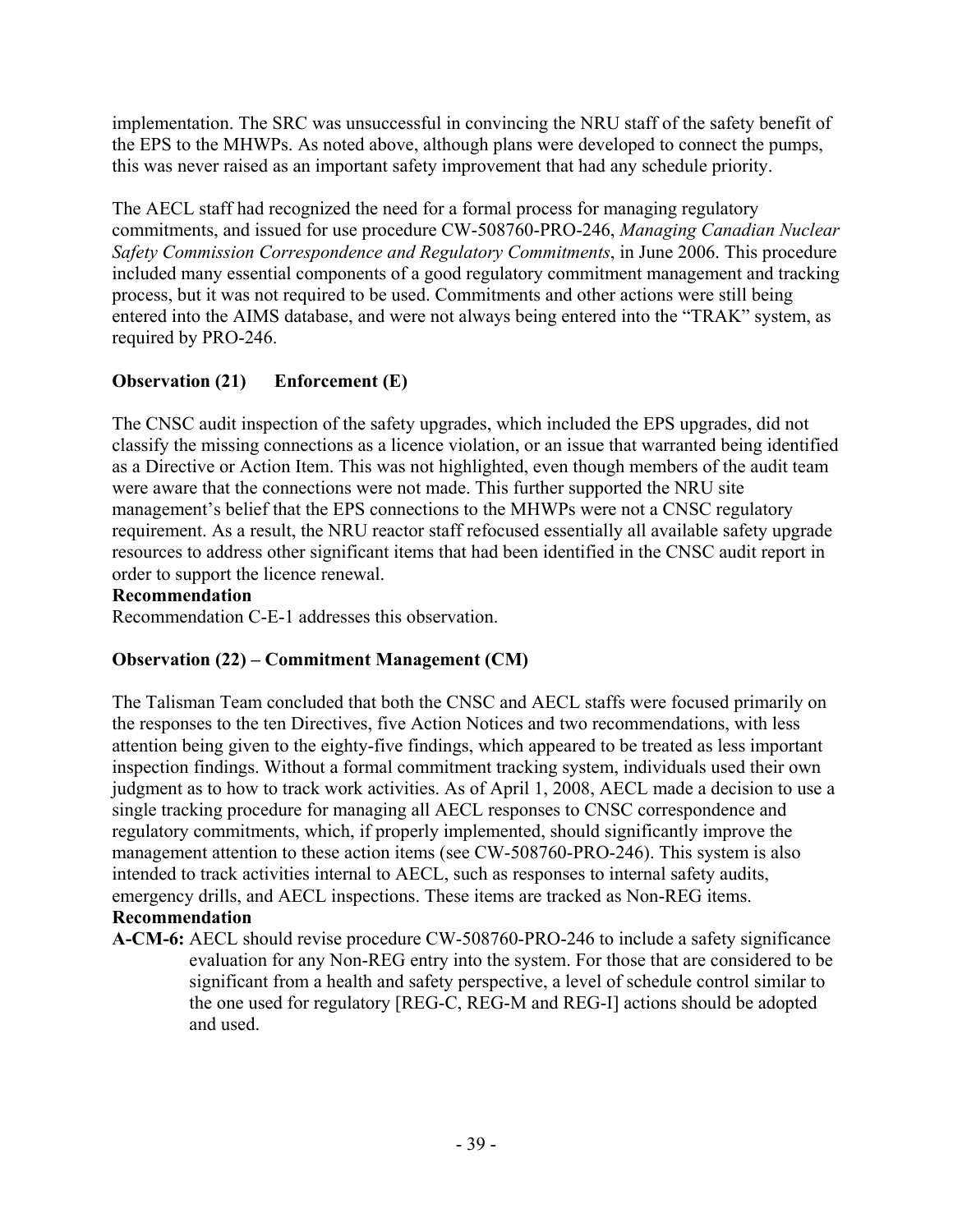implementation. The SRC was unsuccessful in convincing the NRU staff of the safety benefit of the EPS to the MHWPs. As noted above, although plans were developed to connect the pumps, this was never raised as an important safety improvement that had any schedule priority.

The AECL staff had recognized the need for a formal process for managing regulatory commitments, and issued for use procedure CW-508760-PRO-246, *Managing Canadian Nuclear Safety Commission Correspondence and Regulatory Commitments*, in June 2006. This procedure included many essential components of a good regulatory commitment management and tracking process, but it was not required to be used. Commitments and other actions were still being entered into the AIMS database, and were not always being entered into the "TRAK" system, as required by PRO-246.

**Observation (21) Enforcement (E)**

The CNSC audit inspection of the safety upgrades, which included the EPS upgrades, did not classify the missing connections as a licence violation, or an issue that warranted being identified as a Directive or Action Item. This was not highlighted, even though members of the audit team were aware that the connections were not made. This further supported the NRU site management's belief that the EPS connections to the MHWPs were not a CNSC regulatory requirement. As a result, the NRU reactor staff refocused essentially all available safety upgrade resources to address other significant items that had been identified in the CNSC audit report in order to support the licence renewal.

**Recommendation**

Recommendation C-E-1 addresses this observation.

**Observation (22) – Commitment Management (CM)**

The Talisman Team concluded that both the CNSC and AECL staffs were focused primarily on the responses to the ten Directives, five Action Notices and two recommendations, with less attention being given to the eighty-five findings, which appeared to be treated as less important inspection findings. Without a formal commitment tracking system, individuals used their own judgment as to how to track work activities. As of April 1, 2008, AECL made a decision to use a single tracking procedure for managing all AECL responses to CNSC correspondence and regulatory commitments, which, if properly implemented, should significantly improve the management attention to these action items (see CW-508760-PRO-246). This system is also intended to track activities internal to AECL, such as responses to internal safety audits, emergency drills, and AECL inspections. These items are tracked as Non-REG items.

**Recommendation**

**A-CM-6:** AECL should revise procedure CW-508760-PRO-246 to include a safety significance evaluation for any Non-REG entry into the system. For those that are considered to be significant from a health and safety perspective, a level of schedule control similar to the one used for regulatory [REG-C, REG-M and REG-I] actions should be adopted and used.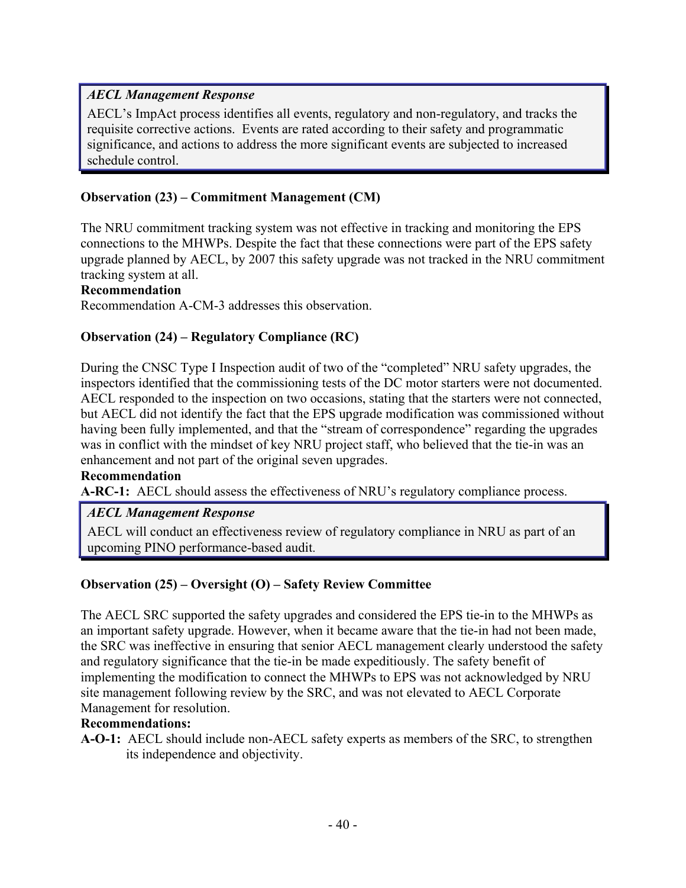> *AECL Management Response*
>
> AECL's ImpAct process identifies all events, regulatory and non-regulatory, and tracks the requisite corrective actions. Events are rated according to their safety and programmatic significance, and actions to address the more significant events are subjected to increased schedule control.

**Observation (23) – Commitment Management (CM)**

The NRU commitment tracking system was not effective in tracking and monitoring the EPS connections to the MHWPs. Despite the fact that these connections were part of the EPS safety upgrade planned by AECL, by 2007 this safety upgrade was not tracked in the NRU commitment tracking system at all.

**Recommendation**

Recommendation A-CM-3 addresses this observation.

**Observation (24) – Regulatory Compliance (RC)**

During the CNSC Type I Inspection audit of two of the "completed" NRU safety upgrades, the inspectors identified that the commissioning tests of the DC motor starters were not documented. AECL responded to the inspection on two occasions, stating that the starters were not connected, but AECL did not identify the fact that the EPS upgrade modification was commissioned without having been fully implemented, and that the "stream of correspondence" regarding the upgrades was in conflict with the mindset of key NRU project staff, who believed that the tie-in was an enhancement and not part of the original seven upgrades.

**Recommendation**

**A-RC-1:** AECL should assess the effectiveness of NRU's regulatory compliance process.

> *AECL Management Response*
>
> AECL will conduct an effectiveness review of regulatory compliance in NRU as part of an upcoming PINO performance-based audit.

**Observation (25) – Oversight (O) – Safety Review Committee**

The AECL SRC supported the safety upgrades and considered the EPS tie-in to the MHWPs as an important safety upgrade. However, when it became aware that the tie-in had not been made, the SRC was ineffective in ensuring that senior AECL management clearly understood the safety and regulatory significance that the tie-in be made expeditiously. The safety benefit of implementing the modification to connect the MHWPs to EPS was not acknowledged by NRU site management following review by the SRC, and was not elevated to AECL Corporate Management for resolution.

**Recommendations:**

**A-O-1:** AECL should include non-AECL safety experts as members of the SRC, to strengthen its independence and objectivity.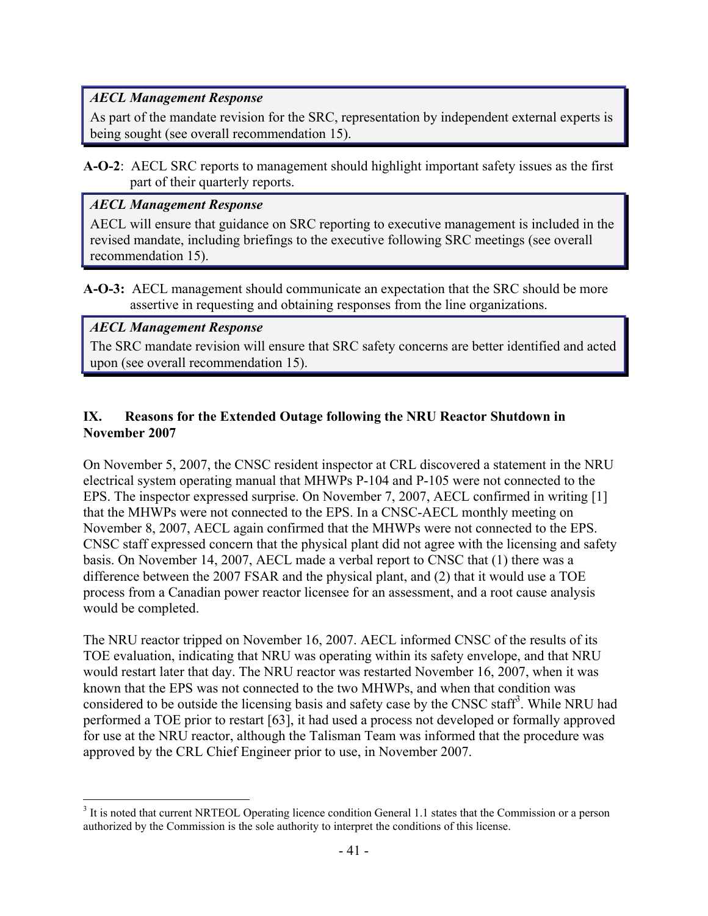> ***AECL Management Response***
>
> As part of the mandate revision for the SRC, representation by independent external experts is being sought (see overall recommendation 15).

**A-O-2**: AECL SRC reports to management should highlight important safety issues as the first part of their quarterly reports.

> ***AECL Management Response***
>
> AECL will ensure that guidance on SRC reporting to executive management is included in the revised mandate, including briefings to the executive following SRC meetings (see overall recommendation 15).

**A-O-3:** AECL management should communicate an expectation that the SRC should be more assertive in requesting and obtaining responses from the line organizations.

> ***AECL Management Response***
>
> The SRC mandate revision will ensure that SRC safety concerns are better identified and acted upon (see overall recommendation 15).

## IX. Reasons for the Extended Outage following the NRU Reactor Shutdown in November 2007

On November 5, 2007, the CNSC resident inspector at CRL discovered a statement in the NRU electrical system operating manual that MHWPs P-104 and P-105 were not connected to the EPS. The inspector expressed surprise. On November 7, 2007, AECL confirmed in writing [1] that the MHWPs were not connected to the EPS. In a CNSC-AECL monthly meeting on November 8, 2007, AECL again confirmed that the MHWPs were not connected to the EPS. CNSC staff expressed concern that the physical plant did not agree with the licensing and safety basis. On November 14, 2007, AECL made a verbal report to CNSC that (1) there was a difference between the 2007 FSAR and the physical plant, and (2) that it would use a TOE process from a Canadian power reactor licensee for an assessment, and a root cause analysis would be completed.

The NRU reactor tripped on November 16, 2007. AECL informed CNSC of the results of its TOE evaluation, indicating that NRU was operating within its safety envelope, and that NRU would restart later that day. The NRU reactor was restarted November 16, 2007, when it was known that the EPS was not connected to the two MHWPs, and when that condition was considered to be outside the licensing basis and safety case by the CNSC staff[3]. While NRU had performed a TOE prior to restart [63], it had used a process not developed or formally approved for use at the NRU reactor, although the Talisman Team was informed that the procedure was approved by the CRL Chief Engineer prior to use, in November 2007.

[3] It is noted that current NRTEOL Operating licence condition General 1.1 states that the Commission or a person authorized by the Commission is the sole authority to interpret the conditions of this license.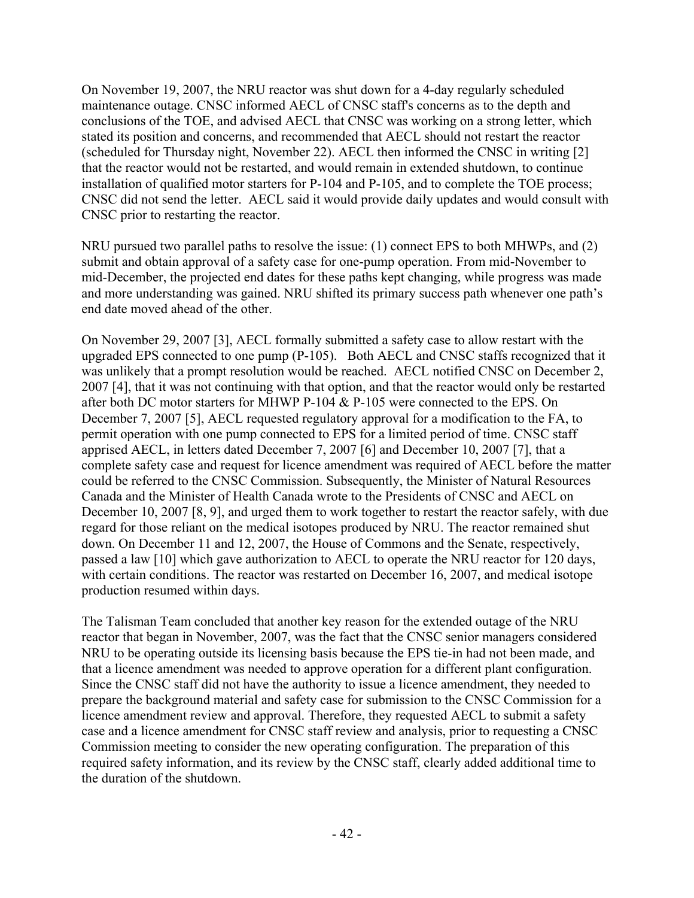On November 19, 2007, the NRU reactor was shut down for a 4-day regularly scheduled maintenance outage. CNSC informed AECL of CNSC staff's concerns as to the depth and conclusions of the TOE, and advised AECL that CNSC was working on a strong letter, which stated its position and concerns, and recommended that AECL should not restart the reactor (scheduled for Thursday night, November 22). AECL then informed the CNSC in writing [2] that the reactor would not be restarted, and would remain in extended shutdown, to continue installation of qualified motor starters for P-104 and P-105, and to complete the TOE process; CNSC did not send the letter. AECL said it would provide daily updates and would consult with CNSC prior to restarting the reactor.

NRU pursued two parallel paths to resolve the issue: (1) connect EPS to both MHWPs, and (2) submit and obtain approval of a safety case for one-pump operation. From mid-November to mid-December, the projected end dates for these paths kept changing, while progress was made and more understanding was gained. NRU shifted its primary success path whenever one path's end date moved ahead of the other.

On November 29, 2007 [3], AECL formally submitted a safety case to allow restart with the upgraded EPS connected to one pump (P-105). Both AECL and CNSC staffs recognized that it was unlikely that a prompt resolution would be reached. AECL notified CNSC on December 2, 2007 [4], that it was not continuing with that option, and that the reactor would only be restarted after both DC motor starters for MHWP P-104 & P-105 were connected to the EPS. On December 7, 2007 [5], AECL requested regulatory approval for a modification to the FA, to permit operation with one pump connected to EPS for a limited period of time. CNSC staff apprised AECL, in letters dated December 7, 2007 [6] and December 10, 2007 [7], that a complete safety case and request for licence amendment was required of AECL before the matter could be referred to the CNSC Commission. Subsequently, the Minister of Natural Resources Canada and the Minister of Health Canada wrote to the Presidents of CNSC and AECL on December 10, 2007 [8, 9], and urged them to work together to restart the reactor safely, with due regard for those reliant on the medical isotopes produced by NRU. The reactor remained shut down. On December 11 and 12, 2007, the House of Commons and the Senate, respectively, passed a law [10] which gave authorization to AECL to operate the NRU reactor for 120 days, with certain conditions. The reactor was restarted on December 16, 2007, and medical isotope production resumed within days.

The Talisman Team concluded that another key reason for the extended outage of the NRU reactor that began in November, 2007, was the fact that the CNSC senior managers considered NRU to be operating outside its licensing basis because the EPS tie-in had not been made, and that a licence amendment was needed to approve operation for a different plant configuration. Since the CNSC staff did not have the authority to issue a licence amendment, they needed to prepare the background material and safety case for submission to the CNSC Commission for a licence amendment review and approval. Therefore, they requested AECL to submit a safety case and a licence amendment for CNSC staff review and analysis, prior to requesting a CNSC Commission meeting to consider the new operating configuration. The preparation of this required safety information, and its review by the CNSC staff, clearly added additional time to the duration of the shutdown.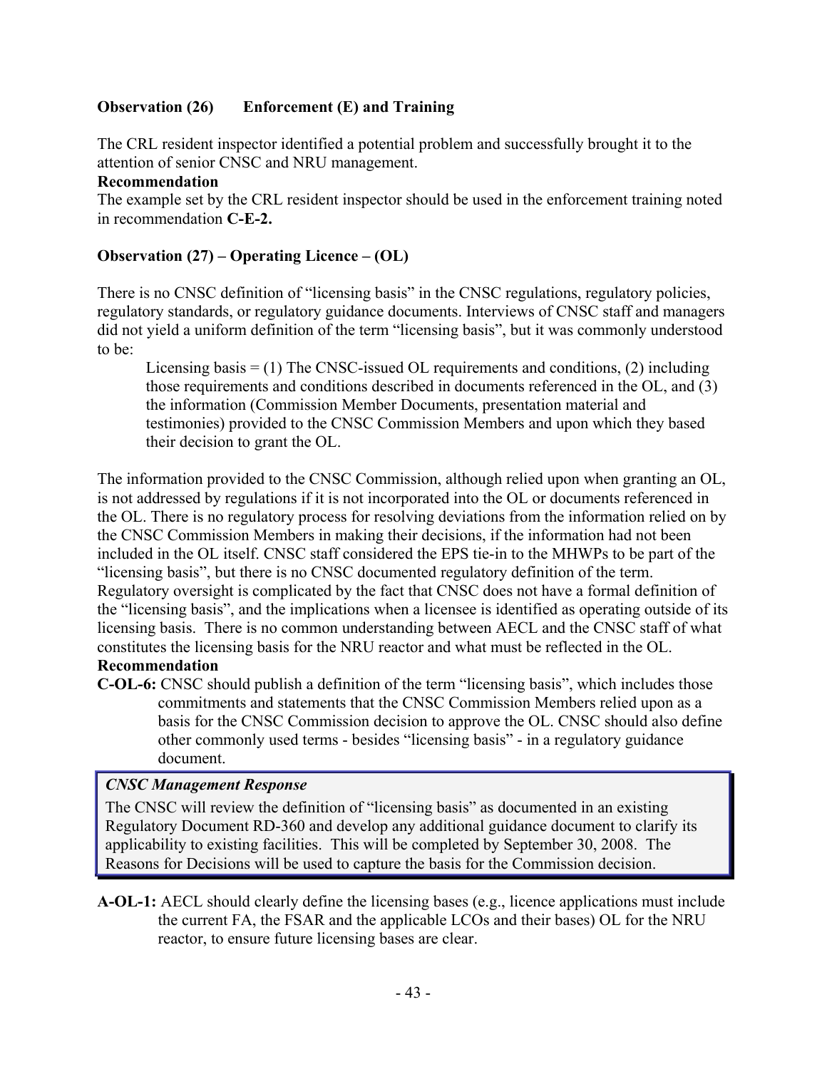**Observation (26) Enforcement (E) and Training**

The CRL resident inspector identified a potential problem and successfully brought it to the attention of senior CNSC and NRU management.

**Recommendation**

The example set by the CRL resident inspector should be used in the enforcement training noted in recommendation **C-E-2.**

**Observation (27) – Operating Licence – (OL)**

There is no CNSC definition of "licensing basis" in the CNSC regulations, regulatory policies, regulatory standards, or regulatory guidance documents. Interviews of CNSC staff and managers did not yield a uniform definition of the term "licensing basis", but it was commonly understood to be:

> Licensing basis = (1) The CNSC-issued OL requirements and conditions, (2) including those requirements and conditions described in documents referenced in the OL, and (3) the information (Commission Member Documents, presentation material and testimonies) provided to the CNSC Commission Members and upon which they based their decision to grant the OL.

The information provided to the CNSC Commission, although relied upon when granting an OL, is not addressed by regulations if it is not incorporated into the OL or documents referenced in the OL. There is no regulatory process for resolving deviations from the information relied on by the CNSC Commission Members in making their decisions, if the information had not been included in the OL itself. CNSC staff considered the EPS tie-in to the MHWPs to be part of the "licensing basis", but there is no CNSC documented regulatory definition of the term. Regulatory oversight is complicated by the fact that CNSC does not have a formal definition of the "licensing basis", and the implications when a licensee is identified as operating outside of its licensing basis. There is no common understanding between AECL and the CNSC staff of what constitutes the licensing basis for the NRU reactor and what must be reflected in the OL.

**Recommendation**

**C-OL-6:** CNSC should publish a definition of the term "licensing basis", which includes those commitments and statements that the CNSC Commission Members relied upon as a basis for the CNSC Commission decision to approve the OL. CNSC should also define other commonly used terms - besides "licensing basis" - in a regulatory guidance document.

> ***CNSC Management Response***
>
> The CNSC will review the definition of "licensing basis" as documented in an existing Regulatory Document RD-360 and develop any additional guidance document to clarify its applicability to existing facilities. This will be completed by September 30, 2008. The Reasons for Decisions will be used to capture the basis for the Commission decision.

**A-OL-1:** AECL should clearly define the licensing bases (e.g., licence applications must include the current FA, the FSAR and the applicable LCOs and their bases) OL for the NRU reactor, to ensure future licensing bases are clear.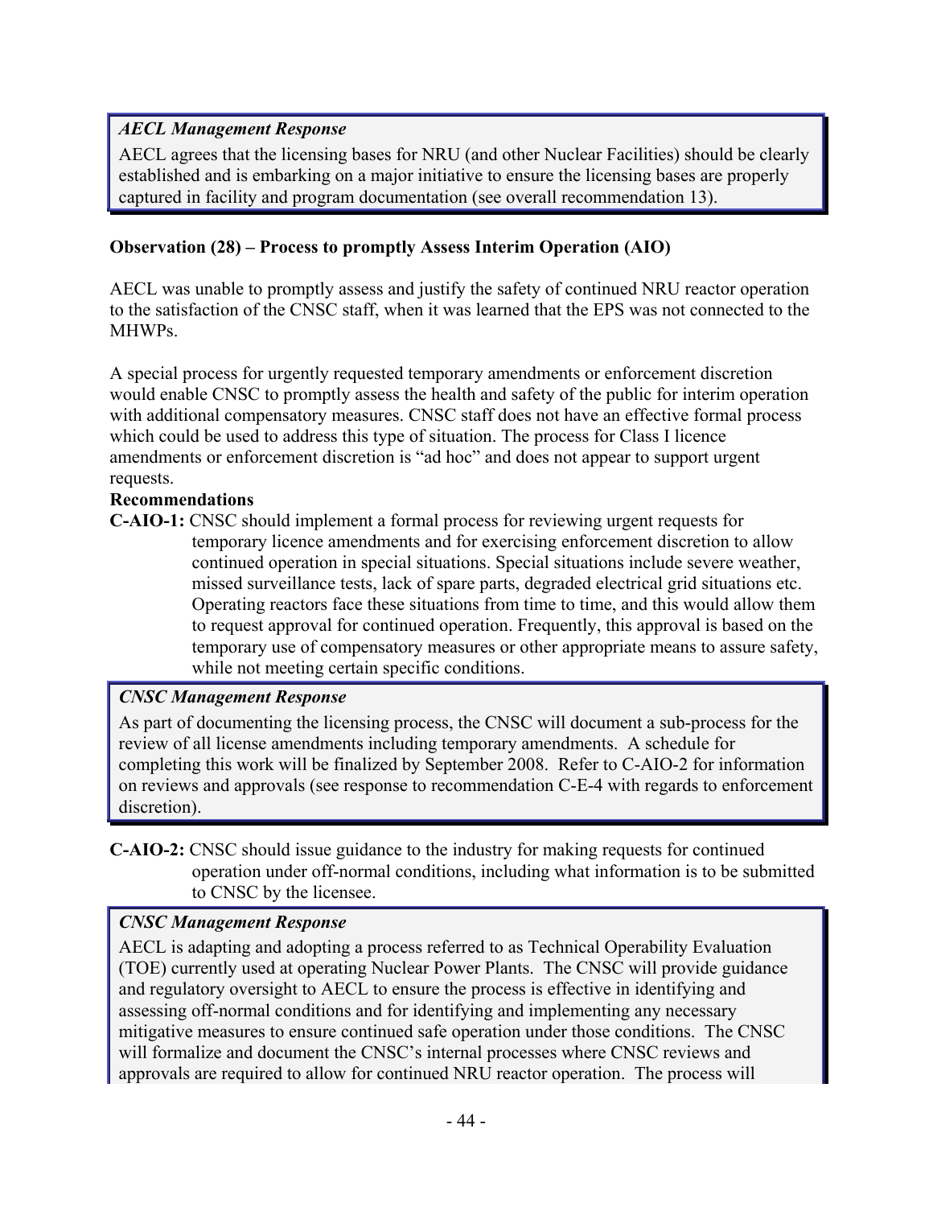***AECL Management Response***

AECL agrees that the licensing bases for NRU (and other Nuclear Facilities) should be clearly established and is embarking on a major initiative to ensure the licensing bases are properly captured in facility and program documentation (see overall recommendation 13).

**Observation (28) – Process to promptly Assess Interim Operation (AIO)**

AECL was unable to promptly assess and justify the safety of continued NRU reactor operation to the satisfaction of the CNSC staff, when it was learned that the EPS was not connected to the MHWPs.

A special process for urgently requested temporary amendments or enforcement discretion would enable CNSC to promptly assess the health and safety of the public for interim operation with additional compensatory measures. CNSC staff does not have an effective formal process which could be used to address this type of situation. The process for Class I licence amendments or enforcement discretion is "ad hoc" and does not appear to support urgent requests.

**Recommendations**

**C-AIO-1:** CNSC should implement a formal process for reviewing urgent requests for temporary licence amendments and for exercising enforcement discretion to allow continued operation in special situations. Special situations include severe weather, missed surveillance tests, lack of spare parts, degraded electrical grid situations etc. Operating reactors face these situations from time to time, and this would allow them to request approval for continued operation. Frequently, this approval is based on the temporary use of compensatory measures or other appropriate means to assure safety, while not meeting certain specific conditions.

***CNSC Management Response***

As part of documenting the licensing process, the CNSC will document a sub-process for the review of all license amendments including temporary amendments. A schedule for completing this work will be finalized by September 2008. Refer to C-AIO-2 for information on reviews and approvals (see response to recommendation C-E-4 with regards to enforcement discretion).

**C-AIO-2:** CNSC should issue guidance to the industry for making requests for continued operation under off-normal conditions, including what information is to be submitted to CNSC by the licensee.

***CNSC Management Response***

AECL is adapting and adopting a process referred to as Technical Operability Evaluation (TOE) currently used at operating Nuclear Power Plants. The CNSC will provide guidance and regulatory oversight to AECL to ensure the process is effective in identifying and assessing off-normal conditions and for identifying and implementing any necessary mitigative measures to ensure continued safe operation under those conditions. The CNSC will formalize and document the CNSC's internal processes where CNSC reviews and approvals are required to allow for continued NRU reactor operation. The process will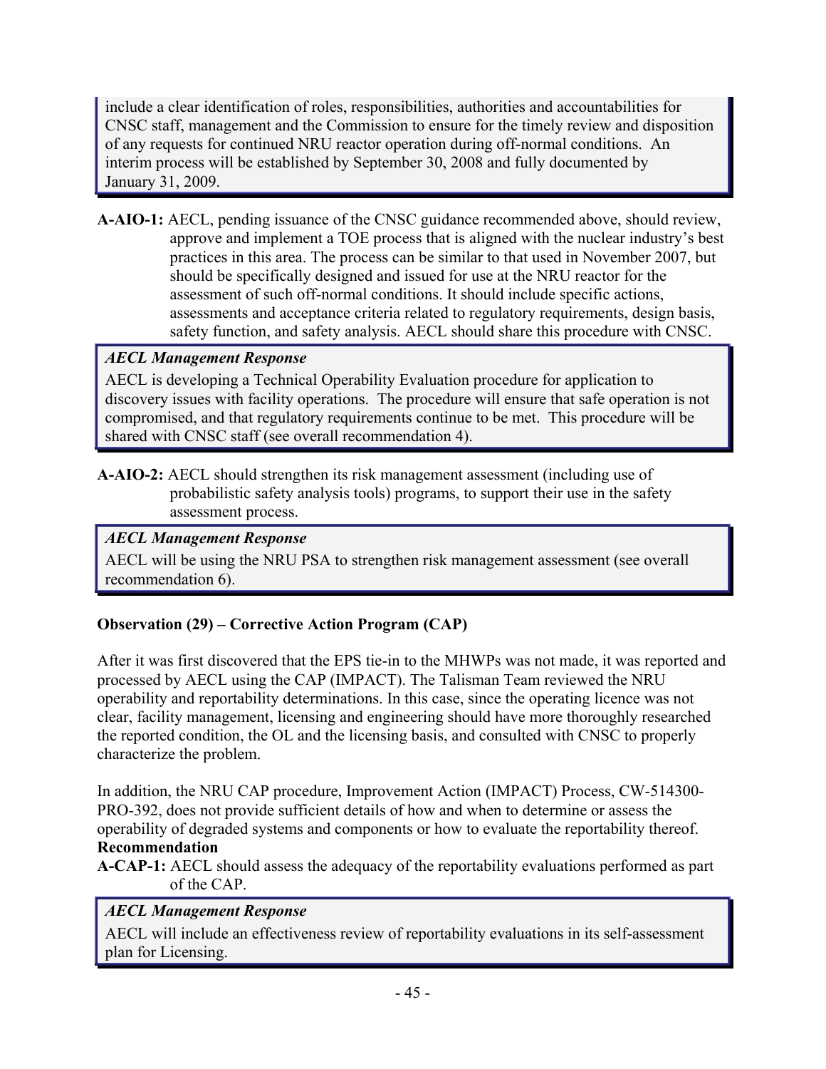include a clear identification of roles, responsibilities, authorities and accountabilities for CNSC staff, management and the Commission to ensure for the timely review and disposition of any requests for continued NRU reactor operation during off-normal conditions. An interim process will be established by September 30, 2008 and fully documented by January 31, 2009.

**A-AIO-1:** AECL, pending issuance of the CNSC guidance recommended above, should review, approve and implement a TOE process that is aligned with the nuclear industry's best practices in this area. The process can be similar to that used in November 2007, but should be specifically designed and issued for use at the NRU reactor for the assessment of such off-normal conditions. It should include specific actions, assessments and acceptance criteria related to regulatory requirements, design basis, safety function, and safety analysis. AECL should share this procedure with CNSC.

*AECL Management Response*

AECL is developing a Technical Operability Evaluation procedure for application to discovery issues with facility operations. The procedure will ensure that safe operation is not compromised, and that regulatory requirements continue to be met. This procedure will be shared with CNSC staff (see overall recommendation 4).

**A-AIO-2:** AECL should strengthen its risk management assessment (including use of probabilistic safety analysis tools) programs, to support their use in the safety assessment process.

*AECL Management Response*

AECL will be using the NRU PSA to strengthen risk management assessment (see overall recommendation 6).

**Observation (29) – Corrective Action Program (CAP)**

After it was first discovered that the EPS tie-in to the MHWPs was not made, it was reported and processed by AECL using the CAP (IMPACT). The Talisman Team reviewed the NRU operability and reportability determinations. In this case, since the operating licence was not clear, facility management, licensing and engineering should have more thoroughly researched the reported condition, the OL and the licensing basis, and consulted with CNSC to properly characterize the problem.

In addition, the NRU CAP procedure, Improvement Action (IMPACT) Process, CW-514300-PRO-392, does not provide sufficient details of how and when to determine or assess the operability of degraded systems and components or how to evaluate the reportability thereof.

**Recommendation**

**A-CAP-1:** AECL should assess the adequacy of the reportability evaluations performed as part of the CAP.

*AECL Management Response*

AECL will include an effectiveness review of reportability evaluations in its self-assessment plan for Licensing.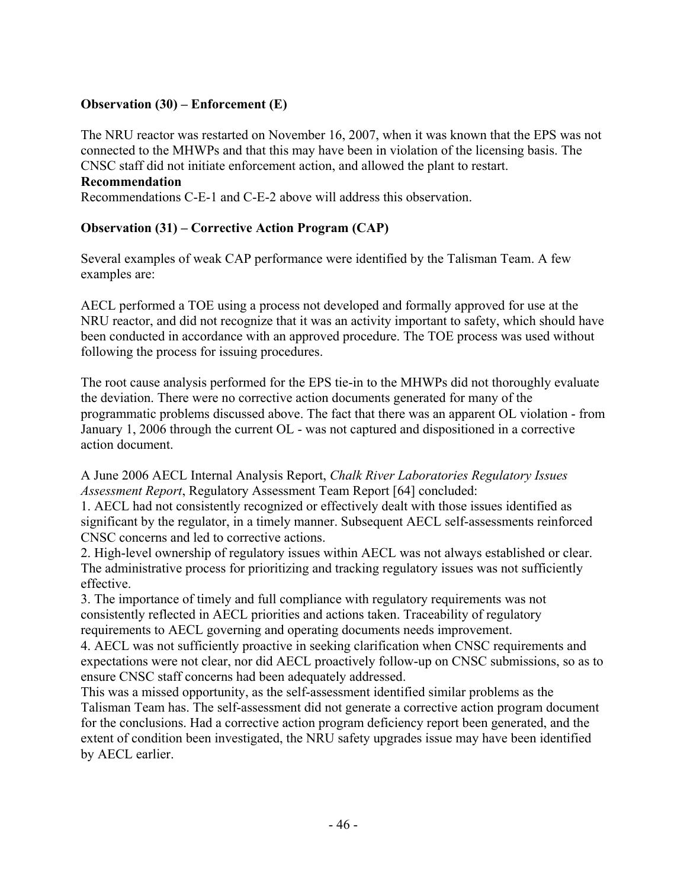**Observation (30) – Enforcement (E)**

The NRU reactor was restarted on November 16, 2007, when it was known that the EPS was not connected to the MHWPs and that this may have been in violation of the licensing basis. The CNSC staff did not initiate enforcement action, and allowed the plant to restart.

**Recommendation**

Recommendations C-E-1 and C-E-2 above will address this observation.

**Observation (31) – Corrective Action Program (CAP)**

Several examples of weak CAP performance were identified by the Talisman Team. A few examples are:

AECL performed a TOE using a process not developed and formally approved for use at the NRU reactor, and did not recognize that it was an activity important to safety, which should have been conducted in accordance with an approved procedure. The TOE process was used without following the process for issuing procedures.

The root cause analysis performed for the EPS tie-in to the MHWPs did not thoroughly evaluate the deviation. There were no corrective action documents generated for many of the programmatic problems discussed above. The fact that there was an apparent OL violation - from January 1, 2006 through the current OL - was not captured and dispositioned in a corrective action document.

A June 2006 AECL Internal Analysis Report, *Chalk River Laboratories Regulatory Issues Assessment Report*, Regulatory Assessment Team Report [64] concluded:

1. AECL had not consistently recognized or effectively dealt with those issues identified as significant by the regulator, in a timely manner. Subsequent AECL self-assessments reinforced CNSC concerns and led to corrective actions.
2. High-level ownership of regulatory issues within AECL was not always established or clear. The administrative process for prioritizing and tracking regulatory issues was not sufficiently effective.
3. The importance of timely and full compliance with regulatory requirements was not consistently reflected in AECL priorities and actions taken. Traceability of regulatory requirements to AECL governing and operating documents needs improvement.
4. AECL was not sufficiently proactive in seeking clarification when CNSC requirements and expectations were not clear, nor did AECL proactively follow-up on CNSC submissions, so as to ensure CNSC staff concerns had been adequately addressed.

This was a missed opportunity, as the self-assessment identified similar problems as the Talisman Team has. The self-assessment did not generate a corrective action program document for the conclusions. Had a corrective action program deficiency report been generated, and the extent of condition been investigated, the NRU safety upgrades issue may have been identified by AECL earlier.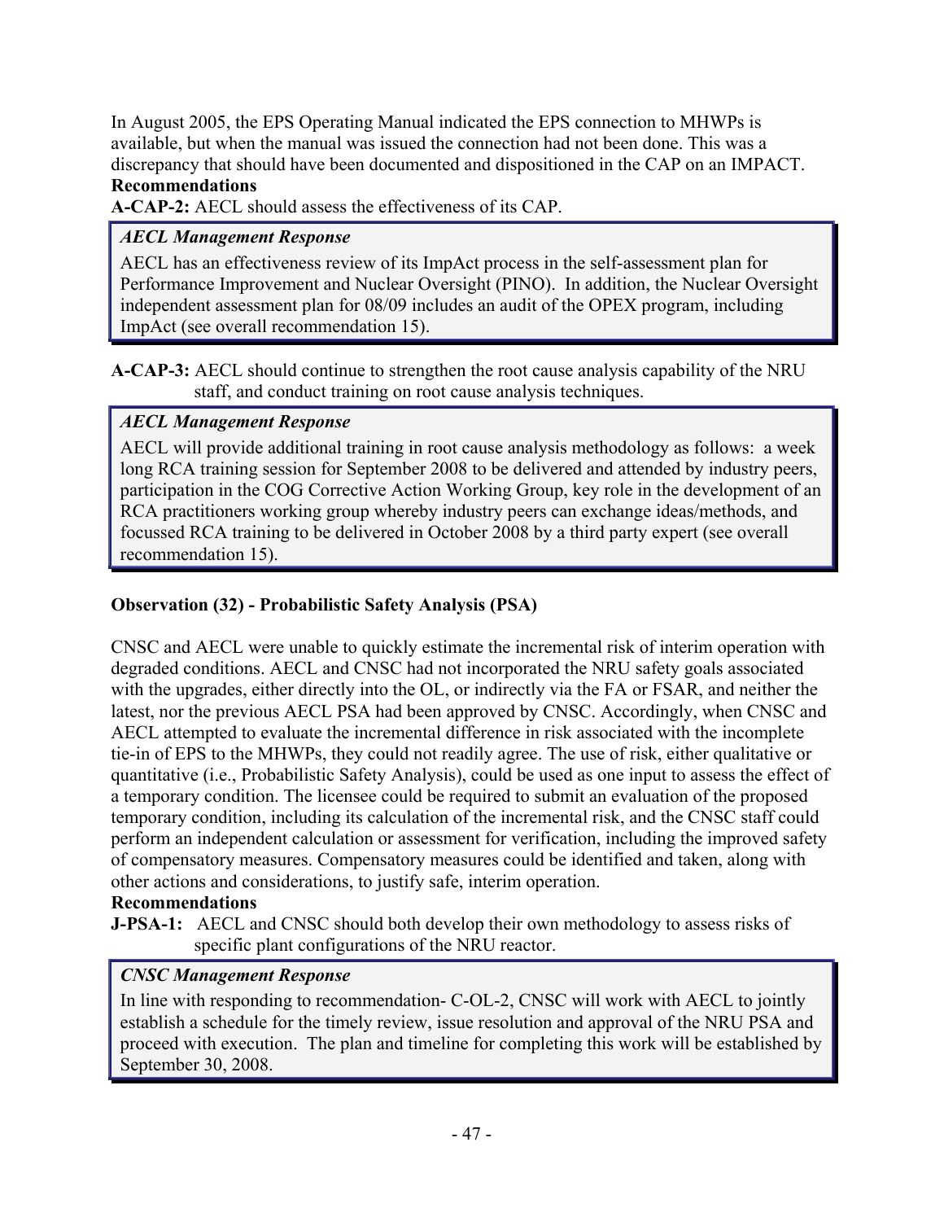In August 2005, the EPS Operating Manual indicated the EPS connection to MHWPs is available, but when the manual was issued the connection had not been done. This was a discrepancy that should have been documented and dispositioned in the CAP on an IMPACT.

**Recommendations**

**A-CAP-2:** AECL should assess the effectiveness of its CAP.

> ***AECL Management Response***
>
> AECL has an effectiveness review of its ImpAct process in the self-assessment plan for Performance Improvement and Nuclear Oversight (PINO). In addition, the Nuclear Oversight independent assessment plan for 08/09 includes an audit of the OPEX program, including ImpAct (see overall recommendation 15).

**A-CAP-3:** AECL should continue to strengthen the root cause analysis capability of the NRU staff, and conduct training on root cause analysis techniques.

> ***AECL Management Response***
>
> AECL will provide additional training in root cause analysis methodology as follows: a week long RCA training session for September 2008 to be delivered and attended by industry peers, participation in the COG Corrective Action Working Group, key role in the development of an RCA practitioners working group whereby industry peers can exchange ideas/methods, and focussed RCA training to be delivered in October 2008 by a third party expert (see overall recommendation 15).

**Observation (32) - Probabilistic Safety Analysis (PSA)**

CNSC and AECL were unable to quickly estimate the incremental risk of interim operation with degraded conditions. AECL and CNSC had not incorporated the NRU safety goals associated with the upgrades, either directly into the OL, or indirectly via the FA or FSAR, and neither the latest, nor the previous AECL PSA had been approved by CNSC. Accordingly, when CNSC and AECL attempted to evaluate the incremental difference in risk associated with the incomplete tie-in of EPS to the MHWPs, they could not readily agree. The use of risk, either qualitative or quantitative (i.e., Probabilistic Safety Analysis), could be used as one input to assess the effect of a temporary condition. The licensee could be required to submit an evaluation of the proposed temporary condition, including its calculation of the incremental risk, and the CNSC staff could perform an independent calculation or assessment for verification, including the improved safety of compensatory measures. Compensatory measures could be identified and taken, along with other actions and considerations, to justify safe, interim operation.

**Recommendations**

**J-PSA-1:** AECL and CNSC should both develop their own methodology to assess risks of specific plant configurations of the NRU reactor.

> ***CNSC Management Response***
>
> In line with responding to recommendation- C-OL-2, CNSC will work with AECL to jointly establish a schedule for the timely review, issue resolution and approval of the NRU PSA and proceed with execution. The plan and timeline for completing this work will be established by September 30, 2008.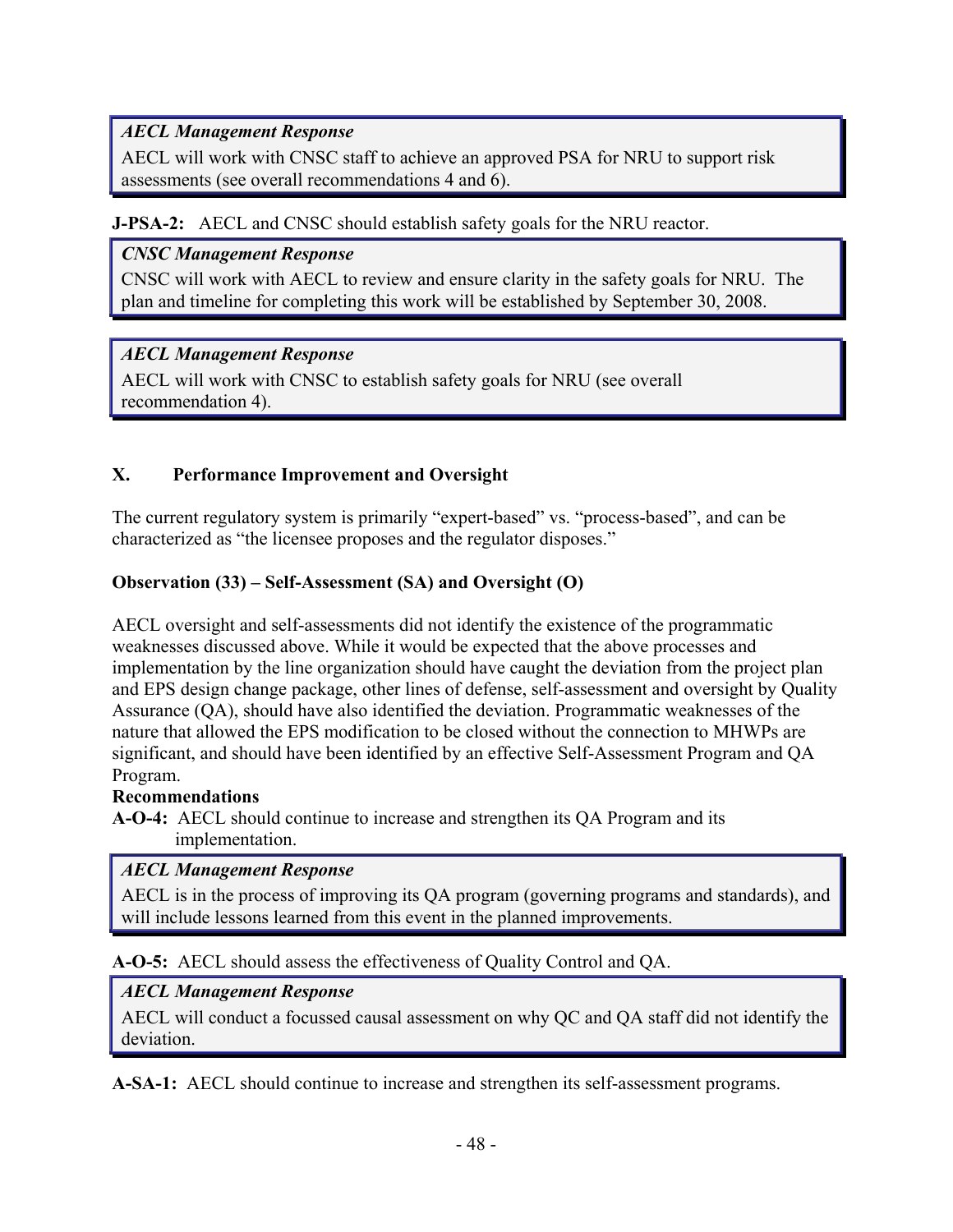*AECL Management Response*

AECL will work with CNSC staff to achieve an approved PSA for NRU to support risk assessments (see overall recommendations 4 and 6).

**J-PSA-2:** AECL and CNSC should establish safety goals for the NRU reactor.

*CNSC Management Response*

CNSC will work with AECL to review and ensure clarity in the safety goals for NRU. The plan and timeline for completing this work will be established by September 30, 2008.

*AECL Management Response*

AECL will work with CNSC to establish safety goals for NRU (see overall recommendation 4).

## X. Performance Improvement and Oversight

The current regulatory system is primarily "expert-based" vs. "process-based", and can be characterized as "the licensee proposes and the regulator disposes."

### Observation (33) – Self-Assessment (SA) and Oversight (O)

AECL oversight and self-assessments did not identify the existence of the programmatic weaknesses discussed above. While it would be expected that the above processes and implementation by the line organization should have caught the deviation from the project plan and EPS design change package, other lines of defense, self-assessment and oversight by Quality Assurance (QA), should have also identified the deviation. Programmatic weaknesses of the nature that allowed the EPS modification to be closed without the connection to MHWPs are significant, and should have been identified by an effective Self-Assessment Program and QA Program.

**Recommendations**

**A-O-4:** AECL should continue to increase and strengthen its QA Program and its implementation.

*AECL Management Response*

AECL is in the process of improving its QA program (governing programs and standards), and will include lessons learned from this event in the planned improvements.

**A-O-5:** AECL should assess the effectiveness of Quality Control and QA.

*AECL Management Response*

AECL will conduct a focussed causal assessment on why QC and QA staff did not identify the deviation.

**A-SA-1:** AECL should continue to increase and strengthen its self-assessment programs.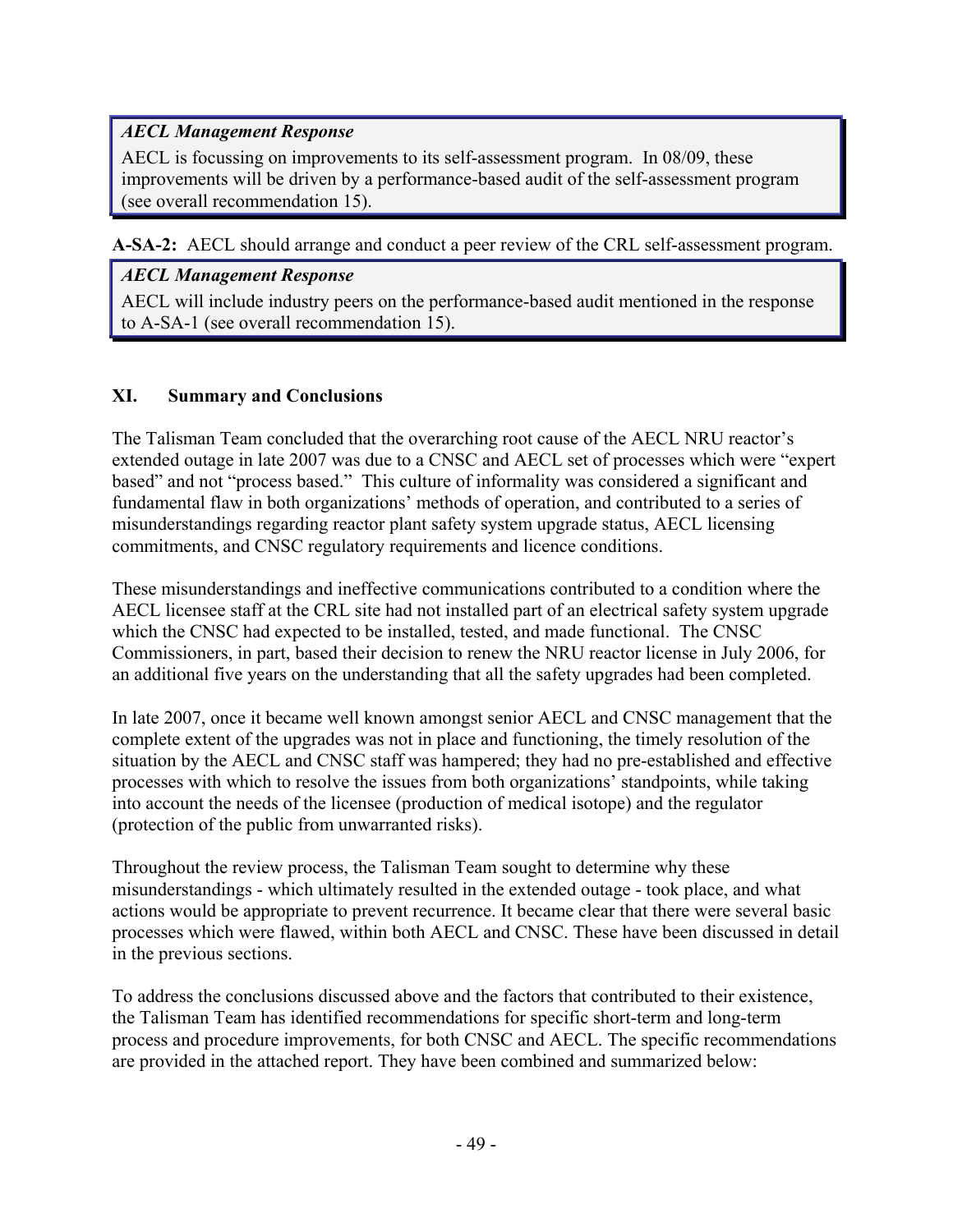> ***AECL Management Response***
>
> AECL is focussing on improvements to its self-assessment program. In 08/09, these improvements will be driven by a performance-based audit of the self-assessment program (see overall recommendation 15).

**A-SA-2:** AECL should arrange and conduct a peer review of the CRL self-assessment program.

> ***AECL Management Response***
>
> AECL will include industry peers on the performance-based audit mentioned in the response to A-SA-1 (see overall recommendation 15).

## XI. Summary and Conclusions

The Talisman Team concluded that the overarching root cause of the AECL NRU reactor's extended outage in late 2007 was due to a CNSC and AECL set of processes which were "expert based" and not "process based." This culture of informality was considered a significant and fundamental flaw in both organizations' methods of operation, and contributed to a series of misunderstandings regarding reactor plant safety system upgrade status, AECL licensing commitments, and CNSC regulatory requirements and licence conditions.

These misunderstandings and ineffective communications contributed to a condition where the AECL licensee staff at the CRL site had not installed part of an electrical safety system upgrade which the CNSC had expected to be installed, tested, and made functional. The CNSC Commissioners, in part, based their decision to renew the NRU reactor license in July 2006, for an additional five years on the understanding that all the safety upgrades had been completed.

In late 2007, once it became well known amongst senior AECL and CNSC management that the complete extent of the upgrades was not in place and functioning, the timely resolution of the situation by the AECL and CNSC staff was hampered; they had no pre-established and effective processes with which to resolve the issues from both organizations' standpoints, while taking into account the needs of the licensee (production of medical isotope) and the regulator (protection of the public from unwarranted risks).

Throughout the review process, the Talisman Team sought to determine why these misunderstandings - which ultimately resulted in the extended outage - took place, and what actions would be appropriate to prevent recurrence. It became clear that there were several basic processes which were flawed, within both AECL and CNSC. These have been discussed in detail in the previous sections.

To address the conclusions discussed above and the factors that contributed to their existence, the Talisman Team has identified recommendations for specific short-term and long-term process and procedure improvements, for both CNSC and AECL. The specific recommendations are provided in the attached report. They have been combined and summarized below: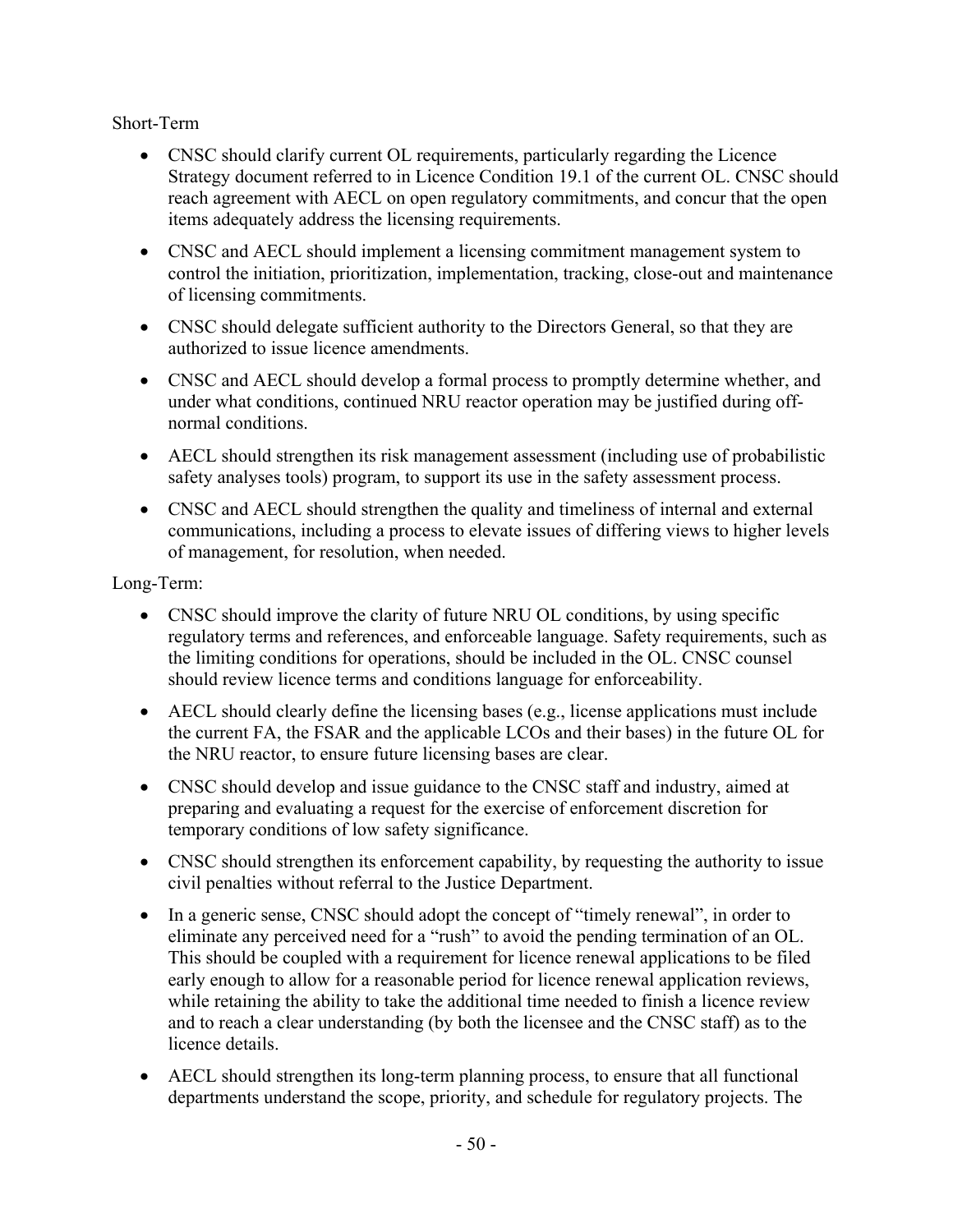Short-Term

- CNSC should clarify current OL requirements, particularly regarding the Licence Strategy document referred to in Licence Condition 19.1 of the current OL. CNSC should reach agreement with AECL on open regulatory commitments, and concur that the open items adequately address the licensing requirements.
- CNSC and AECL should implement a licensing commitment management system to control the initiation, prioritization, implementation, tracking, close-out and maintenance of licensing commitments.
- CNSC should delegate sufficient authority to the Directors General, so that they are authorized to issue licence amendments.
- CNSC and AECL should develop a formal process to promptly determine whether, and under what conditions, continued NRU reactor operation may be justified during off-normal conditions.
- AECL should strengthen its risk management assessment (including use of probabilistic safety analyses tools) program, to support its use in the safety assessment process.
- CNSC and AECL should strengthen the quality and timeliness of internal and external communications, including a process to elevate issues of differing views to higher levels of management, for resolution, when needed.

Long-Term:

- CNSC should improve the clarity of future NRU OL conditions, by using specific regulatory terms and references, and enforceable language. Safety requirements, such as the limiting conditions for operations, should be included in the OL. CNSC counsel should review licence terms and conditions language for enforceability.
- AECL should clearly define the licensing bases (e.g., license applications must include the current FA, the FSAR and the applicable LCOs and their bases) in the future OL for the NRU reactor, to ensure future licensing bases are clear.
- CNSC should develop and issue guidance to the CNSC staff and industry, aimed at preparing and evaluating a request for the exercise of enforcement discretion for temporary conditions of low safety significance.
- CNSC should strengthen its enforcement capability, by requesting the authority to issue civil penalties without referral to the Justice Department.
- In a generic sense, CNSC should adopt the concept of "timely renewal", in order to eliminate any perceived need for a "rush" to avoid the pending termination of an OL. This should be coupled with a requirement for licence renewal applications to be filed early enough to allow for a reasonable period for licence renewal application reviews, while retaining the ability to take the additional time needed to finish a licence review and to reach a clear understanding (by both the licensee and the CNSC staff) as to the licence details.
- AECL should strengthen its long-term planning process, to ensure that all functional departments understand the scope, priority, and schedule for regulatory projects. The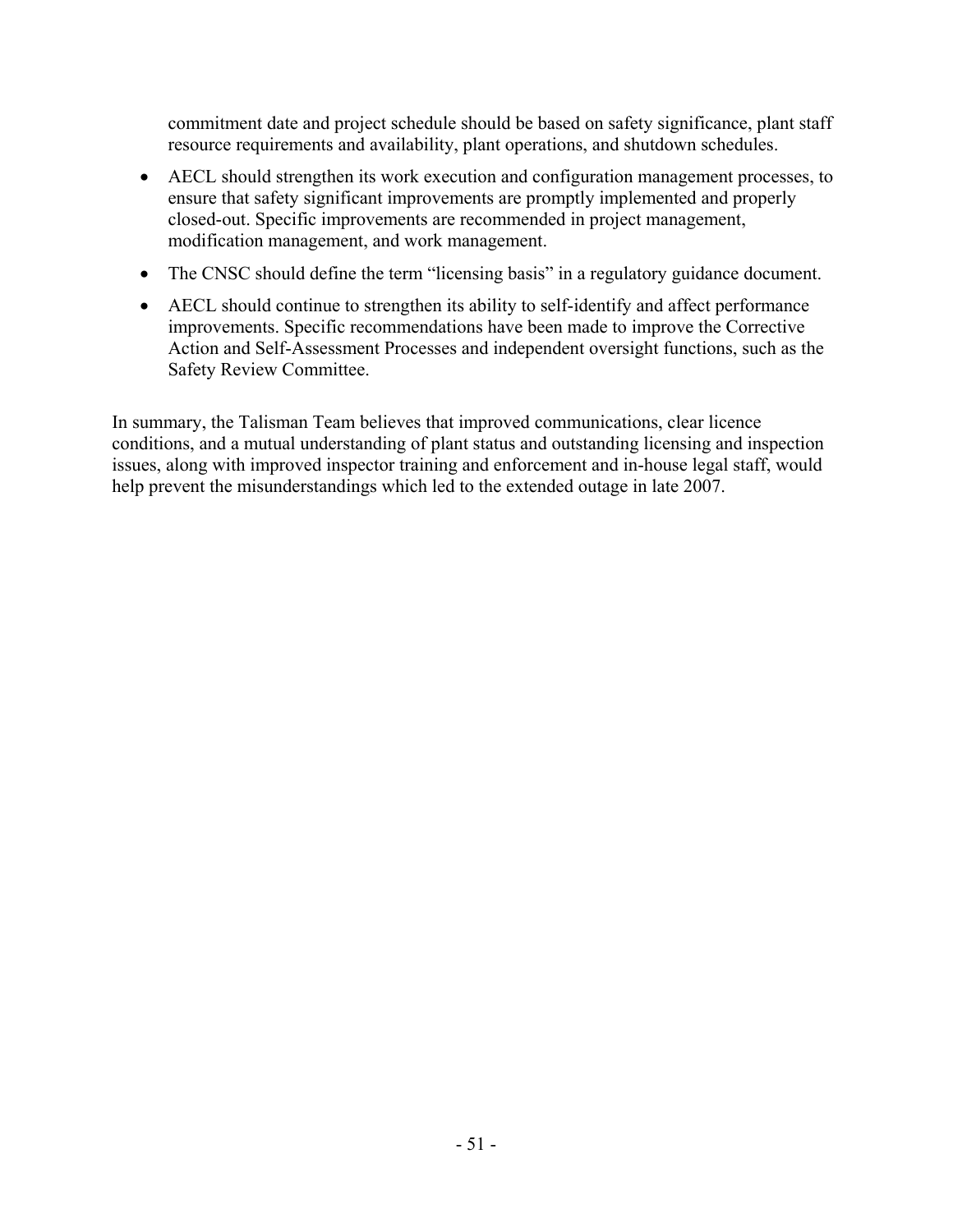commitment date and project schedule should be based on safety significance, plant staff resource requirements and availability, plant operations, and shutdown schedules.

- AECL should strengthen its work execution and configuration management processes, to ensure that safety significant improvements are promptly implemented and properly closed-out. Specific improvements are recommended in project management, modification management, and work management.
- The CNSC should define the term "licensing basis" in a regulatory guidance document.
- AECL should continue to strengthen its ability to self-identify and affect performance improvements. Specific recommendations have been made to improve the Corrective Action and Self-Assessment Processes and independent oversight functions, such as the Safety Review Committee.

In summary, the Talisman Team believes that improved communications, clear licence conditions, and a mutual understanding of plant status and outstanding licensing and inspection issues, along with improved inspector training and enforcement and in-house legal staff, would help prevent the misunderstandings which led to the extended outage in late 2007.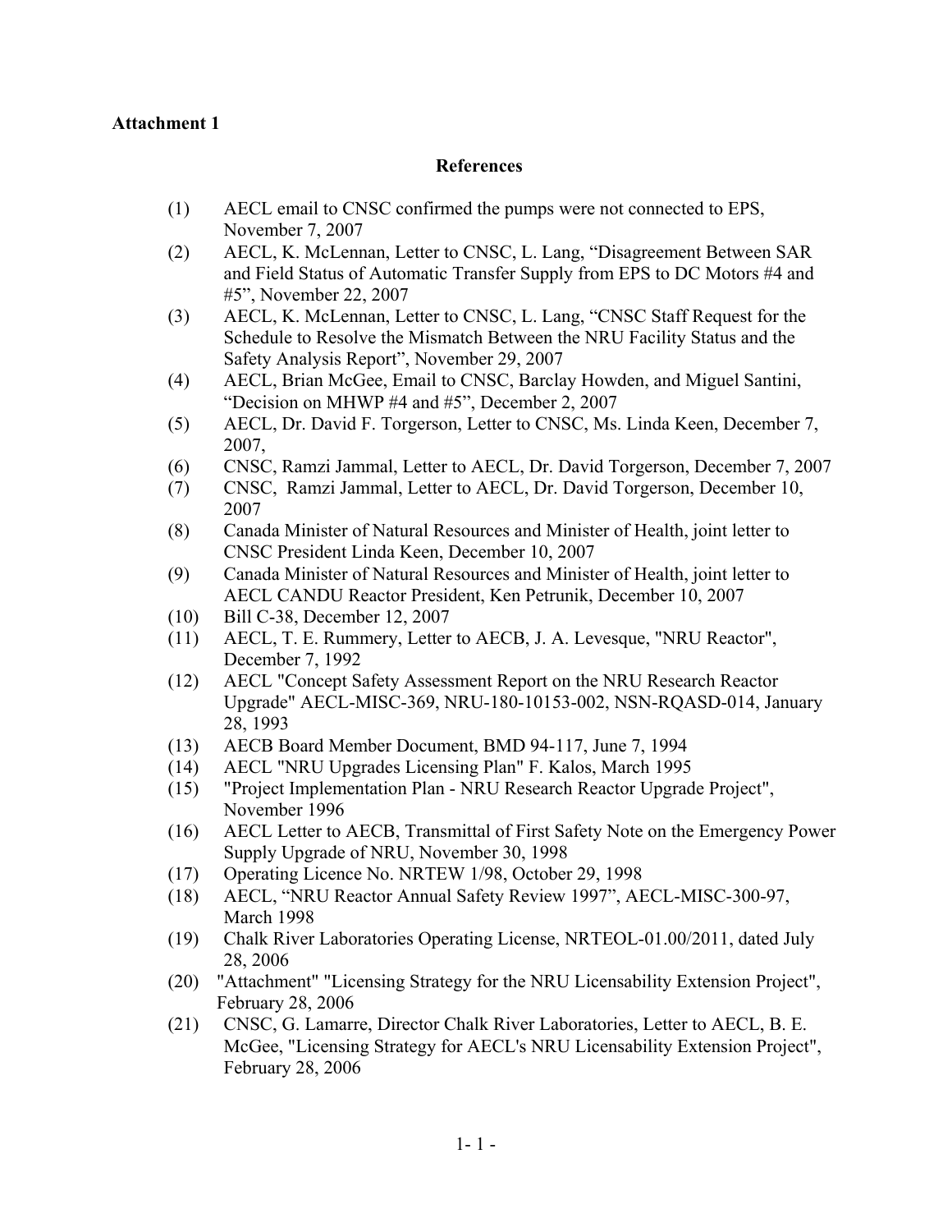**Attachment 1**

## References

(1) AECL email to CNSC confirmed the pumps were not connected to EPS, November 7, 2007

(2) AECL, K. McLennan, Letter to CNSC, L. Lang, "Disagreement Between SAR and Field Status of Automatic Transfer Supply from EPS to DC Motors #4 and #5", November 22, 2007

(3) AECL, K. McLennan, Letter to CNSC, L. Lang, "CNSC Staff Request for the Schedule to Resolve the Mismatch Between the NRU Facility Status and the Safety Analysis Report", November 29, 2007

(4) AECL, Brian McGee, Email to CNSC, Barclay Howden, and Miguel Santini, "Decision on MHWP #4 and #5", December 2, 2007

(5) AECL, Dr. David F. Torgerson, Letter to CNSC, Ms. Linda Keen, December 7, 2007,

(6) CNSC, Ramzi Jammal, Letter to AECL, Dr. David Torgerson, December 7, 2007

(7) CNSC, Ramzi Jammal, Letter to AECL, Dr. David Torgerson, December 10, 2007

(8) Canada Minister of Natural Resources and Minister of Health, joint letter to CNSC President Linda Keen, December 10, 2007

(9) Canada Minister of Natural Resources and Minister of Health, joint letter to AECL CANDU Reactor President, Ken Petrunik, December 10, 2007

(10) Bill C-38, December 12, 2007

(11) AECL, T. E. Rummery, Letter to AECB, J. A. Levesque, "NRU Reactor", December 7, 1992

(12) AECL "Concept Safety Assessment Report on the NRU Research Reactor Upgrade" AECL-MISC-369, NRU-180-10153-002, NSN-RQASD-014, January 28, 1993

(13) AECB Board Member Document, BMD 94-117, June 7, 1994

(14) AECL "NRU Upgrades Licensing Plan" F. Kalos, March 1995

(15) "Project Implementation Plan - NRU Research Reactor Upgrade Project", November 1996

(16) AECL Letter to AECB, Transmittal of First Safety Note on the Emergency Power Supply Upgrade of NRU, November 30, 1998

(17) Operating Licence No. NRTEW 1/98, October 29, 1998

(18) AECL, "NRU Reactor Annual Safety Review 1997", AECL-MISC-300-97, March 1998

(19) Chalk River Laboratories Operating License, NRTEOL-01.00/2011, dated July 28, 2006

(20) "Attachment" "Licensing Strategy for the NRU Licensability Extension Project", February 28, 2006

(21) CNSC, G. Lamarre, Director Chalk River Laboratories, Letter to AECL, B. E. McGee, "Licensing Strategy for AECL's NRU Licensability Extension Project", February 28, 2006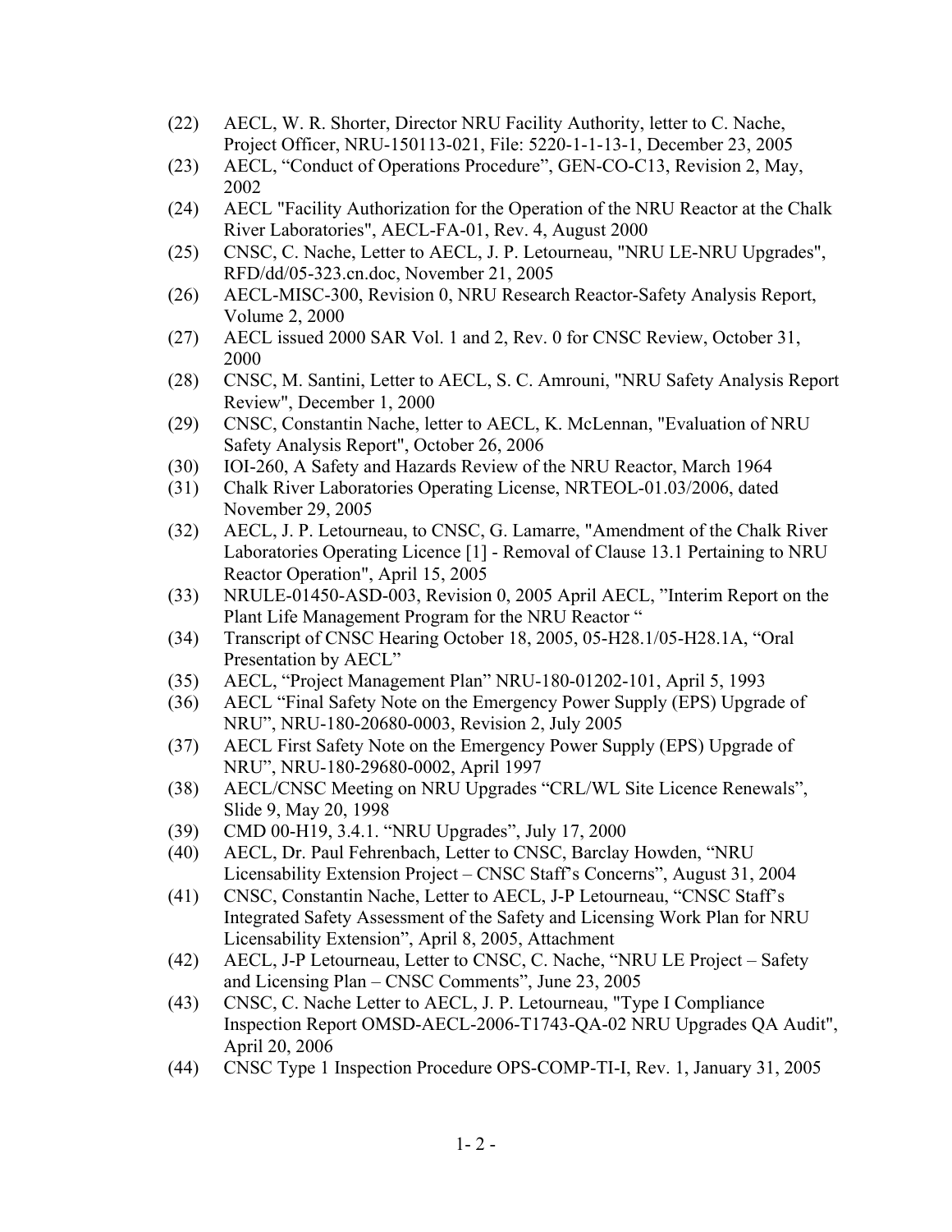(22) AECL, W. R. Shorter, Director NRU Facility Authority, letter to C. Nache, Project Officer, NRU-150113-021, File: 5220-1-1-13-1, December 23, 2005

(23) AECL, "Conduct of Operations Procedure", GEN-CO-C13, Revision 2, May, 2002

(24) AECL "Facility Authorization for the Operation of the NRU Reactor at the Chalk River Laboratories", AECL-FA-01, Rev. 4, August 2000

(25) CNSC, C. Nache, Letter to AECL, J. P. Letourneau, "NRU LE-NRU Upgrades", RFD/dd/05-323.cn.doc, November 21, 2005

(26) AECL-MISC-300, Revision 0, NRU Research Reactor-Safety Analysis Report, Volume 2, 2000

(27) AECL issued 2000 SAR Vol. 1 and 2, Rev. 0 for CNSC Review, October 31, 2000

(28) CNSC, M. Santini, Letter to AECL, S. C. Amrouni, "NRU Safety Analysis Report Review", December 1, 2000

(29) CNSC, Constantin Nache, letter to AECL, K. McLennan, "Evaluation of NRU Safety Analysis Report", October 26, 2006

(30) IOI-260, A Safety and Hazards Review of the NRU Reactor, March 1964

(31) Chalk River Laboratories Operating License, NRTEOL-01.03/2006, dated November 29, 2005

(32) AECL, J. P. Letourneau, to CNSC, G. Lamarre, "Amendment of the Chalk River Laboratories Operating Licence [1] - Removal of Clause 13.1 Pertaining to NRU Reactor Operation", April 15, 2005

(33) NRULE-01450-ASD-003, Revision 0, 2005 April AECL, "Interim Report on the Plant Life Management Program for the NRU Reactor "

(34) Transcript of CNSC Hearing October 18, 2005, 05-H28.1/05-H28.1A, "Oral Presentation by AECL"

(35) AECL, "Project Management Plan" NRU-180-01202-101, April 5, 1993

(36) AECL "Final Safety Note on the Emergency Power Supply (EPS) Upgrade of NRU", NRU-180-20680-0003, Revision 2, July 2005

(37) AECL First Safety Note on the Emergency Power Supply (EPS) Upgrade of NRU", NRU-180-29680-0002, April 1997

(38) AECL/CNSC Meeting on NRU Upgrades "CRL/WL Site Licence Renewals", Slide 9, May 20, 1998

(39) CMD 00-H19, 3.4.1. "NRU Upgrades", July 17, 2000

(40) AECL, Dr. Paul Fehrenbach, Letter to CNSC, Barclay Howden, "NRU Licensability Extension Project – CNSC Staff's Concerns", August 31, 2004

(41) CNSC, Constantin Nache, Letter to AECL, J-P Letourneau, "CNSC Staff's Integrated Safety Assessment of the Safety and Licensing Work Plan for NRU Licensability Extension", April 8, 2005, Attachment

(42) AECL, J-P Letourneau, Letter to CNSC, C. Nache, "NRU LE Project – Safety and Licensing Plan – CNSC Comments", June 23, 2005

(43) CNSC, C. Nache Letter to AECL, J. P. Letourneau, "Type I Compliance Inspection Report OMSD-AECL-2006-T1743-QA-02 NRU Upgrades QA Audit", April 20, 2006

(44) CNSC Type 1 Inspection Procedure OPS-COMP-TI-I, Rev. 1, January 31, 2005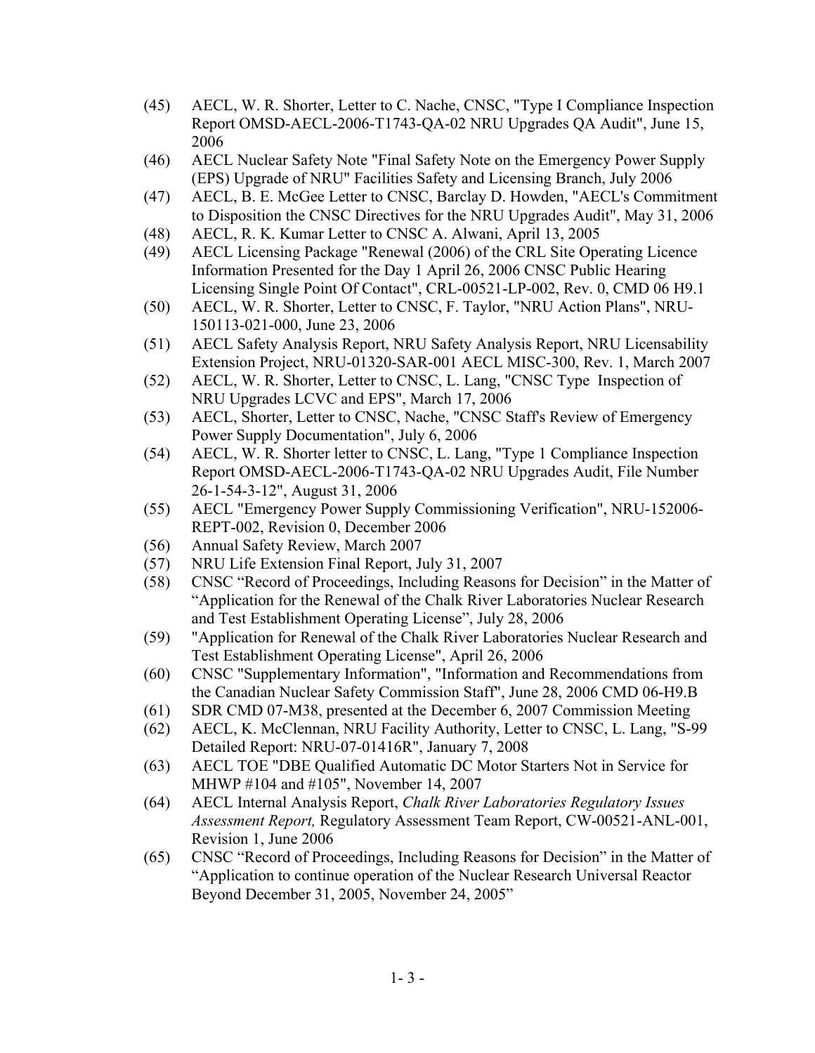(45) AECL, W. R. Shorter, Letter to C. Nache, CNSC, "Type I Compliance Inspection Report OMSD-AECL-2006-T1743-QA-02 NRU Upgrades QA Audit", June 15, 2006

(46) AECL Nuclear Safety Note "Final Safety Note on the Emergency Power Supply (EPS) Upgrade of NRU" Facilities Safety and Licensing Branch, July 2006

(47) AECL, B. E. McGee Letter to CNSC, Barclay D. Howden, "AECL's Commitment to Disposition the CNSC Directives for the NRU Upgrades Audit", May 31, 2006

(48) AECL, R. K. Kumar Letter to CNSC A. Alwani, April 13, 2005

(49) AECL Licensing Package "Renewal (2006) of the CRL Site Operating Licence Information Presented for the Day 1 April 26, 2006 CNSC Public Hearing Licensing Single Point Of Contact", CRL-00521-LP-002, Rev. 0, CMD 06 H9.1

(50) AECL, W. R. Shorter, Letter to CNSC, F. Taylor, "NRU Action Plans", NRU-150113-021-000, June 23, 2006

(51) AECL Safety Analysis Report, NRU Safety Analysis Report, NRU Licensability Extension Project, NRU-01320-SAR-001 AECL MISC-300, Rev. 1, March 2007

(52) AECL, W. R. Shorter, Letter to CNSC, L. Lang, "CNSC Type Inspection of NRU Upgrades LCVC and EPS", March 17, 2006

(53) AECL, Shorter, Letter to CNSC, Nache, "CNSC Staff's Review of Emergency Power Supply Documentation", July 6, 2006

(54) AECL, W. R. Shorter letter to CNSC, L. Lang, "Type 1 Compliance Inspection Report OMSD-AECL-2006-T1743-QA-02 NRU Upgrades Audit, File Number 26-1-54-3-12", August 31, 2006

(55) AECL "Emergency Power Supply Commissioning Verification", NRU-152006-REPT-002, Revision 0, December 2006

(56) Annual Safety Review, March 2007

(57) NRU Life Extension Final Report, July 31, 2007

(58) CNSC "Record of Proceedings, Including Reasons for Decision" in the Matter of "Application for the Renewal of the Chalk River Laboratories Nuclear Research and Test Establishment Operating License", July 28, 2006

(59) "Application for Renewal of the Chalk River Laboratories Nuclear Research and Test Establishment Operating License", April 26, 2006

(60) CNSC "Supplementary Information", "Information and Recommendations from the Canadian Nuclear Safety Commission Staff", June 28, 2006 CMD 06-H9.B

(61) SDR CMD 07-M38, presented at the December 6, 2007 Commission Meeting

(62) AECL, K. McClennan, NRU Facility Authority, Letter to CNSC, L. Lang, "S-99 Detailed Report: NRU-07-01416R", January 7, 2008

(63) AECL TOE "DBE Qualified Automatic DC Motor Starters Not in Service for MHWP #104 and #105", November 14, 2007

(64) AECL Internal Analysis Report, *Chalk River Laboratories Regulatory Issues Assessment Report,* Regulatory Assessment Team Report, CW-00521-ANL-001, Revision 1, June 2006

(65) CNSC "Record of Proceedings, Including Reasons for Decision" in the Matter of "Application to continue operation of the Nuclear Research Universal Reactor Beyond December 31, 2005, November 24, 2005"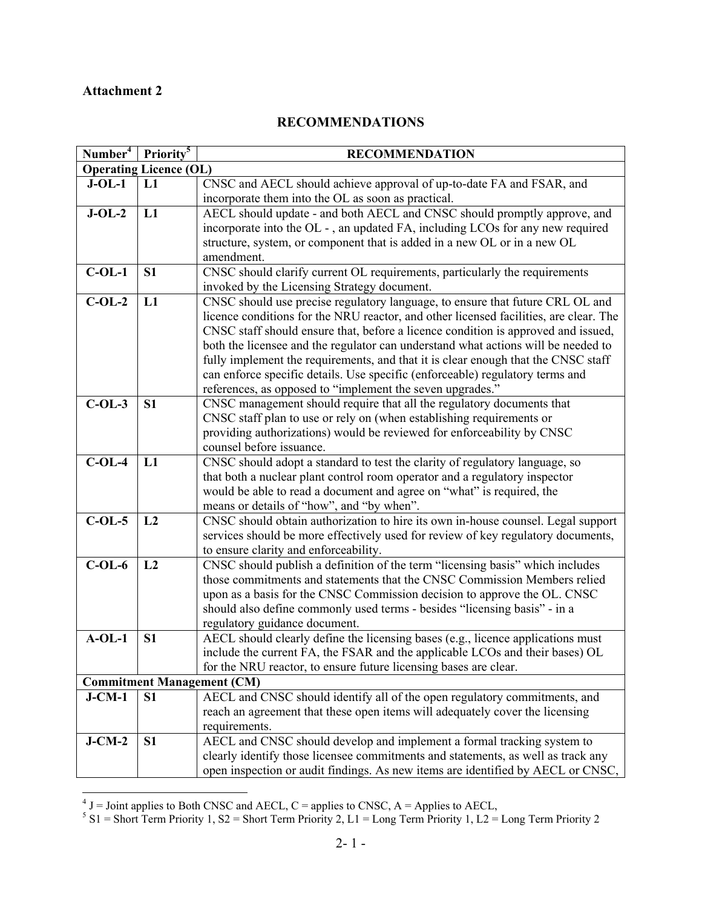**Attachment 2**

## RECOMMENDATIONS

| Number[4] | Priority[5] | RECOMMENDATION |
|---|---|---|
| **Operating Licence (OL)** | | |
| **J-OL-1** | **L1** | CNSC and AECL should achieve approval of up-to-date FA and FSAR, and incorporate them into the OL as soon as practical. |
| **J-OL-2** | **L1** | AECL should update - and both AECL and CNSC should promptly approve, and incorporate into the OL - , an updated FA, including LCOs for any new required structure, system, or component that is added in a new OL or in a new OL amendment. |
| **C-OL-1** | **S1** | CNSC should clarify current OL requirements, particularly the requirements invoked by the Licensing Strategy document. |
| **C-OL-2** | **L1** | CNSC should use precise regulatory language, to ensure that future CRL OL and licence conditions for the NRU reactor, and other licensed facilities, are clear. The CNSC staff should ensure that, before a licence condition is approved and issued, both the licensee and the regulator can understand what actions will be needed to fully implement the requirements, and that it is clear enough that the CNSC staff can enforce specific details. Use specific (enforceable) regulatory terms and references, as opposed to "implement the seven upgrades." |
| **C-OL-3** | **S1** | CNSC management should require that all the regulatory documents that CNSC staff plan to use or rely on (when establishing requirements or providing authorizations) would be reviewed for enforceability by CNSC counsel before issuance. |
| **C-OL-4** | **L1** | CNSC should adopt a standard to test the clarity of regulatory language, so that both a nuclear plant control room operator and a regulatory inspector would be able to read a document and agree on "what" is required, the means or details of "how", and "by when". |
| **C-OL-5** | **L2** | CNSC should obtain authorization to hire its own in-house counsel. Legal support services should be more effectively used for review of key regulatory documents, to ensure clarity and enforceability. |
| **C-OL-6** | **L2** | CNSC should publish a definition of the term "licensing basis" which includes those commitments and statements that the CNSC Commission Members relied upon as a basis for the CNSC Commission decision to approve the OL. CNSC should also define commonly used terms - besides "licensing basis" - in a regulatory guidance document. |
| **A-OL-1** | **S1** | AECL should clearly define the licensing bases (e.g., licence applications must include the current FA, the FSAR and the applicable LCOs and their bases) OL for the NRU reactor, to ensure future licensing bases are clear. |
| **Commitment Management (CM)** | | |
| **J-CM-1** | **S1** | AECL and CNSC should identify all of the open regulatory commitments, and reach an agreement that these open items will adequately cover the licensing requirements. |
| **J-CM-2** | **S1** | AECL and CNSC should develop and implement a formal tracking system to clearly identify those licensee commitments and statements, as well as track any open inspection or audit findings. As new items are identified by AECL or CNSC, |

[4] J = Joint applies to Both CNSC and AECL, C = applies to CNSC, A = Applies to AECL,

[5] S1 = Short Term Priority 1, S2 = Short Term Priority 2, L1 = Long Term Priority 1, L2 = Long Term Priority 2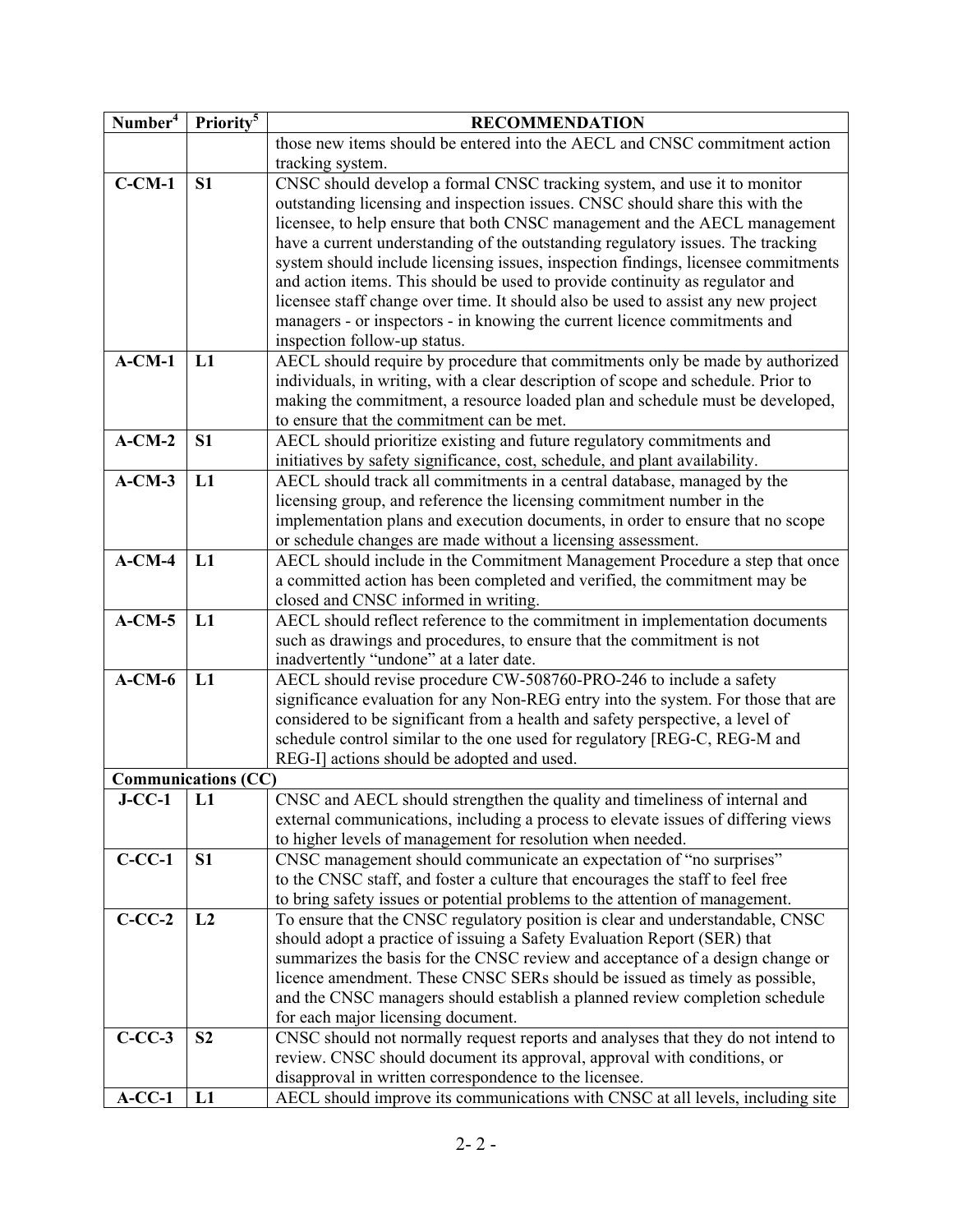| Number[4] | Priority[5] | RECOMMENDATION |
|---|---|---|
| | | those new items should be entered into the AECL and CNSC commitment action tracking system. |
| **C-CM-1** | **S1** | CNSC should develop a formal CNSC tracking system, and use it to monitor outstanding licensing and inspection issues. CNSC should share this with the licensee, to help ensure that both CNSC management and the AECL management have a current understanding of the outstanding regulatory issues. The tracking system should include licensing issues, inspection findings, licensee commitments and action items. This should be used to provide continuity as regulator and licensee staff change over time. It should also be used to assist any new project managers - or inspectors - in knowing the current licence commitments and inspection follow-up status. |
| **A-CM-1** | **L1** | AECL should require by procedure that commitments only be made by authorized individuals, in writing, with a clear description of scope and schedule. Prior to making the commitment, a resource loaded plan and schedule must be developed, to ensure that the commitment can be met. |
| **A-CM-2** | **S1** | AECL should prioritize existing and future regulatory commitments and initiatives by safety significance, cost, schedule, and plant availability. |
| **A-CM-3** | **L1** | AECL should track all commitments in a central database, managed by the licensing group, and reference the licensing commitment number in the implementation plans and execution documents, in order to ensure that no scope or schedule changes are made without a licensing assessment. |
| **A-CM-4** | **L1** | AECL should include in the Commitment Management Procedure a step that once a committed action has been completed and verified, the commitment may be closed and CNSC informed in writing. |
| **A-CM-5** | **L1** | AECL should reflect reference to the commitment in implementation documents such as drawings and procedures, to ensure that the commitment is not inadvertently "undone" at a later date. |
| **A-CM-6** | **L1** | AECL should revise procedure CW-508760-PRO-246 to include a safety significance evaluation for any Non-REG entry into the system. For those that are considered to be significant from a health and safety perspective, a level of schedule control similar to the one used for regulatory [REG-C, REG-M and REG-I] actions should be adopted and used. |
| **Communications (CC)** | | |
| **J-CC-1** | **L1** | CNSC and AECL should strengthen the quality and timeliness of internal and external communications, including a process to elevate issues of differing views to higher levels of management for resolution when needed. |
| **C-CC-1** | **S1** | CNSC management should communicate an expectation of "no surprises" to the CNSC staff, and foster a culture that encourages the staff to feel free to bring safety issues or potential problems to the attention of management. |
| **C-CC-2** | **L2** | To ensure that the CNSC regulatory position is clear and understandable, CNSC should adopt a practice of issuing a Safety Evaluation Report (SER) that summarizes the basis for the CNSC review and acceptance of a design change or licence amendment. These CNSC SERs should be issued as timely as possible, and the CNSC managers should establish a planned review completion schedule for each major licensing document. |
| **C-CC-3** | **S2** | CNSC should not normally request reports and analyses that they do not intend to review. CNSC should document its approval, approval with conditions, or disapproval in written correspondence to the licensee. |
| **A-CC-1** | **L1** | AECL should improve its communications with CNSC at all levels, including site |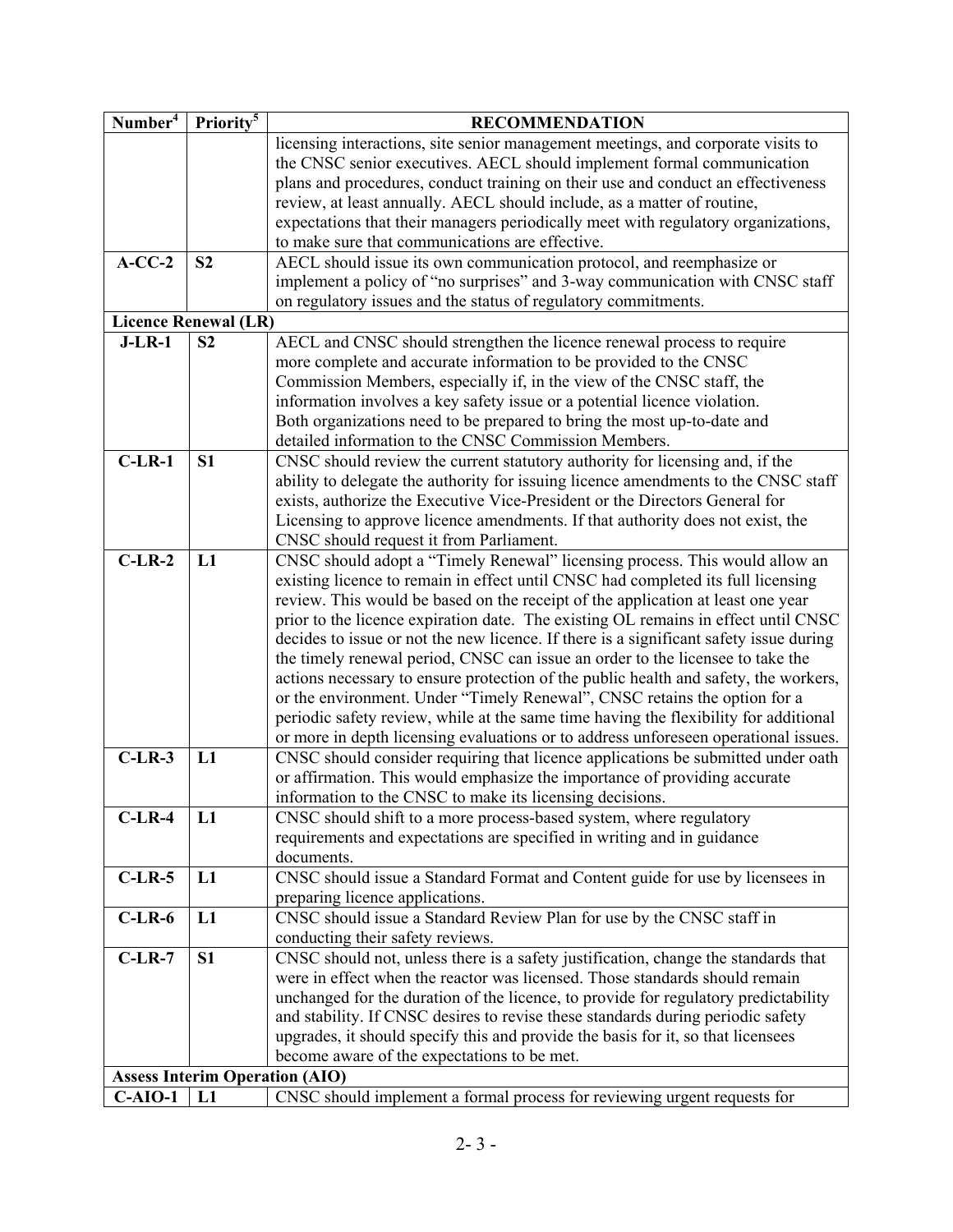| Number[4] | Priority[5] | RECOMMENDATION |
|---|---|---|
| | | licensing interactions, site senior management meetings, and corporate visits to the CNSC senior executives. AECL should implement formal communication plans and procedures, conduct training on their use and conduct an effectiveness review, at least annually. AECL should include, as a matter of routine, expectations that their managers periodically meet with regulatory organizations, to make sure that communications are effective. |
| **A-CC-2** | **S2** | AECL should issue its own communication protocol, and reemphasize or implement a policy of "no surprises" and 3-way communication with CNSC staff on regulatory issues and the status of regulatory commitments. |
| **Licence Renewal (LR)** | | |
| **J-LR-1** | **S2** | AECL and CNSC should strengthen the licence renewal process to require more complete and accurate information to be provided to the CNSC Commission Members, especially if, in the view of the CNSC staff, the information involves a key safety issue or a potential licence violation. Both organizations need to be prepared to bring the most up-to-date and detailed information to the CNSC Commission Members. |
| **C-LR-1** | **S1** | CNSC should review the current statutory authority for licensing and, if the ability to delegate the authority for issuing licence amendments to the CNSC staff exists, authorize the Executive Vice-President or the Directors General for Licensing to approve licence amendments. If that authority does not exist, the CNSC should request it from Parliament. |
| **C-LR-2** | **L1** | CNSC should adopt a "Timely Renewal" licensing process. This would allow an existing licence to remain in effect until CNSC had completed its full licensing review. This would be based on the receipt of the application at least one year prior to the licence expiration date. The existing OL remains in effect until CNSC decides to issue or not the new licence. If there is a significant safety issue during the timely renewal period, CNSC can issue an order to the licensee to take the actions necessary to ensure protection of the public health and safety, the workers, or the environment. Under "Timely Renewal", CNSC retains the option for a periodic safety review, while at the same time having the flexibility for additional or more in depth licensing evaluations or to address unforeseen operational issues. |
| **C-LR-3** | **L1** | CNSC should consider requiring that licence applications be submitted under oath or affirmation. This would emphasize the importance of providing accurate information to the CNSC to make its licensing decisions. |
| **C-LR-4** | **L1** | CNSC should shift to a more process-based system, where regulatory requirements and expectations are specified in writing and in guidance documents. |
| **C-LR-5** | **L1** | CNSC should issue a Standard Format and Content guide for use by licensees in preparing licence applications. |
| **C-LR-6** | **L1** | CNSC should issue a Standard Review Plan for use by the CNSC staff in conducting their safety reviews. |
| **C-LR-7** | **S1** | CNSC should not, unless there is a safety justification, change the standards that were in effect when the reactor was licensed. Those standards should remain unchanged for the duration of the licence, to provide for regulatory predictability and stability. If CNSC desires to revise these standards during periodic safety upgrades, it should specify this and provide the basis for it, so that licensees become aware of the expectations to be met. |
| **Assess Interim Operation (AIO)** | | |
| **C-AIO-1** | **L1** | CNSC should implement a formal process for reviewing urgent requests for |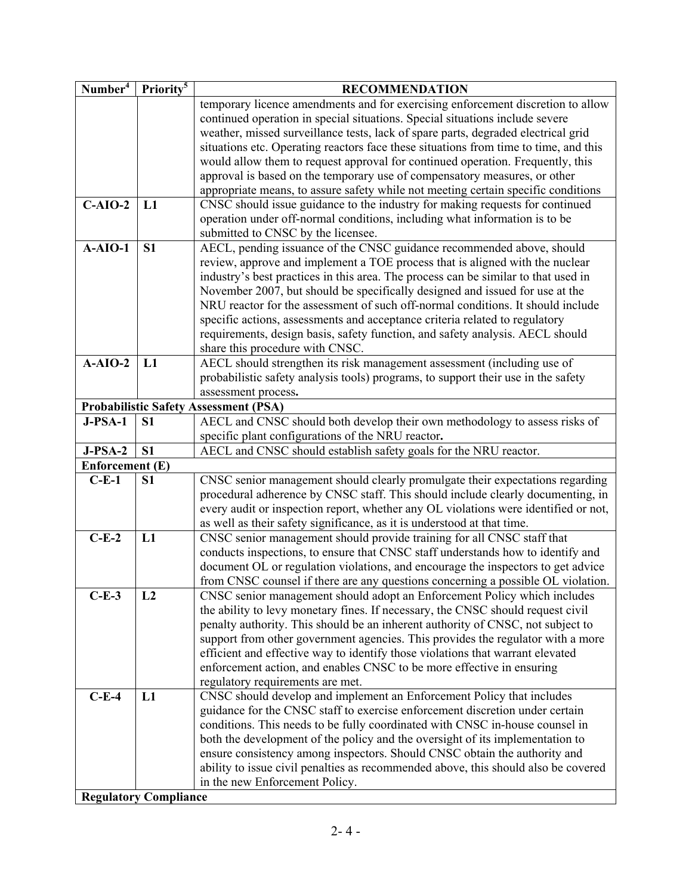| Number[4] | Priority[5] | RECOMMENDATION |
|---|---|---|
| | | temporary licence amendments and for exercising enforcement discretion to allow continued operation in special situations. Special situations include severe weather, missed surveillance tests, lack of spare parts, degraded electrical grid situations etc. Operating reactors face these situations from time to time, and this would allow them to request approval for continued operation. Frequently, this approval is based on the temporary use of compensatory measures, or other appropriate means, to assure safety while not meeting certain specific conditions |
| **C-AIO-2** | **L1** | CNSC should issue guidance to the industry for making requests for continued operation under off-normal conditions, including what information is to be submitted to CNSC by the licensee. |
| **A-AIO-1** | **S1** | AECL, pending issuance of the CNSC guidance recommended above, should review, approve and implement a TOE process that is aligned with the nuclear industry's best practices in this area. The process can be similar to that used in November 2007, but should be specifically designed and issued for use at the NRU reactor for the assessment of such off-normal conditions. It should include specific actions, assessments and acceptance criteria related to regulatory requirements, design basis, safety function, and safety analysis. AECL should share this procedure with CNSC. |
| **A-AIO-2** | **L1** | AECL should strengthen its risk management assessment (including use of probabilistic safety analysis tools) programs, to support their use in the safety assessment process**.** |
| **Probabilistic Safety Assessment (PSA)** | | |
| **J-PSA-1** | **S1** | AECL and CNSC should both develop their own methodology to assess risks of specific plant configurations of the NRU reactor**.** |
| **J-PSA-2** | **S1** | AECL and CNSC should establish safety goals for the NRU reactor. |
| **Enforcement (E)** | | |
| **C-E-1** | **S1** | CNSC senior management should clearly promulgate their expectations regarding procedural adherence by CNSC staff. This should include clearly documenting, in every audit or inspection report, whether any OL violations were identified or not, as well as their safety significance, as it is understood at that time. |
| **C-E-2** | **L1** | CNSC senior management should provide training for all CNSC staff that conducts inspections, to ensure that CNSC staff understands how to identify and document OL or regulation violations, and encourage the inspectors to get advice from CNSC counsel if there are any questions concerning a possible OL violation. |
| **C-E-3** | **L2** | CNSC senior management should adopt an Enforcement Policy which includes the ability to levy monetary fines. If necessary, the CNSC should request civil penalty authority. This should be an inherent authority of CNSC, not subject to support from other government agencies. This provides the regulator with a more efficient and effective way to identify those violations that warrant elevated enforcement action, and enables CNSC to be more effective in ensuring regulatory requirements are met. |
| **C-E-4** | **L1** | CNSC should develop and implement an Enforcement Policy that includes guidance for the CNSC staff to exercise enforcement discretion under certain conditions. This needs to be fully coordinated with CNSC in-house counsel in both the development of the policy and the oversight of its implementation to ensure consistency among inspectors. Should CNSC obtain the authority and ability to issue civil penalties as recommended above, this should also be covered in the new Enforcement Policy. |
| **Regulatory Compliance** | | |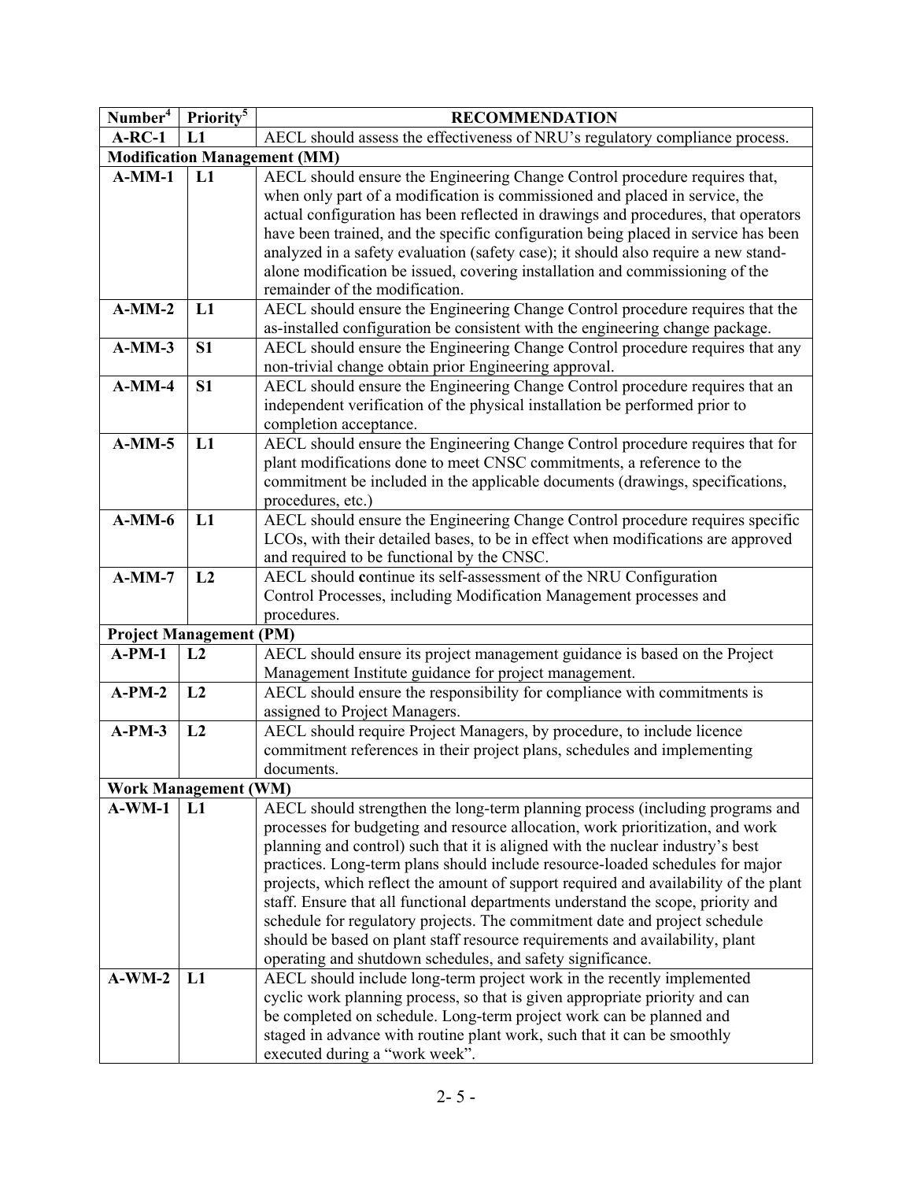| Number[4] | Priority[5] | RECOMMENDATION |
|---|---|---|
| **A-RC-1** | **L1** | AECL should assess the effectiveness of NRU's regulatory compliance process. |
| **Modification Management (MM)** | | |
| **A-MM-1** | **L1** | AECL should ensure the Engineering Change Control procedure requires that, when only part of a modification is commissioned and placed in service, the actual configuration has been reflected in drawings and procedures, that operators have been trained, and the specific configuration being placed in service has been analyzed in a safety evaluation (safety case); it should also require a new stand-alone modification be issued, covering installation and commissioning of the remainder of the modification. |
| **A-MM-2** | **L1** | AECL should ensure the Engineering Change Control procedure requires that the as-installed configuration be consistent with the engineering change package. |
| **A-MM-3** | **S1** | AECL should ensure the Engineering Change Control procedure requires that any non-trivial change obtain prior Engineering approval. |
| **A-MM-4** | **S1** | AECL should ensure the Engineering Change Control procedure requires that an independent verification of the physical installation be performed prior to completion acceptance. |
| **A-MM-5** | **L1** | AECL should ensure the Engineering Change Control procedure requires that for plant modifications done to meet CNSC commitments, a reference to the commitment be included in the applicable documents (drawings, specifications, procedures, etc.) |
| **A-MM-6** | **L1** | AECL should ensure the Engineering Change Control procedure requires specific LCOs, with their detailed bases, to be in effect when modifications are approved and required to be functional by the CNSC. |
| **A-MM-7** | **L2** | AECL should **c**ontinue its self-assessment of the NRU Configuration Control Processes, including Modification Management processes and procedures. |
| **Project Management (PM)** | | |
| **A-PM-1** | **L2** | AECL should ensure its project management guidance is based on the Project Management Institute guidance for project management. |
| **A-PM-2** | **L2** | AECL should ensure the responsibility for compliance with commitments is assigned to Project Managers. |
| **A-PM-3** | **L2** | AECL should require Project Managers, by procedure, to include licence commitment references in their project plans, schedules and implementing documents. |
| **Work Management (WM)** | | |
| **A-WM-1** | **L1** | AECL should strengthen the long-term planning process (including programs and processes for budgeting and resource allocation, work prioritization, and work planning and control) such that it is aligned with the nuclear industry's best practices. Long-term plans should include resource-loaded schedules for major projects, which reflect the amount of support required and availability of the plant staff. Ensure that all functional departments understand the scope, priority and schedule for regulatory projects. The commitment date and project schedule should be based on plant staff resource requirements and availability, plant operating and shutdown schedules, and safety significance. |
| **A-WM-2** | **L1** | AECL should include long-term project work in the recently implemented cyclic work planning process, so that is given appropriate priority and can be completed on schedule. Long-term project work can be planned and staged in advance with routine plant work, such that it can be smoothly executed during a "work week". |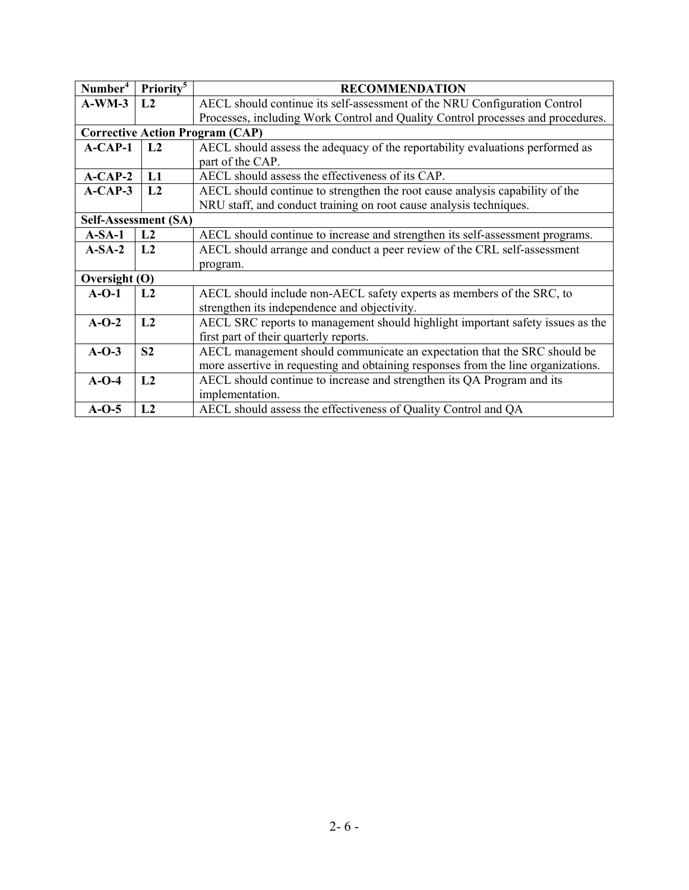| Number[4] | Priority[5] | RECOMMENDATION |
|---|---|---|
| **A-WM-3** | **L2** | AECL should continue its self-assessment of the NRU Configuration Control Processes, including Work Control and Quality Control processes and procedures. |
| **Corrective Action Program (CAP)** | | |
| **A-CAP-1** | **L2** | AECL should assess the adequacy of the reportability evaluations performed as part of the CAP. |
| **A-CAP-2** | **L1** | AECL should assess the effectiveness of its CAP. |
| **A-CAP-3** | **L2** | AECL should continue to strengthen the root cause analysis capability of the NRU staff, and conduct training on root cause analysis techniques. |
| **Self-Assessment (SA)** | | |
| **A-SA-1** | **L2** | AECL should continue to increase and strengthen its self-assessment programs. |
| **A-SA-2** | **L2** | AECL should arrange and conduct a peer review of the CRL self-assessment program. |
| **Oversight (O)** | | |
| **A-O-1** | **L2** | AECL should include non-AECL safety experts as members of the SRC, to strengthen its independence and objectivity. |
| **A-O-2** | **L2** | AECL SRC reports to management should highlight important safety issues as the first part of their quarterly reports. |
| **A-O-3** | **S2** | AECL management should communicate an expectation that the SRC should be more assertive in requesting and obtaining responses from the line organizations. |
| **A-O-4** | **L2** | AECL should continue to increase and strengthen its QA Program and its implementation. |
| **A-O-5** | **L2** | AECL should assess the effectiveness of Quality Control and QA |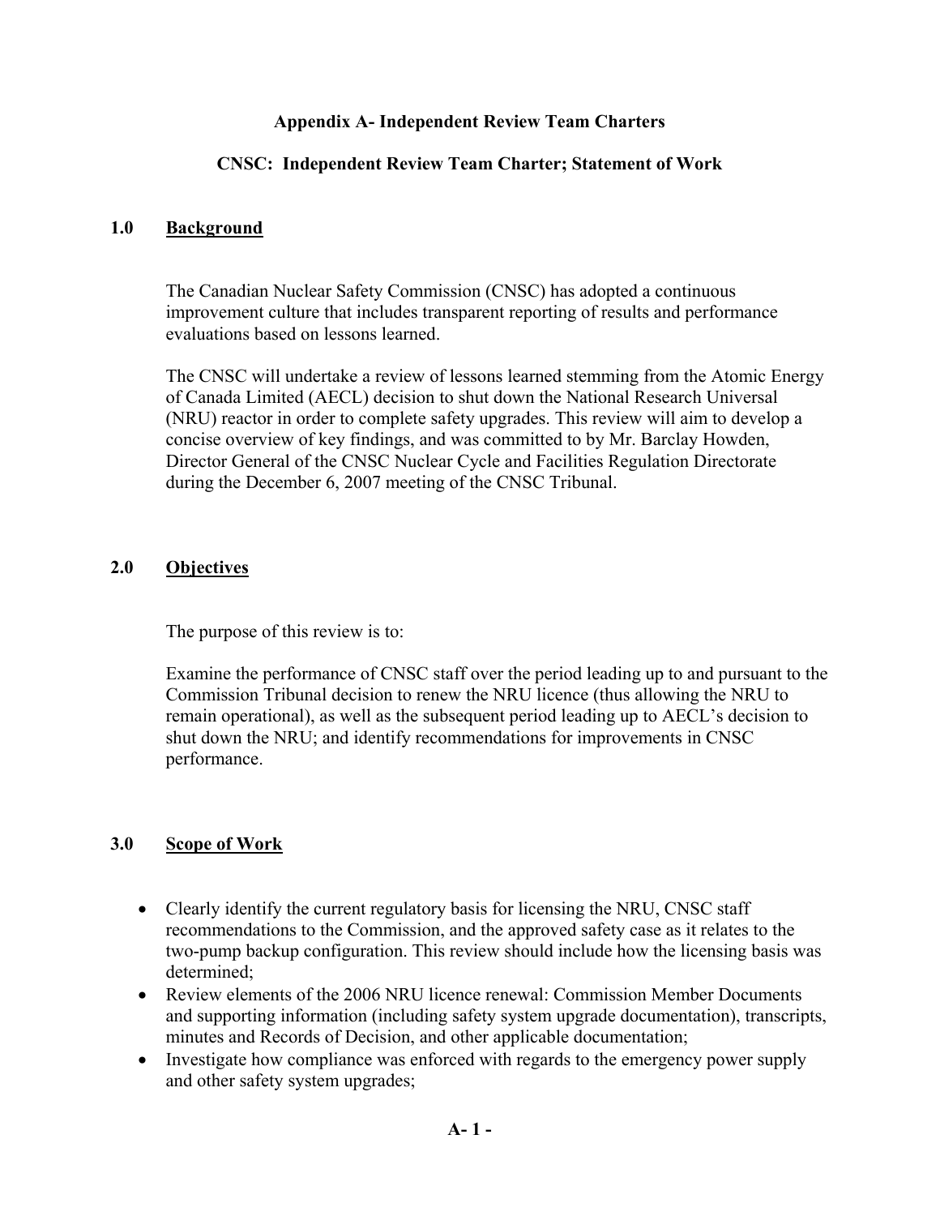## Appendix A- Independent Review Team Charters

### CNSC: Independent Review Team Charter; Statement of Work

### 1.0 <u>Background</u>

The Canadian Nuclear Safety Commission (CNSC) has adopted a continuous improvement culture that includes transparent reporting of results and performance evaluations based on lessons learned.

The CNSC will undertake a review of lessons learned stemming from the Atomic Energy of Canada Limited (AECL) decision to shut down the National Research Universal (NRU) reactor in order to complete safety upgrades. This review will aim to develop a concise overview of key findings, and was committed to by Mr. Barclay Howden, Director General of the CNSC Nuclear Cycle and Facilities Regulation Directorate during the December 6, 2007 meeting of the CNSC Tribunal.

### 2.0 <u>Objectives</u>

The purpose of this review is to:

Examine the performance of CNSC staff over the period leading up to and pursuant to the Commission Tribunal decision to renew the NRU licence (thus allowing the NRU to remain operational), as well as the subsequent period leading up to AECL's decision to shut down the NRU; and identify recommendations for improvements in CNSC performance.

### 3.0 <u>Scope of Work</u>

- Clearly identify the current regulatory basis for licensing the NRU, CNSC staff recommendations to the Commission, and the approved safety case as it relates to the two-pump backup configuration. This review should include how the licensing basis was determined;
- Review elements of the 2006 NRU licence renewal: Commission Member Documents and supporting information (including safety system upgrade documentation), transcripts, minutes and Records of Decision, and other applicable documentation;
- Investigate how compliance was enforced with regards to the emergency power supply and other safety system upgrades;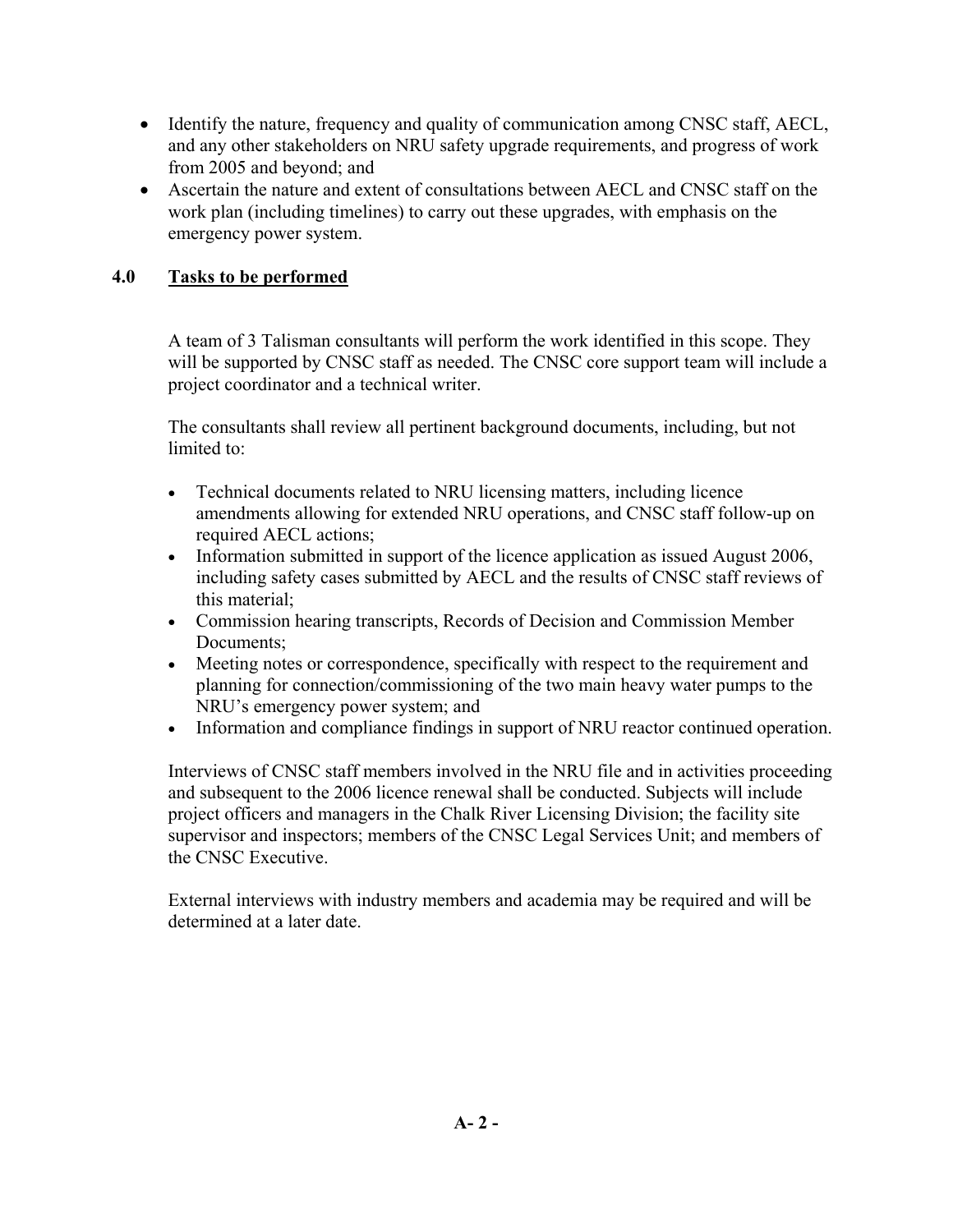- Identify the nature, frequency and quality of communication among CNSC staff, AECL, and any other stakeholders on NRU safety upgrade requirements, and progress of work from 2005 and beyond; and
- Ascertain the nature and extent of consultations between AECL and CNSC staff on the work plan (including timelines) to carry out these upgrades, with emphasis on the emergency power system.

## 4.0 Tasks to be performed

A team of 3 Talisman consultants will perform the work identified in this scope. They will be supported by CNSC staff as needed. The CNSC core support team will include a project coordinator and a technical writer.

The consultants shall review all pertinent background documents, including, but not limited to:

- Technical documents related to NRU licensing matters, including licence amendments allowing for extended NRU operations, and CNSC staff follow-up on required AECL actions;
- Information submitted in support of the licence application as issued August 2006, including safety cases submitted by AECL and the results of CNSC staff reviews of this material;
- Commission hearing transcripts, Records of Decision and Commission Member Documents;
- Meeting notes or correspondence, specifically with respect to the requirement and planning for connection/commissioning of the two main heavy water pumps to the NRU's emergency power system; and
- Information and compliance findings in support of NRU reactor continued operation.

Interviews of CNSC staff members involved in the NRU file and in activities proceeding and subsequent to the 2006 licence renewal shall be conducted. Subjects will include project officers and managers in the Chalk River Licensing Division; the facility site supervisor and inspectors; members of the CNSC Legal Services Unit; and members of the CNSC Executive.

External interviews with industry members and academia may be required and will be determined at a later date.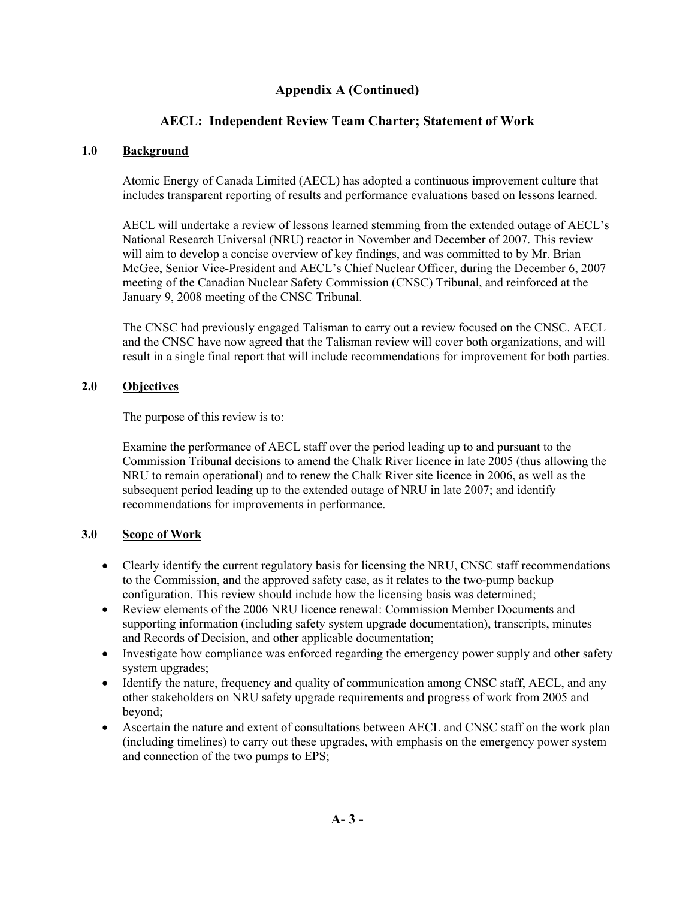## Appendix A (Continued)

## AECL: Independent Review Team Charter; Statement of Work

### 1.0 Background

Atomic Energy of Canada Limited (AECL) has adopted a continuous improvement culture that includes transparent reporting of results and performance evaluations based on lessons learned.

AECL will undertake a review of lessons learned stemming from the extended outage of AECL's National Research Universal (NRU) reactor in November and December of 2007. This review will aim to develop a concise overview of key findings, and was committed to by Mr. Brian McGee, Senior Vice-President and AECL's Chief Nuclear Officer, during the December 6, 2007 meeting of the Canadian Nuclear Safety Commission (CNSC) Tribunal, and reinforced at the January 9, 2008 meeting of the CNSC Tribunal.

The CNSC had previously engaged Talisman to carry out a review focused on the CNSC. AECL and the CNSC have now agreed that the Talisman review will cover both organizations, and will result in a single final report that will include recommendations for improvement for both parties.

### 2.0 Objectives

The purpose of this review is to:

Examine the performance of AECL staff over the period leading up to and pursuant to the Commission Tribunal decisions to amend the Chalk River licence in late 2005 (thus allowing the NRU to remain operational) and to renew the Chalk River site licence in 2006, as well as the subsequent period leading up to the extended outage of NRU in late 2007; and identify recommendations for improvements in performance.

### 3.0 Scope of Work

- Clearly identify the current regulatory basis for licensing the NRU, CNSC staff recommendations to the Commission, and the approved safety case, as it relates to the two-pump backup configuration. This review should include how the licensing basis was determined;
- Review elements of the 2006 NRU licence renewal: Commission Member Documents and supporting information (including safety system upgrade documentation), transcripts, minutes and Records of Decision, and other applicable documentation;
- Investigate how compliance was enforced regarding the emergency power supply and other safety system upgrades;
- Identify the nature, frequency and quality of communication among CNSC staff, AECL, and any other stakeholders on NRU safety upgrade requirements and progress of work from 2005 and beyond;
- Ascertain the nature and extent of consultations between AECL and CNSC staff on the work plan (including timelines) to carry out these upgrades, with emphasis on the emergency power system and connection of the two pumps to EPS;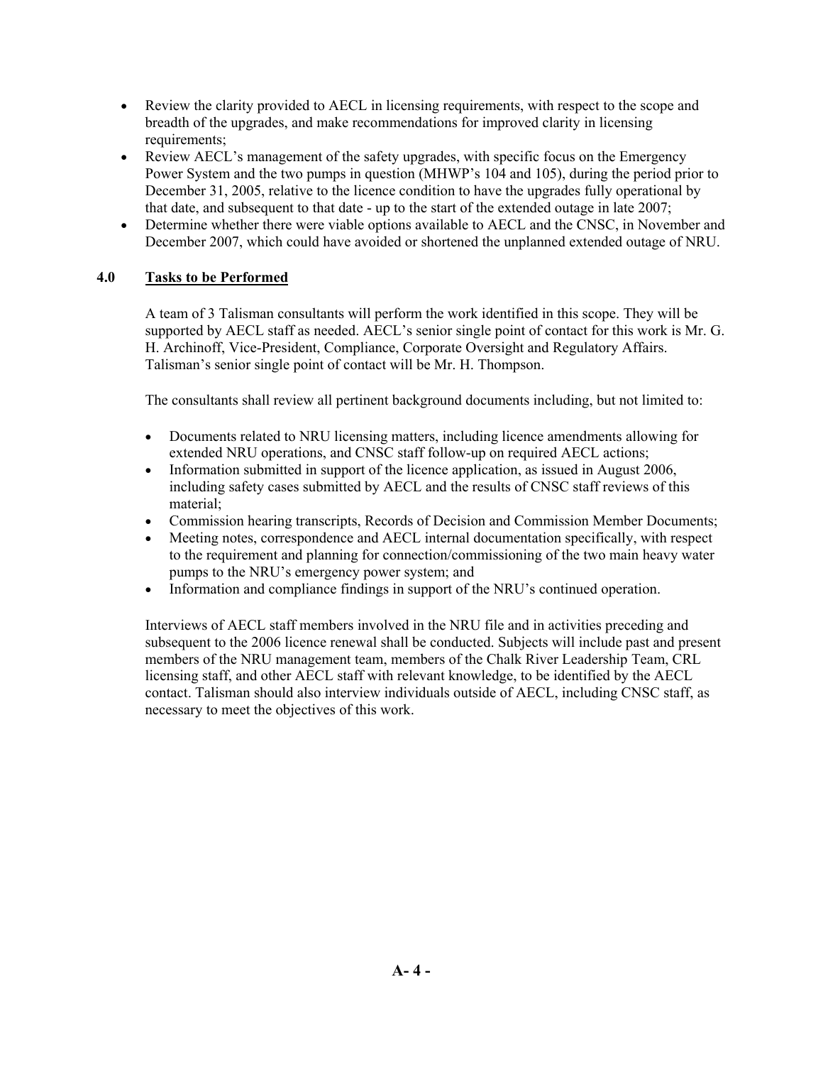- Review the clarity provided to AECL in licensing requirements, with respect to the scope and breadth of the upgrades, and make recommendations for improved clarity in licensing requirements;
- Review AECL's management of the safety upgrades, with specific focus on the Emergency Power System and the two pumps in question (MHWP's 104 and 105), during the period prior to December 31, 2005, relative to the licence condition to have the upgrades fully operational by that date, and subsequent to that date - up to the start of the extended outage in late 2007;
- Determine whether there were viable options available to AECL and the CNSC, in November and December 2007, which could have avoided or shortened the unplanned extended outage of NRU.

## 4.0 Tasks to be Performed

A team of 3 Talisman consultants will perform the work identified in this scope. They will be supported by AECL staff as needed. AECL's senior single point of contact for this work is Mr. G. H. Archinoff, Vice-President, Compliance, Corporate Oversight and Regulatory Affairs. Talisman's senior single point of contact will be Mr. H. Thompson.

The consultants shall review all pertinent background documents including, but not limited to:

- Documents related to NRU licensing matters, including licence amendments allowing for extended NRU operations, and CNSC staff follow-up on required AECL actions;
- Information submitted in support of the licence application, as issued in August 2006, including safety cases submitted by AECL and the results of CNSC staff reviews of this material;
- Commission hearing transcripts, Records of Decision and Commission Member Documents;
- Meeting notes, correspondence and AECL internal documentation specifically, with respect to the requirement and planning for connection/commissioning of the two main heavy water pumps to the NRU's emergency power system; and
- Information and compliance findings in support of the NRU's continued operation.

Interviews of AECL staff members involved in the NRU file and in activities preceding and subsequent to the 2006 licence renewal shall be conducted. Subjects will include past and present members of the NRU management team, members of the Chalk River Leadership Team, CRL licensing staff, and other AECL staff with relevant knowledge, to be identified by the AECL contact. Talisman should also interview individuals outside of AECL, including CNSC staff, as necessary to meet the objectives of this work.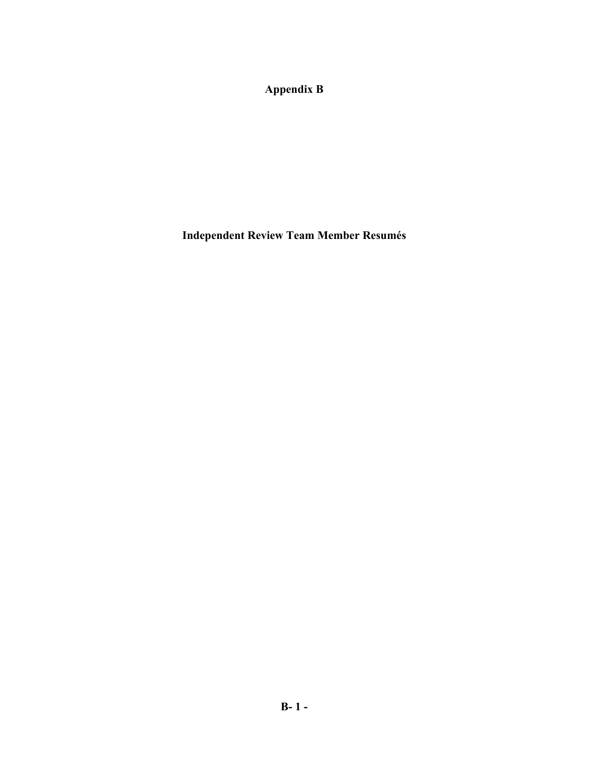# Appendix B

## Independent Review Team Member Resumés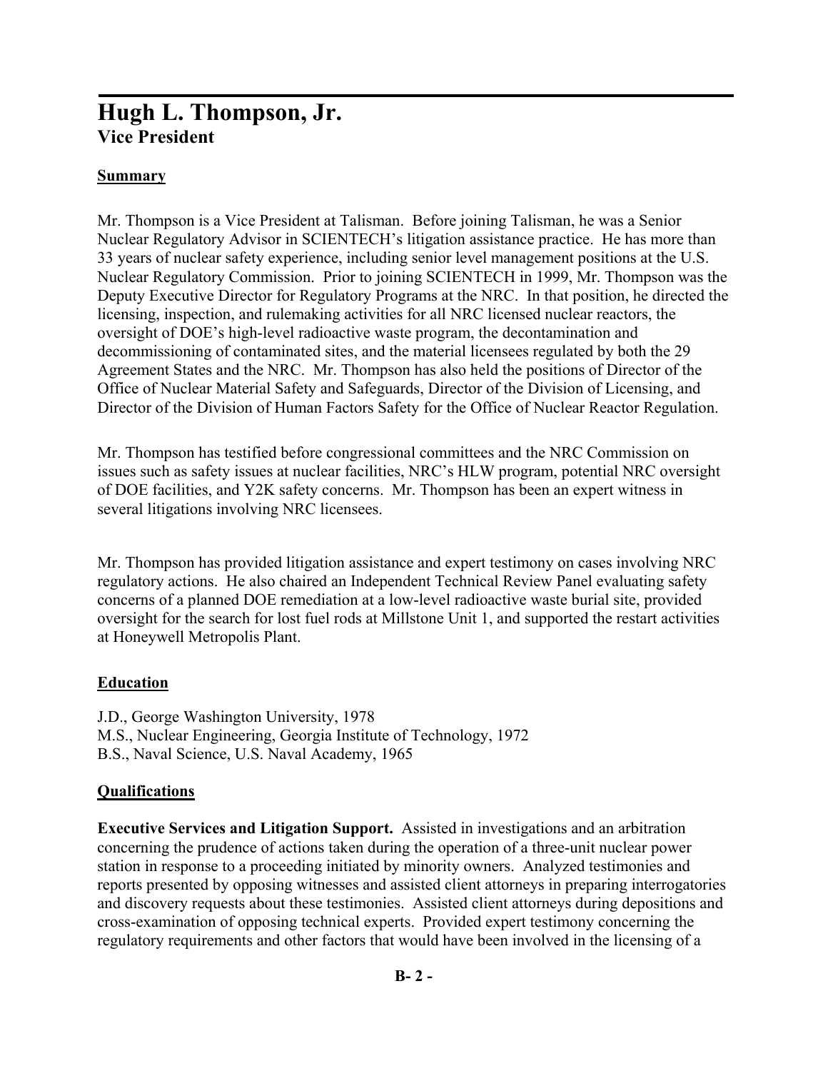# Hugh L. Thompson, Jr.
## Vice President

### Summary

Mr. Thompson is a Vice President at Talisman. Before joining Talisman, he was a Senior Nuclear Regulatory Advisor in SCIENTECH's litigation assistance practice. He has more than 33 years of nuclear safety experience, including senior level management positions at the U.S. Nuclear Regulatory Commission. Prior to joining SCIENTECH in 1999, Mr. Thompson was the Deputy Executive Director for Regulatory Programs at the NRC. In that position, he directed the licensing, inspection, and rulemaking activities for all NRC licensed nuclear reactors, the oversight of DOE's high-level radioactive waste program, the decontamination and decommissioning of contaminated sites, and the material licensees regulated by both the 29 Agreement States and the NRC. Mr. Thompson has also held the positions of Director of the Office of Nuclear Material Safety and Safeguards, Director of the Division of Licensing, and Director of the Division of Human Factors Safety for the Office of Nuclear Reactor Regulation.

Mr. Thompson has testified before congressional committees and the NRC Commission on issues such as safety issues at nuclear facilities, NRC's HLW program, potential NRC oversight of DOE facilities, and Y2K safety concerns. Mr. Thompson has been an expert witness in several litigations involving NRC licensees.

Mr. Thompson has provided litigation assistance and expert testimony on cases involving NRC regulatory actions. He also chaired an Independent Technical Review Panel evaluating safety concerns of a planned DOE remediation at a low-level radioactive waste burial site, provided oversight for the search for lost fuel rods at Millstone Unit 1, and supported the restart activities at Honeywell Metropolis Plant.

### Education

J.D., George Washington University, 1978
M.S., Nuclear Engineering, Georgia Institute of Technology, 1972
B.S., Naval Science, U.S. Naval Academy, 1965

### Qualifications

**Executive Services and Litigation Support.** Assisted in investigations and an arbitration concerning the prudence of actions taken during the operation of a three-unit nuclear power station in response to a proceeding initiated by minority owners. Analyzed testimonies and reports presented by opposing witnesses and assisted client attorneys in preparing interrogatories and discovery requests about these testimonies. Assisted client attorneys during depositions and cross-examination of opposing technical experts. Provided expert testimony concerning the regulatory requirements and other factors that would have been involved in the licensing of a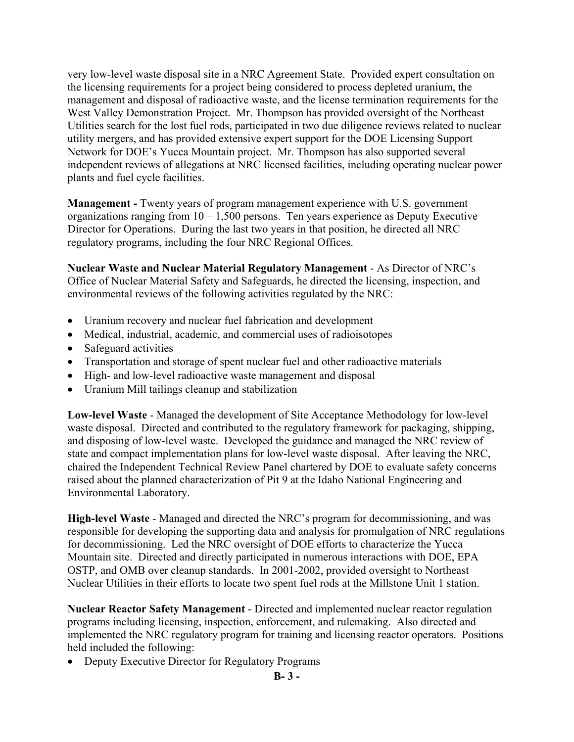very low-level waste disposal site in a NRC Agreement State. Provided expert consultation on the licensing requirements for a project being considered to process depleted uranium, the management and disposal of radioactive waste, and the license termination requirements for the West Valley Demonstration Project. Mr. Thompson has provided oversight of the Northeast Utilities search for the lost fuel rods, participated in two due diligence reviews related to nuclear utility mergers, and has provided extensive expert support for the DOE Licensing Support Network for DOE's Yucca Mountain project. Mr. Thompson has also supported several independent reviews of allegations at NRC licensed facilities, including operating nuclear power plants and fuel cycle facilities.

**Management -** Twenty years of program management experience with U.S. government organizations ranging from 10 – 1,500 persons. Ten years experience as Deputy Executive Director for Operations. During the last two years in that position, he directed all NRC regulatory programs, including the four NRC Regional Offices.

**Nuclear Waste and Nuclear Material Regulatory Management** - As Director of NRC's Office of Nuclear Material Safety and Safeguards, he directed the licensing, inspection, and environmental reviews of the following activities regulated by the NRC:

- Uranium recovery and nuclear fuel fabrication and development
- Medical, industrial, academic, and commercial uses of radioisotopes
- Safeguard activities
- Transportation and storage of spent nuclear fuel and other radioactive materials
- High- and low-level radioactive waste management and disposal
- Uranium Mill tailings cleanup and stabilization

**Low-level Waste** - Managed the development of Site Acceptance Methodology for low-level waste disposal. Directed and contributed to the regulatory framework for packaging, shipping, and disposing of low-level waste. Developed the guidance and managed the NRC review of state and compact implementation plans for low-level waste disposal. After leaving the NRC, chaired the Independent Technical Review Panel chartered by DOE to evaluate safety concerns raised about the planned characterization of Pit 9 at the Idaho National Engineering and Environmental Laboratory.

**High-level Waste** - Managed and directed the NRC's program for decommissioning, and was responsible for developing the supporting data and analysis for promulgation of NRC regulations for decommissioning. Led the NRC oversight of DOE efforts to characterize the Yucca Mountain site. Directed and directly participated in numerous interactions with DOE, EPA OSTP, and OMB over cleanup standards. In 2001-2002, provided oversight to Northeast Nuclear Utilities in their efforts to locate two spent fuel rods at the Millstone Unit 1 station.

**Nuclear Reactor Safety Management** - Directed and implemented nuclear reactor regulation programs including licensing, inspection, enforcement, and rulemaking. Also directed and implemented the NRC regulatory program for training and licensing reactor operators. Positions held included the following:

- Deputy Executive Director for Regulatory Programs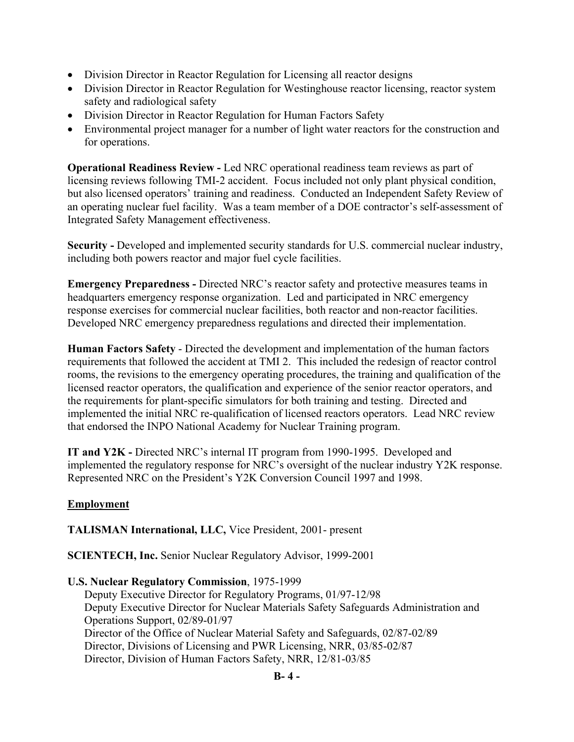- Division Director in Reactor Regulation for Licensing all reactor designs
- Division Director in Reactor Regulation for Westinghouse reactor licensing, reactor system safety and radiological safety
- Division Director in Reactor Regulation for Human Factors Safety
- Environmental project manager for a number of light water reactors for the construction and for operations.

**Operational Readiness Review -** Led NRC operational readiness team reviews as part of licensing reviews following TMI-2 accident. Focus included not only plant physical condition, but also licensed operators' training and readiness. Conducted an Independent Safety Review of an operating nuclear fuel facility. Was a team member of a DOE contractor's self-assessment of Integrated Safety Management effectiveness.

**Security -** Developed and implemented security standards for U.S. commercial nuclear industry, including both powers reactor and major fuel cycle facilities.

**Emergency Preparedness -** Directed NRC's reactor safety and protective measures teams in headquarters emergency response organization. Led and participated in NRC emergency response exercises for commercial nuclear facilities, both reactor and non-reactor facilities. Developed NRC emergency preparedness regulations and directed their implementation.

**Human Factors Safety** - Directed the development and implementation of the human factors requirements that followed the accident at TMI 2. This included the redesign of reactor control rooms, the revisions to the emergency operating procedures, the training and qualification of the licensed reactor operators, the qualification and experience of the senior reactor operators, and the requirements for plant-specific simulators for both training and testing. Directed and implemented the initial NRC re-qualification of licensed reactors operators. Lead NRC review that endorsed the INPO National Academy for Nuclear Training program.

**IT and Y2K -** Directed NRC's internal IT program from 1990-1995. Developed and implemented the regulatory response for NRC's oversight of the nuclear industry Y2K response. Represented NRC on the President's Y2K Conversion Council 1997 and 1998.

## Employment

**TALISMAN International, LLC,** Vice President, 2001- present

**SCIENTECH, Inc.** Senior Nuclear Regulatory Advisor, 1999-2001

**U.S. Nuclear Regulatory Commission**, 1975-1999

Deputy Executive Director for Regulatory Programs, 01/97-12/98
Deputy Executive Director for Nuclear Materials Safety Safeguards Administration and Operations Support, 02/89-01/97
Director of the Office of Nuclear Material Safety and Safeguards, 02/87-02/89
Director, Divisions of Licensing and PWR Licensing, NRR, 03/85-02/87
Director, Division of Human Factors Safety, NRR, 12/81-03/85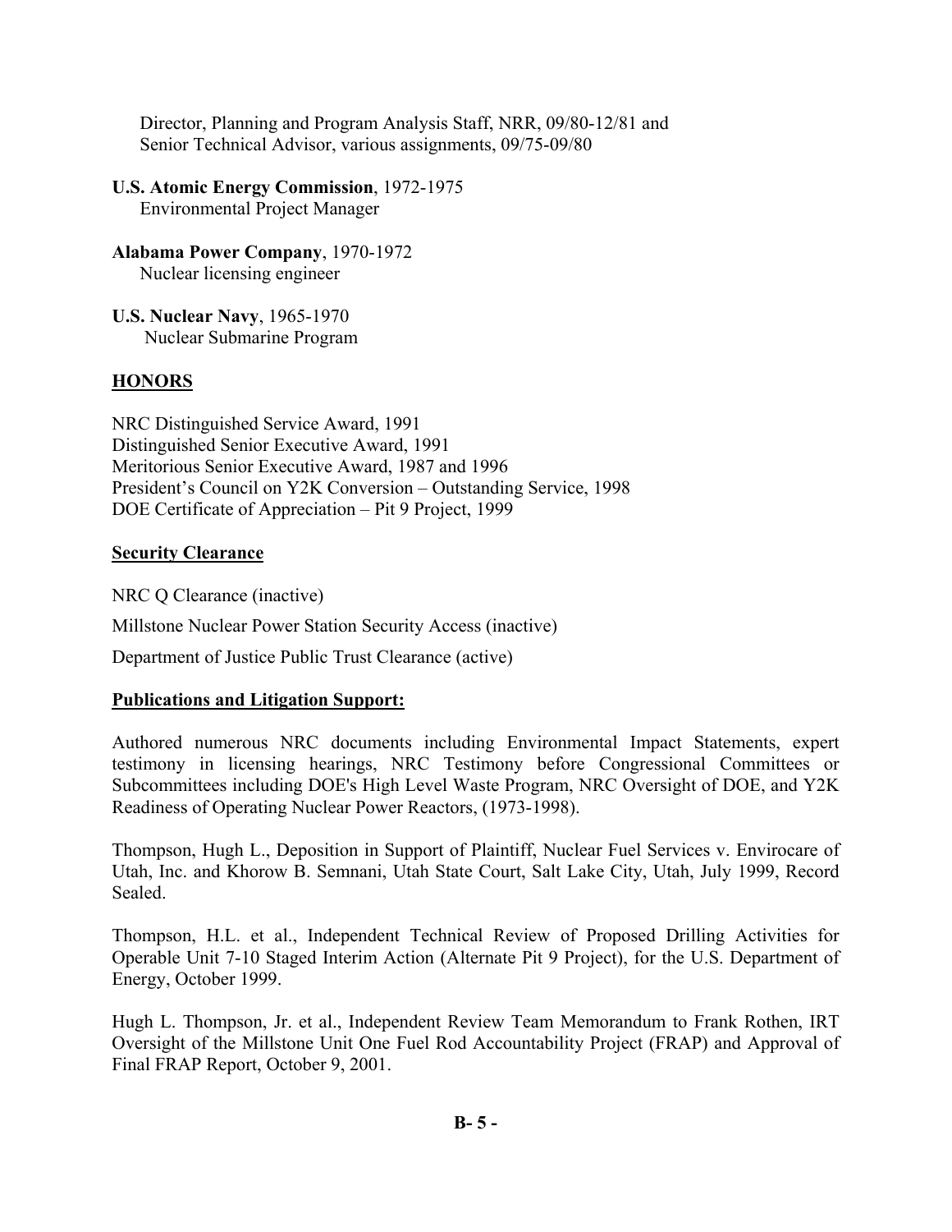Director, Planning and Program Analysis Staff, NRR, 09/80-12/81 and
Senior Technical Advisor, various assignments, 09/75-09/80

**U.S. Atomic Energy Commission**, 1972-1975
Environmental Project Manager

**Alabama Power Company**, 1970-1972
Nuclear licensing engineer

**U.S. Nuclear Navy**, 1965-1970
Nuclear Submarine Program

## HONORS

NRC Distinguished Service Award, 1991
Distinguished Senior Executive Award, 1991
Meritorious Senior Executive Award, 1987 and 1996
President's Council on Y2K Conversion – Outstanding Service, 1998
DOE Certificate of Appreciation – Pit 9 Project, 1999

## Security Clearance

NRC Q Clearance (inactive)

Millstone Nuclear Power Station Security Access (inactive)

Department of Justice Public Trust Clearance (active)

## Publications and Litigation Support:

Authored numerous NRC documents including Environmental Impact Statements, expert testimony in licensing hearings, NRC Testimony before Congressional Committees or Subcommittees including DOE's High Level Waste Program, NRC Oversight of DOE, and Y2K Readiness of Operating Nuclear Power Reactors, (1973-1998).

Thompson, Hugh L., Deposition in Support of Plaintiff, Nuclear Fuel Services v. Envirocare of Utah, Inc. and Khorow B. Semnani, Utah State Court, Salt Lake City, Utah, July 1999, Record Sealed.

Thompson, H.L. et al., Independent Technical Review of Proposed Drilling Activities for Operable Unit 7-10 Staged Interim Action (Alternate Pit 9 Project), for the U.S. Department of Energy, October 1999.

Hugh L. Thompson, Jr. et al., Independent Review Team Memorandum to Frank Rothen, IRT Oversight of the Millstone Unit One Fuel Rod Accountability Project (FRAP) and Approval of Final FRAP Report, October 9, 2001.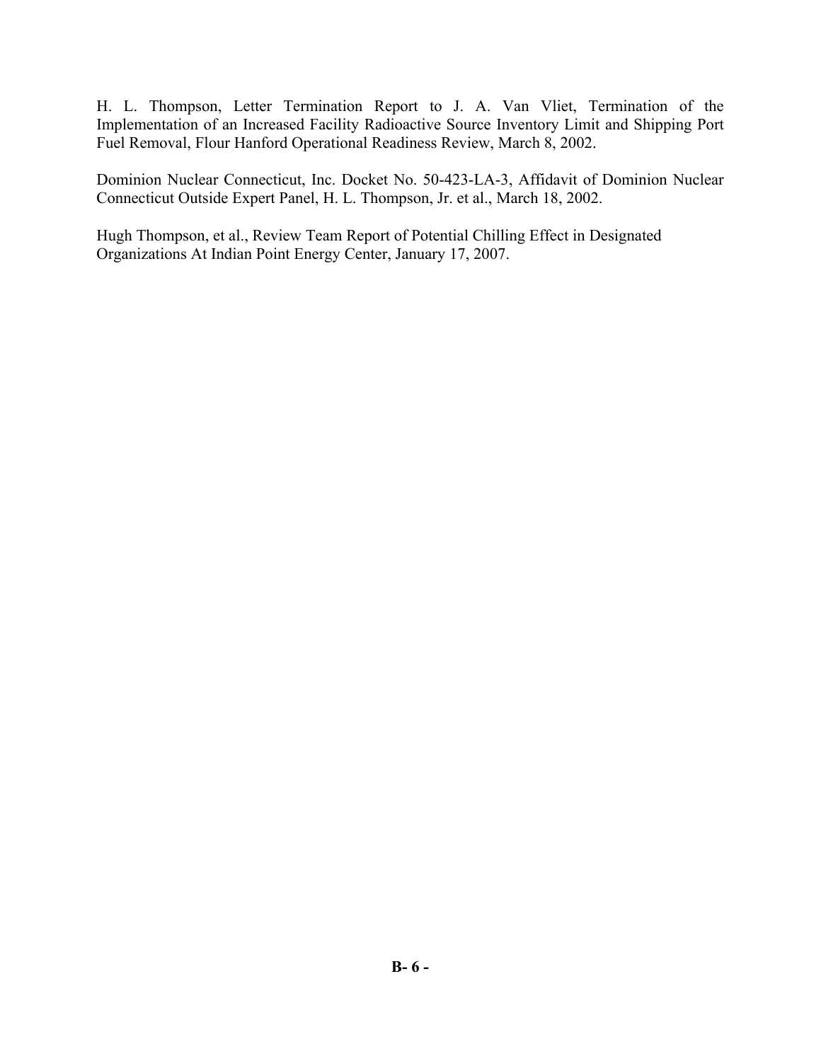H. L. Thompson, Letter Termination Report to J. A. Van Vliet, Termination of the Implementation of an Increased Facility Radioactive Source Inventory Limit and Shipping Port Fuel Removal, Flour Hanford Operational Readiness Review, March 8, 2002.

Dominion Nuclear Connecticut, Inc. Docket No. 50-423-LA-3, Affidavit of Dominion Nuclear Connecticut Outside Expert Panel, H. L. Thompson, Jr. et al., March 18, 2002.

Hugh Thompson, et al., Review Team Report of Potential Chilling Effect in Designated Organizations At Indian Point Energy Center, January 17, 2007.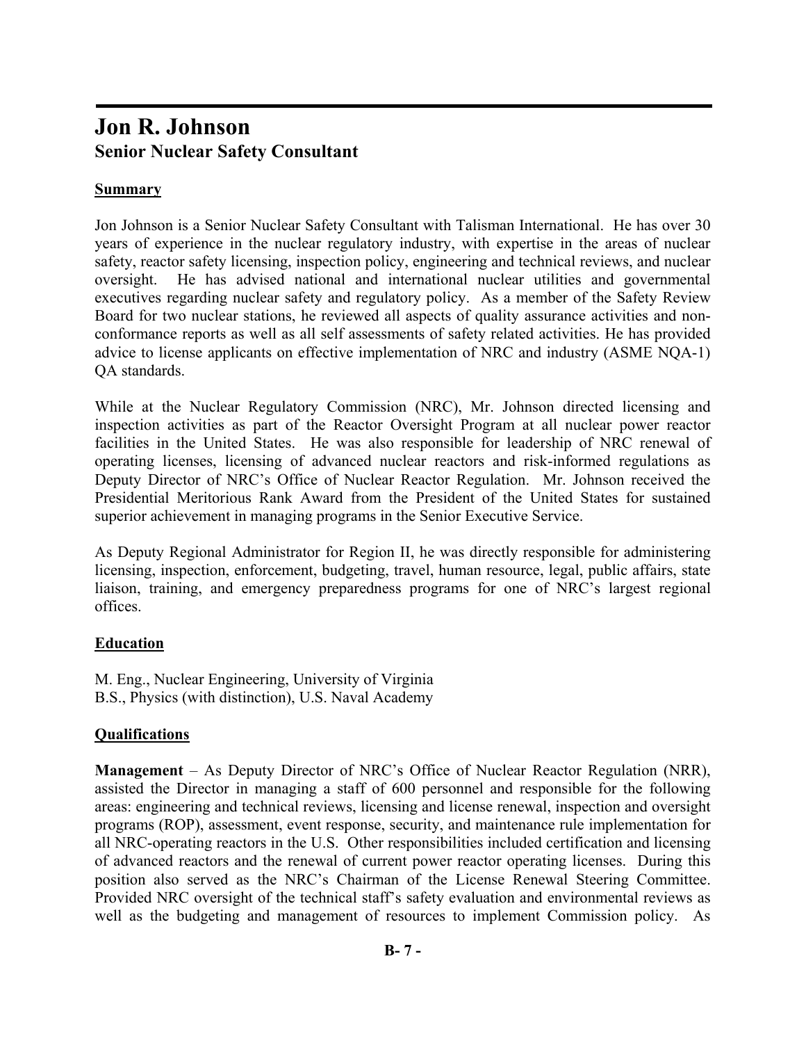# Jon R. Johnson
## Senior Nuclear Safety Consultant

**Summary**

Jon Johnson is a Senior Nuclear Safety Consultant with Talisman International. He has over 30 years of experience in the nuclear regulatory industry, with expertise in the areas of nuclear safety, reactor safety licensing, inspection policy, engineering and technical reviews, and nuclear oversight. He has advised national and international nuclear utilities and governmental executives regarding nuclear safety and regulatory policy. As a member of the Safety Review Board for two nuclear stations, he reviewed all aspects of quality assurance activities and non-conformance reports as well as all self assessments of safety related activities. He has provided advice to license applicants on effective implementation of NRC and industry (ASME NQA-1) QA standards.

While at the Nuclear Regulatory Commission (NRC), Mr. Johnson directed licensing and inspection activities as part of the Reactor Oversight Program at all nuclear power reactor facilities in the United States. He was also responsible for leadership of NRC renewal of operating licenses, licensing of advanced nuclear reactors and risk-informed regulations as Deputy Director of NRC's Office of Nuclear Reactor Regulation. Mr. Johnson received the Presidential Meritorious Rank Award from the President of the United States for sustained superior achievement in managing programs in the Senior Executive Service.

As Deputy Regional Administrator for Region II, he was directly responsible for administering licensing, inspection, enforcement, budgeting, travel, human resource, legal, public affairs, state liaison, training, and emergency preparedness programs for one of NRC's largest regional offices.

**Education**

M. Eng., Nuclear Engineering, University of Virginia
B.S., Physics (with distinction), U.S. Naval Academy

**Qualifications**

**Management** – As Deputy Director of NRC's Office of Nuclear Reactor Regulation (NRR), assisted the Director in managing a staff of 600 personnel and responsible for the following areas: engineering and technical reviews, licensing and license renewal, inspection and oversight programs (ROP), assessment, event response, security, and maintenance rule implementation for all NRC-operating reactors in the U.S. Other responsibilities included certification and licensing of advanced reactors and the renewal of current power reactor operating licenses. During this position also served as the NRC's Chairman of the License Renewal Steering Committee. Provided NRC oversight of the technical staff's safety evaluation and environmental reviews as well as the budgeting and management of resources to implement Commission policy. As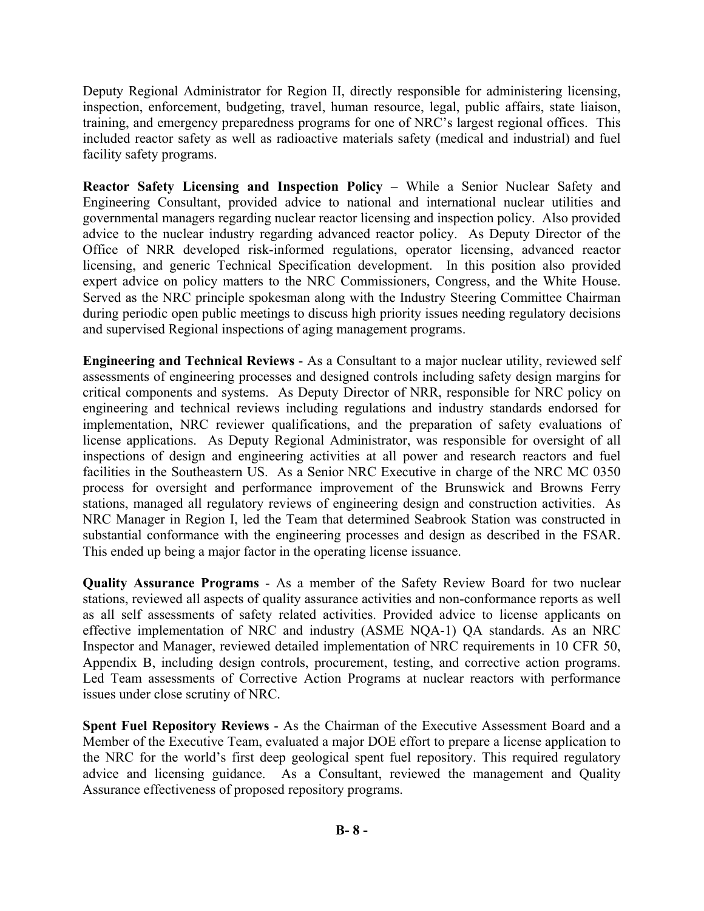Deputy Regional Administrator for Region II, directly responsible for administering licensing, inspection, enforcement, budgeting, travel, human resource, legal, public affairs, state liaison, training, and emergency preparedness programs for one of NRC's largest regional offices. This included reactor safety as well as radioactive materials safety (medical and industrial) and fuel facility safety programs.

**Reactor Safety Licensing and Inspection Policy** – While a Senior Nuclear Safety and Engineering Consultant, provided advice to national and international nuclear utilities and governmental managers regarding nuclear reactor licensing and inspection policy. Also provided advice to the nuclear industry regarding advanced reactor policy. As Deputy Director of the Office of NRR developed risk-informed regulations, operator licensing, advanced reactor licensing, and generic Technical Specification development. In this position also provided expert advice on policy matters to the NRC Commissioners, Congress, and the White House. Served as the NRC principle spokesman along with the Industry Steering Committee Chairman during periodic open public meetings to discuss high priority issues needing regulatory decisions and supervised Regional inspections of aging management programs.

**Engineering and Technical Reviews** - As a Consultant to a major nuclear utility, reviewed self assessments of engineering processes and designed controls including safety design margins for critical components and systems. As Deputy Director of NRR, responsible for NRC policy on engineering and technical reviews including regulations and industry standards endorsed for implementation, NRC reviewer qualifications, and the preparation of safety evaluations of license applications. As Deputy Regional Administrator, was responsible for oversight of all inspections of design and engineering activities at all power and research reactors and fuel facilities in the Southeastern US. As a Senior NRC Executive in charge of the NRC MC 0350 process for oversight and performance improvement of the Brunswick and Browns Ferry stations, managed all regulatory reviews of engineering design and construction activities. As NRC Manager in Region I, led the Team that determined Seabrook Station was constructed in substantial conformance with the engineering processes and design as described in the FSAR. This ended up being a major factor in the operating license issuance.

**Quality Assurance Programs** - As a member of the Safety Review Board for two nuclear stations, reviewed all aspects of quality assurance activities and non-conformance reports as well as all self assessments of safety related activities. Provided advice to license applicants on effective implementation of NRC and industry (ASME NQA-1) QA standards. As an NRC Inspector and Manager, reviewed detailed implementation of NRC requirements in 10 CFR 50, Appendix B, including design controls, procurement, testing, and corrective action programs. Led Team assessments of Corrective Action Programs at nuclear reactors with performance issues under close scrutiny of NRC.

**Spent Fuel Repository Reviews** - As the Chairman of the Executive Assessment Board and a Member of the Executive Team, evaluated a major DOE effort to prepare a license application to the NRC for the world's first deep geological spent fuel repository. This required regulatory advice and licensing guidance. As a Consultant, reviewed the management and Quality Assurance effectiveness of proposed repository programs.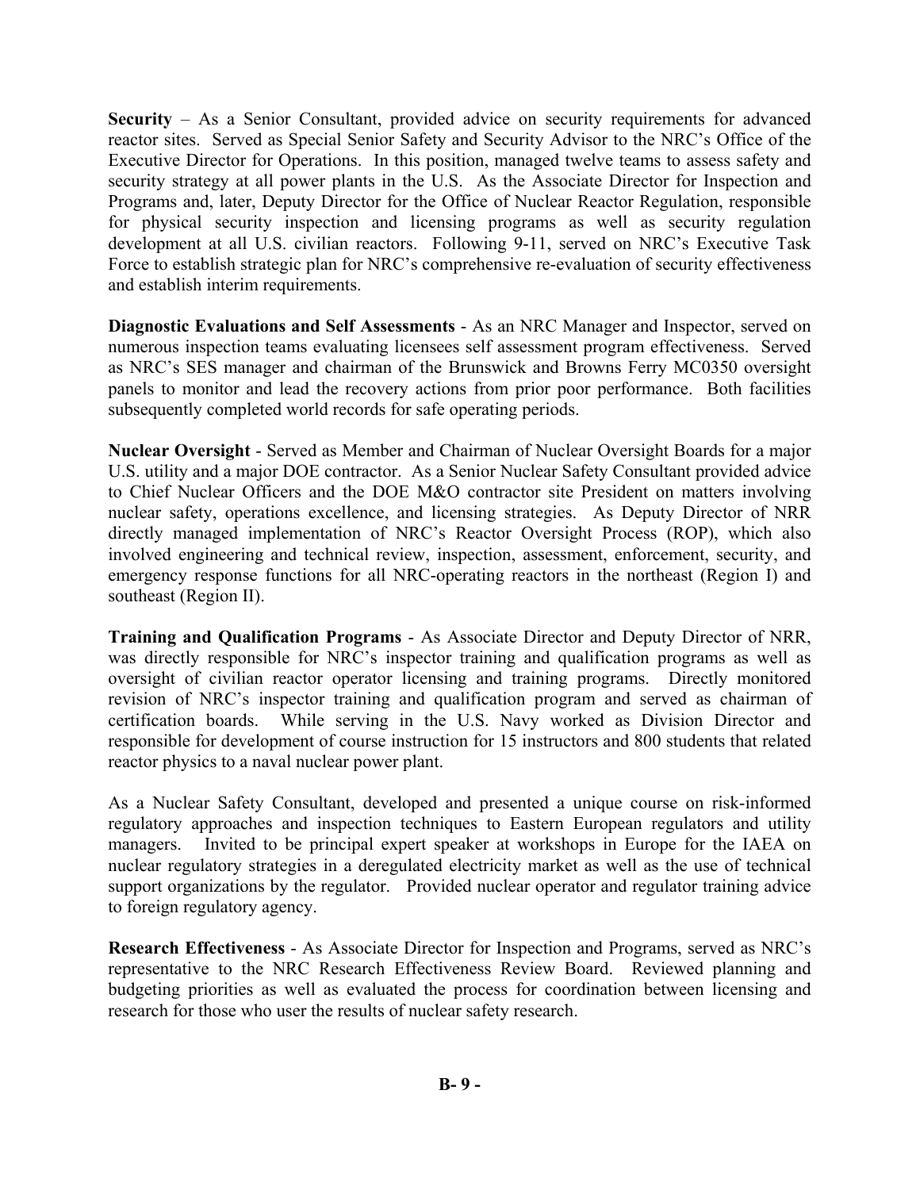**Security** – As a Senior Consultant, provided advice on security requirements for advanced reactor sites. Served as Special Senior Safety and Security Advisor to the NRC's Office of the Executive Director for Operations. In this position, managed twelve teams to assess safety and security strategy at all power plants in the U.S. As the Associate Director for Inspection and Programs and, later, Deputy Director for the Office of Nuclear Reactor Regulation, responsible for physical security inspection and licensing programs as well as security regulation development at all U.S. civilian reactors. Following 9-11, served on NRC's Executive Task Force to establish strategic plan for NRC's comprehensive re-evaluation of security effectiveness and establish interim requirements.

**Diagnostic Evaluations and Self Assessments** - As an NRC Manager and Inspector, served on numerous inspection teams evaluating licensees self assessment program effectiveness. Served as NRC's SES manager and chairman of the Brunswick and Browns Ferry MC0350 oversight panels to monitor and lead the recovery actions from prior poor performance. Both facilities subsequently completed world records for safe operating periods.

**Nuclear Oversight** - Served as Member and Chairman of Nuclear Oversight Boards for a major U.S. utility and a major DOE contractor. As a Senior Nuclear Safety Consultant provided advice to Chief Nuclear Officers and the DOE M&O contractor site President on matters involving nuclear safety, operations excellence, and licensing strategies. As Deputy Director of NRR directly managed implementation of NRC's Reactor Oversight Process (ROP), which also involved engineering and technical review, inspection, assessment, enforcement, security, and emergency response functions for all NRC-operating reactors in the northeast (Region I) and southeast (Region II).

**Training and Qualification Programs** - As Associate Director and Deputy Director of NRR, was directly responsible for NRC's inspector training and qualification programs as well as oversight of civilian reactor operator licensing and training programs. Directly monitored revision of NRC's inspector training and qualification program and served as chairman of certification boards. While serving in the U.S. Navy worked as Division Director and responsible for development of course instruction for 15 instructors and 800 students that related reactor physics to a naval nuclear power plant.

As a Nuclear Safety Consultant, developed and presented a unique course on risk-informed regulatory approaches and inspection techniques to Eastern European regulators and utility managers. Invited to be principal expert speaker at workshops in Europe for the IAEA on nuclear regulatory strategies in a deregulated electricity market as well as the use of technical support organizations by the regulator. Provided nuclear operator and regulator training advice to foreign regulatory agency.

**Research Effectiveness** - As Associate Director for Inspection and Programs, served as NRC's representative to the NRC Research Effectiveness Review Board. Reviewed planning and budgeting priorities as well as evaluated the process for coordination between licensing and research for those who user the results of nuclear safety research.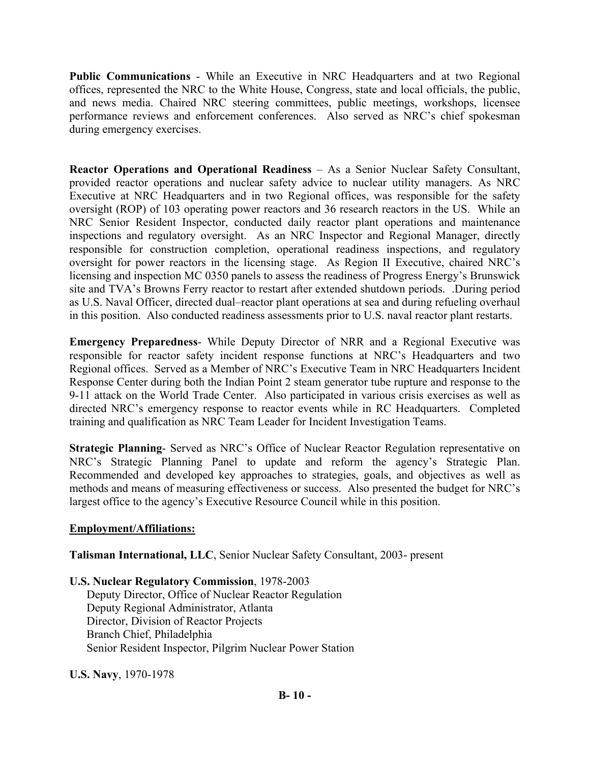**Public Communications** - While an Executive in NRC Headquarters and at two Regional offices, represented the NRC to the White House, Congress, state and local officials, the public, and news media. Chaired NRC steering committees, public meetings, workshops, licensee performance reviews and enforcement conferences. Also served as NRC's chief spokesman during emergency exercises.

**Reactor Operations and Operational Readiness** – As a Senior Nuclear Safety Consultant, provided reactor operations and nuclear safety advice to nuclear utility managers. As NRC Executive at NRC Headquarters and in two Regional offices, was responsible for the safety oversight (ROP) of 103 operating power reactors and 36 research reactors in the US. While an NRC Senior Resident Inspector, conducted daily reactor plant operations and maintenance inspections and regulatory oversight. As an NRC Inspector and Regional Manager, directly responsible for construction completion, operational readiness inspections, and regulatory oversight for power reactors in the licensing stage. As Region II Executive, chaired NRC's licensing and inspection MC 0350 panels to assess the readiness of Progress Energy's Brunswick site and TVA's Browns Ferry reactor to restart after extended shutdown periods. .During period as U.S. Naval Officer, directed dual–reactor plant operations at sea and during refueling overhaul in this position. Also conducted readiness assessments prior to U.S. naval reactor plant restarts.

**Emergency Preparedness**- While Deputy Director of NRR and a Regional Executive was responsible for reactor safety incident response functions at NRC's Headquarters and two Regional offices. Served as a Member of NRC's Executive Team in NRC Headquarters Incident Response Center during both the Indian Point 2 steam generator tube rupture and response to the 9-11 attack on the World Trade Center. Also participated in various crisis exercises as well as directed NRC's emergency response to reactor events while in RC Headquarters. Completed training and qualification as NRC Team Leader for Incident Investigation Teams.

**Strategic Planning**- Served as NRC's Office of Nuclear Reactor Regulation representative on NRC's Strategic Planning Panel to update and reform the agency's Strategic Plan. Recommended and developed key approaches to strategies, goals, and objectives as well as methods and means of measuring effectiveness or success. Also presented the budget for NRC's largest office to the agency's Executive Resource Council while in this position.

**Employment/Affiliations:**

**Talisman International, LLC**, Senior Nuclear Safety Consultant, 2003- present

**U.S. Nuclear Regulatory Commission**, 1978-2003
- Deputy Director, Office of Nuclear Reactor Regulation
- Deputy Regional Administrator, Atlanta
- Director, Division of Reactor Projects
- Branch Chief, Philadelphia
- Senior Resident Inspector, Pilgrim Nuclear Power Station

**U.S. Navy**, 1970-1978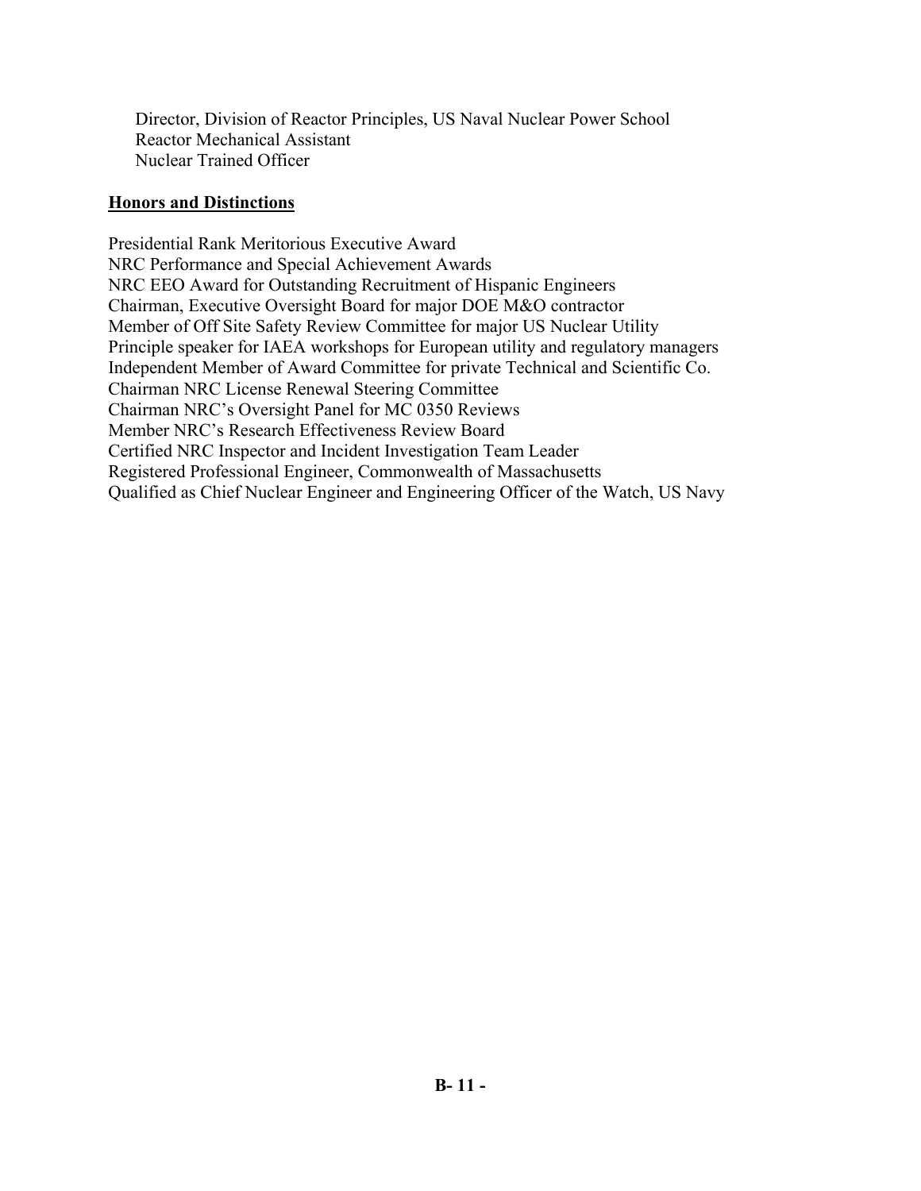Director, Division of Reactor Principles, US Naval Nuclear Power School
Reactor Mechanical Assistant
Nuclear Trained Officer

## Honors and Distinctions

Presidential Rank Meritorious Executive Award
NRC Performance and Special Achievement Awards
NRC EEO Award for Outstanding Recruitment of Hispanic Engineers
Chairman, Executive Oversight Board for major DOE M&O contractor
Member of Off Site Safety Review Committee for major US Nuclear Utility
Principle speaker for IAEA workshops for European utility and regulatory managers
Independent Member of Award Committee for private Technical and Scientific Co.
Chairman NRC License Renewal Steering Committee
Chairman NRC's Oversight Panel for MC 0350 Reviews
Member NRC's Research Effectiveness Review Board
Certified NRC Inspector and Incident Investigation Team Leader
Registered Professional Engineer, Commonwealth of Massachusetts
Qualified as Chief Nuclear Engineer and Engineering Officer of the Watch, US Navy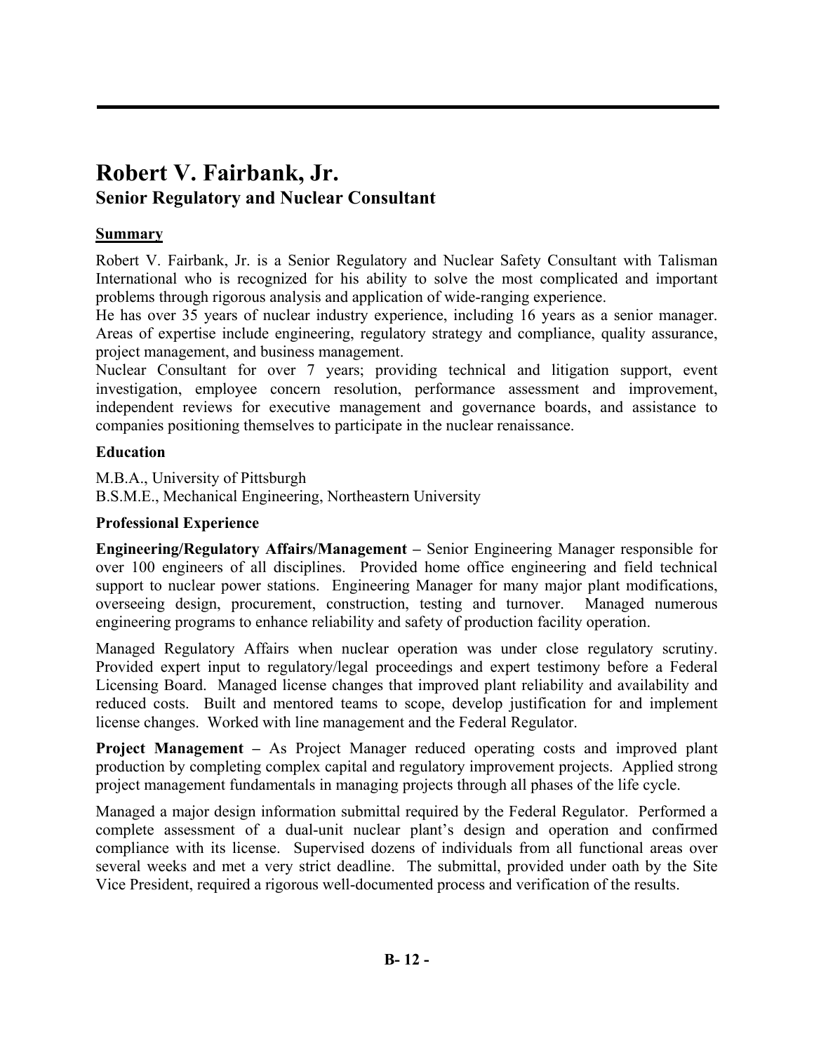# Robert V. Fairbank, Jr.

## Senior Regulatory and Nuclear Consultant

### Summary

Robert V. Fairbank, Jr. is a Senior Regulatory and Nuclear Safety Consultant with Talisman International who is recognized for his ability to solve the most complicated and important problems through rigorous analysis and application of wide-ranging experience.

He has over 35 years of nuclear industry experience, including 16 years as a senior manager. Areas of expertise include engineering, regulatory strategy and compliance, quality assurance, project management, and business management.

Nuclear Consultant for over 7 years; providing technical and litigation support, event investigation, employee concern resolution, performance assessment and improvement, independent reviews for executive management and governance boards, and assistance to companies positioning themselves to participate in the nuclear renaissance.

### Education

M.B.A., University of Pittsburgh
B.S.M.E., Mechanical Engineering, Northeastern University

### Professional Experience

**Engineering/Regulatory Affairs/Management –** Senior Engineering Manager responsible for over 100 engineers of all disciplines. Provided home office engineering and field technical support to nuclear power stations. Engineering Manager for many major plant modifications, overseeing design, procurement, construction, testing and turnover. Managed numerous engineering programs to enhance reliability and safety of production facility operation.

Managed Regulatory Affairs when nuclear operation was under close regulatory scrutiny. Provided expert input to regulatory/legal proceedings and expert testimony before a Federal Licensing Board. Managed license changes that improved plant reliability and availability and reduced costs. Built and mentored teams to scope, develop justification for and implement license changes. Worked with line management and the Federal Regulator.

**Project Management –** As Project Manager reduced operating costs and improved plant production by completing complex capital and regulatory improvement projects. Applied strong project management fundamentals in managing projects through all phases of the life cycle.

Managed a major design information submittal required by the Federal Regulator. Performed a complete assessment of a dual-unit nuclear plant's design and operation and confirmed compliance with its license. Supervised dozens of individuals from all functional areas over several weeks and met a very strict deadline. The submittal, provided under oath by the Site Vice President, required a rigorous well-documented process and verification of the results.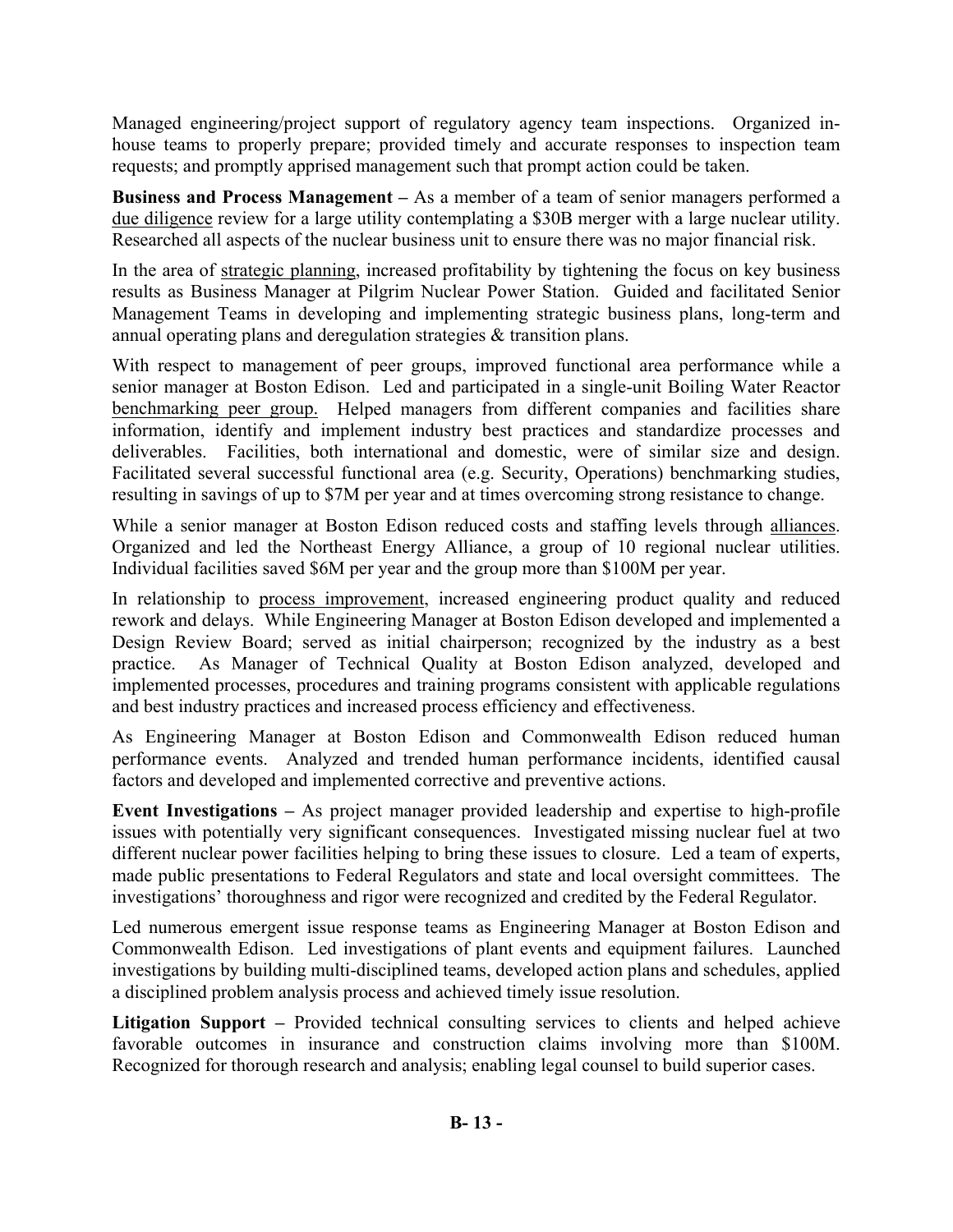Managed engineering/project support of regulatory agency team inspections. Organized in-house teams to properly prepare; provided timely and accurate responses to inspection team requests; and promptly apprised management such that prompt action could be taken.

**Business and Process Management –** As a member of a team of senior managers performed a <u>due diligence</u> review for a large utility contemplating a $30B merger with a large nuclear utility. Researched all aspects of the nuclear business unit to ensure there was no major financial risk.

In the area of <u>strategic planning</u>, increased profitability by tightening the focus on key business results as Business Manager at Pilgrim Nuclear Power Station. Guided and facilitated Senior Management Teams in developing and implementing strategic business plans, long-term and annual operating plans and deregulation strategies & transition plans.

With respect to management of peer groups, improved functional area performance while a senior manager at Boston Edison. Led and participated in a single-unit Boiling Water Reactor <u>benchmarking peer group.</u> Helped managers from different companies and facilities share information, identify and implement industry best practices and standardize processes and deliverables. Facilities, both international and domestic, were of similar size and design. Facilitated several successful functional area (e.g. Security, Operations) benchmarking studies, resulting in savings of up to $7M per year and at times overcoming strong resistance to change.

While a senior manager at Boston Edison reduced costs and staffing levels through <u>alliances</u>. Organized and led the Northeast Energy Alliance, a group of 10 regional nuclear utilities. Individual facilities saved $6M per year and the group more than $100M per year.

In relationship to <u>process improvement</u>, increased engineering product quality and reduced rework and delays. While Engineering Manager at Boston Edison developed and implemented a Design Review Board; served as initial chairperson; recognized by the industry as a best practice. As Manager of Technical Quality at Boston Edison analyzed, developed and implemented processes, procedures and training programs consistent with applicable regulations and best industry practices and increased process efficiency and effectiveness.

As Engineering Manager at Boston Edison and Commonwealth Edison reduced human performance events. Analyzed and trended human performance incidents, identified causal factors and developed and implemented corrective and preventive actions.

**Event Investigations –** As project manager provided leadership and expertise to high-profile issues with potentially very significant consequences. Investigated missing nuclear fuel at two different nuclear power facilities helping to bring these issues to closure. Led a team of experts, made public presentations to Federal Regulators and state and local oversight committees. The investigations' thoroughness and rigor were recognized and credited by the Federal Regulator.

Led numerous emergent issue response teams as Engineering Manager at Boston Edison and Commonwealth Edison. Led investigations of plant events and equipment failures. Launched investigations by building multi-disciplined teams, developed action plans and schedules, applied a disciplined problem analysis process and achieved timely issue resolution.

**Litigation Support –** Provided technical consulting services to clients and helped achieve favorable outcomes in insurance and construction claims involving more than $100M. Recognized for thorough research and analysis; enabling legal counsel to build superior cases.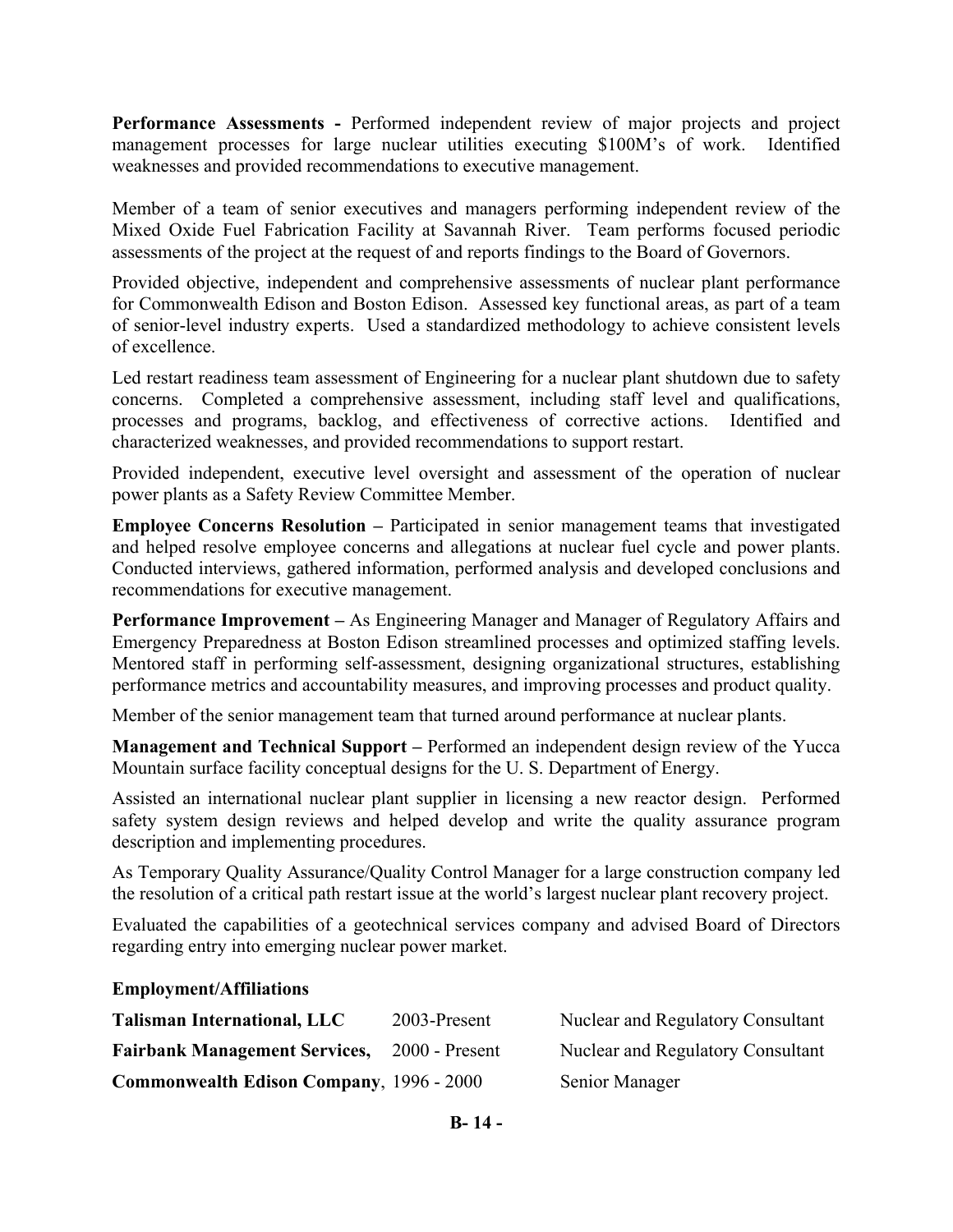**Performance Assessments -** Performed independent review of major projects and project management processes for large nuclear utilities executing $100M's of work. Identified weaknesses and provided recommendations to executive management.

Member of a team of senior executives and managers performing independent review of the Mixed Oxide Fuel Fabrication Facility at Savannah River. Team performs focused periodic assessments of the project at the request of and reports findings to the Board of Governors.

Provided objective, independent and comprehensive assessments of nuclear plant performance for Commonwealth Edison and Boston Edison. Assessed key functional areas, as part of a team of senior-level industry experts. Used a standardized methodology to achieve consistent levels of excellence.

Led restart readiness team assessment of Engineering for a nuclear plant shutdown due to safety concerns. Completed a comprehensive assessment, including staff level and qualifications, processes and programs, backlog, and effectiveness of corrective actions. Identified and characterized weaknesses, and provided recommendations to support restart.

Provided independent, executive level oversight and assessment of the operation of nuclear power plants as a Safety Review Committee Member.

**Employee Concerns Resolution –** Participated in senior management teams that investigated and helped resolve employee concerns and allegations at nuclear fuel cycle and power plants. Conducted interviews, gathered information, performed analysis and developed conclusions and recommendations for executive management.

**Performance Improvement –** As Engineering Manager and Manager of Regulatory Affairs and Emergency Preparedness at Boston Edison streamlined processes and optimized staffing levels. Mentored staff in performing self-assessment, designing organizational structures, establishing performance metrics and accountability measures, and improving processes and product quality.

Member of the senior management team that turned around performance at nuclear plants.

**Management and Technical Support –** Performed an independent design review of the Yucca Mountain surface facility conceptual designs for the U. S. Department of Energy.

Assisted an international nuclear plant supplier in licensing a new reactor design. Performed safety system design reviews and helped develop and write the quality assurance program description and implementing procedures.

As Temporary Quality Assurance/Quality Control Manager for a large construction company led the resolution of a critical path restart issue at the world's largest nuclear plant recovery project.

Evaluated the capabilities of a geotechnical services company and advised Board of Directors regarding entry into emerging nuclear power market.

**Employment/Affiliations**

| | | |
|---|---|---|
| **Talisman International, LLC** | 2003-Present | Nuclear and Regulatory Consultant |
| **Fairbank Management Services,** | 2000 - Present | Nuclear and Regulatory Consultant |
| **Commonwealth Edison Company**, | 1996 - 2000 | Senior Manager |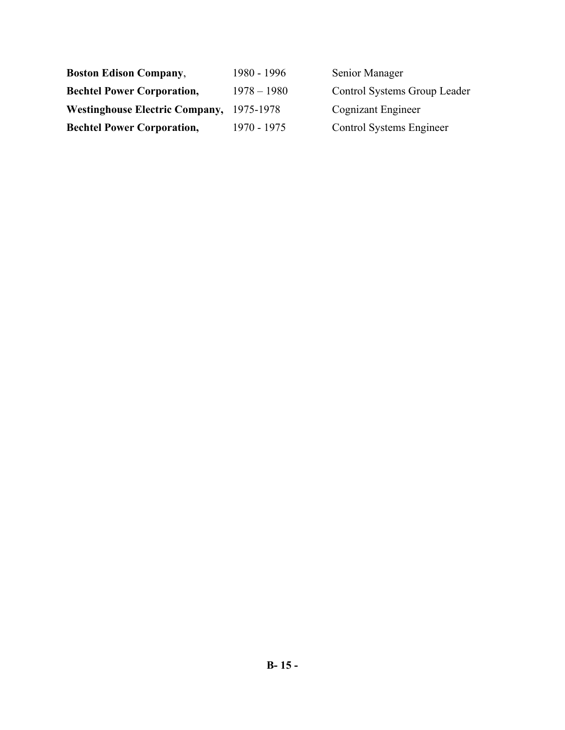| | | |
|---|---|---|
| **Boston Edison Company**, | 1980 - 1996 | Senior Manager |
| **Bechtel Power Corporation,** | 1978 – 1980 | Control Systems Group Leader |
| **Westinghouse Electric Company,** | 1975-1978 | Cognizant Engineer |
| **Bechtel Power Corporation,** | 1970 - 1975 | Control Systems Engineer |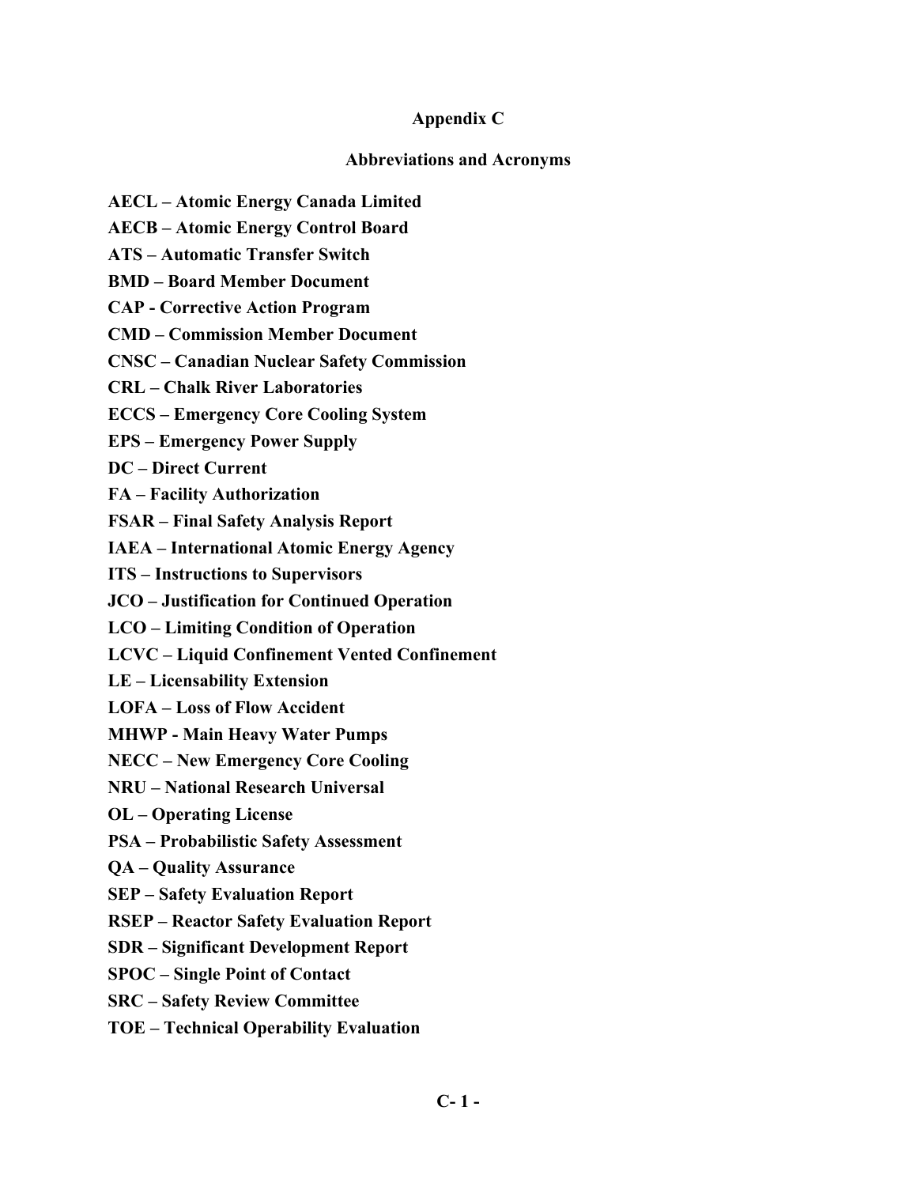# Appendix C

## Abbreviations and Acronyms

**AECL – Atomic Energy Canada Limited**

**AECB – Atomic Energy Control Board**

**ATS – Automatic Transfer Switch**

**BMD – Board Member Document**

**CAP - Corrective Action Program**

**CMD – Commission Member Document**

**CNSC – Canadian Nuclear Safety Commission**

**CRL – Chalk River Laboratories**

**ECCS – Emergency Core Cooling System**

**EPS – Emergency Power Supply**

**DC – Direct Current**

**FA – Facility Authorization**

**FSAR – Final Safety Analysis Report**

**IAEA – International Atomic Energy Agency**

**ITS – Instructions to Supervisors**

**JCO – Justification for Continued Operation**

**LCO – Limiting Condition of Operation**

**LCVC – Liquid Confinement Vented Confinement**

**LE – Licensability Extension**

**LOFA – Loss of Flow Accident**

**MHWP - Main Heavy Water Pumps**

**NECC – New Emergency Core Cooling**

**NRU – National Research Universal**

**OL – Operating License**

**PSA – Probabilistic Safety Assessment**

**QA – Quality Assurance**

**SEP – Safety Evaluation Report**

**RSEP – Reactor Safety Evaluation Report**

**SDR – Significant Development Report**

**SPOC – Single Point of Contact**

**SRC – Safety Review Committee**

**TOE – Technical Operability Evaluation**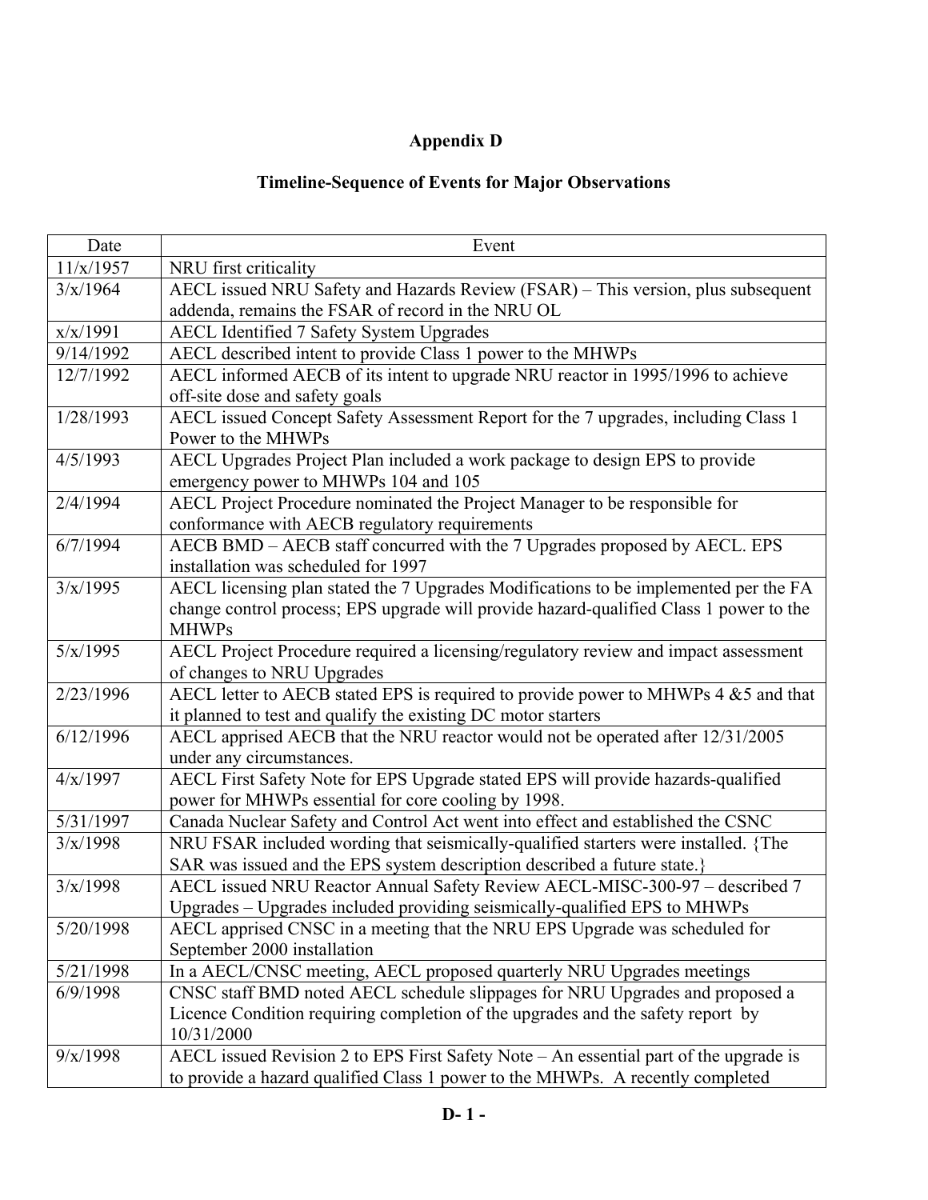## Appendix D

## Timeline-Sequence of Events for Major Observations

| Date | Event |
|---|---|
| 11/x/1957 | NRU first criticality |
| 3/x/1964 | AECL issued NRU Safety and Hazards Review (FSAR) – This version, plus subsequent addenda, remains the FSAR of record in the NRU OL |
| x/x/1991 | AECL Identified 7 Safety System Upgrades |
| 9/14/1992 | AECL described intent to provide Class 1 power to the MHWPs |
| 12/7/1992 | AECL informed AECB of its intent to upgrade NRU reactor in 1995/1996 to achieve off-site dose and safety goals |
| 1/28/1993 | AECL issued Concept Safety Assessment Report for the 7 upgrades, including Class 1 Power to the MHWPs |
| 4/5/1993 | AECL Upgrades Project Plan included a work package to design EPS to provide emergency power to MHWPs 104 and 105 |
| 2/4/1994 | AECL Project Procedure nominated the Project Manager to be responsible for conformance with AECB regulatory requirements |
| 6/7/1994 | AECB BMD – AECB staff concurred with the 7 Upgrades proposed by AECL. EPS installation was scheduled for 1997 |
| 3/x/1995 | AECL licensing plan stated the 7 Upgrades Modifications to be implemented per the FA change control process; EPS upgrade will provide hazard-qualified Class 1 power to the MHWPs |
| 5/x/1995 | AECL Project Procedure required a licensing/regulatory review and impact assessment of changes to NRU Upgrades |
| 2/23/1996 | AECL letter to AECB stated EPS is required to provide power to MHWPs 4 &5 and that it planned to test and qualify the existing DC motor starters |
| 6/12/1996 | AECL apprised AECB that the NRU reactor would not be operated after 12/31/2005 under any circumstances. |
| 4/x/1997 | AECL First Safety Note for EPS Upgrade stated EPS will provide hazards-qualified power for MHWPs essential for core cooling by 1998. |
| 5/31/1997 | Canada Nuclear Safety and Control Act went into effect and established the CSNC |
| 3/x/1998 | NRU FSAR included wording that seismically-qualified starters were installed. {The SAR was issued and the EPS system description described a future state.} |
| 3/x/1998 | AECL issued NRU Reactor Annual Safety Review AECL-MISC-300-97 – described 7 Upgrades – Upgrades included providing seismically-qualified EPS to MHWPs |
| 5/20/1998 | AECL apprised CNSC in a meeting that the NRU EPS Upgrade was scheduled for September 2000 installation |
| 5/21/1998 | In a AECL/CNSC meeting, AECL proposed quarterly NRU Upgrades meetings |
| 6/9/1998 | CNSC staff BMD noted AECL schedule slippages for NRU Upgrades and proposed a Licence Condition requiring completion of the upgrades and the safety report by 10/31/2000 |
| 9/x/1998 | AECL issued Revision 2 to EPS First Safety Note – An essential part of the upgrade is to provide a hazard qualified Class 1 power to the MHWPs. A recently completed |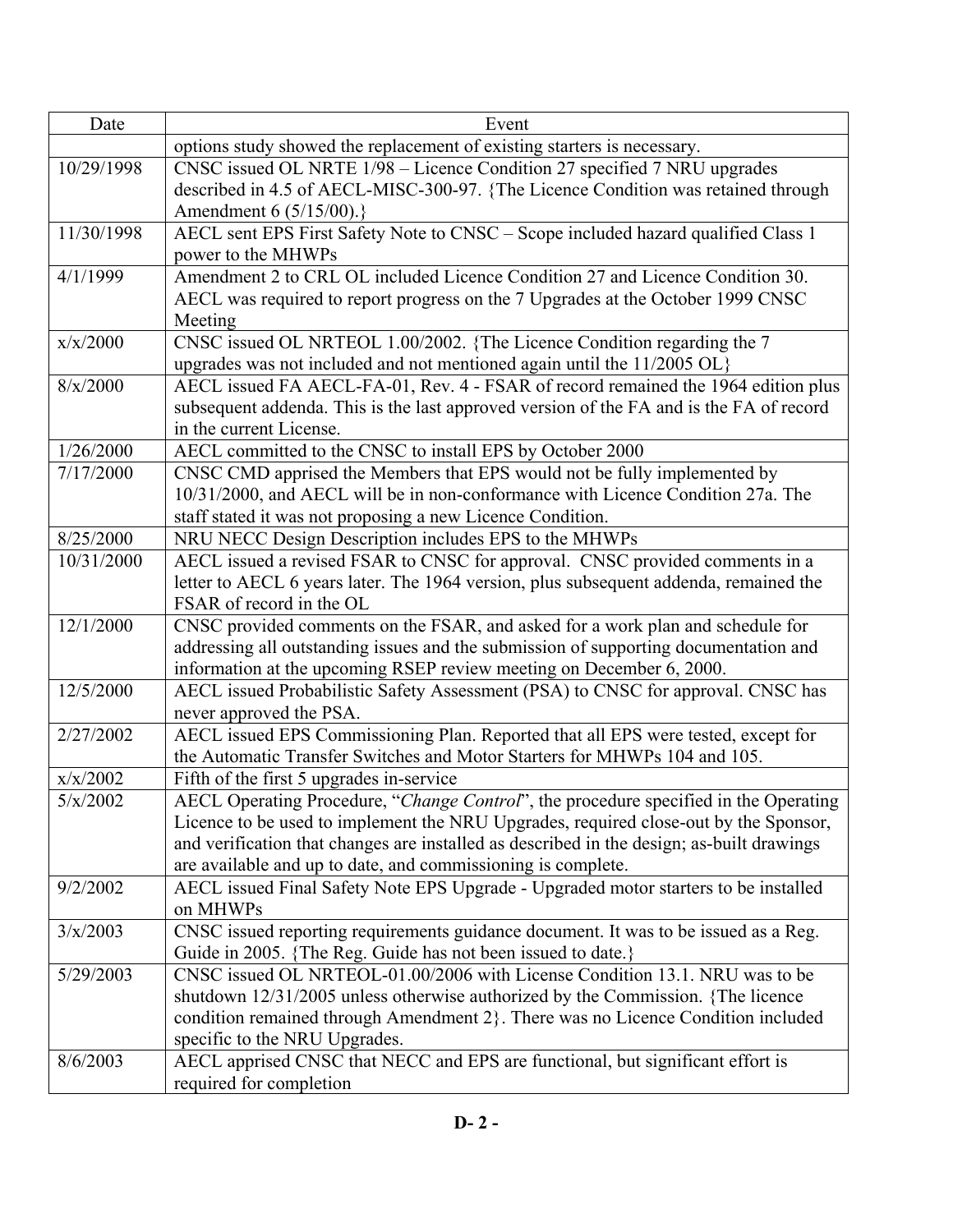| Date | Event |
|---|---|
| | options study showed the replacement of existing starters is necessary. |
| 10/29/1998 | CNSC issued OL NRTE 1/98 – Licence Condition 27 specified 7 NRU upgrades described in 4.5 of AECL-MISC-300-97. {The Licence Condition was retained through Amendment 6 (5/15/00).} |
| 11/30/1998 | AECL sent EPS First Safety Note to CNSC – Scope included hazard qualified Class 1 power to the MHWPs |
| 4/1/1999 | Amendment 2 to CRL OL included Licence Condition 27 and Licence Condition 30. AECL was required to report progress on the 7 Upgrades at the October 1999 CNSC Meeting |
| x/x/2000 | CNSC issued OL NRTEOL 1.00/2002. {The Licence Condition regarding the 7 upgrades was not included and not mentioned again until the 11/2005 OL} |
| 8/x/2000 | AECL issued FA AECL-FA-01, Rev. 4 - FSAR of record remained the 1964 edition plus subsequent addenda. This is the last approved version of the FA and is the FA of record in the current License. |
| 1/26/2000 | AECL committed to the CNSC to install EPS by October 2000 |
| 7/17/2000 | CNSC CMD apprised the Members that EPS would not be fully implemented by 10/31/2000, and AECL will be in non-conformance with Licence Condition 27a. The staff stated it was not proposing a new Licence Condition. |
| 8/25/2000 | NRU NECC Design Description includes EPS to the MHWPs |
| 10/31/2000 | AECL issued a revised FSAR to CNSC for approval. CNSC provided comments in a letter to AECL 6 years later. The 1964 version, plus subsequent addenda, remained the FSAR of record in the OL |
| 12/1/2000 | CNSC provided comments on the FSAR, and asked for a work plan and schedule for addressing all outstanding issues and the submission of supporting documentation and information at the upcoming RSEP review meeting on December 6, 2000. |
| 12/5/2000 | AECL issued Probabilistic Safety Assessment (PSA) to CNSC for approval. CNSC has never approved the PSA. |
| 2/27/2002 | AECL issued EPS Commissioning Plan. Reported that all EPS were tested, except for the Automatic Transfer Switches and Motor Starters for MHWPs 104 and 105. |
| x/x/2002 | Fifth of the first 5 upgrades in-service |
| 5/x/2002 | AECL Operating Procedure, "*Change Control*", the procedure specified in the Operating Licence to be used to implement the NRU Upgrades, required close-out by the Sponsor, and verification that changes are installed as described in the design; as-built drawings are available and up to date, and commissioning is complete. |
| 9/2/2002 | AECL issued Final Safety Note EPS Upgrade - Upgraded motor starters to be installed on MHWPs |
| 3/x/2003 | CNSC issued reporting requirements guidance document. It was to be issued as a Reg. Guide in 2005. {The Reg. Guide has not been issued to date.} |
| 5/29/2003 | CNSC issued OL NRTEOL-01.00/2006 with License Condition 13.1. NRU was to be shutdown 12/31/2005 unless otherwise authorized by the Commission. {The licence condition remained through Amendment 2}. There was no Licence Condition included specific to the NRU Upgrades. |
| 8/6/2003 | AECL apprised CNSC that NECC and EPS are functional, but significant effort is required for completion |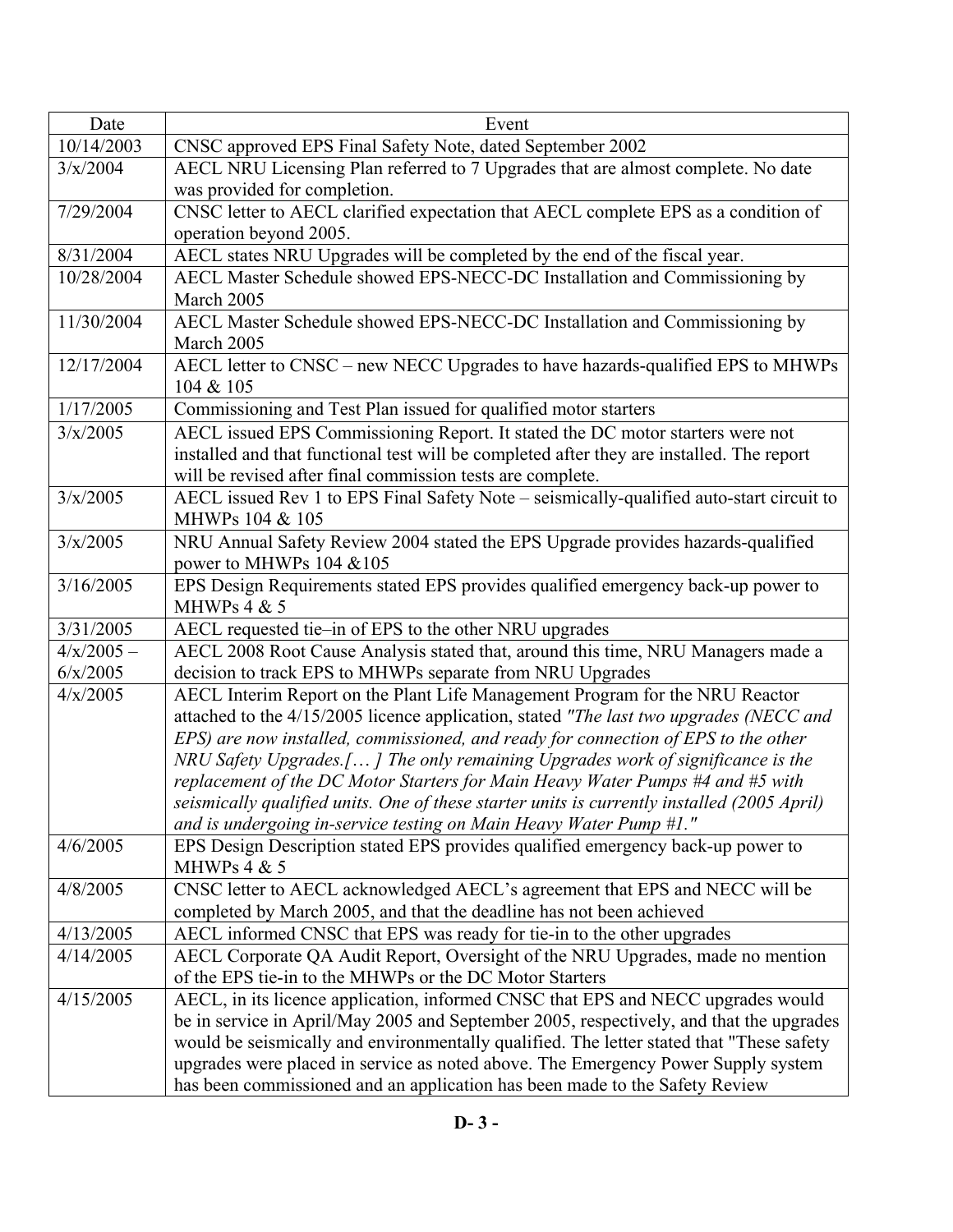| Date | Event |
|---|---|
| 10/14/2003 | CNSC approved EPS Final Safety Note, dated September 2002 |
| 3/x/2004 | AECL NRU Licensing Plan referred to 7 Upgrades that are almost complete. No date was provided for completion. |
| 7/29/2004 | CNSC letter to AECL clarified expectation that AECL complete EPS as a condition of operation beyond 2005. |
| 8/31/2004 | AECL states NRU Upgrades will be completed by the end of the fiscal year. |
| 10/28/2004 | AECL Master Schedule showed EPS-NECC-DC Installation and Commissioning by March 2005 |
| 11/30/2004 | AECL Master Schedule showed EPS-NECC-DC Installation and Commissioning by March 2005 |
| 12/17/2004 | AECL letter to CNSC – new NECC Upgrades to have hazards-qualified EPS to MHWPs 104 & 105 |
| 1/17/2005 | Commissioning and Test Plan issued for qualified motor starters |
| 3/x/2005 | AECL issued EPS Commissioning Report. It stated the DC motor starters were not installed and that functional test will be completed after they are installed. The report will be revised after final commission tests are complete. |
| 3/x/2005 | AECL issued Rev 1 to EPS Final Safety Note – seismically-qualified auto-start circuit to MHWPs 104 & 105 |
| 3/x/2005 | NRU Annual Safety Review 2004 stated the EPS Upgrade provides hazards-qualified power to MHWPs 104 &105 |
| 3/16/2005 | EPS Design Requirements stated EPS provides qualified emergency back-up power to MHWPs 4 & 5 |
| 3/31/2005 | AECL requested tie–in of EPS to the other NRU upgrades |
| 4/x/2005 – 6/x/2005 | AECL 2008 Root Cause Analysis stated that, around this time, NRU Managers made a decision to track EPS to MHWPs separate from NRU Upgrades |
| 4/x/2005 | AECL Interim Report on the Plant Life Management Program for the NRU Reactor attached to the 4/15/2005 licence application, stated *"The last two upgrades (NECC and EPS) are now installed, commissioned, and ready for connection of EPS to the other NRU Safety Upgrades.[… ] The only remaining Upgrades work of significance is the replacement of the DC Motor Starters for Main Heavy Water Pumps #4 and #5 with seismically qualified units. One of these starter units is currently installed (2005 April) and is undergoing in-service testing on Main Heavy Water Pump #1."* |
| 4/6/2005 | EPS Design Description stated EPS provides qualified emergency back-up power to MHWPs 4 & 5 |
| 4/8/2005 | CNSC letter to AECL acknowledged AECL's agreement that EPS and NECC will be completed by March 2005, and that the deadline has not been achieved |
| 4/13/2005 | AECL informed CNSC that EPS was ready for tie-in to the other upgrades |
| 4/14/2005 | AECL Corporate QA Audit Report, Oversight of the NRU Upgrades, made no mention of the EPS tie-in to the MHWPs or the DC Motor Starters |
| 4/15/2005 | AECL, in its licence application, informed CNSC that EPS and NECC upgrades would be in service in April/May 2005 and September 2005, respectively, and that the upgrades would be seismically and environmentally qualified. The letter stated that "These safety upgrades were placed in service as noted above. The Emergency Power Supply system has been commissioned and an application has been made to the Safety Review |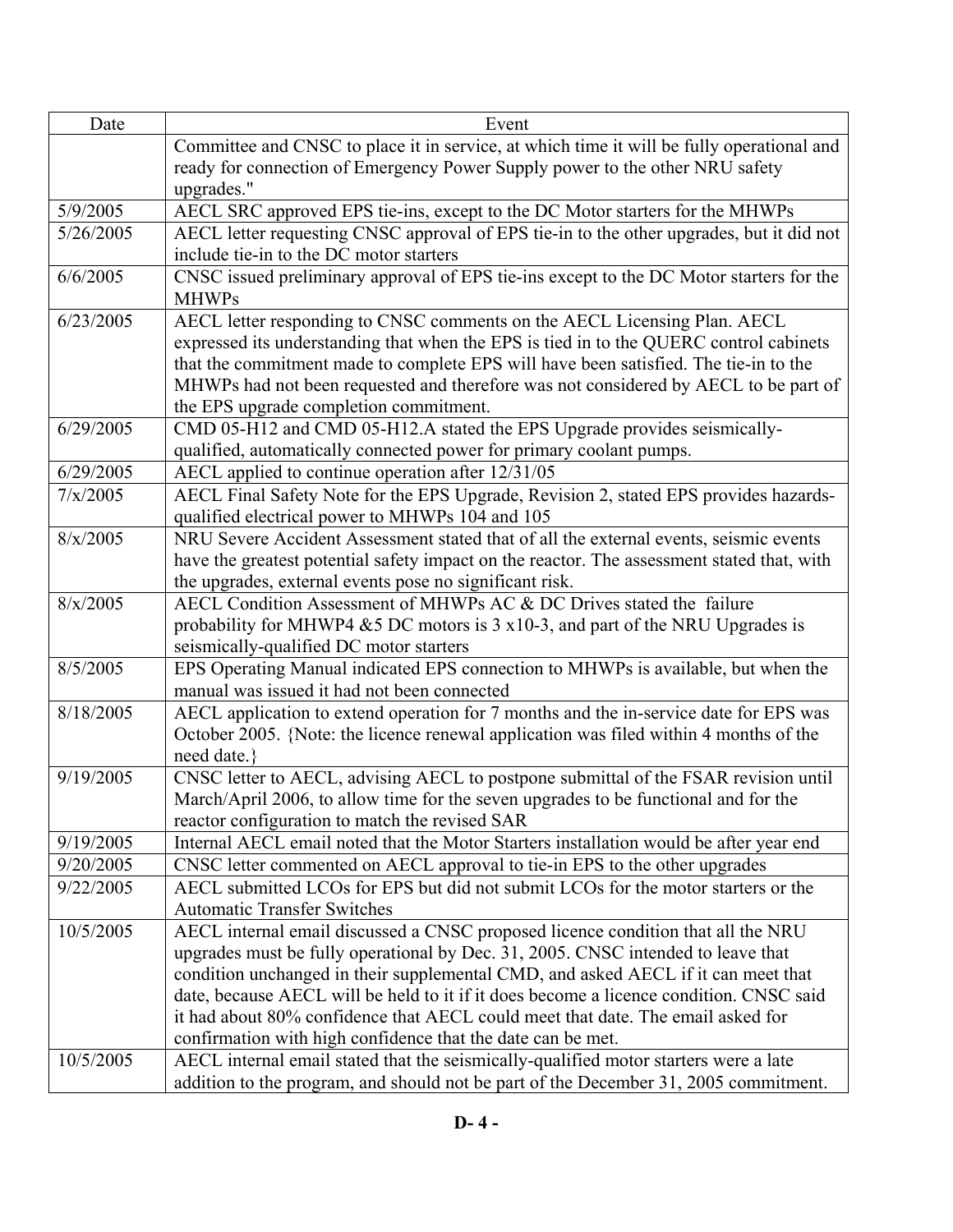| Date | Event |
|---|---|
| | Committee and CNSC to place it in service, at which time it will be fully operational and ready for connection of Emergency Power Supply power to the other NRU safety upgrades." |
| 5/9/2005 | AECL SRC approved EPS tie-ins, except to the DC Motor starters for the MHWPs |
| 5/26/2005 | AECL letter requesting CNSC approval of EPS tie-in to the other upgrades, but it did not include tie-in to the DC motor starters |
| 6/6/2005 | CNSC issued preliminary approval of EPS tie-ins except to the DC Motor starters for the MHWPs |
| 6/23/2005 | AECL letter responding to CNSC comments on the AECL Licensing Plan. AECL expressed its understanding that when the EPS is tied in to the QUERC control cabinets that the commitment made to complete EPS will have been satisfied. The tie-in to the MHWPs had not been requested and therefore was not considered by AECL to be part of the EPS upgrade completion commitment. |
| 6/29/2005 | CMD 05-H12 and CMD 05-H12.A stated the EPS Upgrade provides seismically-qualified, automatically connected power for primary coolant pumps. |
| 6/29/2005 | AECL applied to continue operation after 12/31/05 |
| 7/x/2005 | AECL Final Safety Note for the EPS Upgrade, Revision 2, stated EPS provides hazards-qualified electrical power to MHWPs 104 and 105 |
| 8/x/2005 | NRU Severe Accident Assessment stated that of all the external events, seismic events have the greatest potential safety impact on the reactor. The assessment stated that, with the upgrades, external events pose no significant risk. |
| 8/x/2005 | AECL Condition Assessment of MHWPs AC & DC Drives stated the failure probability for MHWP4 &5 DC motors is 3 x10-3, and part of the NRU Upgrades is seismically-qualified DC motor starters |
| 8/5/2005 | EPS Operating Manual indicated EPS connection to MHWPs is available, but when the manual was issued it had not been connected |
| 8/18/2005 | AECL application to extend operation for 7 months and the in-service date for EPS was October 2005. {Note: the licence renewal application was filed within 4 months of the need date.} |
| 9/19/2005 | CNSC letter to AECL, advising AECL to postpone submittal of the FSAR revision until March/April 2006, to allow time for the seven upgrades to be functional and for the reactor configuration to match the revised SAR |
| 9/19/2005 | Internal AECL email noted that the Motor Starters installation would be after year end |
| 9/20/2005 | CNSC letter commented on AECL approval to tie-in EPS to the other upgrades |
| 9/22/2005 | AECL submitted LCOs for EPS but did not submit LCOs for the motor starters or the Automatic Transfer Switches |
| 10/5/2005 | AECL internal email discussed a CNSC proposed licence condition that all the NRU upgrades must be fully operational by Dec. 31, 2005. CNSC intended to leave that condition unchanged in their supplemental CMD, and asked AECL if it can meet that date, because AECL will be held to it if it does become a licence condition. CNSC said it had about 80% confidence that AECL could meet that date. The email asked for confirmation with high confidence that the date can be met. |
| 10/5/2005 | AECL internal email stated that the seismically-qualified motor starters were a late addition to the program, and should not be part of the December 31, 2005 commitment. |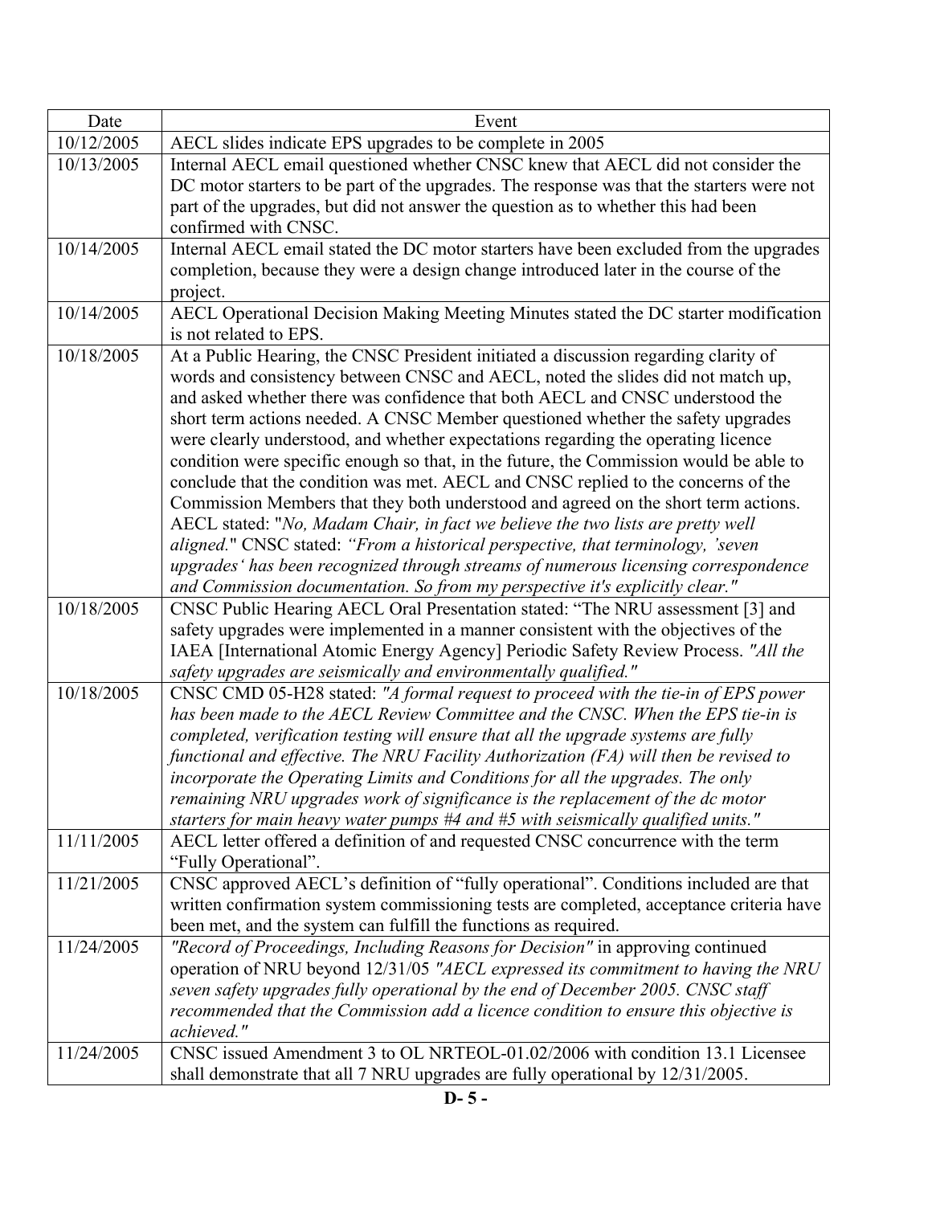| Date | Event |
|---|---|
| 10/12/2005 | AECL slides indicate EPS upgrades to be complete in 2005 |
| 10/13/2005 | Internal AECL email questioned whether CNSC knew that AECL did not consider the DC motor starters to be part of the upgrades. The response was that the starters were not part of the upgrades, but did not answer the question as to whether this had been confirmed with CNSC. |
| 10/14/2005 | Internal AECL email stated the DC motor starters have been excluded from the upgrades completion, because they were a design change introduced later in the course of the project. |
| 10/14/2005 | AECL Operational Decision Making Meeting Minutes stated the DC starter modification is not related to EPS. |
| 10/18/2005 | At a Public Hearing, the CNSC President initiated a discussion regarding clarity of words and consistency between CNSC and AECL, noted the slides did not match up, and asked whether there was confidence that both AECL and CNSC understood the short term actions needed. A CNSC Member questioned whether the safety upgrades were clearly understood, and whether expectations regarding the operating licence condition were specific enough so that, in the future, the Commission would be able to conclude that the condition was met. AECL and CNSC replied to the concerns of the Commission Members that they both understood and agreed on the short term actions. AECL stated: "*No, Madam Chair, in fact we believe the two lists are pretty well aligned.*" CNSC stated: *"From a historical perspective, that terminology, 'seven upgrades' has been recognized through streams of numerous licensing correspondence and Commission documentation. So from my perspective it's explicitly clear."* |
| 10/18/2005 | CNSC Public Hearing AECL Oral Presentation stated: "The NRU assessment [3] and safety upgrades were implemented in a manner consistent with the objectives of the IAEA [International Atomic Energy Agency] Periodic Safety Review Process. *"All the safety upgrades are seismically and environmentally qualified."* |
| 10/18/2005 | CNSC CMD 05-H28 stated: *"A formal request to proceed with the tie-in of EPS power has been made to the AECL Review Committee and the CNSC. When the EPS tie-in is completed, verification testing will ensure that all the upgrade systems are fully functional and effective. The NRU Facility Authorization (FA) will then be revised to incorporate the Operating Limits and Conditions for all the upgrades. The only remaining NRU upgrades work of significance is the replacement of the dc motor starters for main heavy water pumps #4 and #5 with seismically qualified units."* |
| 11/11/2005 | AECL letter offered a definition of and requested CNSC concurrence with the term "Fully Operational". |
| 11/21/2005 | CNSC approved AECL's definition of "fully operational". Conditions included are that written confirmation system commissioning tests are completed, acceptance criteria have been met, and the system can fulfill the functions as required. |
| 11/24/2005 | *"Record of Proceedings, Including Reasons for Decision"* in approving continued operation of NRU beyond 12/31/05 *"AECL expressed its commitment to having the NRU seven safety upgrades fully operational by the end of December 2005. CNSC staff recommended that the Commission add a licence condition to ensure this objective is achieved."* |
| 11/24/2005 | CNSC issued Amendment 3 to OL NRTEOL-01.02/2006 with condition 13.1 Licensee shall demonstrate that all 7 NRU upgrades are fully operational by 12/31/2005. |

**D- 5 -**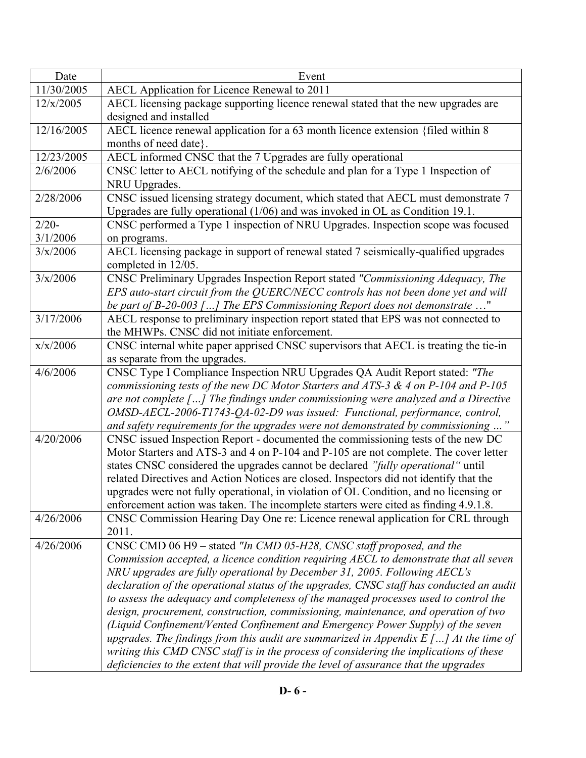| Date | Event |
|---|---|
| 11/30/2005 | AECL Application for Licence Renewal to 2011 |
| 12/x/2005 | AECL licensing package supporting licence renewal stated that the new upgrades are designed and installed |
| 12/16/2005 | AECL licence renewal application for a 63 month licence extension {filed within 8 months of need date}. |
| 12/23/2005 | AECL informed CNSC that the 7 Upgrades are fully operational |
| 2/6/2006 | CNSC letter to AECL notifying of the schedule and plan for a Type 1 Inspection of NRU Upgrades. |
| 2/28/2006 | CNSC issued licensing strategy document, which stated that AECL must demonstrate 7 Upgrades are fully operational (1/06) and was invoked in OL as Condition 19.1. |
| 2/20-3/1/2006 | CNSC performed a Type 1 inspection of NRU Upgrades. Inspection scope was focused on programs. |
| 3/x/2006 | AECL licensing package in support of renewal stated 7 seismically-qualified upgrades completed in 12/05. |
| 3/x/2006 | CNSC Preliminary Upgrades Inspection Report stated *"Commissioning Adequacy, The EPS auto-start circuit from the QUERC/NECC controls has not been done yet and will be part of B-20-003 […] The EPS Commissioning Report does not demonstrate …*" |
| 3/17/2006 | AECL response to preliminary inspection report stated that EPS was not connected to the MHWPs. CNSC did not initiate enforcement. |
| x/x/2006 | CNSC internal white paper apprised CNSC supervisors that AECL is treating the tie-in as separate from the upgrades. |
| 4/6/2006 | CNSC Type I Compliance Inspection NRU Upgrades QA Audit Report stated: *"The commissioning tests of the new DC Motor Starters and ATS-3 & 4 on P-104 and P-105 are not complete […] The findings under commissioning were analyzed and a Directive OMSD-AECL-2006-T1743-QA-02-D9 was issued: Functional, performance, control, and safety requirements for the upgrades were not demonstrated by commissioning …"* |
| 4/20/2006 | CNSC issued Inspection Report - documented the commissioning tests of the new DC Motor Starters and ATS-3 and 4 on P-104 and P-105 are not complete. The cover letter states CNSC considered the upgrades cannot be declared *"fully operational"* until related Directives and Action Notices are closed. Inspectors did not identify that the upgrades were not fully operational, in violation of OL Condition, and no licensing or enforcement action was taken. The incomplete starters were cited as finding 4.9.1.8. |
| 4/26/2006 | CNSC Commission Hearing Day One re: Licence renewal application for CRL through 2011. |
| 4/26/2006 | CNSC CMD 06 H9 – stated *"In CMD 05-H28, CNSC staff proposed, and the Commission accepted, a licence condition requiring AECL to demonstrate that all seven NRU upgrades are fully operational by December 31, 2005. Following AECL's declaration of the operational status of the upgrades, CNSC staff has conducted an audit to assess the adequacy and completeness of the managed processes used to control the design, procurement, construction, commissioning, maintenance, and operation of two (Liquid Confinement/Vented Confinement and Emergency Power Supply) of the seven upgrades. The findings from this audit are summarized in Appendix E […] At the time of writing this CMD CNSC staff is in the process of considering the implications of these deficiencies to the extent that will provide the level of assurance that the upgrades* |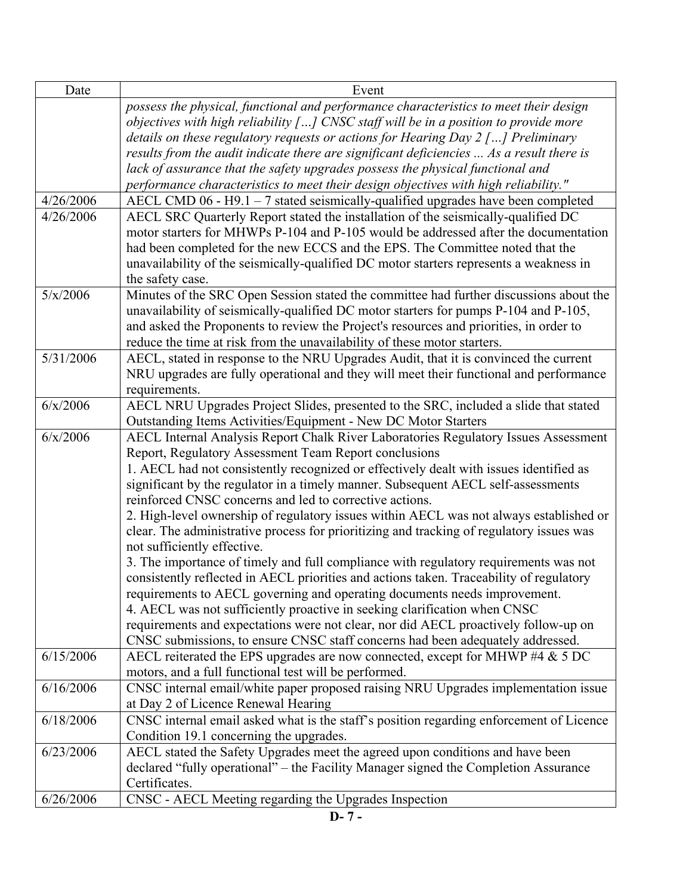| Date | Event |
|---|---|
| | *possess the physical, functional and performance characteristics to meet their design objectives with high reliability […] CNSC staff will be in a position to provide more details on these regulatory requests or actions for Hearing Day 2 […] Preliminary results from the audit indicate there are significant deficiencies ... As a result there is lack of assurance that the safety upgrades possess the physical functional and performance characteristics to meet their design objectives with high reliability."* |
| 4/26/2006 | AECL CMD 06 - H9.1 – 7 stated seismically-qualified upgrades have been completed |
| 4/26/2006 | AECL SRC Quarterly Report stated the installation of the seismically-qualified DC motor starters for MHWPs P-104 and P-105 would be addressed after the documentation had been completed for the new ECCS and the EPS. The Committee noted that the unavailability of the seismically-qualified DC motor starters represents a weakness in the safety case. |
| 5/x/2006 | Minutes of the SRC Open Session stated the committee had further discussions about the unavailability of seismically-qualified DC motor starters for pumps P-104 and P-105, and asked the Proponents to review the Project's resources and priorities, in order to reduce the time at risk from the unavailability of these motor starters. |
| 5/31/2006 | AECL, stated in response to the NRU Upgrades Audit, that it is convinced the current NRU upgrades are fully operational and they will meet their functional and performance requirements. |
| 6/x/2006 | AECL NRU Upgrades Project Slides, presented to the SRC, included a slide that stated Outstanding Items Activities/Equipment - New DC Motor Starters |
| 6/x/2006 | AECL Internal Analysis Report Chalk River Laboratories Regulatory Issues Assessment Report, Regulatory Assessment Team Report conclusions<br>1. AECL had not consistently recognized or effectively dealt with issues identified as significant by the regulator in a timely manner. Subsequent AECL self-assessments reinforced CNSC concerns and led to corrective actions.<br>2. High-level ownership of regulatory issues within AECL was not always established or clear. The administrative process for prioritizing and tracking of regulatory issues was not sufficiently effective.<br>3. The importance of timely and full compliance with regulatory requirements was not consistently reflected in AECL priorities and actions taken. Traceability of regulatory requirements to AECL governing and operating documents needs improvement.<br>4. AECL was not sufficiently proactive in seeking clarification when CNSC requirements and expectations were not clear, nor did AECL proactively follow-up on CNSC submissions, to ensure CNSC staff concerns had been adequately addressed. |
| 6/15/2006 | AECL reiterated the EPS upgrades are now connected, except for MHWP #4 & 5 DC motors, and a full functional test will be performed. |
| 6/16/2006 | CNSC internal email/white paper proposed raising NRU Upgrades implementation issue at Day 2 of Licence Renewal Hearing |
| 6/18/2006 | CNSC internal email asked what is the staff's position regarding enforcement of Licence Condition 19.1 concerning the upgrades. |
| 6/23/2006 | AECL stated the Safety Upgrades meet the agreed upon conditions and have been declared "fully operational" – the Facility Manager signed the Completion Assurance Certificates. |
| 6/26/2006 | CNSC - AECL Meeting regarding the Upgrades Inspection |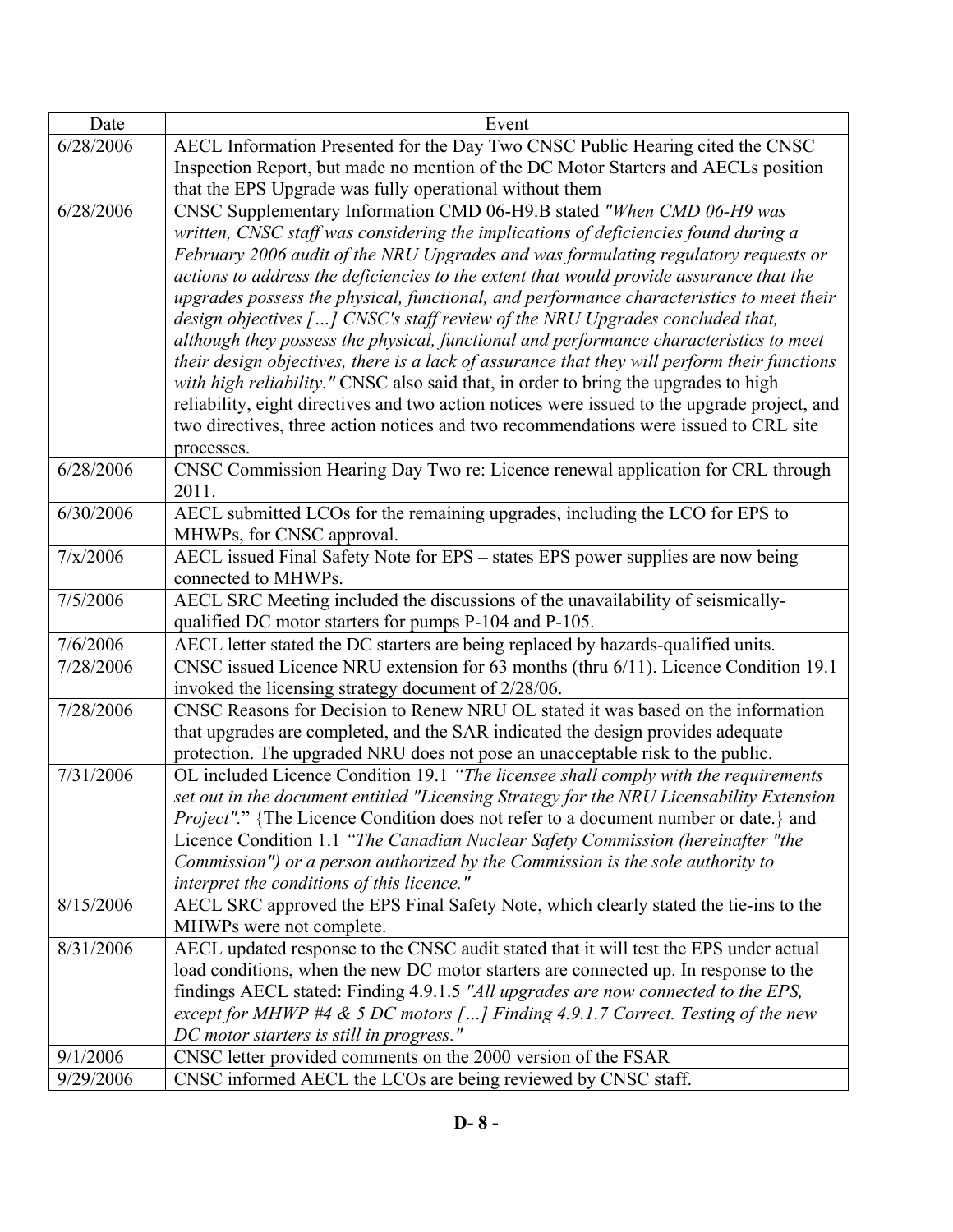| Date | Event |
|---|---|
| 6/28/2006 | AECL Information Presented for the Day Two CNSC Public Hearing cited the CNSC Inspection Report, but made no mention of the DC Motor Starters and AECLs position that the EPS Upgrade was fully operational without them |
| 6/28/2006 | CNSC Supplementary Information CMD 06-H9.B stated *"When CMD 06-H9 was written, CNSC staff was considering the implications of deficiencies found during a February 2006 audit of the NRU Upgrades and was formulating regulatory requests or actions to address the deficiencies to the extent that would provide assurance that the upgrades possess the physical, functional, and performance characteristics to meet their design objectives […] CNSC's staff review of the NRU Upgrades concluded that, although they possess the physical, functional and performance characteristics to meet their design objectives, there is a lack of assurance that they will perform their functions with high reliability."* CNSC also said that, in order to bring the upgrades to high reliability, eight directives and two action notices were issued to the upgrade project, and two directives, three action notices and two recommendations were issued to CRL site processes. |
| 6/28/2006 | CNSC Commission Hearing Day Two re: Licence renewal application for CRL through 2011. |
| 6/30/2006 | AECL submitted LCOs for the remaining upgrades, including the LCO for EPS to MHWPs, for CNSC approval. |
| 7/x/2006 | AECL issued Final Safety Note for EPS – states EPS power supplies are now being connected to MHWPs. |
| 7/5/2006 | AECL SRC Meeting included the discussions of the unavailability of seismically-qualified DC motor starters for pumps P-104 and P-105. |
| 7/6/2006 | AECL letter stated the DC starters are being replaced by hazards-qualified units. |
| 7/28/2006 | CNSC issued Licence NRU extension for 63 months (thru 6/11). Licence Condition 19.1 invoked the licensing strategy document of 2/28/06. |
| 7/28/2006 | CNSC Reasons for Decision to Renew NRU OL stated it was based on the information that upgrades are completed, and the SAR indicated the design provides adequate protection. The upgraded NRU does not pose an unacceptable risk to the public. |
| 7/31/2006 | OL included Licence Condition 19.1 *"The licensee shall comply with the requirements set out in the document entitled "Licensing Strategy for the NRU Licensability Extension Project"."* {The Licence Condition does not refer to a document number or date.} and Licence Condition 1.1 *"The Canadian Nuclear Safety Commission (hereinafter "the Commission") or a person authorized by the Commission is the sole authority to interpret the conditions of this licence."* |
| 8/15/2006 | AECL SRC approved the EPS Final Safety Note, which clearly stated the tie-ins to the MHWPs were not complete. |
| 8/31/2006 | AECL updated response to the CNSC audit stated that it will test the EPS under actual load conditions, when the new DC motor starters are connected up. In response to the findings AECL stated: Finding 4.9.1.5 *"All upgrades are now connected to the EPS, except for MHWP #4 & 5 DC motors […] Finding 4.9.1.7 Correct. Testing of the new DC motor starters is still in progress."* |
| 9/1/2006 | CNSC letter provided comments on the 2000 version of the FSAR |
| 9/29/2006 | CNSC informed AECL the LCOs are being reviewed by CNSC staff. |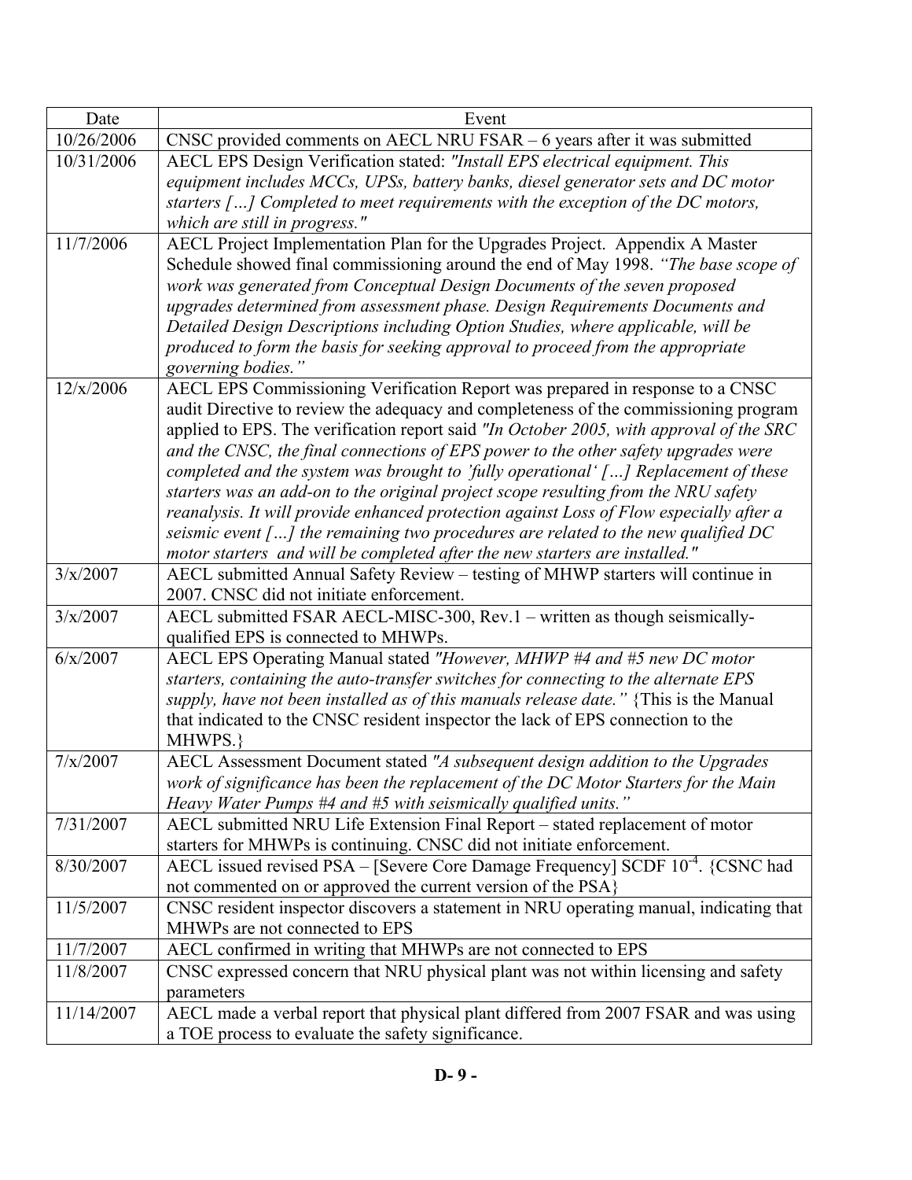| Date | Event |
|---|---|
| 10/26/2006 | CNSC provided comments on AECL NRU FSAR – 6 years after it was submitted |
| 10/31/2006 | AECL EPS Design Verification stated: *"Install EPS electrical equipment. This equipment includes MCCs, UPSs, battery banks, diesel generator sets and DC motor starters […] Completed to meet requirements with the exception of the DC motors, which are still in progress."* |
| 11/7/2006 | AECL Project Implementation Plan for the Upgrades Project. Appendix A Master Schedule showed final commissioning around the end of May 1998. *"The base scope of work was generated from Conceptual Design Documents of the seven proposed upgrades determined from assessment phase. Design Requirements Documents and Detailed Design Descriptions including Option Studies, where applicable, will be produced to form the basis for seeking approval to proceed from the appropriate governing bodies."* |
| 12/x/2006 | AECL EPS Commissioning Verification Report was prepared in response to a CNSC audit Directive to review the adequacy and completeness of the commissioning program applied to EPS. The verification report said *"In October 2005, with approval of the SRC and the CNSC, the final connections of EPS power to the other safety upgrades were completed and the system was brought to 'fully operational' […] Replacement of these starters was an add-on to the original project scope resulting from the NRU safety reanalysis. It will provide enhanced protection against Loss of Flow especially after a seismic event […] the remaining two procedures are related to the new qualified DC motor starters and will be completed after the new starters are installed."* |
| 3/x/2007 | AECL submitted Annual Safety Review – testing of MHWP starters will continue in 2007. CNSC did not initiate enforcement. |
| 3/x/2007 | AECL submitted FSAR AECL-MISC-300, Rev.1 – written as though seismically-qualified EPS is connected to MHWPs. |
| 6/x/2007 | AECL EPS Operating Manual stated *"However, MHWP #4 and #5 new DC motor starters, containing the auto-transfer switches for connecting to the alternate EPS supply, have not been installed as of this manuals release date."* {This is the Manual that indicated to the CNSC resident inspector the lack of EPS connection to the MHWPS.} |
| 7/x/2007 | AECL Assessment Document stated *"A subsequent design addition to the Upgrades work of significance has been the replacement of the DC Motor Starters for the Main Heavy Water Pumps #4 and #5 with seismically qualified units."* |
| 7/31/2007 | AECL submitted NRU Life Extension Final Report – stated replacement of motor starters for MHWPs is continuing. CNSC did not initiate enforcement. |
| 8/30/2007 | AECL issued revised PSA – [Severe Core Damage Frequency] SCDF $10^{-4}$. {CSNC had not commented on or approved the current version of the PSA} |
| 11/5/2007 | CNSC resident inspector discovers a statement in NRU operating manual, indicating that MHWPs are not connected to EPS |
| 11/7/2007 | AECL confirmed in writing that MHWPs are not connected to EPS |
| 11/8/2007 | CNSC expressed concern that NRU physical plant was not within licensing and safety parameters |
| 11/14/2007 | AECL made a verbal report that physical plant differed from 2007 FSAR and was using a TOE process to evaluate the safety significance. |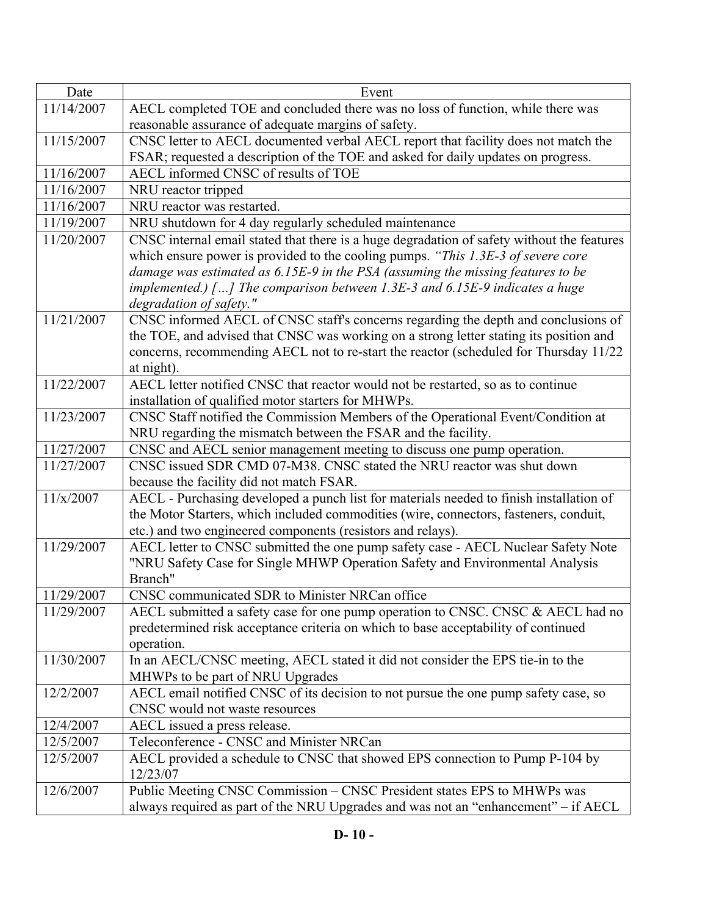| Date | Event |
|---|---|
| 11/14/2007 | AECL completed TOE and concluded there was no loss of function, while there was reasonable assurance of adequate margins of safety. |
| 11/15/2007 | CNSC letter to AECL documented verbal AECL report that facility does not match the FSAR; requested a description of the TOE and asked for daily updates on progress. |
| 11/16/2007 | AECL informed CNSC of results of TOE |
| 11/16/2007 | NRU reactor tripped |
| 11/16/2007 | NRU reactor was restarted. |
| 11/19/2007 | NRU shutdown for 4 day regularly scheduled maintenance |
| 11/20/2007 | CNSC internal email stated that there is a huge degradation of safety without the features which ensure power is provided to the cooling pumps. *"This 1.3E-3 of severe core damage was estimated as 6.15E-9 in the PSA (assuming the missing features to be implemented.) […] The comparison between 1.3E-3 and 6.15E-9 indicates a huge degradation of safety."* |
| 11/21/2007 | CNSC informed AECL of CNSC staff's concerns regarding the depth and conclusions of the TOE, and advised that CNSC was working on a strong letter stating its position and concerns, recommending AECL not to re-start the reactor (scheduled for Thursday 11/22 at night). |
| 11/22/2007 | AECL letter notified CNSC that reactor would not be restarted, so as to continue installation of qualified motor starters for MHWPs. |
| 11/23/2007 | CNSC Staff notified the Commission Members of the Operational Event/Condition at NRU regarding the mismatch between the FSAR and the facility. |
| 11/27/2007 | CNSC and AECL senior management meeting to discuss one pump operation. |
| 11/27/2007 | CNSC issued SDR CMD 07-M38. CNSC stated the NRU reactor was shut down because the facility did not match FSAR. |
| 11/x/2007 | AECL - Purchasing developed a punch list for materials needed to finish installation of the Motor Starters, which included commodities (wire, connectors, fasteners, conduit, etc.) and two engineered components (resistors and relays). |
| 11/29/2007 | AECL letter to CNSC submitted the one pump safety case - AECL Nuclear Safety Note "NRU Safety Case for Single MHWP Operation Safety and Environmental Analysis Branch" |
| 11/29/2007 | CNSC communicated SDR to Minister NRCan office |
| 11/29/2007 | AECL submitted a safety case for one pump operation to CNSC. CNSC & AECL had no predetermined risk acceptance criteria on which to base acceptability of continued operation. |
| 11/30/2007 | In an AECL/CNSC meeting, AECL stated it did not consider the EPS tie-in to the MHWPs to be part of NRU Upgrades |
| 12/2/2007 | AECL email notified CNSC of its decision to not pursue the one pump safety case, so CNSC would not waste resources |
| 12/4/2007 | AECL issued a press release. |
| 12/5/2007 | Teleconference - CNSC and Minister NRCan |
| 12/5/2007 | AECL provided a schedule to CNSC that showed EPS connection to Pump P-104 by 12/23/07 |
| 12/6/2007 | Public Meeting CNSC Commission – CNSC President states EPS to MHWPs was always required as part of the NRU Upgrades and was not an "enhancement" – if AECL |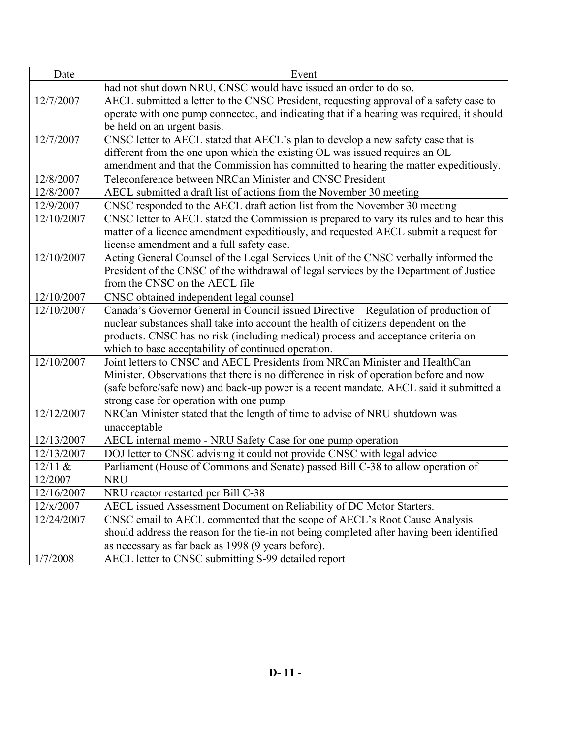| Date | Event |
|---|---|
| | had not shut down NRU, CNSC would have issued an order to do so. |
| 12/7/2007 | AECL submitted a letter to the CNSC President, requesting approval of a safety case to operate with one pump connected, and indicating that if a hearing was required, it should be held on an urgent basis. |
| 12/7/2007 | CNSC letter to AECL stated that AECL's plan to develop a new safety case that is different from the one upon which the existing OL was issued requires an OL amendment and that the Commission has committed to hearing the matter expeditiously. |
| 12/8/2007 | Teleconference between NRCan Minister and CNSC President |
| 12/8/2007 | AECL submitted a draft list of actions from the November 30 meeting |
| 12/9/2007 | CNSC responded to the AECL draft action list from the November 30 meeting |
| 12/10/2007 | CNSC letter to AECL stated the Commission is prepared to vary its rules and to hear this matter of a licence amendment expeditiously, and requested AECL submit a request for license amendment and a full safety case. |
| 12/10/2007 | Acting General Counsel of the Legal Services Unit of the CNSC verbally informed the President of the CNSC of the withdrawal of legal services by the Department of Justice from the CNSC on the AECL file |
| 12/10/2007 | CNSC obtained independent legal counsel |
| 12/10/2007 | Canada's Governor General in Council issued Directive – Regulation of production of nuclear substances shall take into account the health of citizens dependent on the products. CNSC has no risk (including medical) process and acceptance criteria on which to base acceptability of continued operation. |
| 12/10/2007 | Joint letters to CNSC and AECL Presidents from NRCan Minister and HealthCan Minister. Observations that there is no difference in risk of operation before and now (safe before/safe now) and back-up power is a recent mandate. AECL said it submitted a strong case for operation with one pump |
| 12/12/2007 | NRCan Minister stated that the length of time to advise of NRU shutdown was unacceptable |
| 12/13/2007 | AECL internal memo - NRU Safety Case for one pump operation |
| 12/13/2007 | DOJ letter to CNSC advising it could not provide CNSC with legal advice |
| 12/11 & 12/2007 | Parliament (House of Commons and Senate) passed Bill C-38 to allow operation of NRU |
| 12/16/2007 | NRU reactor restarted per Bill C-38 |
| 12/x/2007 | AECL issued Assessment Document on Reliability of DC Motor Starters. |
| 12/24/2007 | CNSC email to AECL commented that the scope of AECL's Root Cause Analysis should address the reason for the tie-in not being completed after having been identified as necessary as far back as 1998 (9 years before). |
| 1/7/2008 | AECL letter to CNSC submitting S-99 detailed report |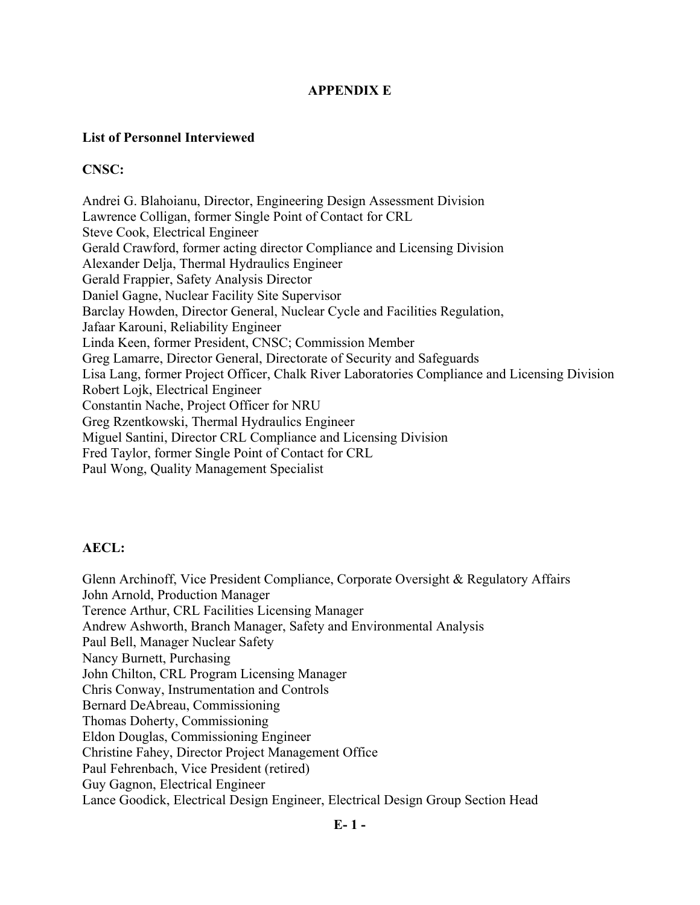# APPENDIX E

**List of Personnel Interviewed**

**CNSC:**

Andrei G. Blahoianu, Director, Engineering Design Assessment Division
Lawrence Colligan, former Single Point of Contact for CRL
Steve Cook, Electrical Engineer
Gerald Crawford, former acting director Compliance and Licensing Division
Alexander Delja, Thermal Hydraulics Engineer
Gerald Frappier, Safety Analysis Director
Daniel Gagne, Nuclear Facility Site Supervisor
Barclay Howden, Director General, Nuclear Cycle and Facilities Regulation,
Jafaar Karouni, Reliability Engineer
Linda Keen, former President, CNSC; Commission Member
Greg Lamarre, Director General, Directorate of Security and Safeguards
Lisa Lang, former Project Officer, Chalk River Laboratories Compliance and Licensing Division
Robert Lojk, Electrical Engineer
Constantin Nache, Project Officer for NRU
Greg Rzentkowski, Thermal Hydraulics Engineer
Miguel Santini, Director CRL Compliance and Licensing Division
Fred Taylor, former Single Point of Contact for CRL
Paul Wong, Quality Management Specialist

**AECL:**

Glenn Archinoff, Vice President Compliance, Corporate Oversight & Regulatory Affairs
John Arnold, Production Manager
Terence Arthur, CRL Facilities Licensing Manager
Andrew Ashworth, Branch Manager, Safety and Environmental Analysis
Paul Bell, Manager Nuclear Safety
Nancy Burnett, Purchasing
John Chilton, CRL Program Licensing Manager
Chris Conway, Instrumentation and Controls
Bernard DeAbreau, Commissioning
Thomas Doherty, Commissioning
Eldon Douglas, Commissioning Engineer
Christine Fahey, Director Project Management Office
Paul Fehrenbach, Vice President (retired)
Guy Gagnon, Electrical Engineer
Lance Goodick, Electrical Design Engineer, Electrical Design Group Section Head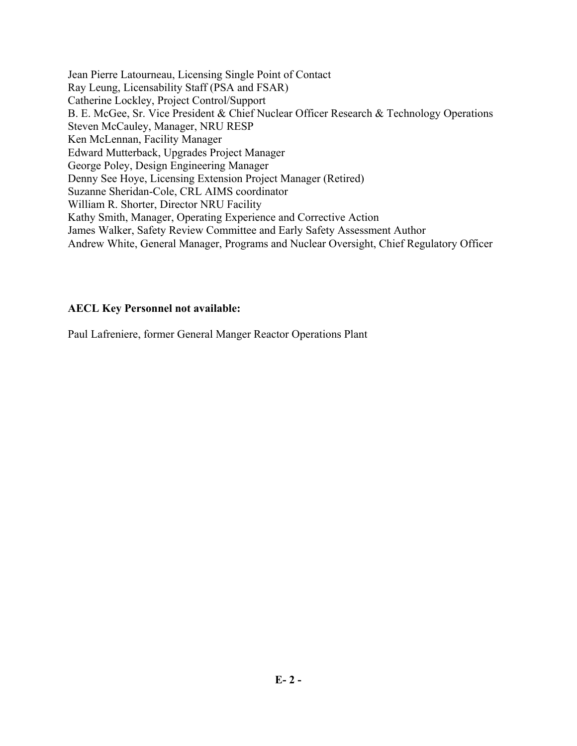Jean Pierre Latourneau, Licensing Single Point of Contact
Ray Leung, Licensability Staff (PSA and FSAR)
Catherine Lockley, Project Control/Support
B. E. McGee, Sr. Vice President & Chief Nuclear Officer Research & Technology Operations
Steven McCauley, Manager, NRU RESP
Ken McLennan, Facility Manager
Edward Mutterback, Upgrades Project Manager
George Poley, Design Engineering Manager
Denny See Hoye, Licensing Extension Project Manager (Retired)
Suzanne Sheridan-Cole, CRL AIMS coordinator
William R. Shorter, Director NRU Facility
Kathy Smith, Manager, Operating Experience and Corrective Action
James Walker, Safety Review Committee and Early Safety Assessment Author
Andrew White, General Manager, Programs and Nuclear Oversight, Chief Regulatory Officer

**AECL Key Personnel not available:**

Paul Lafreniere, former General Manger Reactor Operations Plant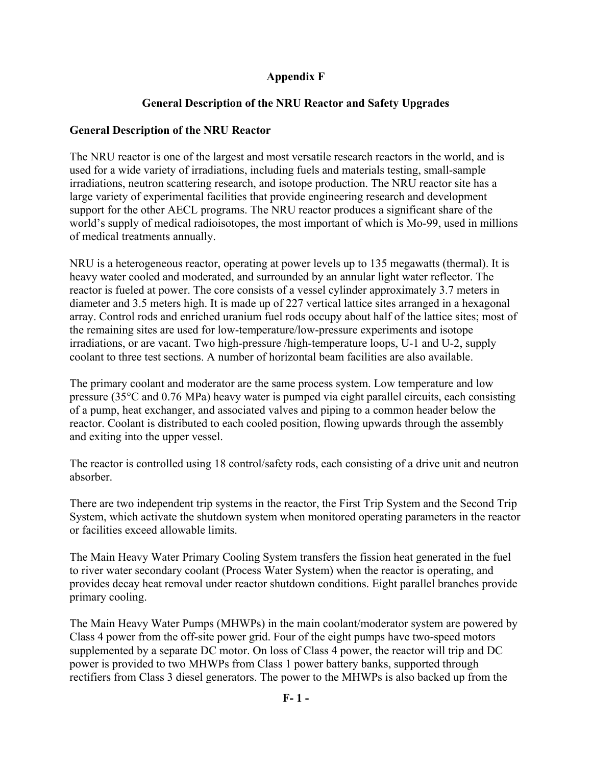## Appendix F

## General Description of the NRU Reactor and Safety Upgrades

### General Description of the NRU Reactor

The NRU reactor is one of the largest and most versatile research reactors in the world, and is used for a wide variety of irradiations, including fuels and materials testing, small-sample irradiations, neutron scattering research, and isotope production. The NRU reactor site has a large variety of experimental facilities that provide engineering research and development support for the other AECL programs. The NRU reactor produces a significant share of the world's supply of medical radioisotopes, the most important of which is Mo-99, used in millions of medical treatments annually.

NRU is a heterogeneous reactor, operating at power levels up to 135 megawatts (thermal). It is heavy water cooled and moderated, and surrounded by an annular light water reflector. The reactor is fueled at power. The core consists of a vessel cylinder approximately 3.7 meters in diameter and 3.5 meters high. It is made up of 227 vertical lattice sites arranged in a hexagonal array. Control rods and enriched uranium fuel rods occupy about half of the lattice sites; most of the remaining sites are used for low-temperature/low-pressure experiments and isotope irradiations, or are vacant. Two high-pressure /high-temperature loops, U-1 and U-2, supply coolant to three test sections. A number of horizontal beam facilities are also available.

The primary coolant and moderator are the same process system. Low temperature and low pressure (35°C and 0.76 MPa) heavy water is pumped via eight parallel circuits, each consisting of a pump, heat exchanger, and associated valves and piping to a common header below the reactor. Coolant is distributed to each cooled position, flowing upwards through the assembly and exiting into the upper vessel.

The reactor is controlled using 18 control/safety rods, each consisting of a drive unit and neutron absorber.

There are two independent trip systems in the reactor, the First Trip System and the Second Trip System, which activate the shutdown system when monitored operating parameters in the reactor or facilities exceed allowable limits.

The Main Heavy Water Primary Cooling System transfers the fission heat generated in the fuel to river water secondary coolant (Process Water System) when the reactor is operating, and provides decay heat removal under reactor shutdown conditions. Eight parallel branches provide primary cooling.

The Main Heavy Water Pumps (MHWPs) in the main coolant/moderator system are powered by Class 4 power from the off-site power grid. Four of the eight pumps have two-speed motors supplemented by a separate DC motor. On loss of Class 4 power, the reactor will trip and DC power is provided to two MHWPs from Class 1 power battery banks, supported through rectifiers from Class 3 diesel generators. The power to the MHWPs is also backed up from the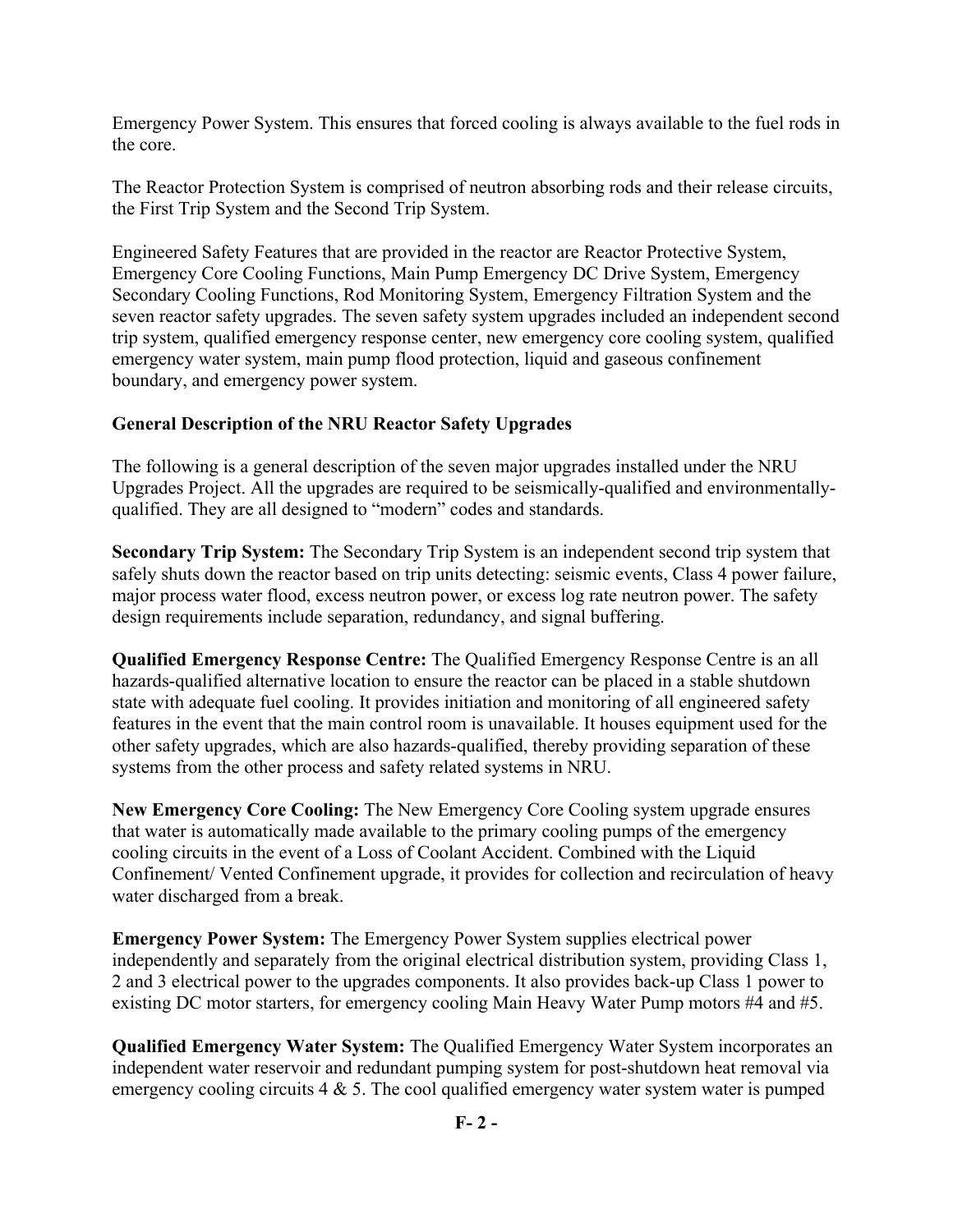Emergency Power System. This ensures that forced cooling is always available to the fuel rods in the core.

The Reactor Protection System is comprised of neutron absorbing rods and their release circuits, the First Trip System and the Second Trip System.

Engineered Safety Features that are provided in the reactor are Reactor Protective System, Emergency Core Cooling Functions, Main Pump Emergency DC Drive System, Emergency Secondary Cooling Functions, Rod Monitoring System, Emergency Filtration System and the seven reactor safety upgrades. The seven safety system upgrades included an independent second trip system, qualified emergency response center, new emergency core cooling system, qualified emergency water system, main pump flood protection, liquid and gaseous confinement boundary, and emergency power system.

**General Description of the NRU Reactor Safety Upgrades**

The following is a general description of the seven major upgrades installed under the NRU Upgrades Project. All the upgrades are required to be seismically-qualified and environmentally-qualified. They are all designed to "modern" codes and standards.

**Secondary Trip System:** The Secondary Trip System is an independent second trip system that safely shuts down the reactor based on trip units detecting: seismic events, Class 4 power failure, major process water flood, excess neutron power, or excess log rate neutron power. The safety design requirements include separation, redundancy, and signal buffering.

**Qualified Emergency Response Centre:** The Qualified Emergency Response Centre is an all hazards-qualified alternative location to ensure the reactor can be placed in a stable shutdown state with adequate fuel cooling. It provides initiation and monitoring of all engineered safety features in the event that the main control room is unavailable. It houses equipment used for the other safety upgrades, which are also hazards-qualified, thereby providing separation of these systems from the other process and safety related systems in NRU.

**New Emergency Core Cooling:** The New Emergency Core Cooling system upgrade ensures that water is automatically made available to the primary cooling pumps of the emergency cooling circuits in the event of a Loss of Coolant Accident. Combined with the Liquid Confinement/ Vented Confinement upgrade, it provides for collection and recirculation of heavy water discharged from a break.

**Emergency Power System:** The Emergency Power System supplies electrical power independently and separately from the original electrical distribution system, providing Class 1, 2 and 3 electrical power to the upgrades components. It also provides back-up Class 1 power to existing DC motor starters, for emergency cooling Main Heavy Water Pump motors #4 and #5.

**Qualified Emergency Water System:** The Qualified Emergency Water System incorporates an independent water reservoir and redundant pumping system for post-shutdown heat removal via emergency cooling circuits 4 & 5. The cool qualified emergency water system water is pumped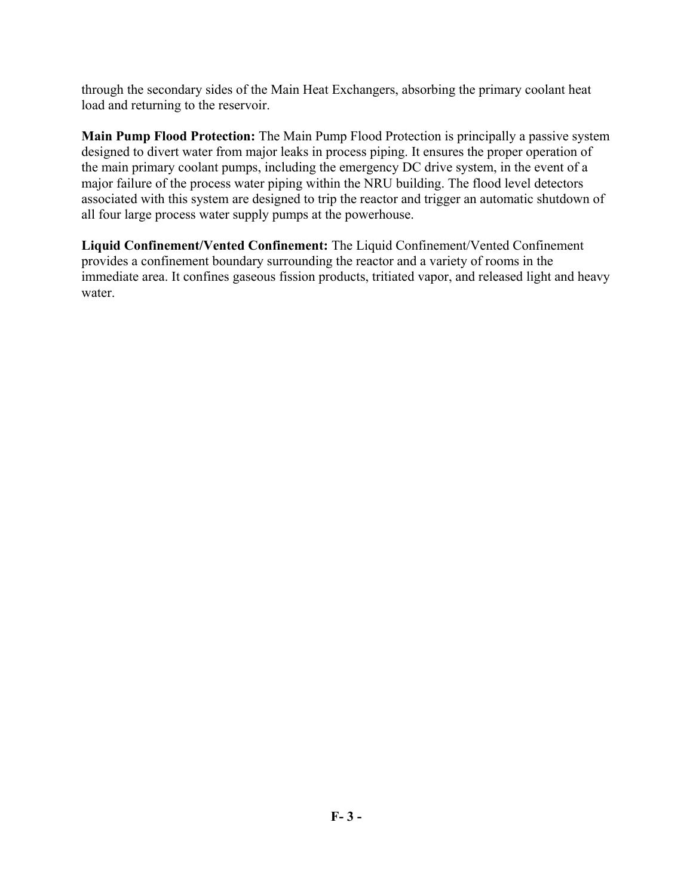through the secondary sides of the Main Heat Exchangers, absorbing the primary coolant heat load and returning to the reservoir.

**Main Pump Flood Protection:** The Main Pump Flood Protection is principally a passive system designed to divert water from major leaks in process piping. It ensures the proper operation of the main primary coolant pumps, including the emergency DC drive system, in the event of a major failure of the process water piping within the NRU building. The flood level detectors associated with this system are designed to trip the reactor and trigger an automatic shutdown of all four large process water supply pumps at the powerhouse.

**Liquid Confinement/Vented Confinement:** The Liquid Confinement/Vented Confinement provides a confinement boundary surrounding the reactor and a variety of rooms in the immediate area. It confines gaseous fission products, tritiated vapor, and released light and heavy water.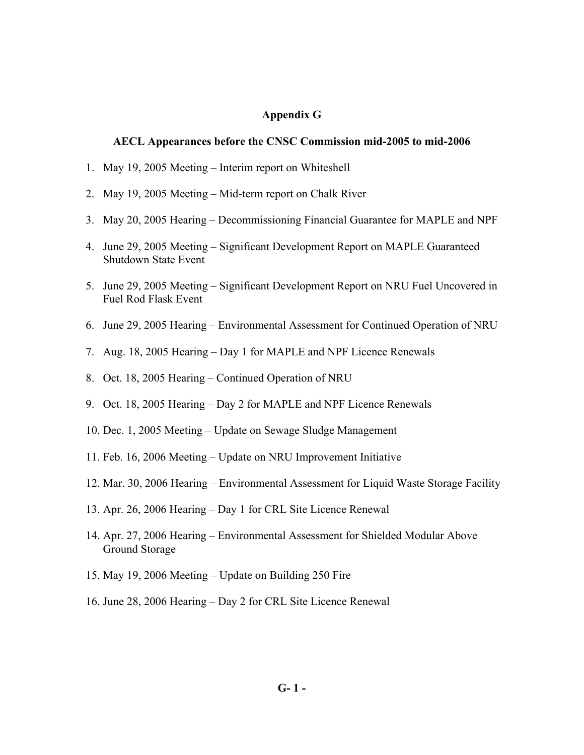# Appendix G

## AECL Appearances before the CNSC Commission mid-2005 to mid-2006

1. May 19, 2005 Meeting – Interim report on Whiteshell
2. May 19, 2005 Meeting – Mid-term report on Chalk River
3. May 20, 2005 Hearing – Decommissioning Financial Guarantee for MAPLE and NPF
4. June 29, 2005 Meeting – Significant Development Report on MAPLE Guaranteed Shutdown State Event
5. June 29, 2005 Meeting – Significant Development Report on NRU Fuel Uncovered in Fuel Rod Flask Event
6. June 29, 2005 Hearing – Environmental Assessment for Continued Operation of NRU
7. Aug. 18, 2005 Hearing – Day 1 for MAPLE and NPF Licence Renewals
8. Oct. 18, 2005 Hearing – Continued Operation of NRU
9. Oct. 18, 2005 Hearing – Day 2 for MAPLE and NPF Licence Renewals
10. Dec. 1, 2005 Meeting – Update on Sewage Sludge Management
11. Feb. 16, 2006 Meeting – Update on NRU Improvement Initiative
12. Mar. 30, 2006 Hearing – Environmental Assessment for Liquid Waste Storage Facility
13. Apr. 26, 2006 Hearing – Day 1 for CRL Site Licence Renewal
14. Apr. 27, 2006 Hearing – Environmental Assessment for Shielded Modular Above Ground Storage
15. May 19, 2006 Meeting – Update on Building 250 Fire
16. June 28, 2006 Hearing – Day 2 for CRL Site Licence Renewal